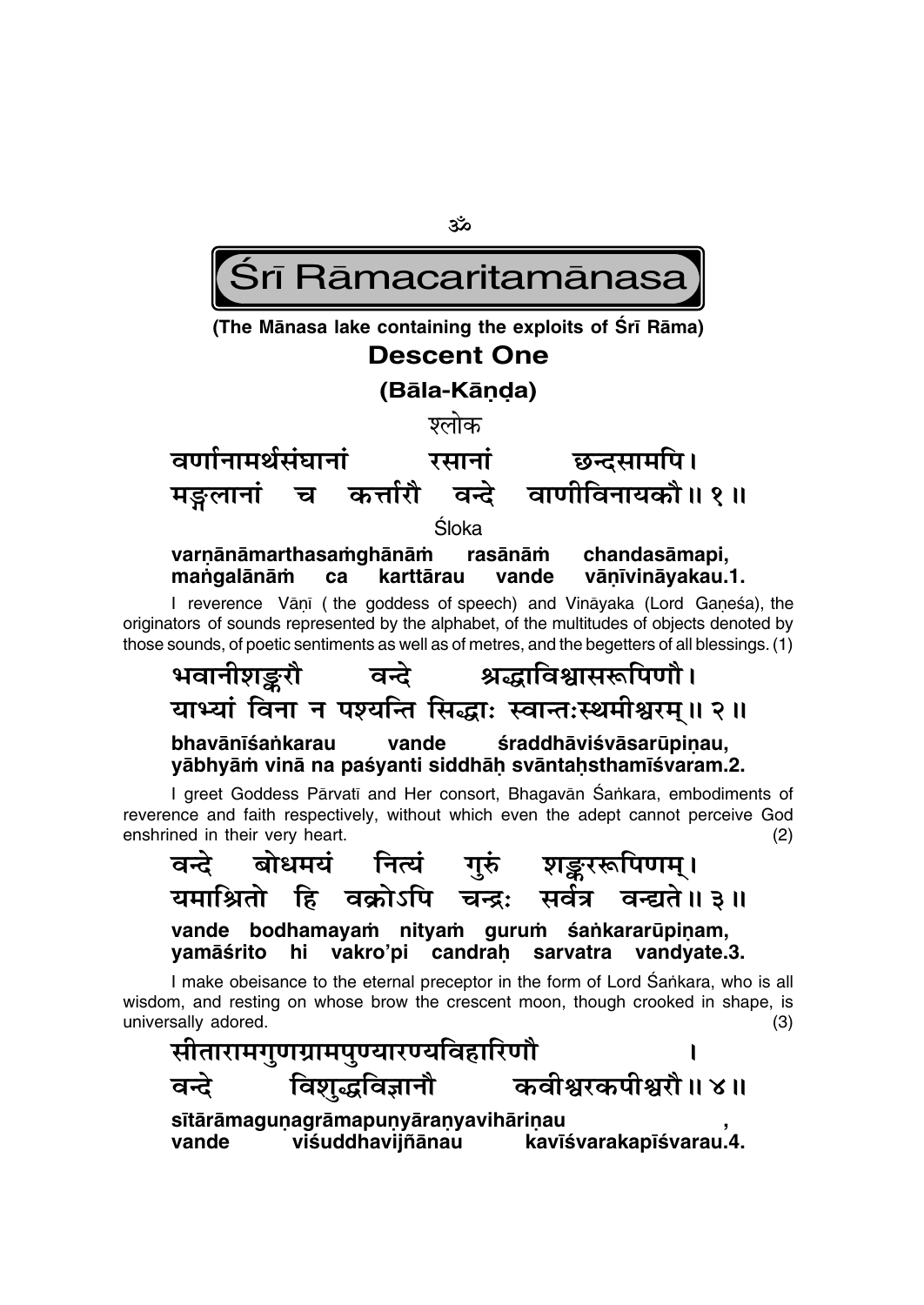ॐ

# Śrī Rāmacaritamānasa

**(The Mānasa lake containing the exploits of Śrī Rāma)**

## Descent One

### (Bāla-Kāṇḍa)

श्लोक

**वर्णानामर्थसंघानां रसानां छन्दसामपि।**
**मङ्गलानां च कर्त्तारौ वन्दे वाणीविनायकौ॥ १॥**

Śloka

**varṇānāmarthasaṁghānāṁ rasānāṁ chandasāmapi,**
**maṅgalānāṁ ca karttārau vande vāṇīvināyakau.1.**

I reverence Vāṇī ( the goddess of speech) and Vināyaka (Lord Gaṇeśa), the originators of sounds represented by the alphabet, of the multitudes of objects denoted by those sounds, of poetic sentiments as well as of metres, and the begetters of all blessings. (1)

**भवानीशङ्करौ वन्दे श्रद्धाविश्वासरूपिणौ।**
**याभ्यां विना न पश्यन्ति सिद्धाः स्वान्तःस्थमीश्वरम्॥ २॥**

**bhavānīśaṅkarau vande śraddhāviśvāsarūpiṇau,**
**yābhyāṁ vinā na paśyanti siddhāḥ svāntaḥsthamīśvaram.2.**

I greet Goddess Pārvatī and Her consort, Bhagavān Śaṅkara, embodiments of reverence and faith respectively, without which even the adept cannot perceive God enshrined in their very heart. (2)

**वन्दे बोधमयं नित्यं गुरुं शङ्कररूपिणम्।**
**यमाश्रितो हि वक्रोऽपि चन्द्रः सर्वत्र वन्द्यते॥ ३॥**

**vande bodhamayaṁ nityaṁ guruṁ śaṅkararūpiṇam,**
**yamāśrito hi vakro'pi candraḥ sarvatra vandyate.3.**

I make obeisance to the eternal preceptor in the form of Lord Śaṅkara, who is all wisdom, and resting on whose brow the crescent moon, though crooked in shape, is universally adored. (3)

**सीतारामगुणग्रामपुण्यारण्यविहारिणौ।**
**वन्दे विशुद्धविज्ञानौ कवीश्वरकपीश्वरौ॥ ४॥**

**sītārāmaguṇagrāmapuṇyāraṇyavihāriṇau,**
**vande viśuddhavijñānau kavīśvarakapīśvarau.4.**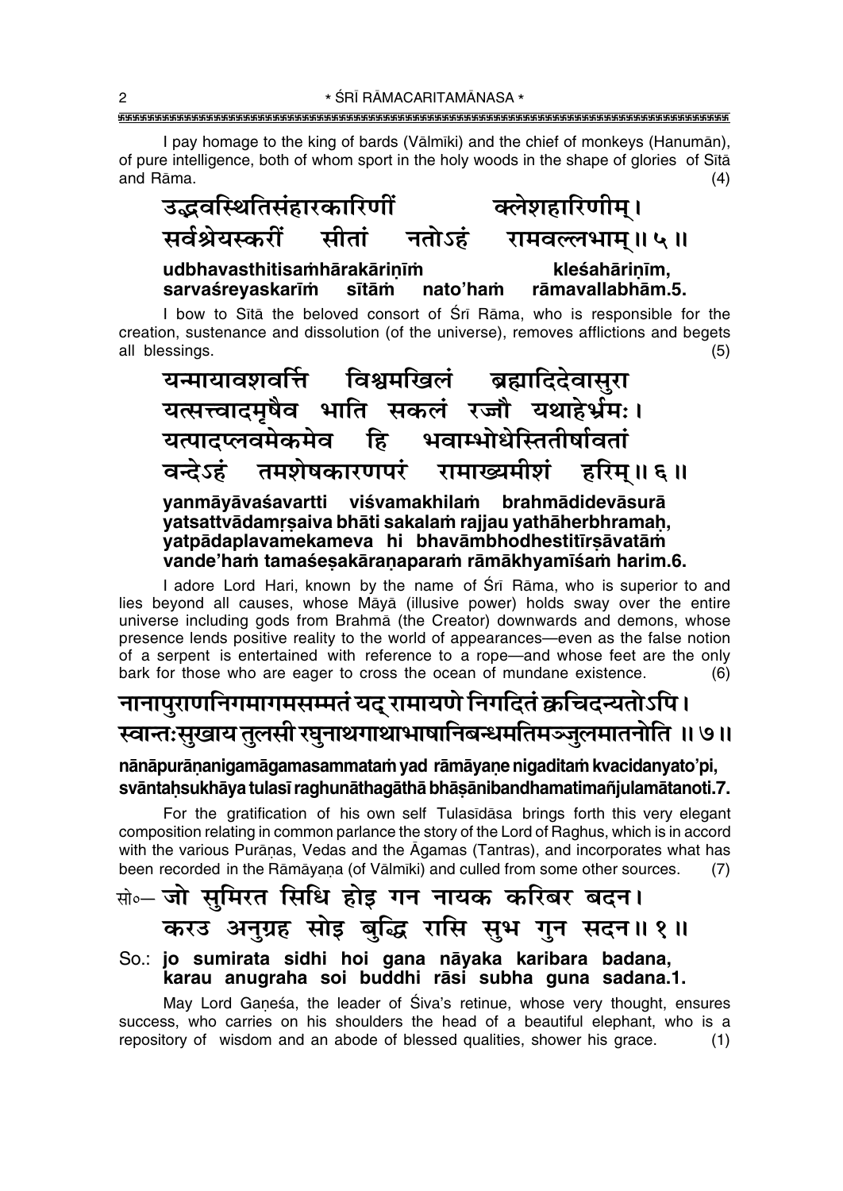I pay homage to the king of bards (Vālmīki) and the chief of monkeys (Hanumān), of pure intelligence, both of whom sport in the holy woods in the shape of glories of Sītā and Rāma. (4)

**उद्भवस्थितिसंहारकारिणीं क्लेशहारिणीम्।**
**सर्वश्रेयस्करीं सीतां नतोऽहं रामवल्लभाम्॥ ५॥**

**udbhavasthitisaṁhārakāriṇīṁ kleśahāriṇīm,**
**sarvaśreyaskarīṁ sītāṁ nato'haṁ rāmavallabhām.5.**

I bow to Sītā the beloved consort of Śrī Rāma, who is responsible for the creation, sustenance and dissolution (of the universe), removes afflictions and begets all blessings. (5)

**यन्मायावशवर्त्ति विश्वमखिलं ब्रह्मादिदेवासुरा**
**यत्सत्त्वादमृषैव भाति सकलं रज्जौ यथाहेर्भ्रमः।**
**यत्पादप्लवमेकमेव हि भवाम्भोधेस्तितीर्षावतां**
**वन्देऽहं तमशेषकारणपरं रामाख्यमीशं हरिम्॥ ६॥**

**yanmāyāvaśavartti viśvamakhilaṁ brahmādidevāsurā**
**yatsattvādamṛṣaiva bhāti sakalaṁ rajjau yathāherbhramaḥ,**
**yatpādaplavamekameva hi bhavāmbhodhestitīrṣāvatāṁ**
**vande'haṁ tamaśeṣakāraṇaparaṁ rāmākhyamīśaṁ harim.6.**

I adore Lord Hari, known by the name of Śrī Rāma, who is superior to and lies beyond all causes, whose Māyā (illusive power) holds sway over the entire universe including gods from Brahmā (the Creator) downwards and demons, whose presence lends positive reality to the world of appearances—even as the false notion of a serpent is entertained with reference to a rope—and whose feet are the only bark for those who are eager to cross the ocean of mundane existence. (6)

**नानापुराणनिगमागमसम्मतं यद् रामायणे निगदितं क्वचिदन्यतोऽपि।**
**स्वान्तःसुखाय तुलसी रघुनाथगाथाभाषानिबन्धमतिमञ्जुलमातनोति ॥ ७॥**

**nānāpurāṇanigamāgamasammataṁ yad rāmāyaṇe nigaditaṁ kvacidanyato'pi,**
**svāntaḥsukhāya tulasī raghunāthagāthā bhāṣānibandhamatimañjulamātanoti.7.**

For the gratification of his own self Tulasīdāsa brings forth this very elegant composition relating in common parlance the story of the Lord of Raghus, which is in accord with the various Purāṇas, Vedas and the Āgamas (Tantras), and incorporates what has been recorded in the Rāmāyaṇa (of Vālmīki) and culled from some other sources. (7)

**सो०— जो सुमिरत सिधि होइ गन नायक करिबर बदन।**
**करउ अनुग्रह सोइ बुद्धि रासि सुभ गुन सदन॥ १॥**

**So.: jo sumirata sidhi hoi gana nāyaka karibara badana,**
**karau anugraha soi buddhi rāsi subha guna sadana.1.**

May Lord Gaṇeśa, the leader of Śiva's retinue, whose very thought, ensures success, who carries on his shoulders the head of a beautiful elephant, who is a repository of wisdom and an abode of blessed qualities, shower his grace. (1)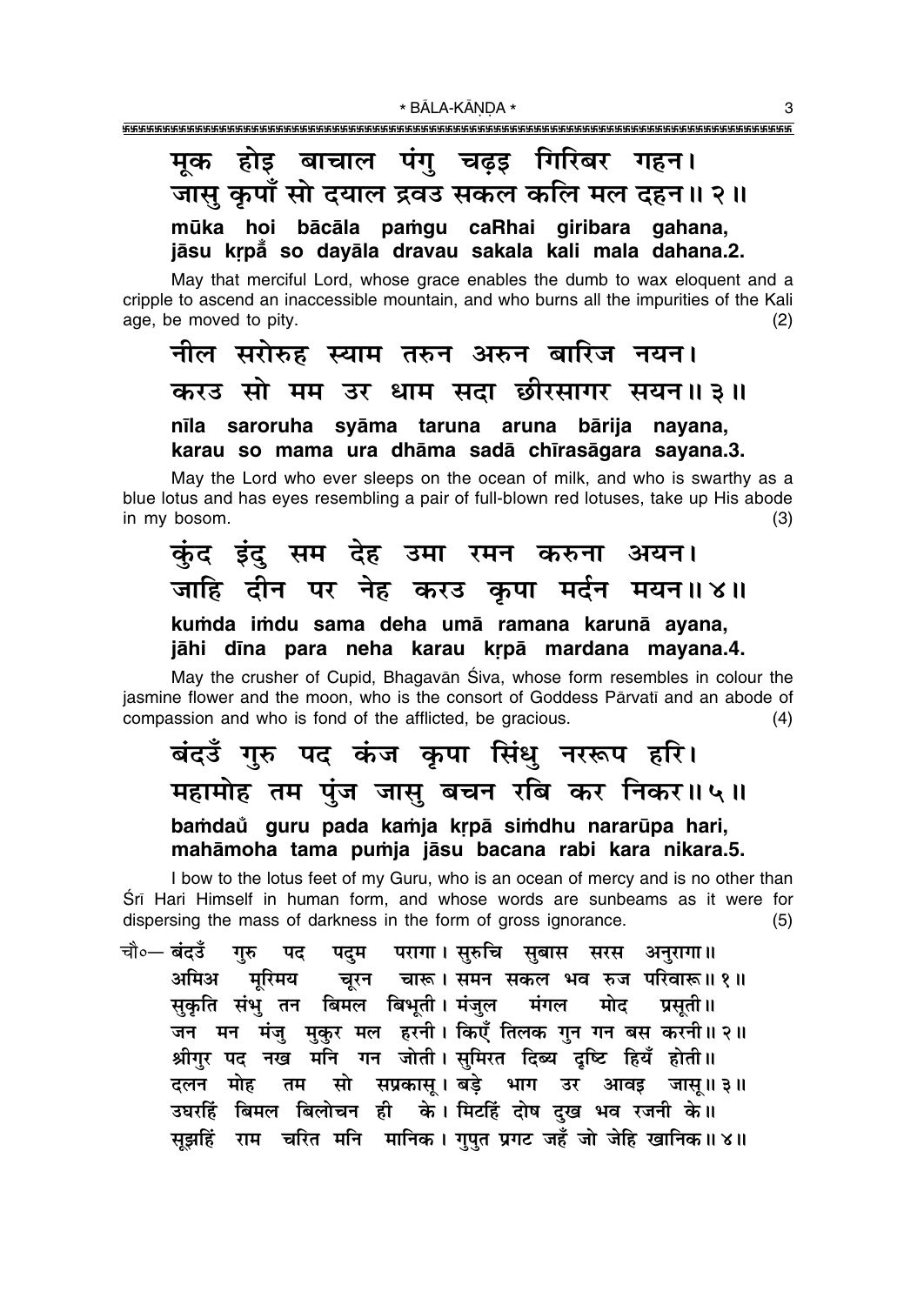**मूक होइ बाचाल पंगु चढ़इ गिरिबर गहन।**
**जासु कृपाँ सो दयाल द्रवउ सकल कलि मल दहन॥ २॥**

**mūka hoi bācāla paṁgu caRhai giribara gahana,**
**jāsu kṛpa̐ so dayāla dravau sakala kali mala dahana.2.**

May that merciful Lord, whose grace enables the dumb to wax eloquent and a cripple to ascend an inaccessible mountain, and who burns all the impurities of the Kali age, be moved to pity. (2)

**नील सरोरुह स्याम तरुन अरुन बारिज नयन।**
**करउ सो मम उर धाम सदा छीरसागर सयन॥ ३॥**

**nīla saroruha syāma taruna aruna bārija nayana,**
**karau so mama ura dhāma sadā chīrasāgara sayana.3.**

May the Lord who ever sleeps on the ocean of milk, and who is swarthy as a blue lotus and has eyes resembling a pair of full-blown red lotuses, take up His abode in my bosom. (3)

**कुंद इंदु सम देह उमा रमन करुना अयन।**
**जाहि दीन पर नेह करउ कृपा मर्दन मयन॥ ४॥**

**kuṁda iṁdu sama deha umā ramana karunā ayana,**
**jāhi dīna para neha karau kṛpā mardana mayana.4.**

May the crusher of Cupid, Bhagavān Śiva, whose form resembles in colour the jasmine flower and the moon, who is the consort of Goddess Pārvatī and an abode of compassion and who is fond of the afflicted, be gracious. (4)

**बंदउँ गुरु पद कंज कृपा सिंधु नररूप हरि।**
**महामोह तम पुंज जासु बचन रबि कर निकर॥ ५॥**

**baṁdau̐ guru pada kaṁja kṛpā siṁdhu nararūpa hari,**
**mahāmoha tama puṁja jāsu bacana rabi kara nikara.5.**

I bow to the lotus feet of my Guru, who is an ocean of mercy and is no other than Śrī Hari Himself in human form, and whose words are sunbeams as it were for dispersing the mass of darkness in the form of gross ignorance. (5)

चौ०— बंदउँ गुरु पद पदुम परागा। सुरुचि सुबास सरस अनुरागा॥
अमिअ मूरिमय चूरन चारू। समन सकल भव रुज परिवारू॥ १॥
सुकृति संभु तन बिमल बिभूती। मंजुल मंगल मोद प्रसूती॥
जन मन मंजु मुकुर मल हरनी। किएँ तिलक गुन गन बस करनी॥ २॥
श्रीगुर पद नख मनि गन जोती। सुमिरत दिब्य दृष्टि हियँ होती॥
दलन मोह तम सो सप्रकासू। बड़े भाग उर आवइ जासू॥ ३॥
उघरहिं बिमल बिलोचन ही के। मिटहिं दोष दुख भव रजनी के॥
सूझहिं राम चरित मनि मानिक। गुपुत प्रगट जहँ जो जेहि खानिक॥ ४॥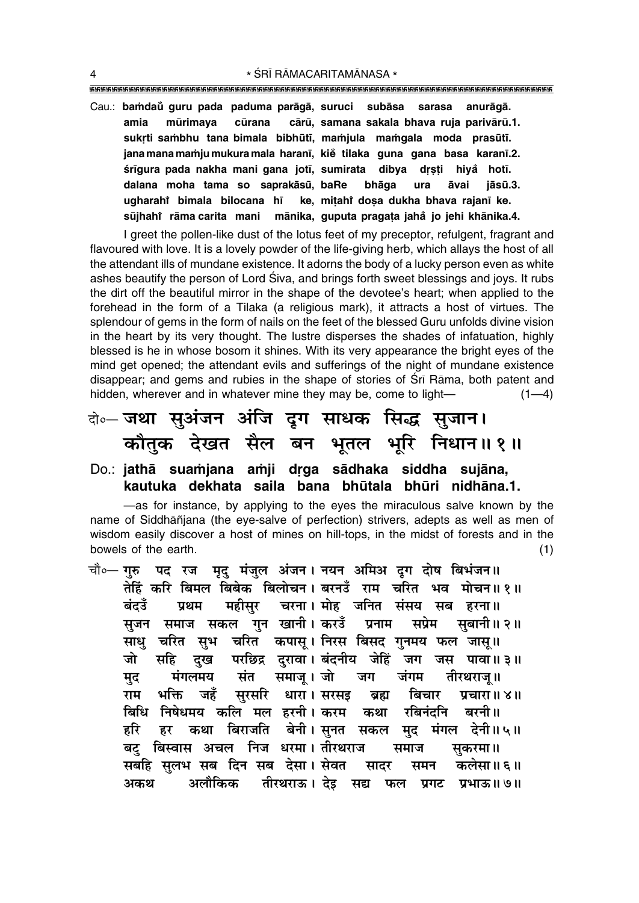Cau.: **baṁdaů guru pada paduma parāgā, suruci subāsa sarasa anurāgā.**
**amia mūrimaya cūrana cārū, samana sakala bhava ruja parivārū.1.**
**sukṛti saṁbhu tana bimala bibhūtī, maṁjula maṁgala moda prasūtī.**
**jana mana maṁju mukura mala haranī, kie tilaka guna gana basa karanī.2.**
**śrīgura pada nakha mani gana jotī, sumirata dibya dṛṣṭi hiyå hotī.**
**dalana moha tama so saprakāsū, baRe bhāga ura āvai jāsū.3.**
**ugharahi bimala bilocana hī ke, miṭahi doṣa dukha bhava rajanī ke.**
**sūjhahi rāma carita mani mānika, guputa pragaṭa jahå jo jehi khānika.4.**

I greet the pollen-like dust of the lotus feet of my preceptor, refulgent, fragrant and flavoured with love. It is a lovely powder of the life-giving herb, which allays the host of all the attendant ills of mundane existence. It adorns the body of a lucky person even as white ashes beautify the person of Lord Śiva, and brings forth sweet blessings and joys. It rubs the dirt off the beautiful mirror in the shape of the devotee's heart; when applied to the forehead in the form of a Tilaka (a religious mark), it attracts a host of virtues. The splendour of gems in the form of nails on the feet of the blessed Guru unfolds divine vision in the heart by its very thought. The lustre disperses the shades of infatuation, highly blessed is he in whose bosom it shines. With its very appearance the bright eyes of the mind get opened; the attendant evils and sufferings of the night of mundane existence disappear; and gems and rubies in the shape of stories of Śrī Rāma, both patent and hidden, wherever and in whatever mine they may be, come to light— (1—4)

## दो०— जथा सुअंजन अंजि दृग साधक सिद्ध सुजान। कौतुक देखत सैल बन भूतल भूरि निधान॥ १॥

Do.: **jathā suaṁjana aṁji dṛga sādhaka siddha sujāna,**
**kautuka dekhata saila bana bhūtala bhūri nidhāna.1.**

—as for instance, by applying to the eyes the miraculous salve known by the name of Siddhāñjana (the eye-salve of perfection) strivers, adepts as well as men of wisdom easily discover a host of mines on hill-tops, in the midst of forests and in the bowels of the earth. (1)

चौ०— गुरु पद रज मृदु मंजुल अंजन। नयन अमिअ दृग दोष बिभंजन॥
तेहिं करि बिमल बिबेक बिलोचन। बरनउँ राम चरित भव मोचन॥ १॥
बंदउँ प्रथम महीसुर चरना। मोह जनित संसय सब हरना॥
सुजन समाज सकल गुन खानी। करउँ प्रनाम सप्रेम सुबानी॥ २॥
साधु चरित सुभ चरित कपासू। निरस बिसद गुनमय फल जासू॥
जो सहि दुख परछिद्र दुरावा। बंदनीय जेहिं जग जस पावा॥ ३॥
मुद मंगलमय संत समाजू। जो जग जंगम तीरथराजू॥
राम भक्ति जहँ सुरसरि धारा। सरसइ ब्रह्म बिचार प्रचारा॥ ४॥
बिधि निषेधमय कलि मल हरनी। करम कथा रबिनंदनि बरनी॥
हरि हर कथा बिराजति बेनी। सुनत सकल मुद मंगल देनी॥ ५॥
बटु बिस्वास अचल निज धरमा। तीरथराज समाज सुकरमा॥
सबहि सुलभ सब दिन सब देसा। सेवत सादर समन कलेसा॥ ६॥
अकथ अलौकिक तीरथराऊ। देइ सद्य फल प्रगट प्रभाऊ॥ ७॥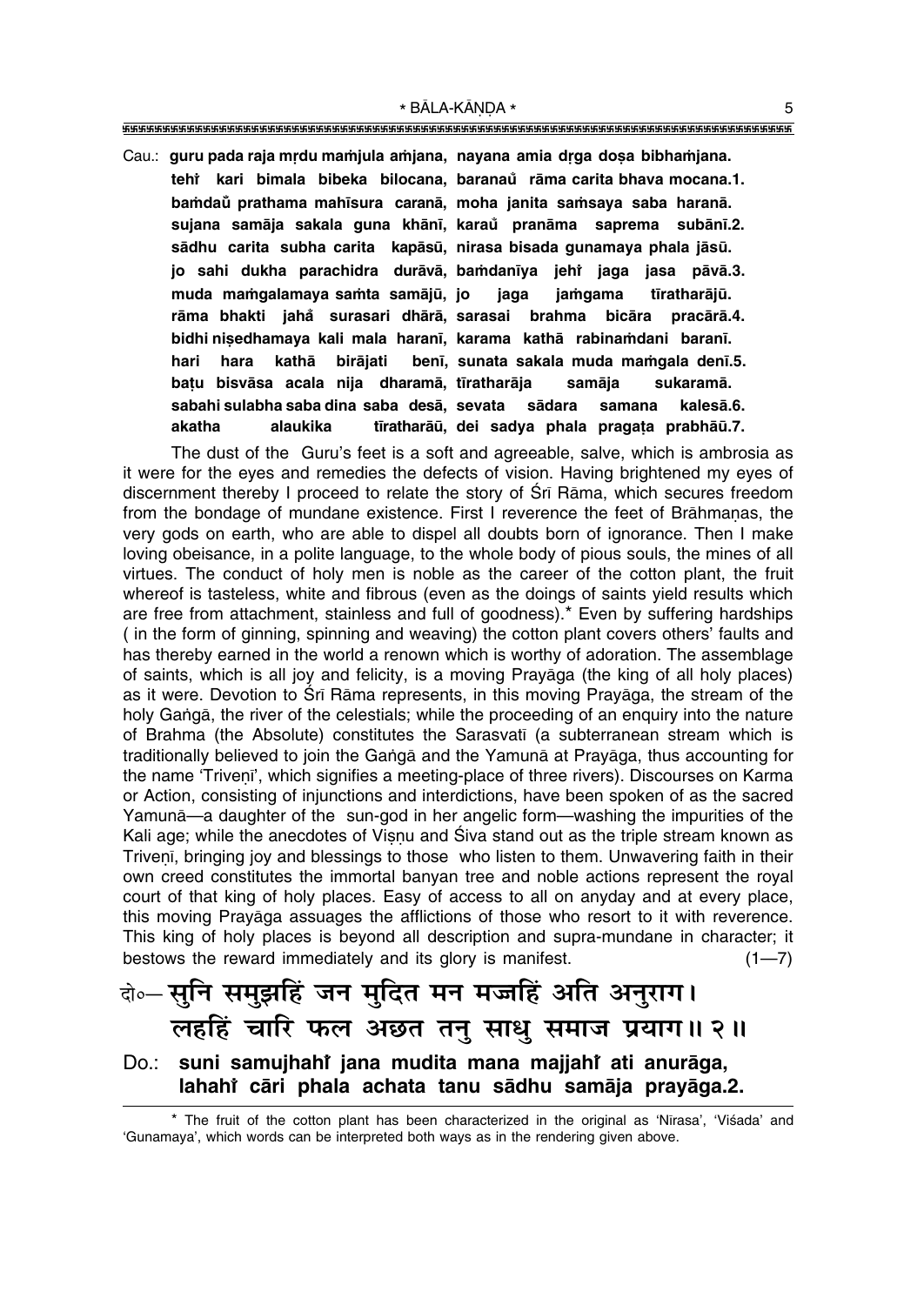Cau.: **guru pada raja mṛdu maṁjula aṁjana, nayana amia dṛga doṣa bibhaṁjana.**
**tehi̐ kari bimala bibeka bilocana, baranau̐ rāma carita bhava mocana.1.**
**baṁdau̐ prathama mahīsura caranā, moha janita saṁsaya saba haranā.**
**sujana samāja sakala guna khānī, karau̐ pranāma saprema subānī.2.**
**sādhu carita subha carita kapāsū, nirasa bisada gunamaya phala jāsū.**
**jo sahi dukha parachidra durāvā, baṁdanīya jehi̐ jaga jasa pāvā.3.**
**muda maṁgalamaya saṁta samājū, jo jaga jaṁgama tīratharājū.**
**rāma bhakti jaha̐ surasari dhārā, sarasai brahma bicāra pracārā.4.**
**bidhi niṣedhamaya kali mala haranī, karama kathā rabinaṁdani baranī.**
**hari hara kathā birājati benī, sunata sakala muda maṁgala denī.5.**
**baṭu bisvāsa acala nija dharamā, tīratharāja samāja sukaramā.**
**sabahi sulabha saba dina saba desā, sevata sādara samana kalesā.6.**
**akatha alaukika tīratharāū, dei sadya phala pragaṭa prabhāū.7.**

The dust of the Guru's feet is a soft and agreeable, salve, which is ambrosia as it were for the eyes and remedies the defects of vision. Having brightened my eyes of discernment thereby I proceed to relate the story of Śrī Rāma, which secures freedom from the bondage of mundane existence. First I reverence the feet of Brāhmaṇas, the very gods on earth, who are able to dispel all doubts born of ignorance. Then I make loving obeisance, in a polite language, to the whole body of pious souls, the mines of all virtues. The conduct of holy men is noble as the career of the cotton plant, the fruit whereof is tasteless, white and fibrous (even as the doings of saints yield results which are free from attachment, stainless and full of goodness).* Even by suffering hardships ( in the form of ginning, spinning and weaving) the cotton plant covers others' faults and has thereby earned in the world a renown which is worthy of adoration. The assemblage of saints, which is all joy and felicity, is a moving Prayāga (the king of all holy places) as it were. Devotion to Śrī Rāma represents, in this moving Prayāga, the stream of the holy Gaṅgā, the river of the celestials; while the proceeding of an enquiry into the nature of Brahma (the Absolute) constitutes the Sarasvatī (a subterranean stream which is traditionally believed to join the Gaṅgā and the Yamunā at Prayāga, thus accounting for the name 'Triveṇī', which signifies a meeting-place of three rivers). Discourses on Karma or Action, consisting of injunctions and interdictions, have been spoken of as the sacred Yamunā—a daughter of the sun-god in her angelic form—washing the impurities of the Kali age; while the anecdotes of Viṣṇu and Śiva stand out as the triple stream known as Triveṇī, bringing joy and blessings to those who listen to them. Unwavering faith in their own creed constitutes the immortal banyan tree and noble actions represent the royal court of that king of holy places. Easy of access to all on anyday and at every place, this moving Prayāga assuages the afflictions of those who resort to it with reverence. This king of holy places is beyond all description and supra-mundane in character; it bestows the reward immediately and its glory is manifest. (1—7)

दो०— सुनि समुझहिं जन मुदित मन मज्जहिं अति अनुराग।
लहहिं चारि फल अछत तनु साधु समाज प्रयाग॥ २॥

Do.: **suni samujhahi̐ jana mudita mana majjahi̐ ati anurāga,**
**lahahi̐ cāri phala achata tanu sādhu samāja prayāga.2.**

* The fruit of the cotton plant has been characterized in the original as 'Nīrasa', 'Viśada' and 'Gunamaya', which words can be interpreted both ways as in the rendering given above.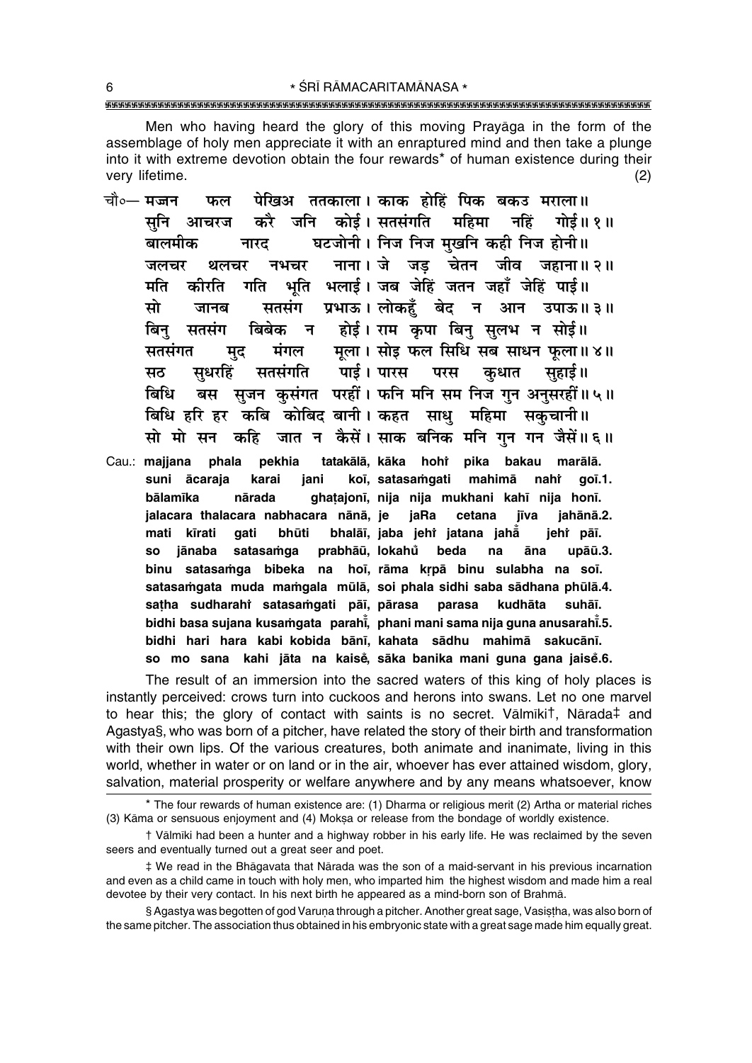Men who having heard the glory of this moving Prayāga in the form of the assemblage of holy men appreciate it with an enraptured mind and then take a plunge into it with extreme devotion obtain the four rewards* of human existence during their very lifetime. (2)

चौ०— मज्जन फल पेखिअ ततकाला। काक होहिं पिक बकउ मराला॥
सुनि आचरज करै जनि कोई। सतसंगति महिमा नहिं गोई॥ १॥
बालमीक नारद घटजोनी। निज निज मुखनि कही निज होनी॥
जलचर थलचर नभचर नाना। जे जड़ चेतन जीव जहाना॥ २॥
मति कीरति गति भूति भलाई। जब जेहिं जतन जहाँ जेहिं पाई॥
सो जानब सतसंग प्रभाऊ। लोकहुँ बेद न आन उपाऊ॥ ३॥
बिनु सतसंग बिबेक न होई। राम कृपा बिनु सुलभ न सोई॥
सतसंगत मुद मंगल मूला। सोइ फल सिधि सब साधन फूला॥ ४॥
सठ सुधरहिं सतसंगति पाई। पारस परस कुधात सुहाई॥
बिधि बस सुजन कुसंगत परहीं। फनि मनि सम निज गुन अनुसरहीं॥ ५॥
बिधि हरि हर कबि कोबिद बानी। कहत साधु महिमा सकुचानी॥
सो मो सन कहि जात न कैसें। साक बनिक मनि गुन गन जैसें॥ ६॥

Cau.: **majjana phala pekhia tatakālā, kāka hohi̐ pika bakau marālā.**
**suni ācaraja karai jani koī, satasaṁgati mahimā nahi̐ goī.1.**
**bālamīka nārada ghaṭajonī, nija nija mukhani kahī nija honī.**
**jalacara thalacara nabhacara nānā, je jaRa cetana jīva jahānā.2.**
**mati kīrati gati bhūti bhalāī, jaba jehi̐ jatana jahā̐ jehi̐ pāī.**
**so jānaba satasaṁga prabhāū, lokahu̐ beda na āna upāū.3.**
**binu satasaṁga bibeka na hoī, rāma kṛpā binu sulabha na soī.**
**satasaṁgata muda maṁgala mūlā, soi phala sidhi saba sādhana phūlā.4.**
**saṭha sudharahi̐ satasaṁgati pāī, pārasa parasa kudhāta suhāī.**
**bidhi basa sujana kusaṁgata parahī̐, phani mani sama nija guna anusarahī̐.5.**
**bidhi hari hara kabi kobida bānī, kahata sādhu mahimā sakucānī.**
**so mo sana kahi jāta na kaise̐, sāka banika mani guna gana jaise̐.6.**

The result of an immersion into the sacred waters of this king of holy places is instantly perceived: crows turn into cuckoos and herons into swans. Let no one marvel to hear this; the glory of contact with saints is no secret. Vālmīki†, Nārada‡ and Agastya§, who was born of a pitcher, have related the story of their birth and transformation with their own lips. Of the various creatures, both animate and inanimate, living in this world, whether in water or on land or in the air, whoever has ever attained wisdom, glory, salvation, material prosperity or welfare anywhere and by any means whatsoever, know

---

* The four rewards of human existence are: (1) Dharma or religious merit (2) Artha or material riches (3) Kāma or sensuous enjoyment and (4) Mokṣa or release from the bondage of worldly existence.

† Vālmīki had been a hunter and a highway robber in his early life. He was reclaimed by the seven seers and eventually turned out a great seer and poet.

‡ We read in the Bhāgavata that Nārada was the son of a maid-servant in his previous incarnation and even as a child came in touch with holy men, who imparted him the highest wisdom and made him a real devotee by their very contact. In his next birth he appeared as a mind-born son of Brahmā.

§ Agastya was begotten of god Varuṇa through a pitcher. Another great sage, Vasiṣṭha, was also born of the same pitcher. The association thus obtained in his embryonic state with a great sage made him equally great.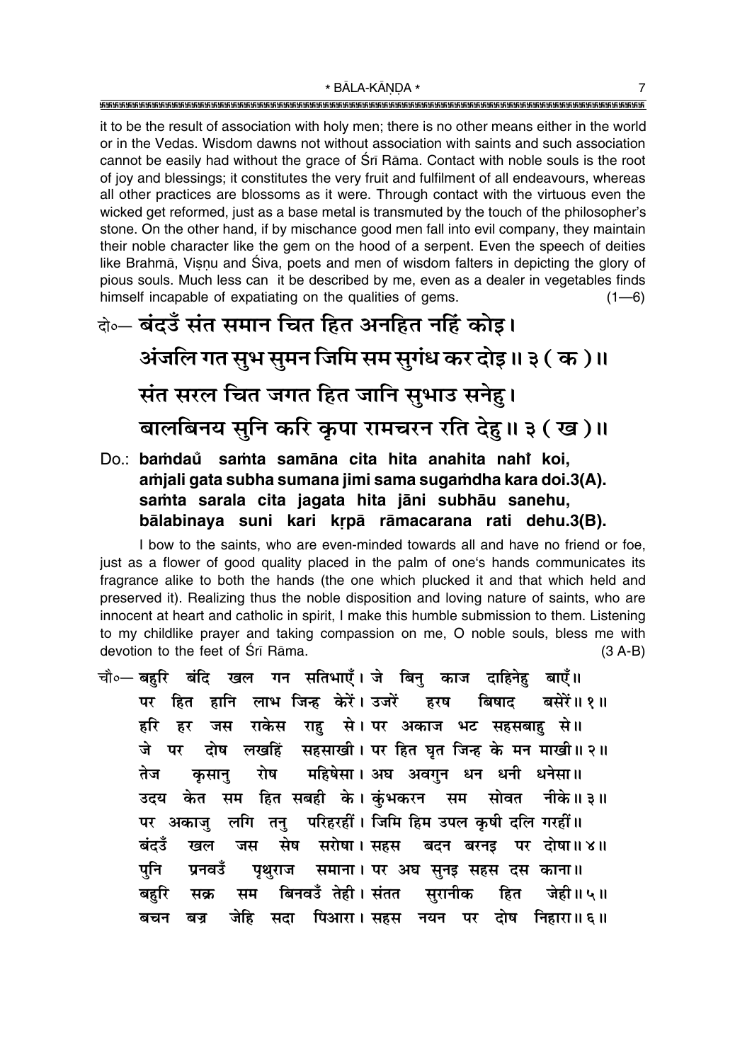it to be the result of association with holy men; there is no other means either in the world or in the Vedas. Wisdom dawns not without association with saints and such association cannot be easily had without the grace of Śrī Rāma. Contact with noble souls is the root of joy and blessings; it constitutes the very fruit and fulfilment of all endeavours, whereas all other practices are blossoms as it were. Through contact with the virtuous even the wicked get reformed, just as a base metal is transmuted by the touch of the philosopher's stone. On the other hand, if by mischance good men fall into evil company, they maintain their noble character like the gem on the hood of a serpent. Even the speech of deities like Brahmā, Viṣṇu and Śiva, poets and men of wisdom falters in depicting the glory of pious souls. Much less can it be described by me, even as a dealer in vegetables finds himself incapable of expatiating on the qualities of gems. (1—6)

**दो०— बंदउँ संत समान चित हित अनहित नहिं कोइ।**
**अंजलि गत सुभ सुमन जिमि सम सुगंध कर दोइ॥ ३ ( क )॥**
**संत सरल चित जगत हित जानि सुभाउ सनेहु।**
**बालबिनय सुनि करि कृपा रामचरन रति देहु॥ ३ ( ख )॥**

**Do.: baṁdaů saṁta samāna cita hita anahita nahi̇̃ koi,**
**aṁjali gata subha sumana jimi sama sugaṁdha kara doi.3(A).**
**saṁta sarala cita jagata hita jāni subhāu sanehu,**
**bālabinaya suni kari kṛpā rāmacarana rati dehu.3(B).**

I bow to the saints, who are even-minded towards all and have no friend or foe, just as a flower of good quality placed in the palm of one's hands communicates its fragrance alike to both the hands (the one which plucked it and that which held and preserved it). Realizing thus the noble disposition and loving nature of saints, who are innocent at heart and catholic in spirit, I make this humble submission to them. Listening to my childlike prayer and taking compassion on me, O noble souls, bless me with devotion to the feet of Śrī Rāma. (3 A-B)

चौ०— बहुरि बंदि खल गन सतिभाएँ। जे बिनु काज दाहिनेहु बाएँ॥
पर हित हानि लाभ जिन्ह केरें। उजरें हरष बिषाद बसेरें॥ १॥
हरि हर जस राकेस राहु से। पर अकाज भट सहसबाहु से॥
जे पर दोष लखहिं सहसाखी। पर हित घृत जिन्ह के मन माखी॥ २॥
तेज कृसानु रोष महिषेसा। अघ अवगुन धन धनी धनेसा॥
उदय केत सम हित सबही के। कुंभकरन सम सोवत नीके॥ ३॥
पर अकाजु लगि तनु परिहरहीं। जिमि हिम उपल कृषी दलि गरहीं॥
बंदउँ खल जस सेष सरोषा। सहस बदन बरनइ पर दोषा॥ ४॥
पुनि प्रनवउँ पृथुराज समाना। पर अघ सुनइ सहस दस काना॥
बहुरि सक्र सम बिनवउँ तेही। संतत सुरानीक हित जेही॥ ५॥
बचन बज्र जेहि सदा पिआरा। सहस नयन पर दोष निहारा॥ ६॥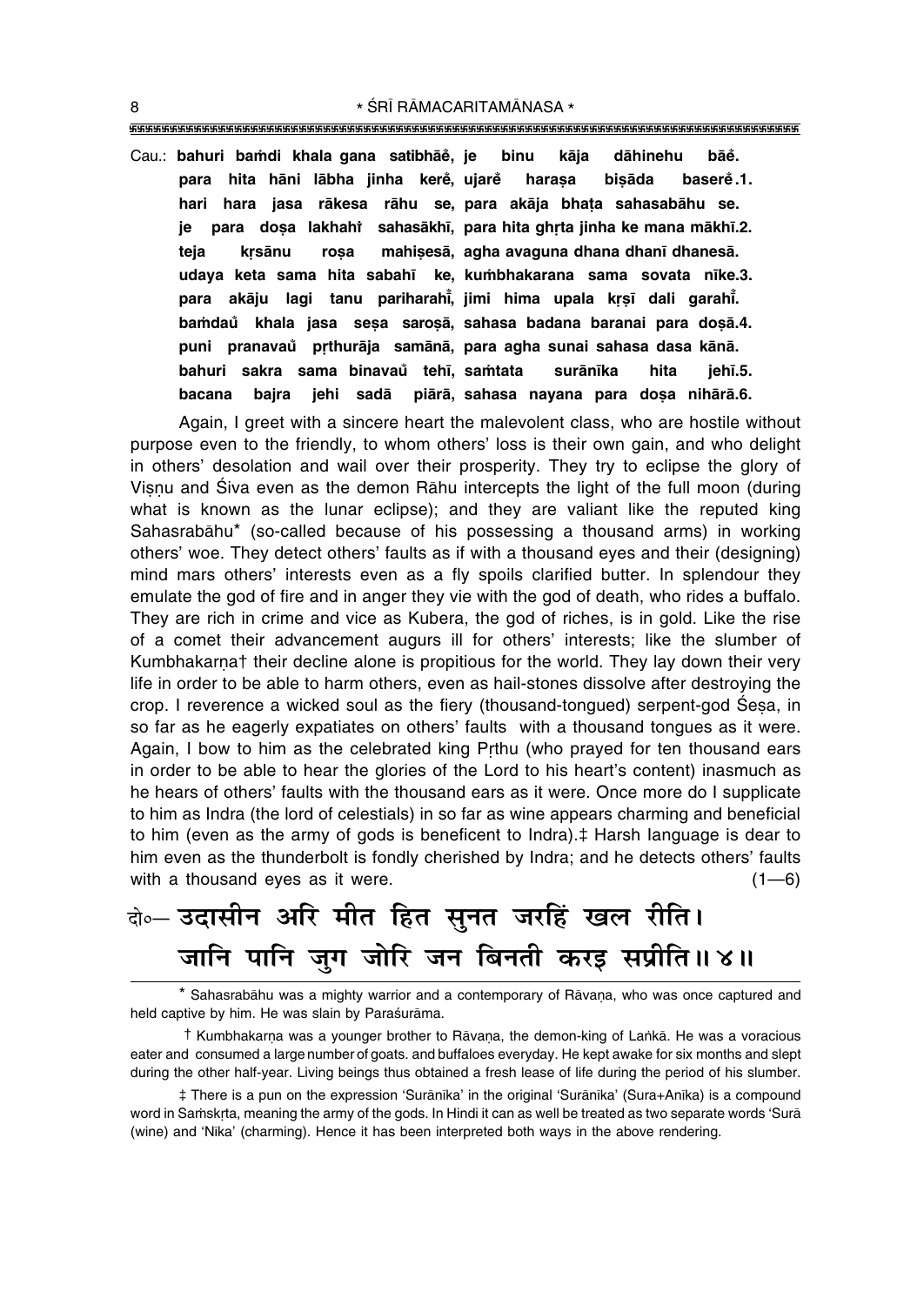Cau.: **bahuri baṁdi khala gana satibhāe̐, je binu kāja dāhinehu bāe̐.**
**para hita hāni lābha jinha kere̐, ujare̐ haraṣa biṣāda basere̐.1.**
**hari hara jasa rākesa rāhu se, para akāja bhaṭa sahasabāhu se.**
**je para doṣa lakhahiṁ sahasākhī, para hita ghṛta jinha ke mana mākhī.2.**
**teja kṛsānu roṣa mahiṣesā, agha avaguna dhana dhanī dhanesā.**
**udaya keta sama hita sabahī ke, kuṁbhakarana sama sovata nīke.3.**
**para akāju lagi tanu pariharahīṁ, jimi hima upala kṛṣī dali garahīṁ.**
**baṁdau̐ khala jasa seṣa saroṣā, sahasa badana baranai para doṣā.4.**
**puni pranavau̐ pṛthurāja samānā, para agha sunai sahasa dasa kānā.**
**bahuri sakra sama binavau̐ tehī, saṁtata surānīka hita jehī.5.**
**bacana bajra jehi sadā piārā, sahasa nayana para doṣa nihārā.6.**

Again, I greet with a sincere heart the malevolent class, who are hostile without purpose even to the friendly, to whom others' loss is their own gain, and who delight in others' desolation and wail over their prosperity. They try to eclipse the glory of Viṣṇu and Śiva even as the demon Rāhu intercepts the light of the full moon (during what is known as the lunar eclipse); and they are valiant like the reputed king Sahasrabāhu* (so-called because of his possessing a thousand arms) in working others' woe. They detect others' faults as if with a thousand eyes and their (designing) mind mars others' interests even as a fly spoils clarified butter. In splendour they emulate the god of fire and in anger they vie with the god of death, who rides a buffalo. They are rich in crime and vice as Kubera, the god of riches, is in gold. Like the rise of a comet their advancement augurs ill for others' interests; like the slumber of Kumbhakarṇa† their decline alone is propitious for the world. They lay down their very life in order to be able to harm others, even as hail-stones dissolve after destroying the crop. I reverence a wicked soul as the fiery (thousand-tongued) serpent-god Śeṣa, in so far as he eagerly expatiates on others' faults with a thousand tongues as it were. Again, I bow to him as the celebrated king Pṛthu (who prayed for ten thousand ears in order to be able to hear the glories of the Lord to his heart's content) inasmuch as he hears of others' faults with the thousand ears as it were. Once more do I supplicate to him as Indra (the lord of celestials) in so far as wine appears charming and beneficial to him (even as the army of gods is beneficent to Indra).‡ Harsh language is dear to him even as the thunderbolt is fondly cherished by Indra; and he detects others' faults with a thousand eyes as it were. (1—6)

दो०— उदासीन अरि मीत हित सुनत जरहिं खल रीति।
जानि पानि जुग जोरि जन बिनती करइ सप्रीति॥ ४॥

---

* Sahasrabāhu was a mighty warrior and a contemporary of Rāvaṇa, who was once captured and held captive by him. He was slain by Paraśurāma.

† Kumbhakarṇa was a younger brother to Rāvaṇa, the demon-king of Laṅkā. He was a voracious eater and consumed a large number of goats. and buffaloes everyday. He kept awake for six months and slept during the other half-year. Living beings thus obtained a fresh lease of life during the period of his slumber.

‡ There is a pun on the expression 'Surānīka' in the original 'Surānīka' (Sura+Anīka) is a compound word in Saṁskṛta, meaning the army of the gods. In Hindi it can as well be treated as two separate words 'Surā (wine) and 'Nīka' (charming). Hence it has been interpreted both ways in the above rendering.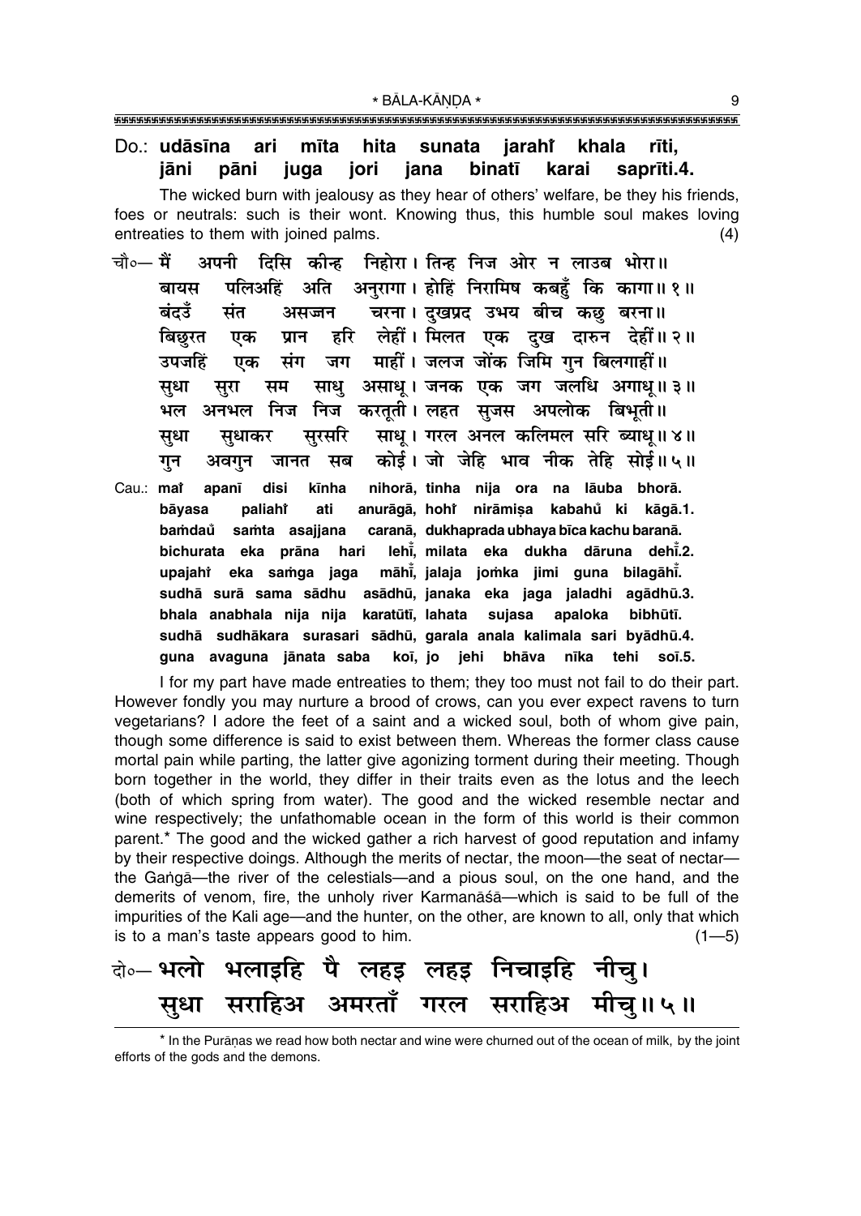Do.: **udāsīna ari mīta hita sunata jarahiÚ khala rīti,**
**jāni pāni juga jori jana binatī karai saprīti.4.**

The wicked burn with jealousy as they hear of others' welfare, be they his friends, foes or neutrals: such is their wont. Knowing thus, this humble soul makes loving entreaties to them with joined palms. (4)

चौ०— मैं अपनी दिसि कीन्ह निहोरा। तिन्ह निज ओर न लाउब भोरा॥
बायस पलिअहिं अति अनुरागा। होहिं निरामिष कबहुँ कि कागा॥१॥
बंदउँ संत असज्जन चरना। दुखप्रद उभय बीच कछु बरना॥
बिछुरत एक प्रान हरि लेहीं। मिलत एक दुख दारुन देहीं॥२॥
उपजहिं एक संग जग माहीं। जलज जोंक जिमि गुन बिलगाहीं॥
सुधा सुरा सम साधु असाधू। जनक एक जग जलधि अगाधू॥३॥
भल अनभल निज निज करतूती। लहत सुजस अपलोक बिभूती॥
सुधा सुधाकर सुरसरि साधू। गरल अनल कलिमल सरि ब्याधू॥४॥
गुन अवगुन जानत सब कोई। जो जेहि भाव नीक तेहि सोई॥५॥

Cau.: **maiÚ apanī disi kīnha nihorā, tinha nija ora na lāuba bhorā.**
**bāyasa paliahiÚ ati anurāgā, hohiÚ nirāmiṣa kabahu ki kāgā.1.**
**baṁdau saṁta asajjana caranā, dukhaprada ubhaya bīca kachu baranā.**
**bichurata eka prāna hari lehīÚ, milata eka dukha dāruna dehīÚ.2.**
**upajahiÚ eka saṁga jaga māhīÚ, jalaja joṁka jimi guna bilagāhīÚ.**
**sudhā surā sama sādhu asādhū, janaka eka jaga jaladhi agādhū.3.**
**bhala anabhala nija nija karatūtī, lahata sujasa apaloka bibhūtī.**
**sudhā sudhākara surasari sādhū, garala anala kalimala sari byādhū.4.**
**guna avaguna jānata saba koī, jo jehi bhāva nīka tehi soī.5.**

I for my part have made entreaties to them; they too must not fail to do their part. However fondly you may nurture a brood of crows, can you ever expect ravens to turn vegetarians? I adore the feet of a saint and a wicked soul, both of whom give pain, though some difference is said to exist between them. Whereas the former class cause mortal pain while parting, the latter give agonizing torment during their meeting. Though born together in the world, they differ in their traits even as the lotus and the leech (both of which spring from water). The good and the wicked resemble nectar and wine respectively; the unfathomable ocean in the form of this world is their common parent.* The good and the wicked gather a rich harvest of good reputation and infamy by their respective doings. Although the merits of nectar, the moon—the seat of nectar—the Gaṅgā—the river of the celestials—and a pious soul, on the one hand, and the demerits of venom, fire, the unholy river Karmanāśā—which is said to be full of the impurities of the Kali age—and the hunter, on the other, are known to all, only that which is to a man's taste appears good to him. (1—5)

दो०— भलो भलाइहि पै लहइ लहइ निचाइहि नीचु।
सुधा सराहिअ अमरताँ गरल सराहिअ मीचु॥५॥

---

* In the Purāṇas we read how both nectar and wine were churned out of the ocean of milk, by the joint efforts of the gods and the demons.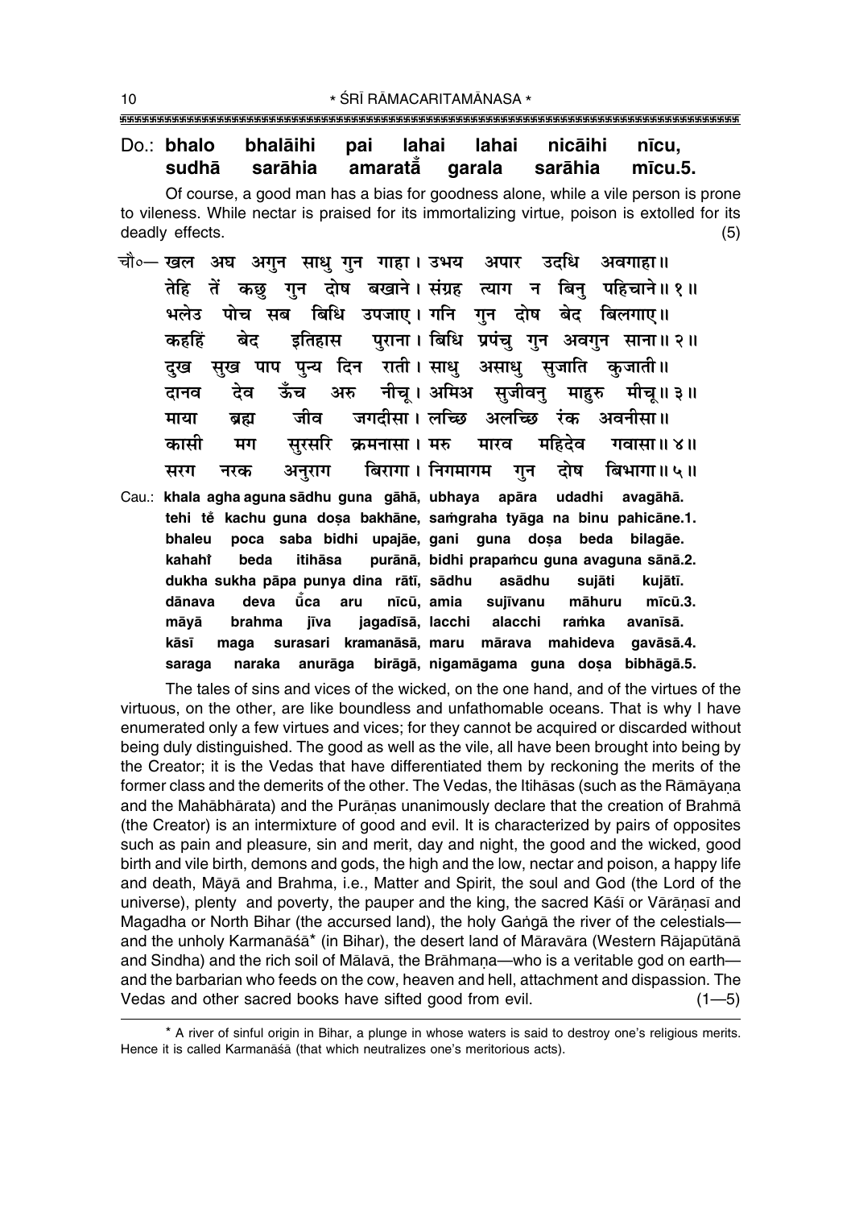Do.: **bhalo bhalāihi pai lahai lahai nicāihi nīcu,**
**sudhā sarāhia amaratā̐ garala sarāhia mīcu.5.**

Of course, a good man has a bias for goodness alone, while a vile person is prone to vileness. While nectar is praised for its immortalizing virtue, poison is extolled for its deadly effects. (5)

चौ०— खल अघ अगुन साधु गुन गाहा। उभय अपार उदधि अवगाहा॥
तेहि तें कछु गुन दोष बखाने। संग्रह त्याग न बिनु पहिचाने॥ १॥
भलेउ पोच सब बिधि उपजाए। गनि गुन दोष बेद बिलगाए॥
कहहिं बेद इतिहास पुराना। बिधि प्रपंचु गुन अवगुन साना॥ २॥
दुख सुख पाप पुन्य दिन राती। साधु असाधु सुजाति कुजाती॥
दानव देव ऊँच अरु नीचू। अमिअ सुजीवनु माहुरु मीचू॥ ३॥
माया ब्रह्म जीव जगदीसा। लच्छि अलच्छि रंक अवनीसा॥
कासी मग सुरसरि क्रमनासा। मरु मारव महिदेव गवासा॥ ४॥
सरग नरक अनुराग बिरागा। निगमागम गुन दोष बिभागा॥ ५॥

Cau.: **khala agha aguna sādhu guna gāhā, ubhaya apāra udadhi avagāhā.**
**tehi tẽ kachu guna doṣa bakhāne, saṁgraha tyāga na binu pahicāne.1.**
**bhaleu poca saba bidhi upajāe, gani guna doṣa beda bilagāe.**
**kahahĩ beda itihāsa purānā, bidhi prapaṁcu guna avaguna sānā.2.**
**dukha sukha pāpa punya dina rātī, sādhu asādhu sujāti kujātī.**
**dānava deva ū̐ca aru nīcū, amia sujīvanu māhuru mīcū.3.**
**māyā brahma jīva jagadīsā, lacchi alacchi raṁka avanīsā.**
**kāsī maga surasari kramanāsā, maru mārava mahideva gavāsā.4.**
**saraga naraka anurāga birāgā, nigamāgama guna doṣa bibhāgā.5.**

The tales of sins and vices of the wicked, on the one hand, and of the virtues of the virtuous, on the other, are like boundless and unfathomable oceans. That is why I have enumerated only a few virtues and vices; for they cannot be acquired or discarded without being duly distinguished. The good as well as the vile, all have been brought into being by the Creator; it is the Vedas that have differentiated them by reckoning the merits of the former class and the demerits of the other. The Vedas, the Itihāsas (such as the Rāmāyaṇa and the Mahābhārata) and the Purāṇas unanimously declare that the creation of Brahmā (the Creator) is an intermixture of good and evil. It is characterized by pairs of opposites such as pain and pleasure, sin and merit, day and night, the good and the wicked, good birth and vile birth, demons and gods, the high and the low, nectar and poison, a happy life and death, Māyā and Brahma, i.e., Matter and Spirit, the soul and God (the Lord of the universe), plenty and poverty, the pauper and the king, the sacred Kāśī or Vārāṇasī and Magadha or North Bihar (the accursed land), the holy Gaṅgā the river of the celestials—and the unholy Karmanāśā* (in Bihar), the desert land of Māravāra (Western Rājapūtānā and Sindha) and the rich soil of Mālavā, the Brāhmaṇa—who is a veritable god on earth—and the barbarian who feeds on the cow, heaven and hell, attachment and dispassion. The Vedas and other sacred books have sifted good from evil. (1—5)

---

* A river of sinful origin in Bihar, a plunge in whose waters is said to destroy one's religious merits. Hence it is called Karmanāśā (that which neutralizes one's meritorious acts).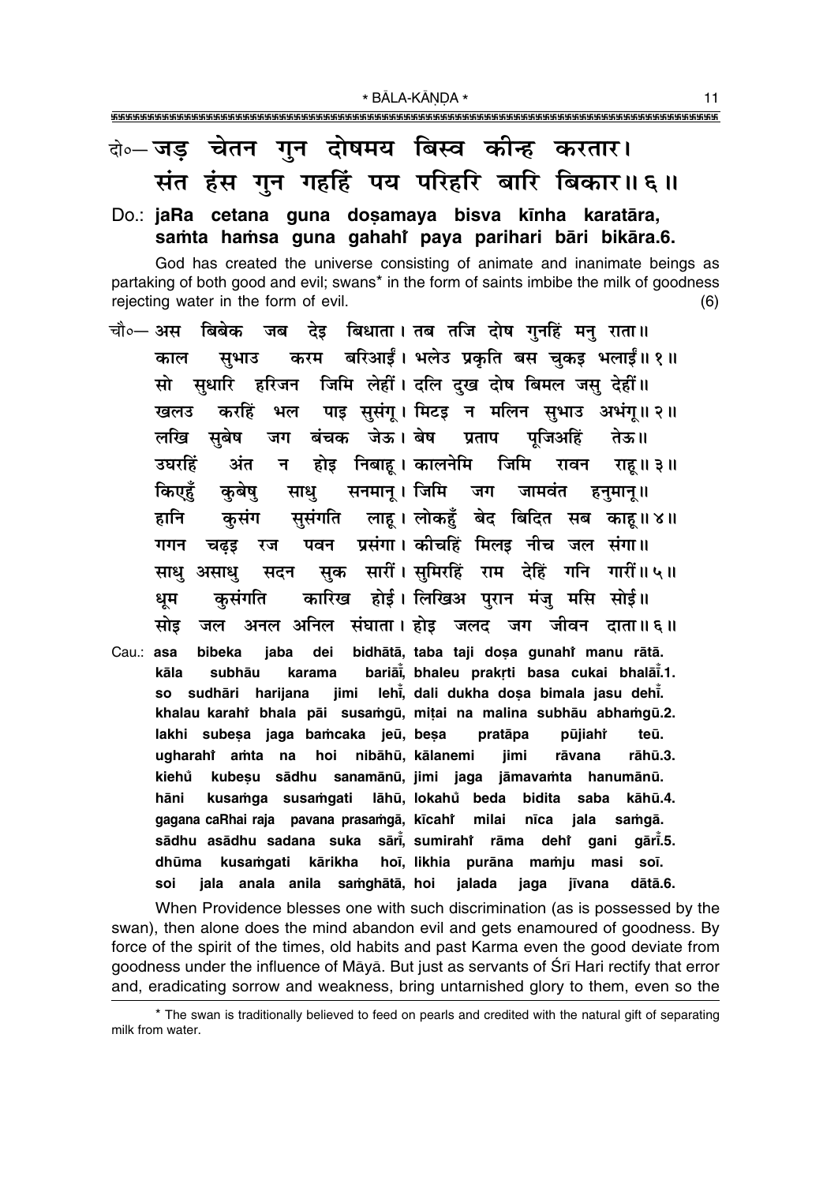दो०— जड़ चेतन गुन दोषमय बिस्व कीन्ह करतार।
संत हंस गुन गहहिं पय परिहरि बारि बिकार॥ ६॥

Do.: **jaRa cetana guna doṣamaya bisva kīnha karatāra,**
**saṁta haṁsa guna gahahiँ paya parihari bāri bikāra.6.**

God has created the universe consisting of animate and inanimate beings as partaking of both good and evil; swans* in the form of saints imbibe the milk of goodness rejecting water in the form of evil. (6)

चौ०— अस बिबेक जब देइ बिधाता। तब तजि दोष गुनहिं मनु राता॥
काल सुभाउ करम बरिआईं। भलेउ प्रकृति बस चुकइ भलाईं॥ १॥
सो सुधारि हरिजन जिमि लेहीं। दलि दुख दोष बिमल जसु देहीं॥
खलउ करहिं भल पाइ सुसंगू। मिटइ न मलिन सुभाउ अभंगू॥ २॥
लखि सुबेष जग बंचक जेऊ। बेष प्रताप पूजिअहिं तेऊ॥
उघरहिं अंत न होइ निबाहू। कालनेमि जिमि रावन राहू॥ ३॥
किएहुँ कुबेषु साधु सनमानू। जिमि जग जामवंत हनुमानू॥
हानि कुसंग सुसंगति लाहू। लोकहुँ बेद बिदित सब काहू॥ ४॥
गगन चढ़इ रज पवन प्रसंगा। कीचहिं मिलइ नीच जल संगा॥
साधु असाधु सदन सुक सारीं। सुमिरहिं राम देहिं गनि गारीं॥ ५॥
धूम कुसंगति कारिख होई। लिखिअ पुरान मंजु मसि सोई॥
सोइ जल अनल अनिल संघाता। होइ जलद जग जीवन दाता॥ ६॥

Cau.: **asa bibeka jaba dei bidhātā, taba taji doṣa gunahiँ manu rātā.**
**kāla subhāu karama bariāīँ, bhaleu prakṛti basa cukai bhalāīँ.1.**
**so sudhāri harijana jimi lehīँ, dali dukha doṣa bimala jasu dehīँ.**
**khalau karahiँ bhala pāi susaṁgū, miṭai na malina subhāu abhaṁgū.2.**
**lakhi subeṣa jaga baṁcaka jeū, beṣa pratāpa pūjiahiँ teū.**
**ugharahiँ aṁta na hoi nibāhū, kālanemi jimi rāvana rāhū.3.**
**kiehuँ kubeṣu sādhu sanamānū, jimi jaga jāmavaṁta hanumānū.**
**hāni kusaṁga susaṁgati lāhū, lokahuँ beda bidita saba kāhū.4.**
**gagana caRhai raja pavana prasaṁgā, kīcahiँ milai nīca jala saṁgā.**
**sādhu asādhu sadana suka sārīँ, sumirahiँ rāma dehiँ gani gārīँ.5.**
**dhūma kusaṁgati kārikha hoī, likhia purāna maṁju masi soī.**
**soi jala anala anila saṁghātā, hoi jalada jaga jīvana dātā.6.**

When Providence blesses one with such discrimination (as is possessed by the swan), then alone does the mind abandon evil and gets enamoured of goodness. By force of the spirit of the times, old habits and past Karma even the good deviate from goodness under the influence of Māyā. But just as servants of Śrī Hari rectify that error and, eradicating sorrow and weakness, bring untarnished glory to them, even so the

* The swan is traditionally believed to feed on pearls and credited with the natural gift of separating milk from water.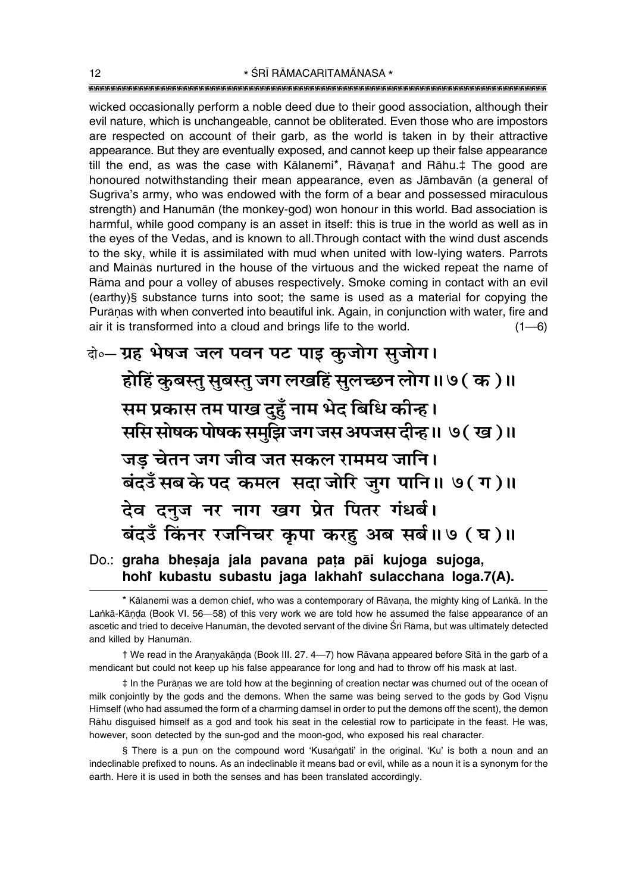wicked occasionally perform a noble deed due to their good association, although their evil nature, which is unchangeable, cannot be obliterated. Even those who are impostors are respected on account of their garb, as the world is taken in by their attractive appearance. But they are eventually exposed, and cannot keep up their false appearance till the end, as was the case with Kālanemi*, Rāvaṇa† and Rāhu.‡ The good are honoured notwithstanding their mean appearance, even as Jāmbavān (a general of Sugrīva's army, who was endowed with the form of a bear and possessed miraculous strength) and Hanumān (the monkey-god) won honour in this world. Bad association is harmful, while good company is an asset in itself: this is true in the world as well as in the eyes of the Vedas, and is known to all. Through contact with the wind dust ascends to the sky, while it is assimilated with mud when united with low-lying waters. Parrots and Mainās nurtured in the house of the virtuous and the wicked repeat the name of Rāma and pour a volley of abuses respectively. Smoke coming in contact with an evil (earthy)§ substance turns into soot; the same is used as a material for copying the Purāṇas with when converted into beautiful ink. Again, in conjunction with water, fire and air it is transformed into a cloud and brings life to the world. (1—6)

दो०— ग्रह भेषज जल पवन पट पाइ कुजोग सुजोग।
होहिं कुबस्तु सुबस्तु जग लखहिं सुलच्छन लोग॥ ७ ( क )॥
सम प्रकास तम पाख दुहुँ नाम भेद बिधि कीन्ह।
ससि सोषक पोषक समुझि जग जस अपजस दीन्ह॥ ७ ( ख )॥
जड़ चेतन जग जीव जत सकल राममय जानि।
बंदउँ सब के पद कमल सदा जोरि जुग पानि॥ ७ ( ग )॥
देव दनुज नर नाग खग प्रेत पितर गंधर्ब।
बंदउँ किंनर रजनिचर कृपा करहु अब सर्ब॥ ७ ( घ )॥

Do.: **graha bheṣaja jala pavana paṭa pāi kujoga sujoga,**
**hohiṁ kubastu subastu jaga lakhahiṁ sulacchana loga.7(A).**

---

* Kālanemi was a demon chief, who was a contemporary of Rāvaṇa, the mighty king of Laṅkā. In the Laṅkā-Kāṇḍa (Book VI. 56—58) of this very work we are told how he assumed the false appearance of an ascetic and tried to deceive Hanumān, the devoted servant of the divine Śrī Rāma, but was ultimately detected and killed by Hanumān.

† We read in the Araṇyakāṇḍa (Book III. 27. 4—7) how Rāvaṇa appeared before Sītā in the garb of a mendicant but could not keep up his false appearance for long and had to throw off his mask at last.

‡ In the Purāṇas we are told how at the beginning of creation nectar was churned out of the ocean of milk conjointly by the gods and the demons. When the same was being served to the gods by God Viṣṇu Himself (who had assumed the form of a charming damsel in order to put the demons off the scent), the demon Rāhu disguised himself as a god and took his seat in the celestial row to participate in the feast. He was, however, soon detected by the sun-god and the moon-god, who exposed his real character.

§ There is a pun on the compound word 'Kusaṅgati' in the original. 'Ku' is both a noun and an indeclinable prefixed to nouns. As an indeclinable it means bad or evil, while as a noun it is a synonym for the earth. Here it is used in both the senses and has been translated accordingly.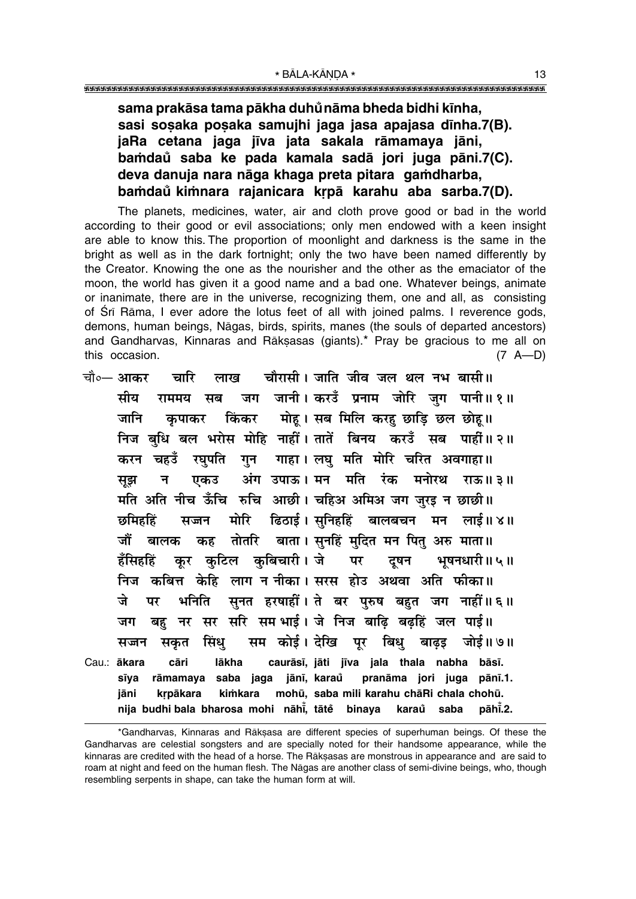**sama prakāsa tama pākha duhů̃nāma bheda bidhi kīnha,**
**sasi soṣaka poṣaka samujhi jaga jasa apajasa dīnha.7(B).**
**jaRa cetana jaga jīva jata sakala rāmamaya jāni,**
**baṁdaů saba ke pada kamala sadā jori juga pāni.7(C).**
**deva danuja nara nāga khaga preta pitara gaṁdharba,**
**baṁdaů kiṁnara rajanicara kṛpā karahu aba sarba.7(D).**

The planets, medicines, water, air and cloth prove good or bad in the world according to their good or evil associations; only men endowed with a keen insight are able to know this. The proportion of moonlight and darkness is the same in the bright as well as in the dark fortnight; only the two have been named differently by the Creator. Knowing the one as the nourisher and the other as the emaciator of the moon, the world has given it a good name and a bad one. Whatever beings, animate or inanimate, there are in the universe, recognizing them, one and all, as consisting of Śrī Rāma, I ever adore the lotus feet of all with joined palms. I reverence gods, demons, human beings, Nāgas, birds, spirits, manes (the souls of departed ancestors) and Gandharvas, Kinnaras and Rākṣasas (giants).* Pray be gracious to me all on this occasion. (7 A—D)

चौ०— आकर चारि लाख चौरासी। जाति जीव जल थल नभ बासी॥
सीय राममय सब जग जानी। करउँ प्रनाम जोरि जुग पानी॥१॥
जानि कृपाकर किंकर मोहू। सब मिलि करहु छाड़ि छल छोहू॥
निज बुधि बल भरोस मोहि नाहीं। तातें बिनय करउँ सब पाहीं॥२॥
करन चहउँ रघुपति गुन गाहा। लघु मति मोरि चरित अवगाहा॥
सूझ न एकउ अंग उपाऊ। मन मति रंक मनोरथ राऊ॥३॥
मति अति नीच ऊँचि रुचि आछी। चहिअ अमिअ जग जुरइ न छाछी॥
छमिहहिं सज्जन मोरि ढिठाई। सुनिहहिं बालबचन मन लाई॥४॥
जौं बालक कह तोतरि बाता। सुनहिं मुदित मन पितु अरु माता॥
हँसिहहिं कूर कुटिल कुबिचारी। जे पर दूषन भूषनधारी॥५॥
निज कबित्त केहि लाग न नीका। सरस होउ अथवा अति फीका॥
जे पर भनिति सुनत हरषाहीं। ते बर पुरुष बहुत जग नाहीं॥६॥
जग बहु नर सर सरि सम भाई। जे निज बाढ़ि बढ़हिं जल पाई॥
सज्जन सकृत सिंधु सम कोई। देखि पूर बिधु बाढ़इ जोई॥७॥

Cau.: **ākara cāri lākha caurāsī, jāti jīva jala thala nabha bāsī.**
**sīya rāmamaya saba jaga jānī, karaů pranāma jori juga pānī.1.**
**jāni kṛpākara kiṁkara mohū, saba mili karahu chāRi chala chohū.**
**nija budhi bala bharosa mohi nāhī̃, tātẽ binaya karaů saba pāhī̃.2.**

*Gandharvas, Kinnaras and Rākṣasa are different species of superhuman beings. Of these the Gandharvas are celestial songsters and are specially noted for their handsome appearance, while the kinnaras are credited with the head of a horse. The Rākṣasas are monstrous in appearance and are said to roam at night and feed on the human flesh. The Nāgas are another class of semi-divine beings, who, though resembling serpents in shape, can take the human form at will.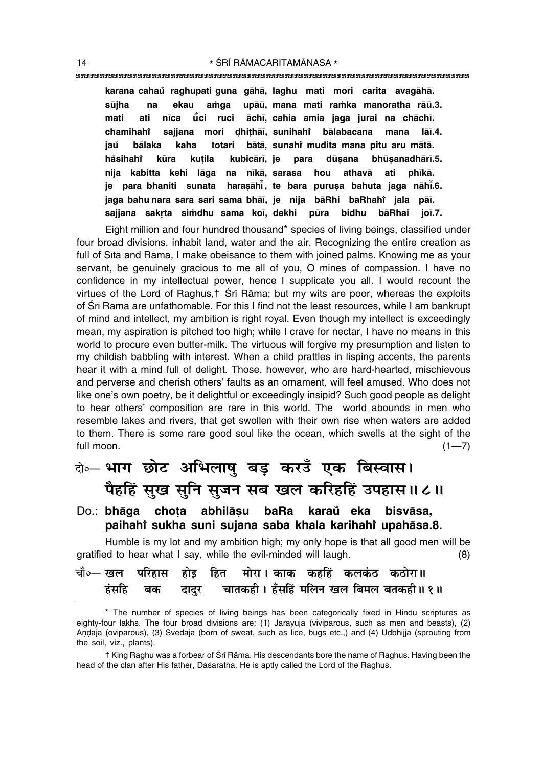**karana cahau̐ raghupati guna gāhā, laghu mati mori carita avagāhā.**
**sūjha na ekau aṁga upāū, mana mati raṁka manoratha rāū.3.**
**mati ati nīca u̐ci ruci āchī, cahia amia jaga jurai na chāchī.**
**chamihahi̐ sajjana mori ḍhiṭhāī, sunihahi̐ bālabacana mana lāī.4.**
**jau̐ bālaka kaha totari bātā, sunahi̐ mudita mana pitu aru mātā.**
**ha̐sihahi̐ kūra kuṭila kubicārī, je para dūṣana bhūṣanadhārī.5.**
**nija kabitta kehi lāga na nīkā, sarasa hou athavā ati phīkā.**
**je para bhaniti sunata haraṣāhī̐, te bara puruṣa bahuta jaga nāhī̐.6.**
**jaga bahu nara sara sari sama bhāī, je nija bāRhi baRhahi̐ jala pāī.**
**sajjana sakṛta siṁdhu sama koī, dekhi pūra bidhu bāRhai joī.7.**

Eight million and four hundred thousand* species of living beings, classified under four broad divisions, inhabit land, water and the air. Recognizing the entire creation as full of Sītā and Rāma, I make obeisance to them with joined palms. Knowing me as your servant, be genuinely gracious to me all of you, O mines of compassion. I have no confidence in my intellectual power, hence I supplicate you all. I would recount the virtues of the Lord of Raghus,† Śrī Rāma; but my wits are poor, whereas the exploits of Śrī Rāma are unfathomable. For this I find not the least resources, while I am bankrupt of mind and intellect, my ambition is right royal. Even though my intellect is exceedingly mean, my aspiration is pitched too high; while I crave for nectar, I have no means in this world to procure even butter-milk. The virtuous will forgive my presumption and listen to my childish babbling with interest. When a child prattles in lisping accents, the parents hear it with a mind full of delight. Those, however, who are hard-hearted, mischievous and perverse and cherish others' faults as an ornament, will feel amused. Who does not like one's own poetry, be it delightful or exceedingly insipid? Such good people as delight to hear others' composition are rare in this world. The world abounds in men who resemble lakes and rivers, that get swollen with their own rise when waters are added to them. There is some rare good soul like the ocean, which swells at the sight of the full moon. (1—7)

दो०— **भाग छोट अभिलाषु बड़ करउँ एक बिस्वास।**
**पैहहिं सुख सुनि सुजन सब खल करिहहिं उपहास॥ ८॥**

Do.: **bhāga choṭa abhilāṣu baRa karau̐ eka bisvāsa,**
**paihahi̐ sukha suni sujana saba khala karihahi̐ upahāsa.8.**

Humble is my lot and my ambition high; my only hope is that all good men will be gratified to hear what I say, while the evil-minded will laugh. (8)

चौ०— **खल परिहास होइ हित मोरा। काक कहहिं कलकंठ कठोरा॥**
**हंसहि बक दादुर चातकही। हँसहिं मलिन खल बिमल बतकही॥ १॥**

---

* The number of species of living beings has been categorically fixed in Hindu scriptures as eighty-four lakhs. The four broad divisions are: (1) Jarāyuja (viviparous, such as men and beasts), (2) Aṇḍaja (oviparous), (3) Svedaja (born of sweat, such as lice, bugs etc.,) and (4) Udbhijja (sprouting from the soil, viz., plants).

† King Raghu was a forbear of Śrī Rāma. His descendants bore the name of Raghus. Having been the head of the clan after His father, Daśaratha, He is aptly called the Lord of the Raghus.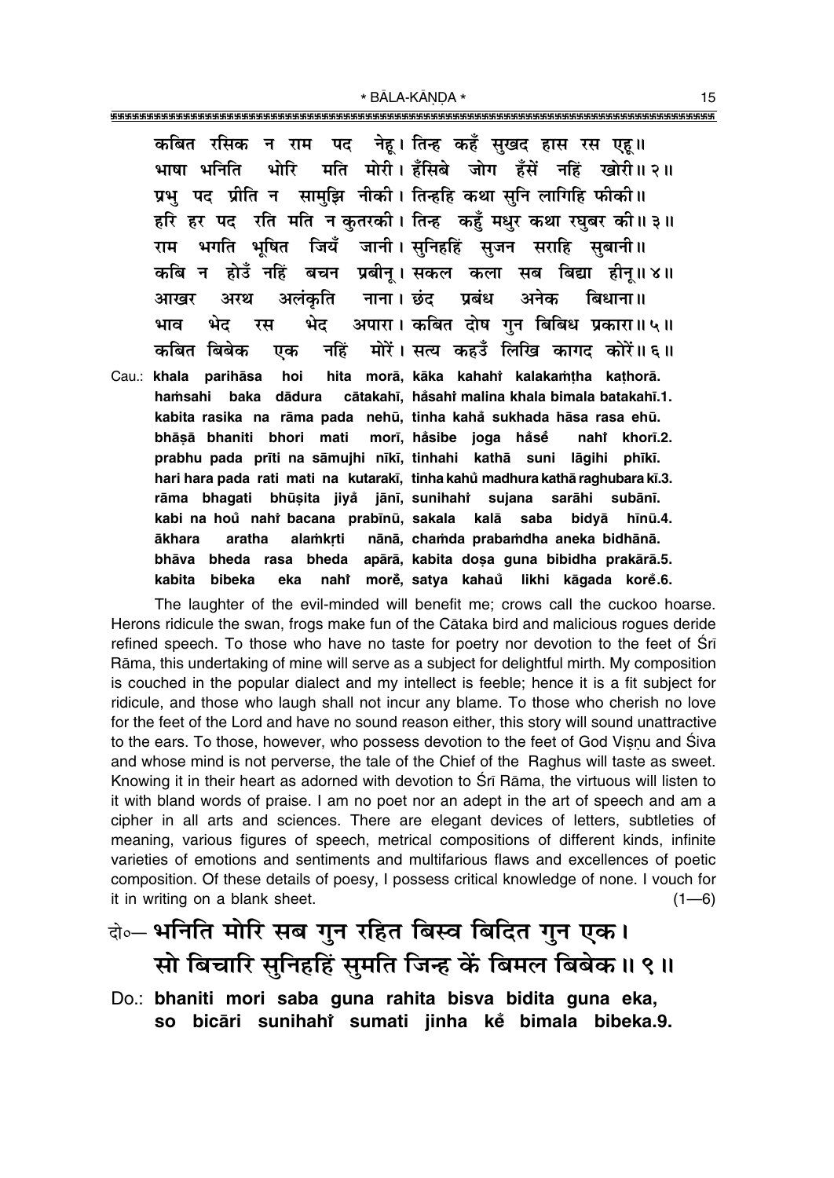कबित रसिक न राम पद नेहू। तिन्ह कहँ सुखद हास रस एहू॥
भाषा भनिति भोरि मति मोरी। हँसिबे जोग हँसें नहिं खोरी॥ २॥
प्रभु पद प्रीति न सामुझि नीकी। तिन्हहि कथा सुनि लागिहि फीकी॥
हरि हर पद रति मति न कुतरकी। तिन्ह कहुँ मधुर कथा रघुबर की॥ ३॥
राम भगति भूषित जियँ जानी। सुनिहहिं सुजन सराहि सुबानी॥
कबि न होउँ नहिं बचन प्रबीनू। सकल कला सब बिद्या हीनू॥ ४॥
आखर अरथ अलंकृति नाना। छंद प्रबंध अनेक बिधाना॥
भाव भेद रस भेद अपारा। कबित दोष गुन बिबिध प्रकारा॥ ५॥
कबित बिबेक एक नहिं मोरें। सत्य कहउँ लिखि कागद कोरें॥ ६॥

Cau.: **khala parihāsa hoi hita morā, kāka kahahiṁ kalakaṁṭha kaṭhorā.**
**haṁsahi baka dādura cātakahī, haṁsahiṁ malina khala bimala batakahī.1.**
**kabita rasika na rāma pada nehū, tinha kahaṁ sukhada hāsa rasa ehū.**
**bhāṣā bhaniti bhori mati morī, haṁsibe joga haṁseṁ nahiṁ khorī.2.**
**prabhu pada prīti na sāmujhi nīkī, tinhahi kathā suni lāgihi phīkī.**
**hari hara pada rati mati na kutarakī, tinha kahuṁ madhura kathā raghubara kī.3.**
**rāma bhagati bhūṣita jiyaṁ jānī, sunihahiṁ sujana sarāhi subānī.**
**kabi na houṁ nahiṁ bacana prabīnū, sakala kalā saba bidyā hīnū.4.**
**ākhara aratha alaṁkṛti nānā, chaṁda prabaṁdha aneka bidhānā.**
**bhāva bheda rasa bheda apārā, kabita doṣa guna bibidha prakārā.5.**
**kabita bibeka eka nahiṁ moreṁ, satya kahauṁ likhi kāgada koreṁ.6.**

The laughter of the evil-minded will benefit me; crows call the cuckoo hoarse. Herons ridicule the swan, frogs make fun of the Cātaka bird and malicious rogues deride refined speech. To those who have no taste for poetry nor devotion to the feet of Śrī Rāma, this undertaking of mine will serve as a subject for delightful mirth. My composition is couched in the popular dialect and my intellect is feeble; hence it is a fit subject for ridicule, and those who laugh shall not incur any blame. To those who cherish no love for the feet of the Lord and have no sound reason either, this story will sound unattractive to the ears. To those, however, who possess devotion to the feet of God Viṣṇu and Śiva and whose mind is not perverse, the tale of the Chief of the Raghus will taste as sweet. Knowing it in their heart as adorned with devotion to Śrī Rāma, the virtuous will listen to it with bland words of praise. I am no poet nor an adept in the art of speech and am a cipher in all arts and sciences. There are elegant devices of letters, subtleties of meaning, various figures of speech, metrical compositions of different kinds, infinite varieties of emotions and sentiments and multifarious flaws and excellences of poetic composition. Of these details of poesy, I possess critical knowledge of none. I vouch for it in writing on a blank sheet. (1—6)

दो॰— भनिति मोरि सब गुन रहित बिस्व बिदित गुन एक।
सो बिचारि सुनिहहिं सुमति जिन्ह कें बिमल बिबेक॥ ९॥

Do.: **bhaniti mori saba guna rahita bisva bidita guna eka,**
**so bicāri sunihahiṁ sumati jinha keṁ bimala bibeka.9.**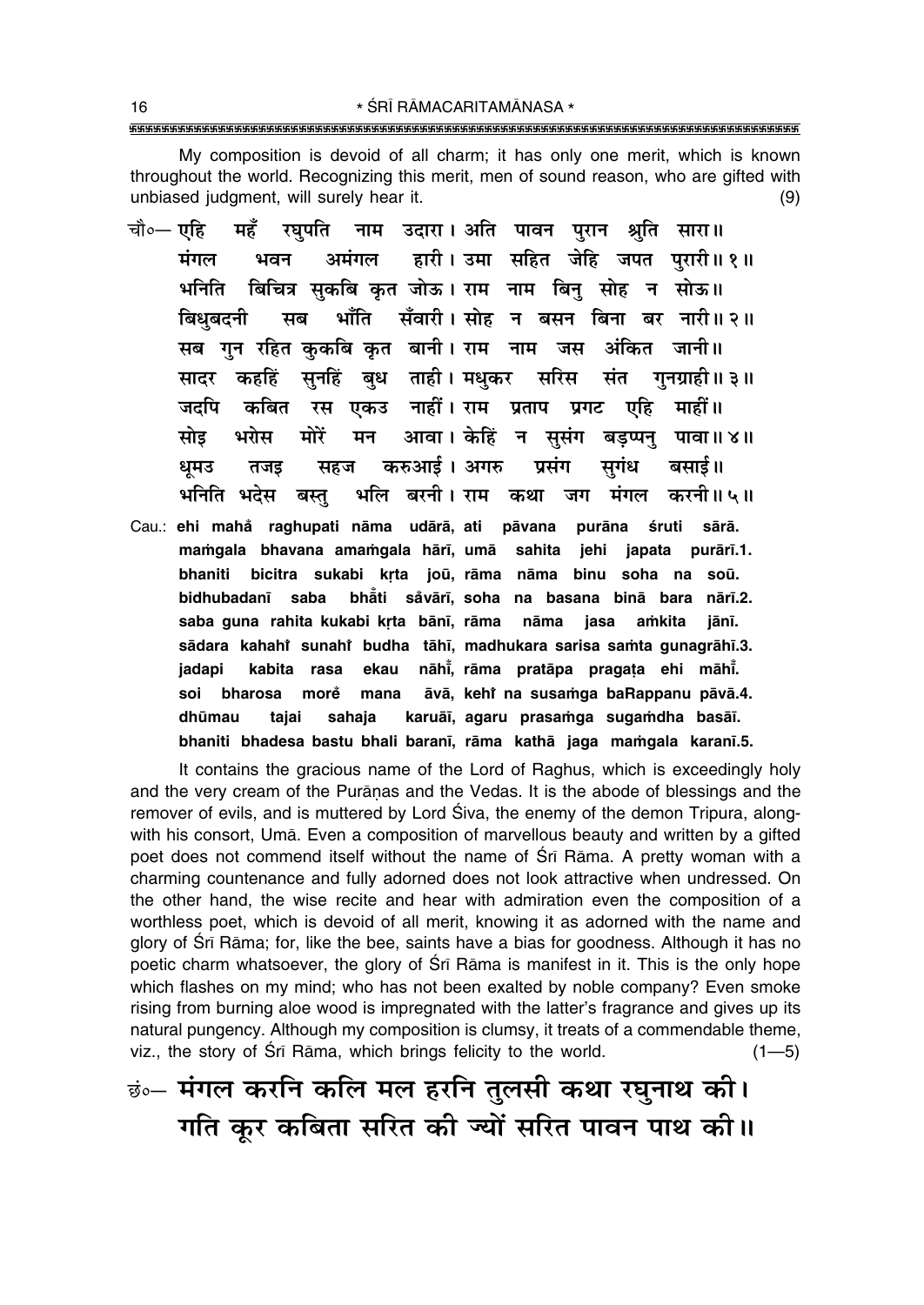My composition is devoid of all charm; it has only one merit, which is known throughout the world. Recognizing this merit, men of sound reason, who are gifted with unbiased judgment, will surely hear it. (9)

चौ०— एहि महँ रघुपति नाम उदारा। अति पावन पुरान श्रुति सारा॥
मंगल भवन अमंगल हारी। उमा सहित जेहि जपत पुरारी॥ १॥
भनिति बिचित्र सुकबि कृत जोऊ। राम नाम बिनु सोह न सोऊ॥
बिधुबदनी सब भाँति सँवारी। सोह न बसन बिना बर नारी॥ २॥
सब गुन रहित कुकबि कृत बानी। राम नाम जस अंकित जानी॥
सादर कहहिं सुनहिं बुध ताही। मधुकर सरिस संत गुनग्राही॥ ३॥
जदपि कबित रस एकउ नाहीं। राम प्रताप प्रगट एहि माहीं॥
सोइ भरोस मोरें मन आवा। केहिं न सुसंग बड़प्पनु पावा॥ ४॥
धूमउ तजइ सहज करुआई। अगरु प्रसंग सुगंध बसाई॥
भनिति भदेस बस्तु भलि बरनी। राम कथा जग मंगल करनी॥ ५॥

Cau.: **ehi maha̐ raghupati nāma udārā, ati pāvana purāna śruti sārā.**
**maṁgala bhavana amaṁgala hārī, umā sahita jehi japata purārī.1.**
**bhaniti bicitra sukabi kṛta joū, rāma nāma binu soha na soū.**
**bidhubadanī saba bhā̐ti sa̐vārī, soha na basana binā bara nārī.2.**
**saba guna rahita kukabi kṛta bānī, rāma nāma jasa aṁkita jānī.**
**sādara kahahiṁ sunahiṁ budha tāhī, madhukara sarisa saṁta gunagrāhī.3.**
**jadapi kabita rasa ekau nāhī̐, rāma pratāpa pragaṭa ehi māhī̐.**
**soi bharosa more̐ mana āvā, kehiṁ na susaṁga baRappanu pāvā.4.**
**dhūmau tajai sahaja karuāī, agaru prasaṁga sugaṁdha basāī.**
**bhaniti bhadesa bastu bhali baranī, rāma kathā jaga maṁgala karanī.5.**

It contains the gracious name of the Lord of Raghus, which is exceedingly holy and the very cream of the Purāṇas and the Vedas. It is the abode of blessings and the remover of evils, and is muttered by Lord Śiva, the enemy of the demon Tripura, alongwith his consort, Umā. Even a composition of marvellous beauty and written by a gifted poet does not commend itself without the name of Śrī Rāma. A pretty woman with a charming countenance and fully adorned does not look attractive when undressed. On the other hand, the wise recite and hear with admiration even the composition of a worthless poet, which is devoid of all merit, knowing it as adorned with the name and glory of Śrī Rāma; for, like the bee, saints have a bias for goodness. Although it has no poetic charm whatsoever, the glory of Śrī Rāma is manifest in it. This is the only hope which flashes on my mind; who has not been exalted by noble company? Even smoke rising from burning aloe wood is impregnated with the latter's fragrance and gives up its natural pungency. Although my composition is clumsy, it treats of a commendable theme, viz., the story of Śrī Rāma, which brings felicity to the world. (1—5)

**छं०— मंगल करनि कलि मल हरनि तुलसी कथा रघुनाथ की।**
**गति कूर कबिता सरित की ज्यों सरित पावन पाथ की॥**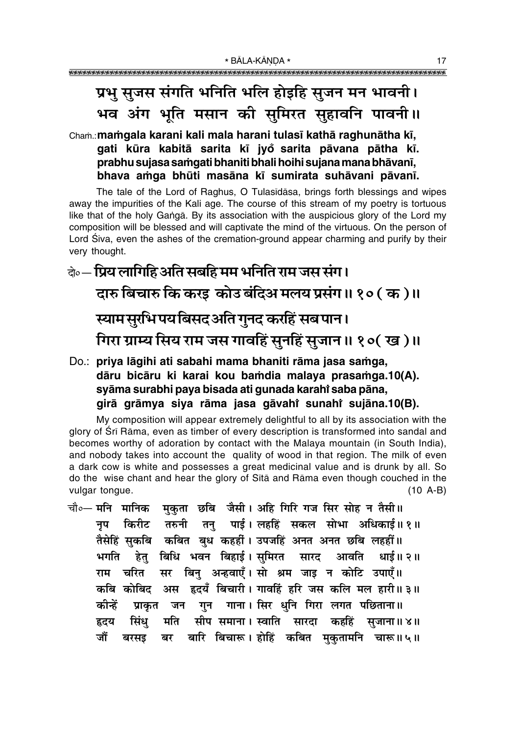प्रभु सुजस संगति भनिति भलि होइहि सुजन मन भावनी।
भव अंग भूति मसान की सुमिरत सुहावनि पावनी॥

Cham.: **maṁgala karani kali mala harani tulasī kathā raghunātha kī,**
**gati kūra kabitā sarita kī jyoṁ sarita pāvana pātha kī.**
**prabhu sujasa saṁgati bhaniti bhali hoihi sujana mana bhāvanī,**
**bhava aṁga bhūti masāna kī sumirata suhāvani pāvanī.**

The tale of the Lord of Raghus, O Tulasīdāsa, brings forth blessings and wipes away the impurities of the Kali age. The course of this stream of my poetry is tortuous like that of the holy Gaṅgā. By its association with the auspicious glory of the Lord my composition will be blessed and will captivate the mind of the virtuous. On the person of Lord Śiva, even the ashes of the cremation-ground appear charming and purify by their very thought.

दो०— प्रिय लागिहि अति सबहि मम भनिति राम जस संग।
दारु बिचारु कि करइ कोउ बंदिअ मलय प्रसंग॥ १०(क)॥
स्याम सुरभि पय बिसद अति गुनद करहिं सब पान।
गिरा ग्राम्य सिय राम जस गावहिं सुनहिं सुजान॥ १०(ख)॥

Do.: **priya lāgihi ati sabahi mama bhaniti rāma jasa saṁga,**
**dāru bicāru ki karai kou baṁdia malaya prasaṁga.10(A).**
**syāma surabhi paya bisada ati gunada karahiṁ saba pāna,**
**girā grāmya siya rāma jasa gāvahiṁ sunahiṁ sujāna.10(B).**

My composition will appear extremely delightful to all by its association with the glory of Śrī Rāma, even as timber of every description is transformed into sandal and becomes worthy of adoration by contact with the Malaya mountain (in South India), and nobody takes into account the quality of wood in that region. The milk of even a dark cow is white and possesses a great medicinal value and is drunk by all. So do the wise chant and hear the glory of Sītā and Rāma even though couched in the vulgar tongue. (10 A-B)

चौ०— मनि मानिक मुकुता छबि जैसी। अहि गिरि गज सिर सोह न तैसी॥
नृप किरीट तरुनी तनु पाई। लहहिं सकल सोभा अधिकाई॥ १॥
तैसेहिं सुकबि कबित बुध कहहीं। उपजहिं अनत अनत छबि लहहीं॥
भगति हेतु बिधि भवन बिहाई। सुमिरत सारद आवति धाई॥ २॥
राम चरित सर बिनु अन्हवाएँ। सो श्रम जाइ न कोटि उपाएँ॥
कबि कोबिद अस हृदयँ बिचारी। गावहिं हरि जस कलि मल हारी॥ ३॥
कीन्हें प्राकृत जन गुन गाना। सिर धुनि गिरा लगत पछिताना॥
हृदय सिंधु मति सीप समाना। स्वाति सारदा कहहिं सुजाना॥ ४॥
जौं बरसइ बर बारि बिचारू। होहिं कबित मुकुतामनि चारू॥ ५॥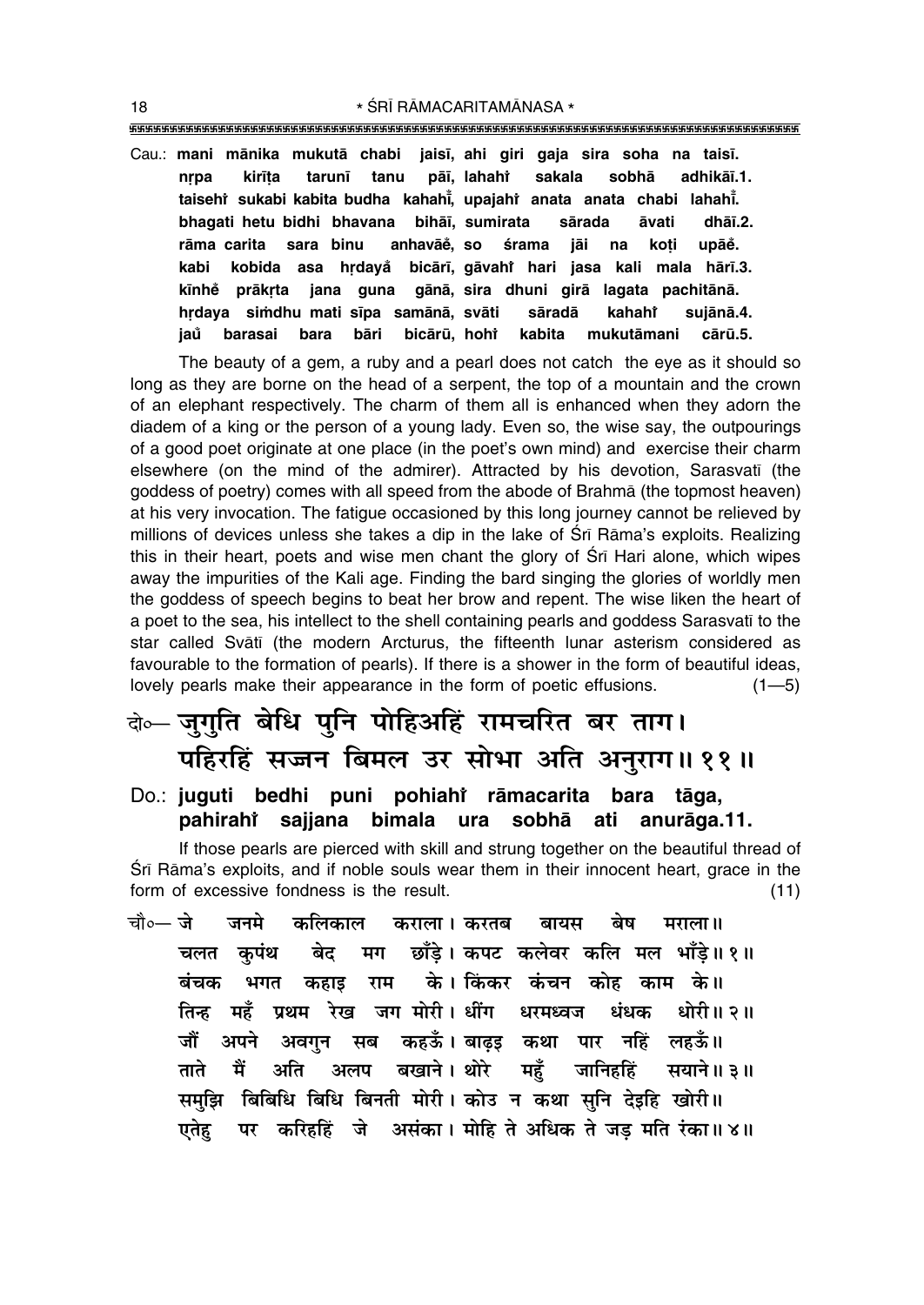Cau.: **mani mānika mukutā chabi jaisī, ahi giri gaja sira soha na taisī.**
**nṛpa kirīṭa tarunī tanu pāī, lahahi̐ sakala sobhā adhikāī.1.**
**taisehi̐ sukabi kabita budha kahahī̐, upajahi̐ anata anata chabi lahahī̐.**
**bhagati hetu bidhi bhavana bihāī, sumirata sārada āvati dhāī.2.**
**rāma carita sara binu anhavāe̐, so śrama jāi na koṭi upāe̐.**
**kabi kobida asa hṛdaya̐ bicārī, gāvahi̐ hari jasa kali mala hārī.3.**
**kīnhe̐ prākṛta jana guna gānā, sira dhuni girā lagata pachitānā.**
**hṛdaya siṁdhu mati sīpa samānā, svāti sāradā kahahi̐ sujānā.4.**
**jau̐ barasai bara bāri bicārū, hohi̐ kabita mukutāmani cārū.5.**

The beauty of a gem, a ruby and a pearl does not catch the eye as it should so long as they are borne on the head of a serpent, the top of a mountain and the crown of an elephant respectively. The charm of them all is enhanced when they adorn the diadem of a king or the person of a young lady. Even so, the wise say, the outpourings of a good poet originate at one place (in the poet's own mind) and exercise their charm elsewhere (on the mind of the admirer). Attracted by his devotion, Sarasvatī (the goddess of poetry) comes with all speed from the abode of Brahmā (the topmost heaven) at his very invocation. The fatigue occasioned by this long journey cannot be relieved by millions of devices unless she takes a dip in the lake of Śrī Rāma's exploits. Realizing this in their heart, poets and wise men chant the glory of Śrī Hari alone, which wipes away the impurities of the Kali age. Finding the bard singing the glories of worldly men the goddess of speech begins to beat her brow and repent. The wise liken the heart of a poet to the sea, his intellect to the shell containing pearls and goddess Sarasvatī to the star called Svātī (the modern Arcturus, the fifteenth lunar asterism considered as favourable to the formation of pearls). If there is a shower in the form of beautiful ideas, lovely pearls make their appearance in the form of poetic effusions. (1—5)

दो०— जुगुति बेधि पुनि पोहिअहिं रामचरित बर ताग।
पहिरहिं सज्जन बिमल उर सोभा अति अनुराग॥ ११॥

Do.: **juguti bedhi puni pohiahi̐ rāmacarita bara tāga,**
**pahirahi̐ sajjana bimala ura sobhā ati anurāga.11.**

If those pearls are pierced with skill and strung together on the beautiful thread of Śrī Rāma's exploits, and if noble souls wear them in their innocent heart, grace in the form of excessive fondness is the result. (11)

चौ०— जे जनमे कलिकाल कराला। करतब बायस बेष मराला॥
चलत कुपंथ बेद मग छाँड़े। कपट कलेवर कलि मल भाँड़े॥ १॥
बंचक भगत कहाइ राम के। किंकर कंचन कोह काम के॥
तिन्ह महँ प्रथम रेख जग मोरी। धींग धरमध्वज धंधक धोरी॥ २॥
जौं अपने अवगुन सब कहऊँ। बाढ़इ कथा पार नहिं लहऊँ॥
ताते मैं अति अलप बखाने। थोरे महुँ जानिहहिं सयाने॥ ३॥
समुझि बिबिधि बिधि बिनती मोरी। कोउ न कथा सुनि देइहि खोरी॥
एतेहु पर करिहहिं जे असंका। मोहि ते अधिक ते जड़ मति रंका॥ ४॥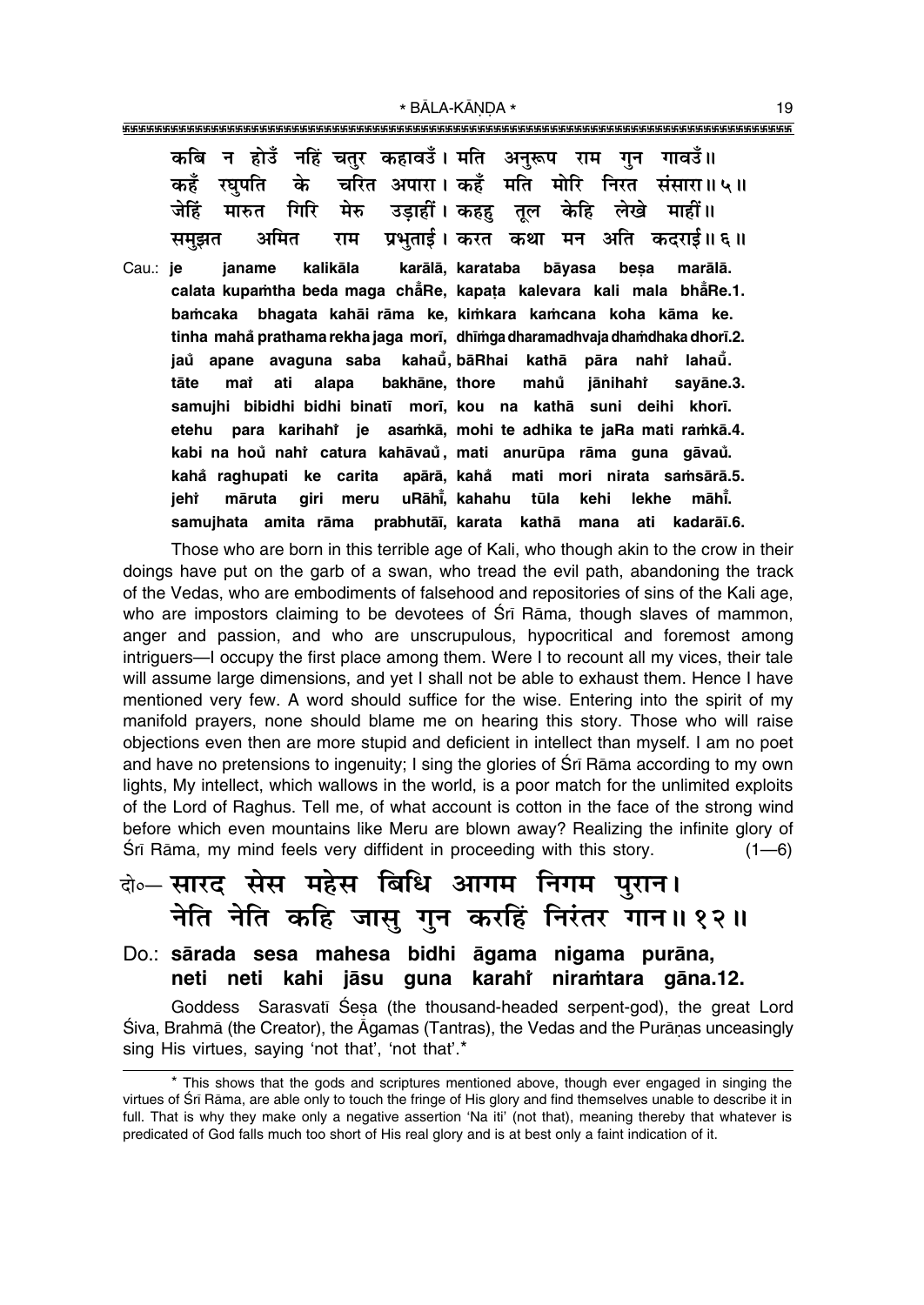कबि न होउँ नहिं चतुर कहावउँ। मति अनुरूप राम गुन गावउँ॥
कहँ रघुपति के चरित अपारा। कहँ मति मोरि निरत संसारा॥५॥
जेहिं मारुत गिरि मेरु उड़ाहीं। कहहु तूल केहि लेखे माहीं॥
समुझत अमित राम प्रभुताई। करत कथा मन अति कदराई॥६॥

Cau.: **je janame kalikāla karālā, karataba bāyasa beṣa marālā.**
**calata kupaṁtha beda maga chā̐Re, kapaṭa kalevara kali mala bhā̐Re.1.**
**baṁcaka bhagata kahāi rāma ke, kiṁkara kaṁcana koha kāma ke.**
**tinha mahā̐ prathama rekha jaga morī, dhīṁga dharamadhvaja dhaṁdhaka dhorī.2.**
**jau̐ apane avaguna saba kahau̐, bāRhai kathā pāra nahi̐ lahau̐.**
**tāte mai̐ ati alapa bakhāne, thore mahu̐ jānihahi̐ sayāne.3.**
**samujhi bibidhi bidhi binatī morī, kou na kathā suni deihi khorī.**
**etehu para karihahi̐ je asaṁkā, mohi te adhika te jaRa mati raṁkā.4.**
**kabi na hou̐ nahi̐ catura kahāvau̐, mati anurūpa rāma guna gāvau̐.**
**kahā̐ raghupati ke carita apārā, kahā̐ mati mori nirata saṁsārā.5.**
**jehi̐ māruta giri meru uRāhī̐, kahahu tūla kehi lekhe māhī̐.**
**samujhata amita rāma prabhutāī, karata kathā mana ati kadarāī.6.**

Those who are born in this terrible age of Kali, who though akin to the crow in their doings have put on the garb of a swan, who tread the evil path, abandoning the track of the Vedas, who are embodiments of falsehood and repositories of sins of the Kali age, who are impostors claiming to be devotees of Śrī Rāma, though slaves of mammon, anger and passion, and who are unscrupulous, hypocritical and foremost among intriguers—I occupy the first place among them. Were I to recount all my vices, their tale will assume large dimensions, and yet I shall not be able to exhaust them. Hence I have mentioned very few. A word should suffice for the wise. Entering into the spirit of my manifold prayers, none should blame me on hearing this story. Those who will raise objections even then are more stupid and deficient in intellect than myself. I am no poet and have no pretensions to ingenuity; I sing the glories of Śrī Rāma according to my own lights, My intellect, which wallows in the world, is a poor match for the unlimited exploits of the Lord of Raghus. Tell me, of what account is cotton in the face of the strong wind before which even mountains like Meru are blown away? Realizing the infinite glory of Śrī Rāma, my mind feels very diffident in proceeding with this story. (1—6)

दो०— सारद सेस महेस बिधि आगम निगम पुरान।
नेति नेति कहि जासु गुन करहिं निरंतर गान॥१२॥

Do.: **sārada sesa mahesa bidhi āgama nigama purāna,**
**neti neti kahi jāsu guna karahi̐ niraṁtara gāna.12.**

Goddess Sarasvatī Śeṣa (the thousand-headed serpent-god), the great Lord Śiva, Brahmā (the Creator), the Āgamas (Tantras), the Vedas and the Purāṇas unceasingly sing His virtues, saying 'not that', 'not that'.*

---

* This shows that the gods and scriptures mentioned above, though ever engaged in singing the virtues of Śrī Rāma, are able only to touch the fringe of His glory and find themselves unable to describe it in full. That is why they make only a negative assertion 'Na iti' (not that), meaning thereby that whatever is predicated of God falls much too short of His real glory and is at best only a faint indication of it.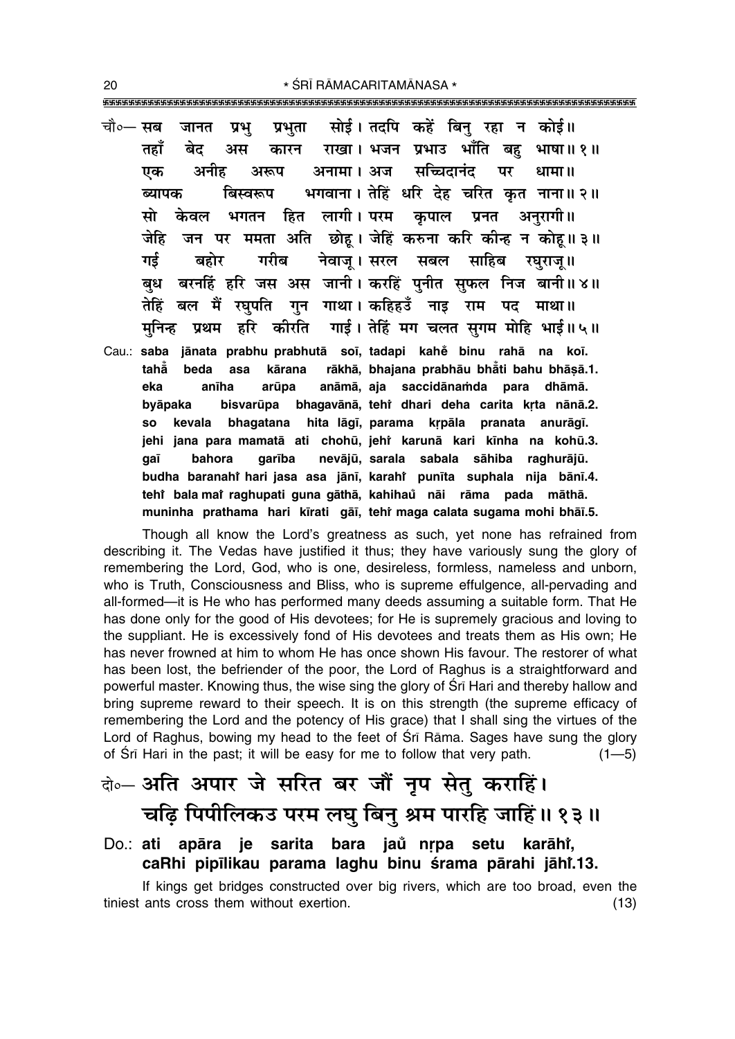चौ०— सब जानत प्रभु प्रभुता सोई। तदपि कहें बिनु रहा न कोई॥
तहाँ बेद अस कारन राखा। भजन प्रभाउ भाँति बहु भाषा॥ १॥
एक अनीह अरूप अनामा। अज सच्चिदानंद पर धामा॥
ब्यापक बिस्वरूप भगवाना। तेहिं धरि देह चरित कृत नाना॥ २॥
सो केवल भगतन हित लागी। परम कृपाल प्रनत अनुरागी॥
जेहि जन पर ममता अति छोहू। जेहिं करुना करि कीन्ह न कोहू॥ ३॥
गई बहोर गरीब नेवाजू। सरल सबल साहिब रघुराजू॥
बुध बरनहिं हरि जस अस जानी। करहिं पुनीत सुफल निज बानी॥ ४॥
तेहिं बल मैं रघुपति गुन गाथा। कहिहउँ नाइ राम पद माथा॥
मुनिन्ह प्रथम हरि कीरति गाई। तेहिं मग चलत सुगम मोहि भाई॥ ५॥

Cau.: **saba jānata prabhu prabhutā soī, tadapi kahẽ binu rahā na koī.**
**tahā̃ beda asa kārana rākhā, bhajana prabhāu bhā̃ti bahu bhāṣā.1.**
**eka anīha arūpa anāmā, aja saccidānaṁda para dhāmā.**
**byāpaka bisvarūpa bhagavānā, tehi̐ dhari deha carita kṛta nānā.2.**
**so kevala bhagatana hita lāgī, parama kṛpāla pranata anurāgī.**
**jehi jana para mamatā ati chohū, jehi̐ karunā kari kīnha na kohū.3.**
**gaī bahora garība nevājū, sarala sabala sāhiba raghurājū.**
**budha baranahi̐ hari jasa asa jānī, karahi̐ punīta suphala nija bānī.4.**
**tehi̐ bala mai̐ raghupati guna gāthā, kahihaũ nāi rāma pada māthā.**
**muninha prathama hari kīrati gāī, tehi̐ maga calata sugama mohi bhāī.5.**

Though all know the Lord's greatness as such, yet none has refrained from describing it. The Vedas have justified it thus; they have variously sung the glory of remembering the Lord, God, who is one, desireless, formless, nameless and unborn, who is Truth, Consciousness and Bliss, who is supreme effulgence, all-pervading and all-formed—it is He who has performed many deeds assuming a suitable form. That He has done only for the good of His devotees; for He is supremely gracious and loving to the suppliant. He is excessively fond of His devotees and treats them as His own; He has never frowned at him to whom He has once shown His favour. The restorer of what has been lost, the befriender of the poor, the Lord of Raghus is a straightforward and powerful master. Knowing thus, the wise sing the glory of Śrī Hari and thereby hallow and bring supreme reward to their speech. It is on this strength (the supreme efficacy of remembering the Lord and the potency of His grace) that I shall sing the virtues of the Lord of Raghus, bowing my head to the feet of Śrī Rāma. Sages have sung the glory of Śrī Hari in the past; it will be easy for me to follow that very path. (1—5)

## दो०— अति अपार जे सरित बर जौं नृप सेतु कराहिं। चढ़ि पिपीलिकउ परम लघु बिनु श्रम पारहि जाहिं॥ १३॥

Do.: **ati apāra je sarita bara jaũ nṛpa setu karāhi̐, caRhi pipīlikau parama laghu binu śrama pārahi jāhi̐.13.**

If kings get bridges constructed over big rivers, which are too broad, even the tiniest ants cross them without exertion. (13)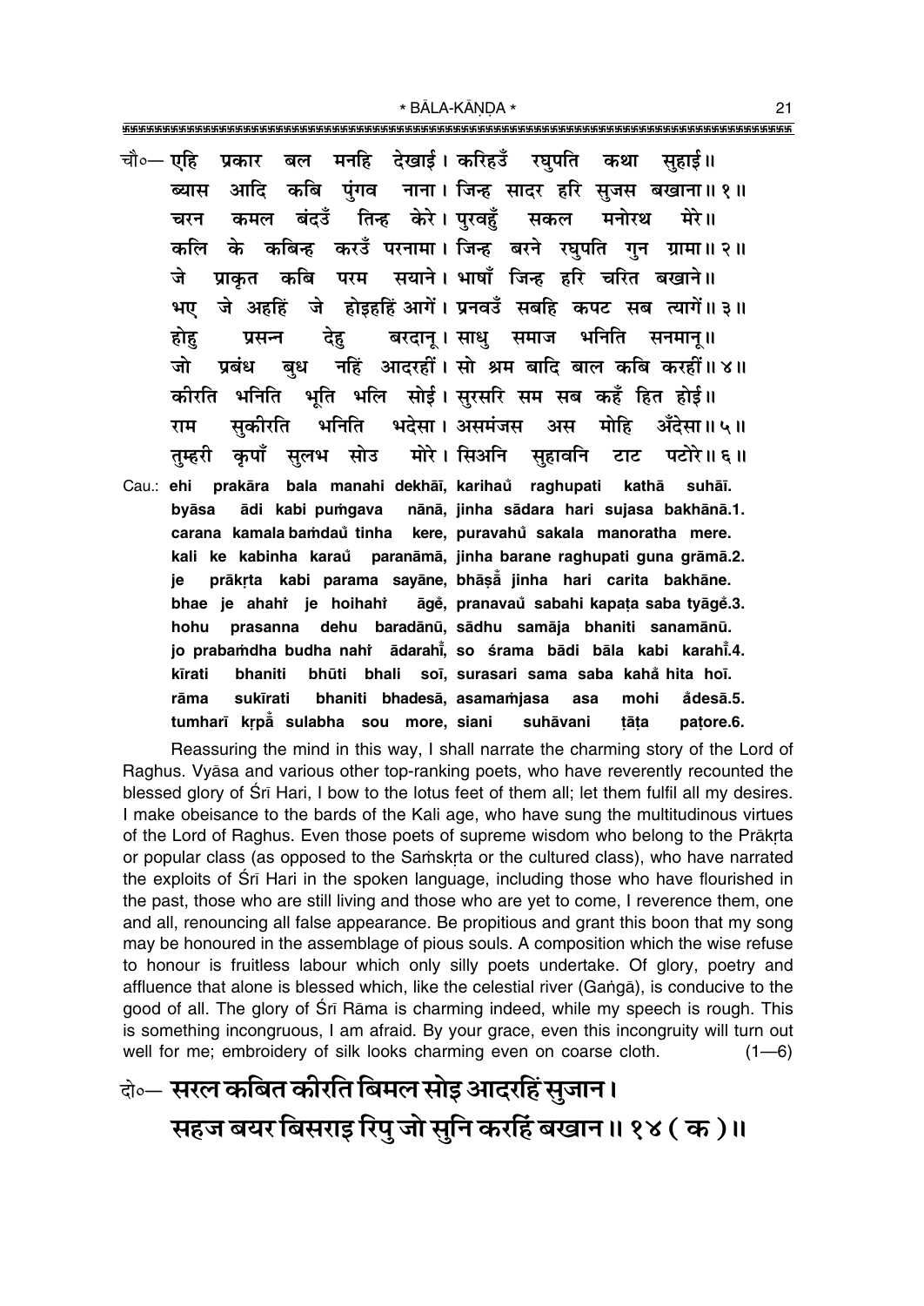चौ०— एहि प्रकार बल मनहि देखाई। करिहउँ रघुपति कथा सुहाई॥
ब्यास आदि कबि पुंगव नाना। जिन्ह सादर हरि सुजस बखाना॥ १॥
चरन कमल बंदउँ तिन्ह केरे। पुरवहुँ सकल मनोरथ मेरे॥
कलि के कबिन्ह करउँ परनामा। जिन्ह बरने रघुपति गुन ग्रामा॥ २॥
जे प्राकृत कबि परम सयाने। भाषाँ जिन्ह हरि चरित बखाने॥
भए जे अहहिं जे होइहहिं आगें। प्रनवउँ सबहि कपट सब त्यागें॥ ३॥
होहु प्रसन्न देहु बरदानू। साधु समाज भनिति सनमानू॥
जो प्रबंध बुध नहिं आदरहीं। सो श्रम बादि बाल कबि करहीं॥ ४॥
कीरति भनिति भूति भलि सोई। सुरसरि सम सब कहँ हित होई॥
राम सुकीरति भनिति भदेसा। असमंजस अस मोहि अँदेसा॥ ५॥
तुम्हरी कृपाँ सुलभ सोउ मोरे। सिअनि सुहावनि टाट पटोरे॥ ६॥

Cau.: ehi prakāra bala manahi dekhāī, karihaů raghupati kathā suhāī.
byāsa ādi kabi puṁgava nānā, jinha sādara hari sujasa bakhānā.1.
carana kamala baṁdaů tinha kere, puravahů sakala manoratha mere.
kali ke kabinha karaů paranāmā, jinha barane raghupati guna grāmā.2.
je prākṛta kabi parama sayāne, bhāṣā̐ jinha hari carita bakhāne.
bhae je ahahiṁ je hoihahiṁ āge̐, pranavaů sabahi kapaṭa saba tyāge̐.3.
hohu prasanna dehu baradānū, sādhu samāja bhaniti sanamānū.
jo prabaṁdha budha nahiṁ ādarahī̐, so śrama bādi bāla kabi karahī̐.4.
kīrati bhaniti bhūti bhali soī, surasari sama saba kahā̐ hita hoī.
rāma sukīrati bhaniti bhadesā, asamaṁjasa asa mohi å̐desā.5.
tumharī kṛpā̐ sulabha sou more, siani suhāvani ṭāṭa paṭore.6.

Reassuring the mind in this way, I shall narrate the charming story of the Lord of Raghus. Vyāsa and various other top-ranking poets, who have reverently recounted the blessed glory of Śrī Hari, I bow to the lotus feet of them all; let them fulfil all my desires. I make obeisance to the bards of the Kali age, who have sung the multitudinous virtues of the Lord of Raghus. Even those poets of supreme wisdom who belong to the Prākṛta or popular class (as opposed to the Saṁskṛta or the cultured class), who have narrated the exploits of Śrī Hari in the spoken language, including those who have flourished in the past, those who are still living and those who are yet to come, I reverence them, one and all, renouncing all false appearance. Be propitious and grant this boon that my song may be honoured in the assemblage of pious souls. A composition which the wise refuse to honour is fruitless labour which only silly poets undertake. Of glory, poetry and affluence that alone is blessed which, like the celestial river (Gaṅgā), is conducive to the good of all. The glory of Śrī Rāma is charming indeed, while my speech is rough. This is something incongruous, I am afraid. By your grace, even this incongruity will turn out well for me; embroidery of silk looks charming even on coarse cloth. (1—6)

दो०— **सरल कबित कीरति बिमल सोइ आदरहिं सुजान।**
**सहज बयर बिसराइ रिपु जो सुनि करहिं बखान॥ १४ ( क )॥**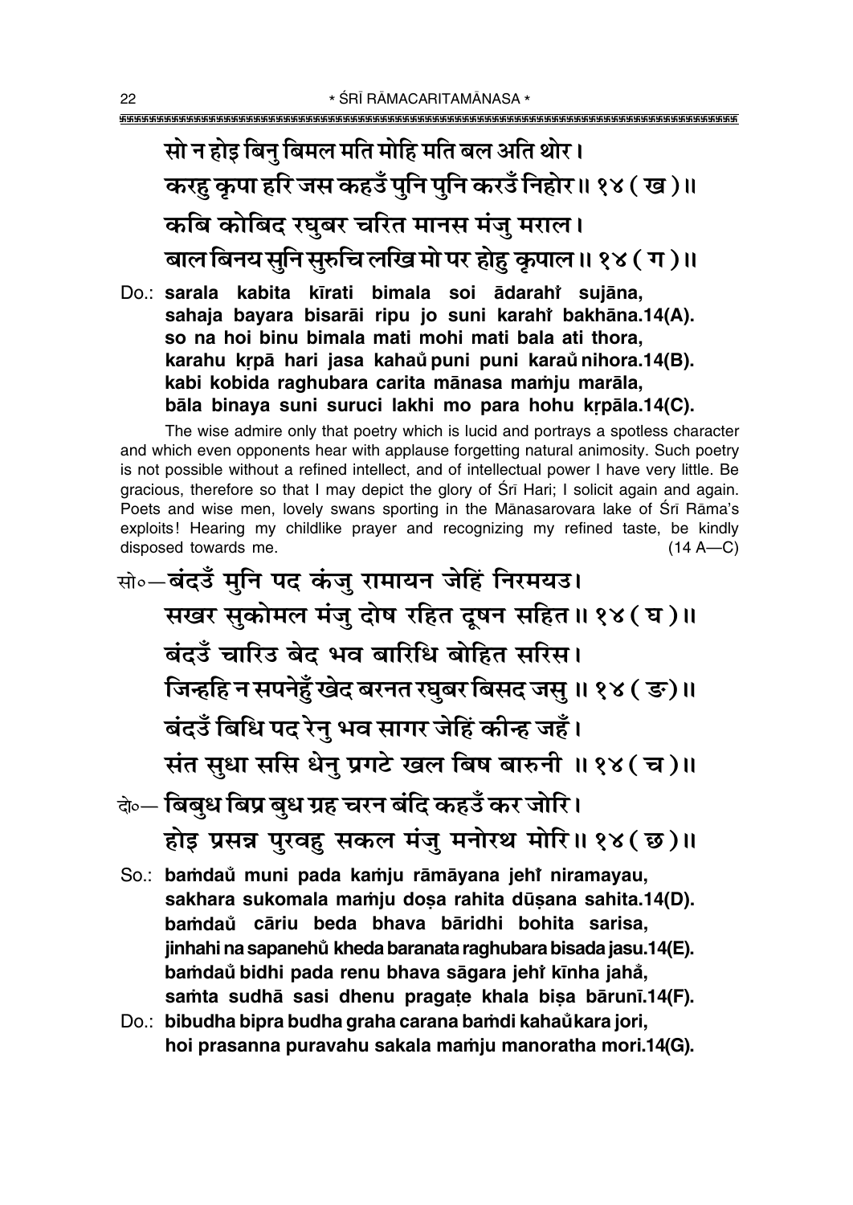सो न होइ बिनु बिमल मति मोहि मति बल अति थोर।
करहु कृपा हरि जस कहउँ पुनि पुनि करउँ निहोर॥ १४ ( ख )॥
कबि कोबिद रघुबर चरित मानस मंजु मराल।
बाल बिनय सुनि सुरुचि लखि मो पर होहु कृपाल॥ १४ ( ग )॥

Do.: **sarala kabita kīrati bimala soi ādarahi̐ sujāna,**
**sahaja bayara bisarāi ripu jo suni karahi̐ bakhāna.14(A).**
**so na hoi binu bimala mati mohi mati bala ati thora,**
**karahu kṛpā hari jasa kahau̐ puni puni karau̐ nihora.14(B).**
**kabi kobida raghubara carita mānasa maṁju marāla,**
**bāla binaya suni suruci lakhi mo para hohu kṛpāla.14(C).**

The wise admire only that poetry which is lucid and portrays a spotless character and which even opponents hear with applause forgetting natural animosity. Such poetry is not possible without a refined intellect, and of intellectual power I have very little. Be gracious, therefore so that I may depict the glory of Śrī Hari; I solicit again and again. Poets and wise men, lovely swans sporting in the Mānasarovara lake of Śrī Rāma's exploits! Hearing my childlike prayer and recognizing my refined taste, be kindly disposed towards me. (14 A—C)

सो०—बंदउँ मुनि पद कंजु रामायन जेहिं निरमयउ।
सखर सुकोमल मंजु दोष रहित दूषन सहित॥ १४ ( घ )॥
बंदउँ चारिउ बेद भव बारिधि बोहित सरिस।
जिन्हहि न सपनेहुँ खेद बरनत रघुबर बिसद जसु॥ १४ ( ङ )॥
बंदउँ बिधि पद रेनु भव सागर जेहिं कीन्ह जहँ।
संत सुधा ससि धेनु प्रगटे खल बिष बारुनी॥ १४ ( च )॥

दो०— बिबुध बिप्र बुध ग्रह चरन बंदि कहउँ कर जोरि।
होइ प्रसन्न पुरवहु सकल मंजु मनोरथ मोरि॥ १४ ( छ )॥

So.: **baṁdau̐ muni pada kaṁju rāmāyana jehi̐ niramayau,**
**sakhara sukomala maṁju doṣa rahita dūṣana sahita.14(D).**
**baṁdau̐ cāriu beda bhava bāridhi bohita sarisa,**
**jinhahi na sapanehu̐ kheda baranata raghubara bisada jasu.14(E).**
**baṁdau̐ bidhi pada renu bhava sāgara jehi̐ kīnha jaha̐,**
**saṁta sudhā sasi dhenu pragaṭe khala biṣa bārunī.14(F).**

Do.: **bibudha bipra budha graha carana baṁdi kahau̐ kara jori,**
**hoi prasanna puravahu sakala maṁju manoratha mori.14(G).**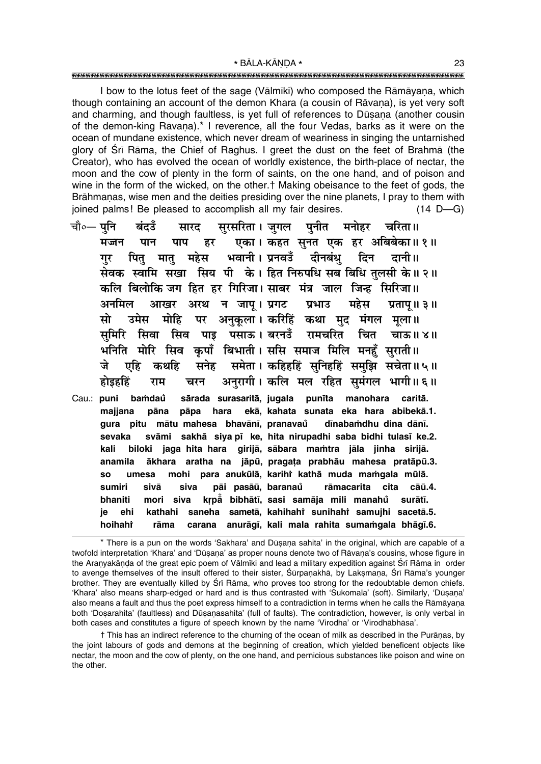I bow to the lotus feet of the sage (Vālmīki) who composed the Rāmāyaṇa, which though containing an account of the demon Khara (a cousin of Rāvaṇa), is yet very soft and charming, and though faultless, is yet full of references to Dūṣaṇa (another cousin of the demon-king Rāvaṇa).* I reverence, all the four Vedas, barks as it were on the ocean of mundane existence, which never dream of weariness in singing the untarnished glory of Śrī Rāma, the Chief of Raghus. I greet the dust on the feet of Brahmā (the Creator), who has evolved the ocean of worldly existence, the birth-place of nectar, the moon and the cow of plenty in the form of saints, on the one hand, and of poison and wine in the form of the wicked, on the other.† Making obeisance to the feet of gods, the Brāhmaṇas, wise men and the deities presiding over the nine planets, I pray to them with joined palms! Be pleased to accomplish all my fair desires. (14 D—G)

चौ०— पुनि बंदउँ सारद सुरसरिता। जुगल पुनीत मनोहर चरिता॥
मज्जन पान पाप हर एका। कहत सुनत एक हर अबिबेका॥ १॥
गुर पितु मातु महेस भवानी। प्रनवउँ दीनबंधु दिन दानी॥
सेवक स्वामि सखा सिय पी के। हित निरुपधि सब बिधि तुलसी के॥ २॥
कलि बिलोकि जग हित हर गिरिजा। साबर मंत्र जाल जिन्ह सिरिजा॥
अनमिल आखर अरथ न जापू। प्रगट प्रभाउ महेस प्रतापू॥ ३॥
सो उमेस मोहि पर अनुकूला। करिहिं कथा मुद मंगल मूला॥
सुमिरि सिवा सिव पाइ पसाऊ। बरनउँ रामचरित चित चाऊ॥ ४॥
भनिति मोरि सिव कृपाँ बिभाती। ससि समाज मिलि मनहुँ सुराती॥
जे एहि कथहि सनेह समेता। कहिहहिं सुनिहहिं समुझि सचेता॥ ५॥
होइहहिं राम चरन अनुरागी। कलि मल रहित सुमंगल भागी॥ ६॥

Cau.: **puni baṁdaů̐** sārada surasaritā, jugala punīta manohara caritā.
majjana pāna pāpa hara ekā, kahata sunata eka hara abibekā.1.
gura pitu mātu mahesa bhavānī, pranavaů̐ dīnabaṁdhu dina dānī.
sevaka svāmi sakhā siya pī ke, hita nirupadhi saba bidhi tulasī ke.2.
kali biloki jaga hita hara girijā, sābara maṁtra jāla jinha sirijā.
anamila ākhara aratha na jāpū, pragaṭa prabhāu mahesa pratāpū.3.
so umesa mohi para anukūlā, karihiṁ kathā muda maṁgala mūlā.
sumiri sivā siva pāi pasāū, baranaů̐ rāmacarita cita cāū.4.
bhaniti mori siva kṛpā̐ bibhātī, sasi samāja mili manahů̐ surātī.
je ehi kathahi saneha sametā, kahihahiṁ sunihahiṁ samujhi sacetā.5.
hoihahiṁ rāma carana anurāgī, kali mala rahita sumaṁgala bhāgī.6.

---

* There is a pun on the words 'Sakhara' and Dūṣaṇa sahita' in the original, which are capable of a twofold interpretation 'Khara' and 'Dūṣaṇa' as proper nouns denote two of Rāvaṇa's cousins, whose figure in the Araṇyakāṇḍa of the great epic poem of Vālmīki and lead a military expedition against Śrī Rāma in order to avenge themselves of the insult offered to their sister, Śūrpaṇakhā, by Lakṣmaṇa, Śrī Rāma's younger brother. They are eventually killed by Śrī Rāma, who proves too strong for the redoubtable demon chiefs. 'Khara' also means sharp-edged or hard and is thus contrasted with 'Sukomala' (soft). Similarly, 'Dūṣaṇa' also means a fault and thus the poet express himself to a contradiction in terms when he calls the Rāmāyaṇa both 'Doṣarahita' (faultless) and Dūṣaṇasahita' (full of faults). The contradiction, however, is only verbal in both cases and constitutes a figure of speech known by the name 'Virodha' or 'Virodhābhāsa'.

† This has an indirect reference to the churning of the ocean of milk as described in the Purāṇas, by the joint labours of gods and demons at the beginning of creation, which yielded beneficent objects like nectar, the moon and the cow of plenty, on the one hand, and pernicious substances like poison and wine on the other.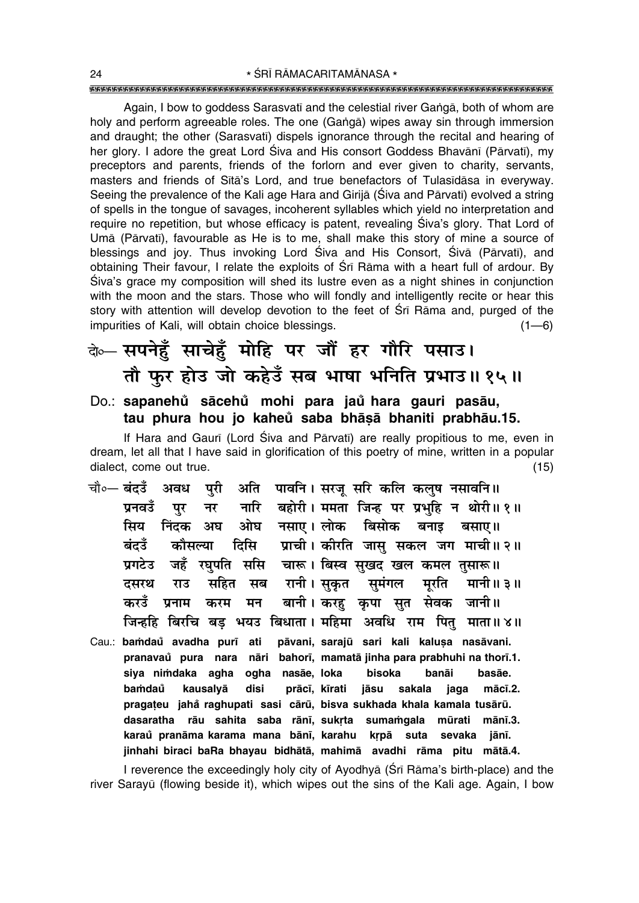Again, I bow to goddess Sarasvatī and the celestial river Gaṅgā, both of whom are holy and perform agreeable roles. The one (Gaṅgā) wipes away sin through immersion and draught; the other (Sarasvatī) dispels ignorance through the recital and hearing of her glory. I adore the great Lord Śiva and His consort Goddess Bhavānī (Pārvatī), my preceptors and parents, friends of the forlorn and ever given to charity, servants, masters and friends of Sītā's Lord, and true benefactors of Tulasīdāsa in everyway. Seeing the prevalence of the Kali age Hara and Girijā (Śiva and Pārvatī) evolved a string of spells in the tongue of savages, incoherent syllables which yield no interpretation and require no repetition, but whose efficacy is patent, revealing Śiva's glory. That Lord of Umā (Pārvatī), favourable as He is to me, shall make this story of mine a source of blessings and joy. Thus invoking Lord Śiva and His Consort, Śivā (Pārvatī), and obtaining Their favour, I relate the exploits of Śrī Rāma with a heart full of ardour. By Śiva's grace my composition will shed its lustre even as a night shines in conjunction with the moon and the stars. Those who will fondly and intelligently recite or hear this story with attention will develop devotion to the feet of Śrī Rāma and, purged of the impurities of Kali, will obtain choice blessings. (1—6)

**दो०— सपनेहुँ साचेहुँ मोहि पर जौं हर गौरि पसाउ।**
**तौ फुर होउ जो कहेउँ सब भाषा भनिति प्रभाउ॥ १५॥**

**Do.: sapanehů sācehů mohi para jaů hara gauri pasāu,**
**tau phura hou jo kaheů saba bhāṣā bhaniti prabhāu.15.**

If Hara and Gaurī (Lord Śiva and Pārvatī) are really propitious to me, even in dream, let all that I have said in glorification of this poetry of mine, written in a popular dialect, come out true. (15)

चौ०— बंदउँ अवध पुरी अति पावनि। सरजू सरि कलि कलुष नसावनि॥
प्रनवउँ पुर नर नारि बहोरी। ममता जिन्ह पर प्रभुहि न थोरी॥ १॥
सिय निंदक अघ ओघ नसाए। लोक बिसोक बनाइ बसाए॥
बंदउँ कौसल्या दिसि प्राची। कीरति जासु सकल जग माची॥ २॥
प्रगटेउ जहँ रघुपति ससि चारू। बिस्व सुखद खल कमल तुसारू॥
दसरथ राउ सहित सब रानी। सुकृत सुमंगल मूरति मानी॥ ३॥
करउँ प्रनाम करम मन बानी। करहु कृपा सुत सेवक जानी॥
जिन्हहि बिरचि बड़ भयउ बिधाता। महिमा अवधि राम पितु माता॥ ४॥

**Cau.: baṁdaů avadha purī ati pāvani, sarajū sari kali kaluṣa nasāvani.**
**pranavaů pura nara nāri bahorī, mamatā jinha para prabhuhi na thorī.1.**
**siya niṁdaka agha ogha nasāe, loka bisoka banāi basāe.**
**baṁdaů kausalyā disi prācī, kīrati jāsu sakala jaga mācī.2.**
**pragaṭeu jahå raghupati sasi cārū, bisva sukhada khala kamala tusārū.**
**dasaratha rāu sahita saba rānī, sukṛta sumaṁgala mūrati mānī.3.**
**karaů pranāma karama mana bānī, karahu kṛpā suta sevaka jānī.**
**jinhahi biraci baRa bhayau bidhātā, mahimā avadhi rāma pitu mātā.4.**

I reverence the exceedingly holy city of Ayodhyā (Śrī Rāma's birth-place) and the river Sarayū (flowing beside it), which wipes out the sins of the Kali age. Again, I bow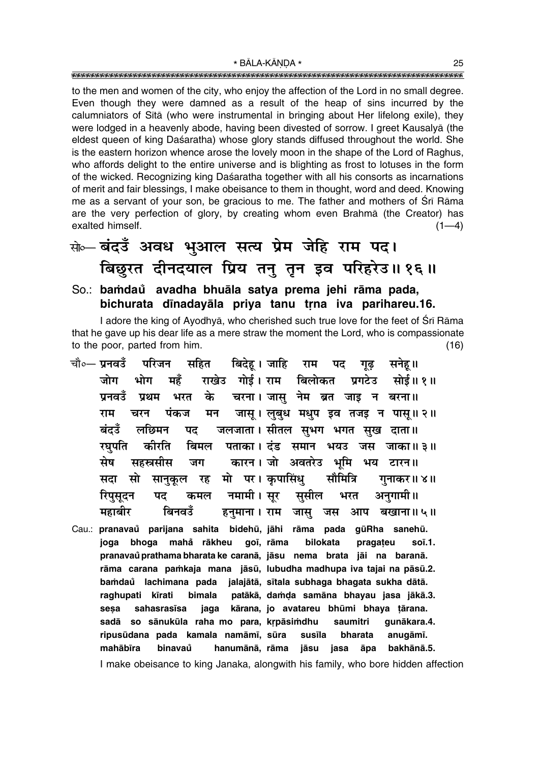to the men and women of the city, who enjoy the affection of the Lord in no small degree. Even though they were damned as a result of the heap of sins incurred by the calumniators of Sītā (who were instrumental in bringing about Her lifelong exile), they were lodged in a heavenly abode, having been divested of sorrow. I greet Kausalyā (the eldest queen of king Daśaratha) whose glory stands diffused throughout the world. She is the eastern horizon whence arose the lovely moon in the shape of the Lord of Raghus, who affords delight to the entire universe and is blighting as frost to lotuses in the form of the wicked. Recognizing king Daśaratha together with all his consorts as incarnations of merit and fair blessings, I make obeisance to them in thought, word and deed. Knowing me as a servant of your son, be gracious to me. The father and mothers of Śrī Rāma are the very perfection of glory, by creating whom even Brahmā (the Creator) has exalted himself. (1—4)

सो०— बंदउँ अवध भुआल सत्य प्रेम जेहि राम पद।
बिछुरत दीनदयाल प्रिय तनु तृन इव परिहरेउ॥ १६॥

So.: **baṁdaů avadha bhuāla satya prema jehi rāma pada,**
**bichurata dīnadayāla priya tanu tṛna iva parihareu.16.**

I adore the king of Ayodhyā, who cherished such true love for the feet of Śrī Rāma that he gave up his dear life as a mere straw the moment the Lord, who is compassionate to the poor, parted from him. (16)

चौ०— प्रनवउँ परिजन सहित बिदेहू। जाहि राम पद गूढ़ सनेहू॥
जोग भोग महँ राखेउ गोई। राम बिलोकत प्रगटेउ सोई॥ १॥
प्रनवउँ प्रथम भरत के चरना। जासु नेम ब्रत जाइ न बरना॥
राम चरन पंकज मन जासू। लुबुध मधुप इव तजइ न पासू॥ २॥
बंदउँ लछिमन पद जलजाता। सीतल सुभग भगत सुख दाता॥
रघुपति कीरति बिमल पताका। दंड समान भयउ जस जाका॥ ३॥
सेष सहस्रसीस जग कारन। जो अवतरेउ भूमि भय टारन॥
सदा सो सानुकूल रह मो पर। कृपासिंधु सौमित्रि गुनाकर॥ ४॥
रिपुसूदन पद कमल नमामी। सूर सुसील भरत अनुगामी॥
महाबीर बिनवउँ हनुमाना। राम जासु जस आप बखाना॥ ५॥

Cau.: **pranavaů parijana sahita bidehū, jāhi rāma pada gūRha sanehū.**
**joga bhoga mahå̃ rākheu goī, rāma bilokata pragaṭeu soī.1.**
**pranavaů prathama bharata ke caranā, jāsu nema brata jāi na baranā.**
**rāma carana paṁkaja mana jāsū, lubudha madhupa iva tajai na pāsū.2.**
**baṁdaů lachimana pada jalajātā, sītala subhaga bhagata sukha dātā.**
**raghupati kīrati bimala patākā, daṁḍa samāna bhayau jasa jākā.3.**
**seṣa sahasrasīsa jaga kārana, jo avatareu bhūmi bhaya ṭārana.**
**sadā so sānukūla raha mo para, kṛpāsiṁdhu saumitri gunākara.4.**
**ripusūdana pada kamala namāmī, sūra susīla bharata anugāmī.**
**mahābīra binavaů hanumānā, rāma jāsu jasa āpa bakhānā.5.**

I make obeisance to king Janaka, alongwith his family, who bore hidden affection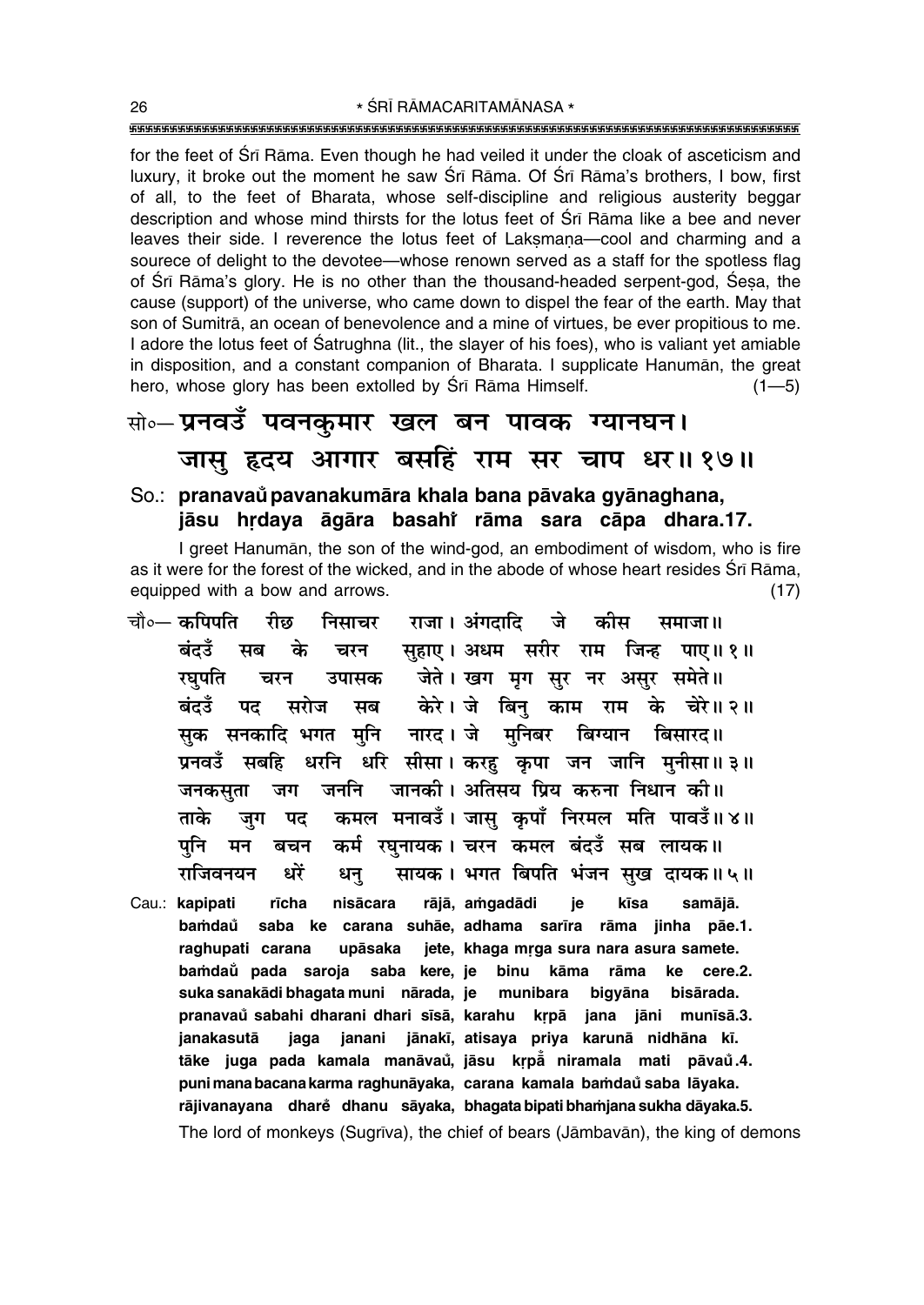for the feet of Śrī Rāma. Even though he had veiled it under the cloak of asceticism and luxury, it broke out the moment he saw Śrī Rāma. Of Śrī Rāma's brothers, I bow, first of all, to the feet of Bharata, whose self-discipline and religious austerity beggar description and whose mind thirsts for the lotus feet of Śrī Rāma like a bee and never leaves their side. I reverence the lotus feet of Lakṣmaṇa—cool and charming and a sourece of delight to the devotee—whose renown served as a staff for the spotless flag of Śrī Rāma's glory. He is no other than the thousand-headed serpent-god, Śeṣa, the cause (support) of the universe, who came down to dispel the fear of the earth. May that son of Sumitrā, an ocean of benevolence and a mine of virtues, be ever propitious to me. I adore the lotus feet of Śatrughna (lit., the slayer of his foes), who is valiant yet amiable in disposition, and a constant companion of Bharata. I supplicate Hanumān, the great hero, whose glory has been extolled by Śrī Rāma Himself. (1—5)

## सो०— प्रनवउँ पवनकुमार खल बन पावक ग्यानघन। जासु हृदय आगार बसहिं राम सर चाप धर॥ १७॥

**So.: pranavaů pavanakumāra khala bana pāvaka gyānaghana, jāsu hṛdaya āgāra basahi̐ rāma sara cāpa dhara.17.**

I greet Hanumān, the son of the wind-god, an embodiment of wisdom, who is fire as it were for the forest of the wicked, and in the abode of whose heart resides Śrī Rāma, equipped with a bow and arrows. (17)

चौ०— कपिपति रीछ निसाचर राजा। अंगदादि जे कीस समाजा॥
बंदउँ सब के चरन सुहाए। अधम सरीर राम जिन्ह पाए॥ १॥
रघुपति चरन उपासक जेते। खग मृग सुर नर असुर समेते॥
बंदउँ पद सरोज सब केरे। जे बिनु काम राम के चेरे॥ २॥
सुक सनकादि भगत मुनि नारद। जे मुनिबर बिग्यान बिसारद॥
प्रनवउँ सबहि धरनि धरि सीसा। करहु कृपा जन जानि मुनीसा॥ ३॥
जनकसुता जग जननि जानकी। अतिसय प्रिय करुना निधान की॥
ताके जुग पद कमल मनावउँ। जासु कृपाँ निरमल मति पावउँ॥ ४॥
पुनि मन बचन कर्म रघुनायक। चरन कमल बंदउँ सब लायक॥
राजिवनयन धरें धनु सायक। भगत बिपति भंजन सुख दायक॥ ५॥

**Cau.: kapipati rīcha nisācara rājā, aṁgadādi je kīsa samājā.
baṁdaů saba ke carana suhāe, adhama sarīra rāma jinha pāe.1.
raghupati carana upāsaka jete, khaga mṛga sura nara asura samete.
baṁdaů pada saroja saba kere, je binu kāma rāma ke cere.2.
suka sanakādi bhagata muni nārada, je munibara bigyāna bisārada.
pranavaů sabahi dharani dhari sīsā, karahu kṛpā jana jāni munīsā.3.
janakasutā jaga janani jānakī, atisaya priya karunā nidhāna kī.
tāke juga pada kamala manāvaů, jāsu kṛpa̐ niramala mati pāvaů.4.
puni mana bacana karma raghunāyaka, carana kamala baṁdaů saba lāyaka.
rājivanayana dhare̐ dhanu sāyaka, bhagata bipati bhaṁjana sukha dāyaka.5.**

The lord of monkeys (Sugrīva), the chief of bears (Jāmbavān), the king of demons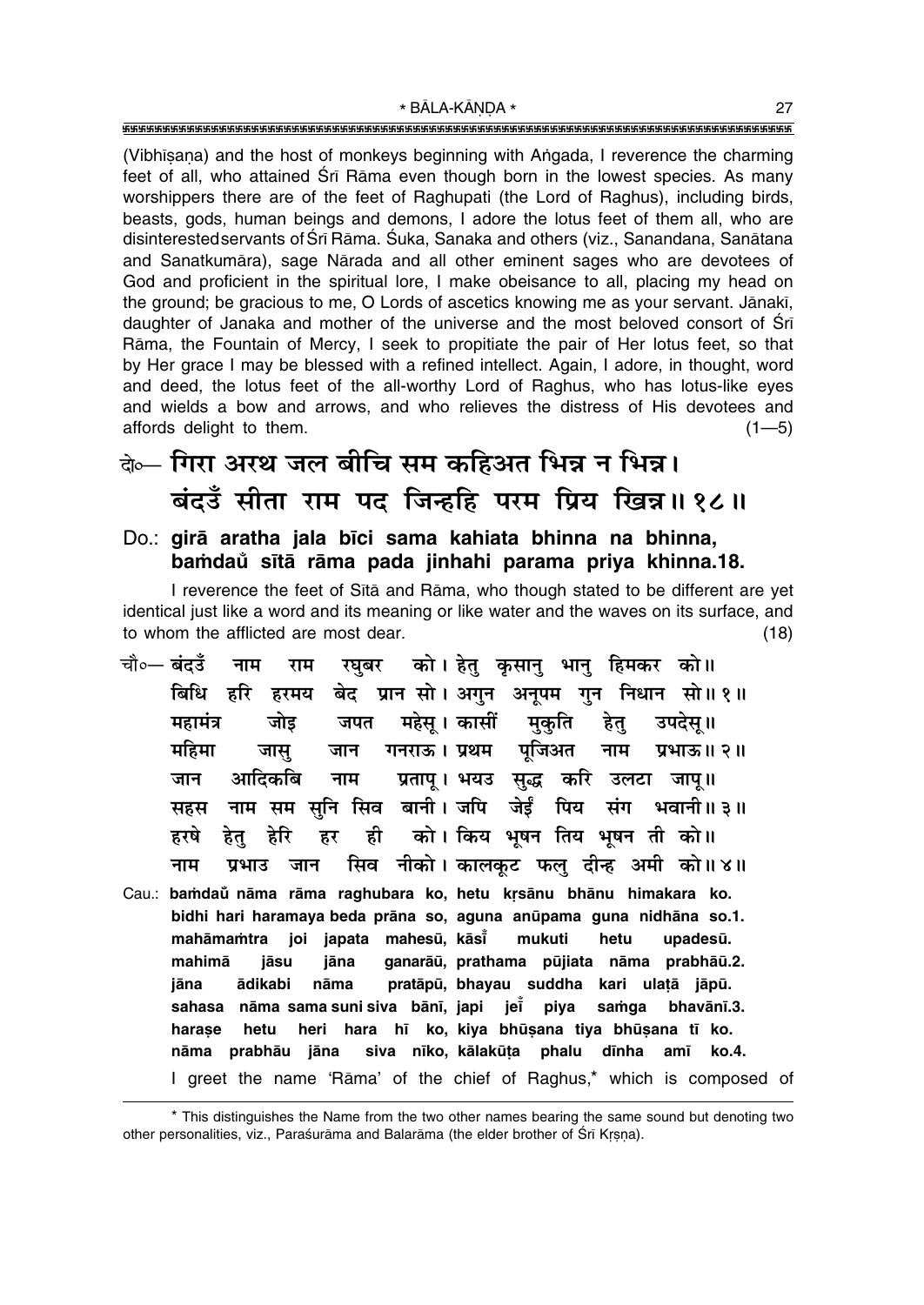(Vibhīṣaṇa) and the host of monkeys beginning with Aṅgada, I reverence the charming feet of all, who attained Śrī Rāma even though born in the lowest species. As many worshippers there are of the feet of Raghupati (the Lord of Raghus), including birds, beasts, gods, human beings and demons, I adore the lotus feet of them all, who are disinterested servants of Śrī Rāma. Śuka, Sanaka and others (viz., Sanandana, Sanātana and Sanatkumāra), sage Nārada and all other eminent sages who are devotees of God and proficient in the spiritual lore, I make obeisance to all, placing my head on the ground; be gracious to me, O Lords of ascetics knowing me as your servant. Jānakī, daughter of Janaka and mother of the universe and the most beloved consort of Śrī Rāma, the Fountain of Mercy, I seek to propitiate the pair of Her lotus feet, so that by Her grace I may be blessed with a refined intellect. Again, I adore, in thought, word and deed, the lotus feet of the all-worthy Lord of Raghus, who has lotus-like eyes and wields a bow and arrows, and who relieves the distress of His devotees and affords delight to them. (1—5)

## दो०— गिरा अरथ जल बीचि सम कहिअत भिन्न न भिन्न। बंदउँ सीता राम पद जिन्हहि परम प्रिय खिन्न॥ १८॥

**Do.: girā aratha jala bīci sama kahiata bhinna na bhinna, baṁdaů sītā rāma pada jinhahi parama priya khinna.18.**

I reverence the feet of Sītā and Rāma, who though stated to be different are yet identical just like a word and its meaning or like water and the waves on its surface, and to whom the afflicted are most dear. (18)

चौ०— बंदउँ नाम राम रघुबर को। हेतु कृसानु भानु हिमकर को॥
बिधि हरि हरमय बेद प्रान सो। अगुन अनूपम गुन निधान सो॥ १॥
महामंत्र जोइ जपत महेसू। कासीं मुकुति हेतु उपदेसू॥
महिमा जासु जान गनराऊ। प्रथम पूजिअत नाम प्रभाऊ॥ २॥
जान आदिकबि नाम प्रतापू। भयउ सुद्ध करि उलटा जापू॥
सहस नाम सम सुनि सिव बानी। जपि जेईं पिय संग भवानी॥ ३॥
हरषे हेतु हेरि हर ही को। किय भूषन तिय भूषन ती को॥
नाम प्रभाउ जान सिव नीको। कालकूट फलु दीन्ह अमी को॥ ४॥

**Cau.: baṁdaů nāma rāma raghubara ko, hetu kṛsānu bhānu himakara ko.
bidhi hari haramaya beda prāna so, aguna anūpama guna nidhāna so.1.
mahāmaṁtra joi japata mahesū, kāsı̐ mukuti hetu upadesū.
mahimā jāsu jāna ganarāū, prathama pūjiata nāma prabhāū.2.
jāna ādikabi nāma pratāpū, bhayau suddha kari ulaṭā jāpū.
sahasa nāma sama suni siva bānī, japi jeı̐ piya saṁga bhavānī.3.
harase hetu heri hara hī ko, kiya bhūṣana tiya bhūṣana tī ko.
nāma prabhāu jāna siva nīko, kālakūṭa phalu dīnha amī ko.4.**

I greet the name 'Rāma' of the chief of Raghus,* which is composed of

* This distinguishes the Name from the two other names bearing the same sound but denoting two other personalities, viz., Paraśurāma and Balarāma (the elder brother of Śrī Kṛṣṇa).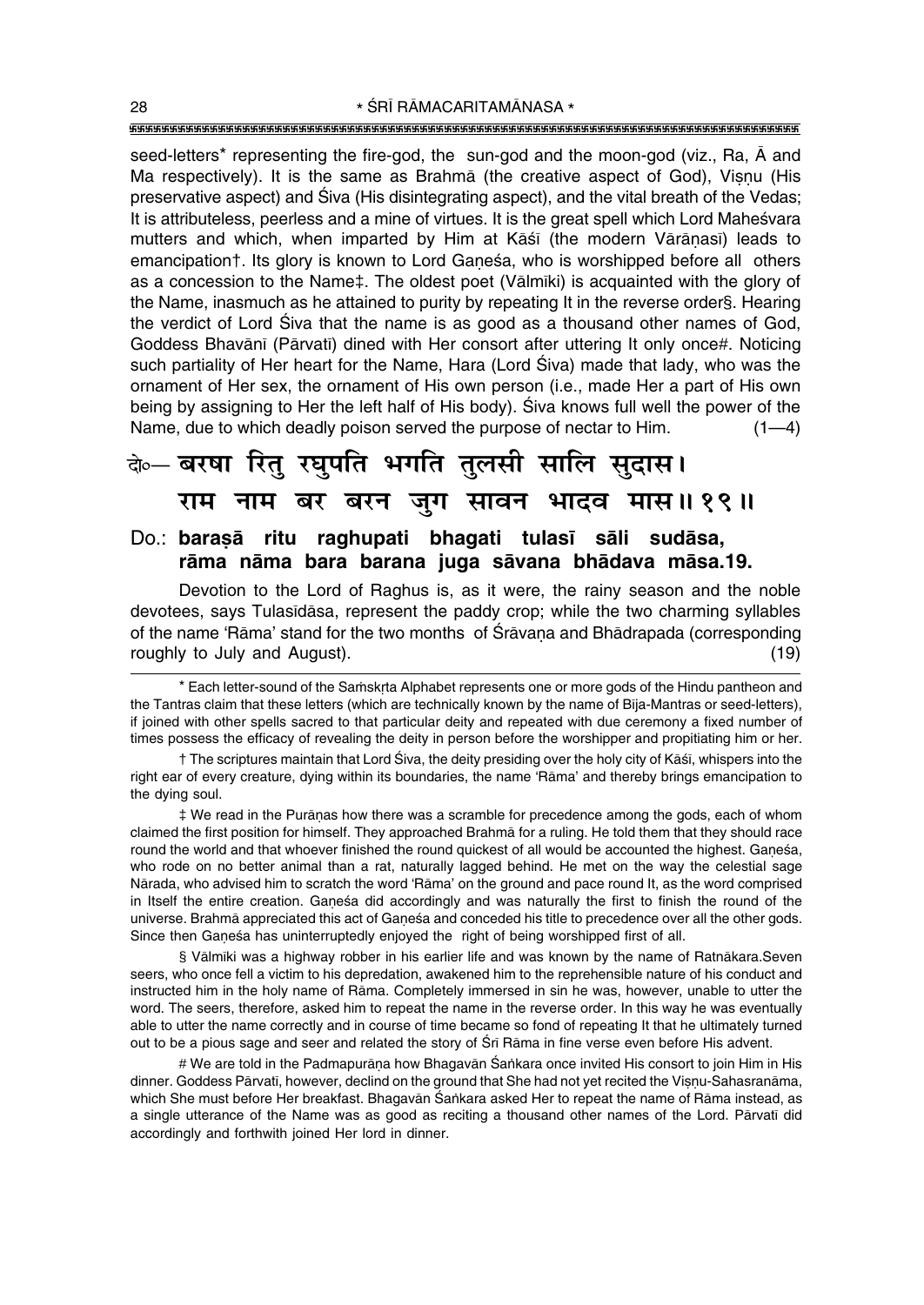seed-letters* representing the fire-god, the sun-god and the moon-god (viz., Ra, Ā and Ma respectively). It is the same as Brahmā (the creative aspect of God), Viṣṇu (His preservative aspect) and Śiva (His disintegrating aspect), and the vital breath of the Vedas; It is attributeless, peerless and a mine of virtues. It is the great spell which Lord Maheśvara mutters and which, when imparted by Him at Kāśī (the modern Vārāṇasī) leads to emancipation†. Its glory is known to Lord Gaṇeśa, who is worshipped before all others as a concession to the Name‡. The oldest poet (Vālmīki) is acquainted with the glory of the Name, inasmuch as he attained to purity by repeating It in the reverse order§. Hearing the verdict of Lord Śiva that the name is as good as a thousand other names of God, Goddess Bhavānī (Pārvatī) dined with Her consort after uttering It only once#. Noticing such partiality of Her heart for the Name, Hara (Lord Śiva) made that lady, who was the ornament of Her sex, the ornament of His own person (i.e., made Her a part of His own being by assigning to Her the left half of His body). Śiva knows full well the power of the Name, due to which deadly poison served the purpose of nectar to Him. (1—4)

दो०— बरषा रितु रघुपति भगति तुलसी सालि सुदास।
राम नाम बर बरन जुग सावन भादव मास॥ १९॥

Do.: **baraṣā ritu raghupati bhagati tulasī sāli sudāsa,**
**rāma nāma bara barana juga sāvana bhādava māsa.19.**

Devotion to the Lord of Raghus is, as it were, the rainy season and the noble devotees, says Tulasīdāsa, represent the paddy crop; while the two charming syllables of the name 'Rāma' stand for the two months of Śrāvaṇa and Bhādrapada (corresponding roughly to July and August). (19)

---

* Each letter-sound of the Saṁskṛta Alphabet represents one or more gods of the Hindu pantheon and the Tantras claim that these letters (which are technically known by the name of Bīja-Mantras or seed-letters), if joined with other spells sacred to that particular deity and repeated with due ceremony a fixed number of times possess the efficacy of revealing the deity in person before the worshipper and propitiating him or her.

† The scriptures maintain that Lord Śiva, the deity presiding over the holy city of Kāśī, whispers into the right ear of every creature, dying within its boundaries, the name 'Rāma' and thereby brings emancipation to the dying soul.

‡ We read in the Purāṇas how there was a scramble for precedence among the gods, each of whom claimed the first position for himself. They approached Brahmā for a ruling. He told them that they should race round the world and that whoever finished the round quickest of all would be accounted the highest. Gaṇeśa, who rode on no better animal than a rat, naturally lagged behind. He met on the way the celestial sage Nārada, who advised him to scratch the word 'Rāma' on the ground and pace round It, as the word comprised in Itself the entire creation. Gaṇeśa did accordingly and was naturally the first to finish the round of the universe. Brahmā appreciated this act of Gaṇeśa and conceded his title to precedence over all the other gods. Since then Gaṇeśa has uninterruptedly enjoyed the right of being worshipped first of all.

§ Vālmīki was a highway robber in his earlier life and was known by the name of Ratnākara.Seven seers, who once fell a victim to his depredation, awakened him to the reprehensible nature of his conduct and instructed him in the holy name of Rāma. Completely immersed in sin he was, however, unable to utter the word. The seers, therefore, asked him to repeat the name in the reverse order. In this way he was eventually able to utter the name correctly and in course of time became so fond of repeating It that he ultimately turned out to be a pious sage and seer and related the story of Śrī Rāma in fine verse even before His advent.

# We are told in the Padmapurāṇa how Bhagavān Śaṅkara once invited His consort to join Him in His dinner. Goddess Pārvatī, however, declind on the ground that She had not yet recited the Viṣṇu-Sahasranāma, which She must before Her breakfast. Bhagavān Śaṅkara asked Her to repeat the name of Rāma instead, as a single utterance of the Name was as good as reciting a thousand other names of the Lord. Pārvatī did accordingly and forthwith joined Her lord in dinner.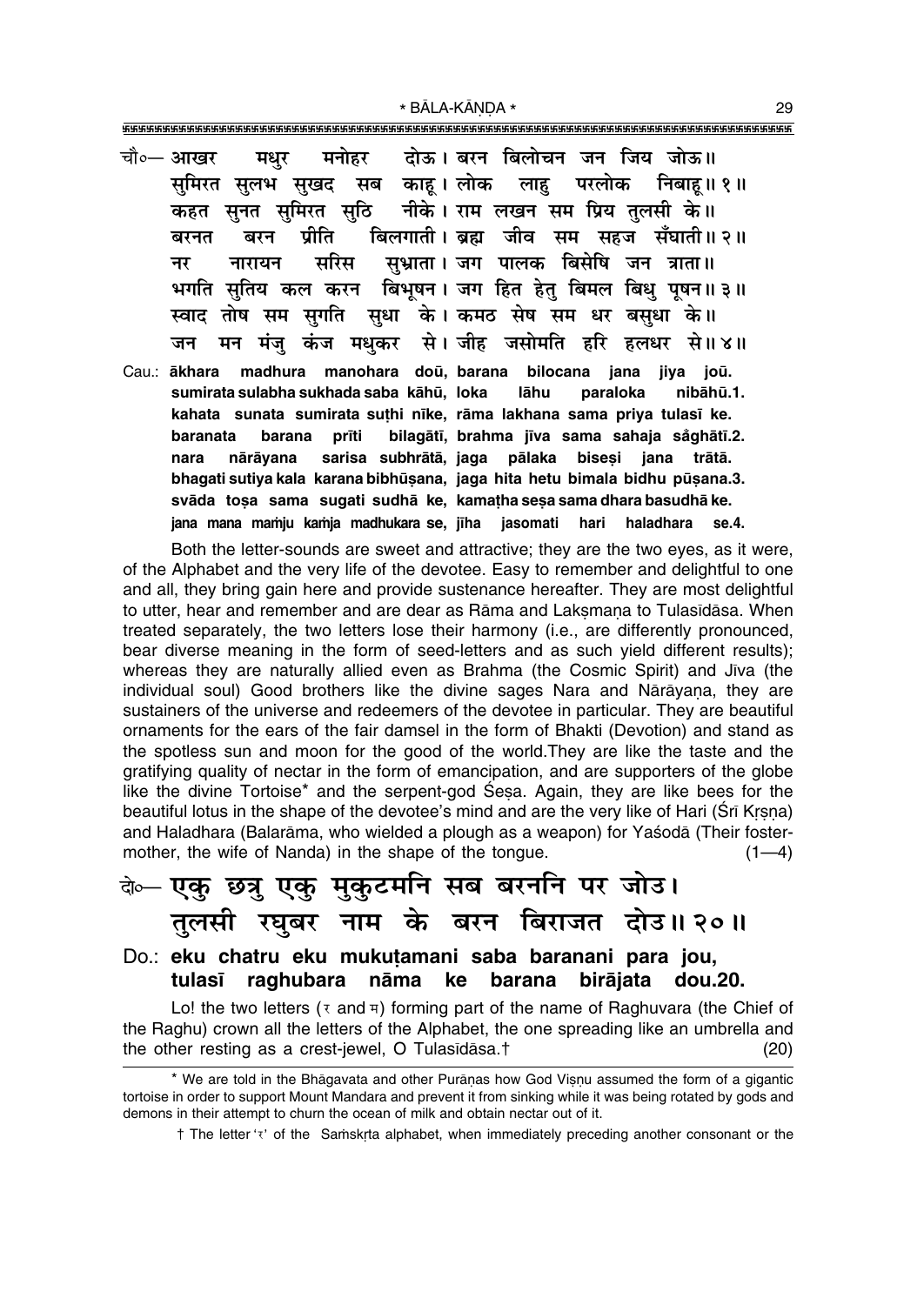चौ०— आखर मधुर मनोहर दोऊ। बरन बिलोचन जन जिय जोऊ॥
सुमिरत सुलभ सुखद सब काहू। लोक लाहु परलोक निबाहू॥ १॥
कहत सुनत सुमिरत सुठि नीके। राम लखन सम प्रिय तुलसी के॥
बरनत बरन प्रीति बिलगाती। ब्रह्म जीव सम सहज सँघाती॥ २॥
नर नारायन सरिस सुभ्राता। जग पालक बिसेषि जन त्राता॥
भगति सुतिय कल करन बिभूषन। जग हित हेतु बिमल बिधु पूषन॥ ३॥
स्वाद तोष सम सुगति सुधा के। कमठ सेष सम धर बसुधा के॥
जन मन मंजु कंज मधुकर से। जीह जसोमति हरि हलधर से॥ ४॥

Cau.: **ākhara madhura manohara doū, barana bilocana jana jiya joū.**
**sumirata sulabha sukhada saba kāhū, loka lāhu paraloka nibāhū.1.**
**kahata sunata sumirata suṭhi nīke, rāma lakhana sama priya tulasī ke.**
**baranata barana prīti bilagātī, brahma jīva sama sahaja sãghātī.2.**
**nara nārāyana sarisa subhrātā, jaga pālaka biseṣi jana trātā.**
**bhagati sutiya kala karana bibhūṣana, jaga hita hetu bimala bidhu pūṣana.3.**
**svāda toṣa sama sugati sudhā ke, kamaṭha seṣa sama dhara basudhā ke.**
**jana mana maṁju kaṁja madhukara se, jīha jasomati hari haladhara se.4.**

Both the letter-sounds are sweet and attractive; they are the two eyes, as it were, of the Alphabet and the very life of the devotee. Easy to remember and delightful to one and all, they bring gain here and provide sustenance hereafter. They are most delightful to utter, hear and remember and are dear as Rāma and Lakṣmaṇa to Tulasīdāsa. When treated separately, the two letters lose their harmony (i.e., are differently pronounced, bear diverse meaning in the form of seed-letters and as such yield different results); whereas they are naturally allied even as Brahma (the Cosmic Spirit) and Jīva (the individual soul) Good brothers like the divine sages Nara and Nārāyaṇa, they are sustainers of the universe and redeemers of the devotee in particular. They are beautiful ornaments for the ears of the fair damsel in the form of Bhakti (Devotion) and stand as the spotless sun and moon for the good of the world.They are like the taste and the gratifying quality of nectar in the form of emancipation, and are supporters of the globe like the divine Tortoise* and the serpent-god Śeṣa. Again, they are like bees for the beautiful lotus in the shape of the devotee's mind and are the very like of Hari (Śrī Kṛṣṇa) and Haladhara (Balarāma, who wielded a plough as a weapon) for Yaśodā (Their foster-mother, the wife of Nanda) in the shape of the tongue. (1—4)

## दो०— एकु छत्रु एकु मुकुटमनि सब बरननि पर जोउ। तुलसी रघुबर नाम के बरन बिराजत दोउ॥ २०॥

Do.: **eku chatru eku mukuṭamani saba baranani para jou, tulasī raghubara nāma ke barana birājata dou.20.**

Lo! the two letters (र and म) forming part of the name of Raghuvara (the Chief of the Raghu) crown all the letters of the Alphabet, the one spreading like an umbrella and the other resting as a crest-jewel, O Tulasīdāsa.† (20)

---

* We are told in the Bhāgavata and other Purāṇas how God Viṣṇu assumed the form of a gigantic tortoise in order to support Mount Mandara and prevent it from sinking while it was being rotated by gods and demons in their attempt to churn the ocean of milk and obtain nectar out of it.

† The letter 'र' of the Saṁskṛta alphabet, when immediately preceding another consonant or the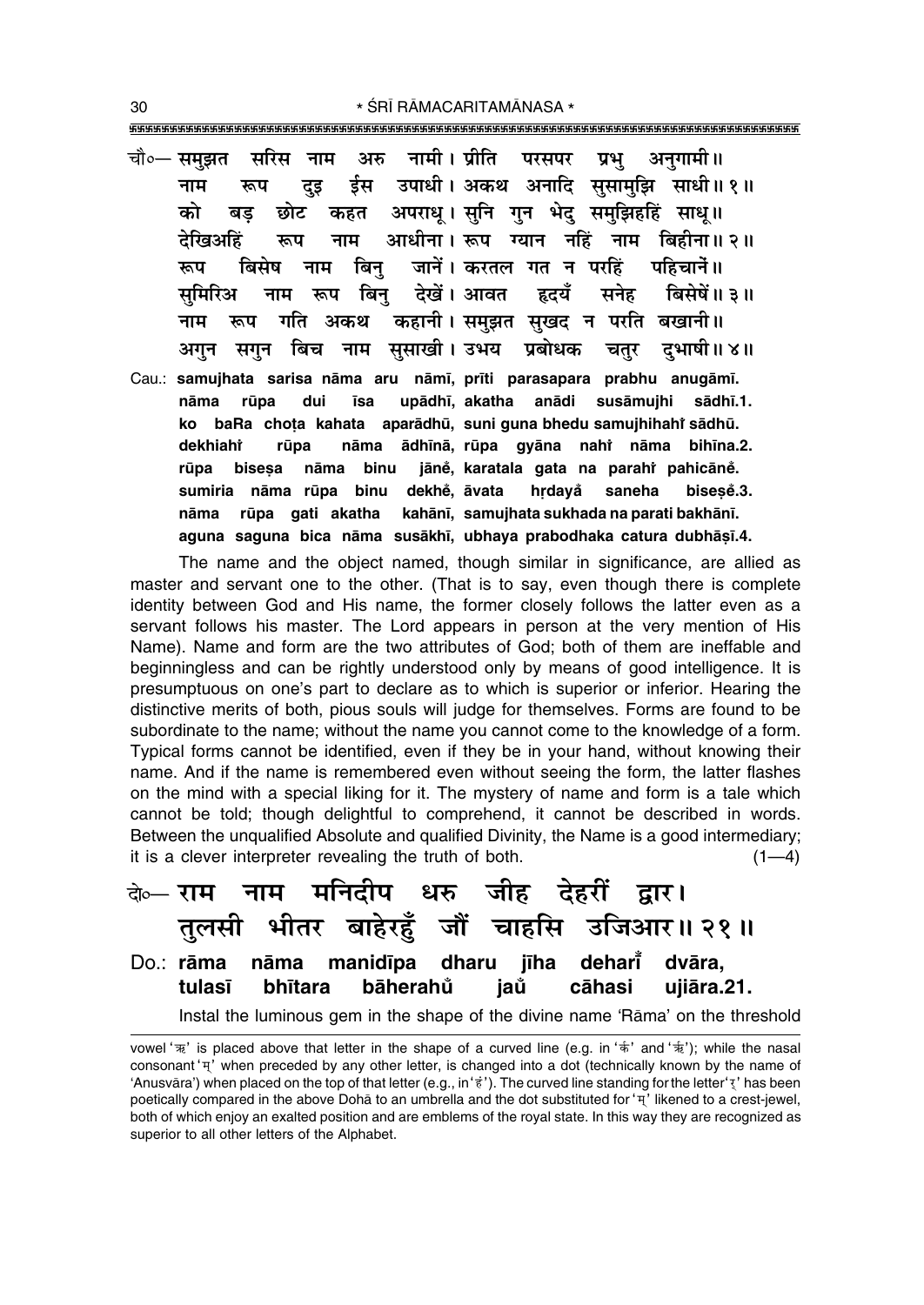चौ०— समुझत सरिस नाम अरु नामी। प्रीति परसपर प्रभु अनुगामी॥
नाम रूप दुइ ईस उपाधी। अकथ अनादि सुसामुझि साधी॥ १॥
को बड़ छोट कहत अपराधू। सुनि गुन भेदु समुझिहहिं साधू॥
देखिअहिं रूप नाम आधीना। रूप ग्यान नहिं नाम बिहीना॥ २॥
रूप बिसेष नाम बिनु जानें। करतल गत न परहिं पहिचानें॥
सुमिरिअ नाम रूप बिनु देखें। आवत हृदयँ सनेह बिसेषें॥ ३॥
नाम रूप गति अकथ कहानी। समुझत सुखद न परति बखानी॥
अगुन सगुन बिच नाम सुसाखी। उभय प्रबोधक चतुर दुभाषी॥ ४॥

Cau.: **samujhata sarisa nāma aru nāmī, prīti parasapara prabhu anugāmī.**
**nāma rūpa dui īsa upādhī, akatha anādi susāmujhi sādhī.1.**
**ko baRa choṭa kahata aparādhū, suni guna bhedu samujhihahiṁ sādhū.**
**dekhiahiṁ rūpa nāma ādhīnā, rūpa gyāna nahiṁ nāma bihīna.2.**
**rūpa biseṣa nāma binu jāneṁ, karatala gata na parahiṁ pahicāneṁ.**
**sumiria nāma rūpa binu dekheṁ, āvata hṛdayaṁ saneha biseṣeṁ.3.**
**nāma rūpa gati akatha kahānī, samujhata sukhada na parati bakhānī.**
**aguna saguna bica nāma susākhī, ubhaya prabodhaka catura dubhāṣī.4.**

The name and the object named, though similar in significance, are allied as master and servant one to the other. (That is to say, even though there is complete identity between God and His name, the former closely follows the latter even as a servant follows his master. The Lord appears in person at the very mention of His Name). Name and form are the two attributes of God; both of them are ineffable and beginningless and can be rightly understood only by means of good intelligence. It is presumptuous on one's part to declare as to which is superior or inferior. Hearing the distinctive merits of both, pious souls will judge for themselves. Forms are found to be subordinate to the name; without the name you cannot come to the knowledge of a form. Typical forms cannot be identified, even if they be in your hand, without knowing their name. And if the name is remembered even without seeing the form, the latter flashes on the mind with a special liking for it. The mystery of name and form is a tale which cannot be told; though delightful to comprehend, it cannot be described in words. Between the unqualified Absolute and qualified Divinity, the Name is a good intermediary; it is a clever interpreter revealing the truth of both. (1—4)

दो०— राम नाम मनिदीप धरु जीह देहरीं द्वार।
तुलसी भीतर बाहेरहुँ जौं चाहसि उजिआर॥ २१॥

Do.: **rāma nāma manidīpa dharu jīha deharīṁ dvāra,**
**tulasī bhītara bāherahuṁ jauṁ cāhasi ujiāra.21.**

Instal the luminous gem in the shape of the divine name 'Rāma' on the threshold

vowel 'ऋ' is placed above that letter in the shape of a curved line (e.g. in 'र्क' and 'र्ऋ'); while the nasal consonant 'म्' when preceded by any other letter, is changed into a dot (technically known by the name of 'Anusvāra') when placed on the top of that letter (e.g., in 'हं'). The curved line standing for the letter 'र्' has been poetically compared in the above Dohā to an umbrella and the dot substituted for 'म्' likened to a crest-jewel, both of which enjoy an exalted position and are emblems of the royal state. In this way they are recognized as superior to all other letters of the Alphabet.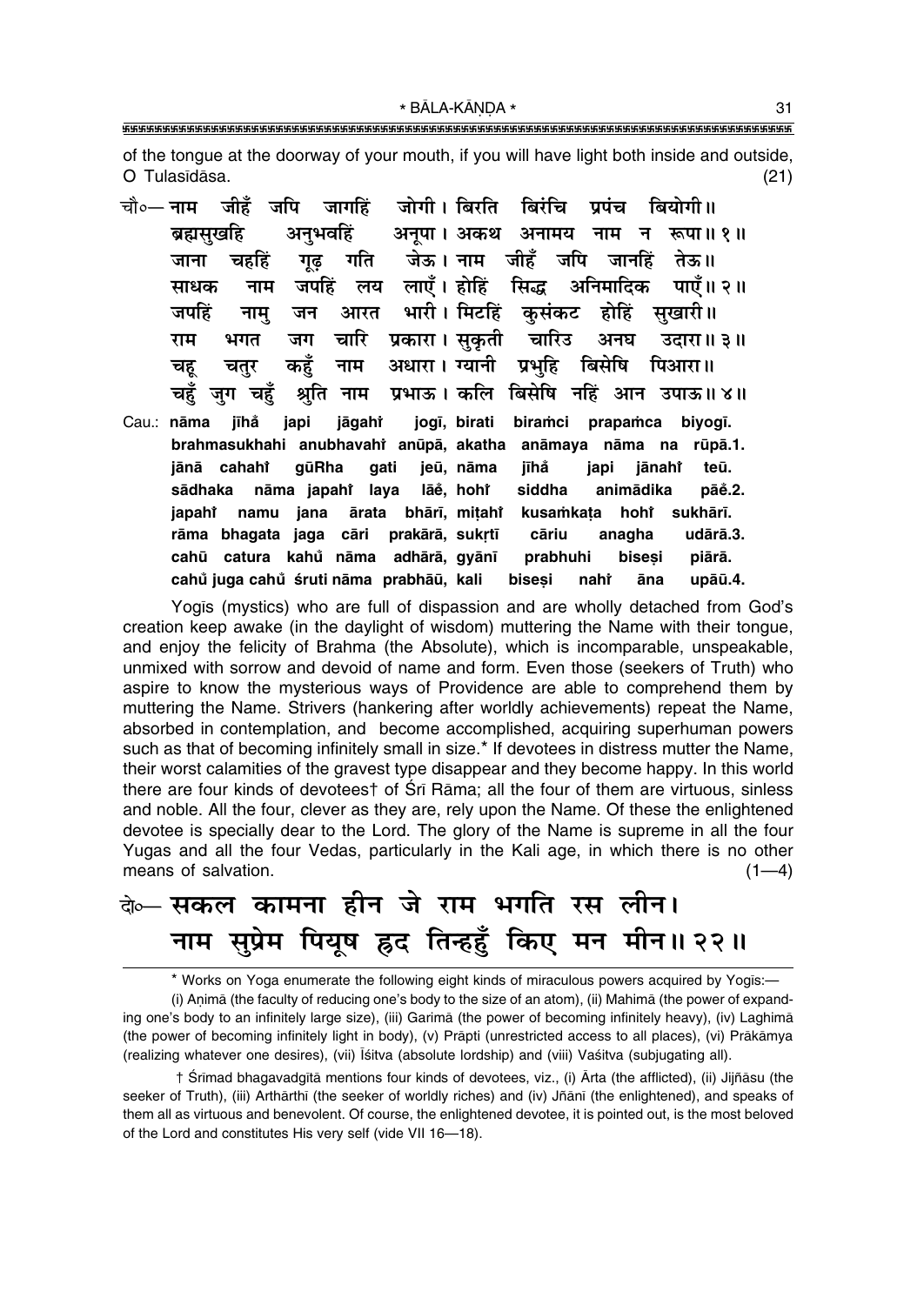of the tongue at the doorway of your mouth, if you will have light both inside and outside, O Tulasīdāsa. (21)

चौ०— नाम जीहँ जपि जागहिं जोगी। बिरति बिरंचि प्रपंच बियोगी॥
ब्रह्मसुखहि अनुभवहिं अनूपा। अकथ अनामय नाम न रूपा॥ १॥
जाना चहहिं गूढ़ गति जेऊ। नाम जीहँ जपि जानहिं तेऊ॥
साधक नाम जपहिं लय लाएँ। होहिं सिद्ध अनिमादिक पाएँ॥ २॥
जपहिं नामु जन आरत भारी। मिटहिं कुसंकट होहिं सुखारी॥
राम भगत जग चारि प्रकारा। सुकृती चारिउ अनघ उदारा॥ ३॥
चहू चतुर कहुँ नाम अधारा। ग्यानी प्रभुहि बिसेषि पिआरा॥
चहुँ जुग चहुँ श्रुति नाम प्रभाऊ। कलि बिसेषि नहिं आन उपाऊ॥ ४॥

Cau.: nāma jīhå japi jāgahi̐ jogī, birati biraṁci prapaṁca biyogī.
brahmasukhahi anubhavahi̐ anūpā, akatha anāmaya nāma na rūpā.1.
jānā cahahi̐ gūRha gati jeū, nāma jīhå japi jānahi̐ teū.
sādhaka nāma japahi̐ laya lāe̐, hohi̐ siddha animādika pāe̐.2.
japahi̐ namu jana ārata bhārī, miṭahi̐ kusaṁkaṭa hohi̐ sukhārī.
rāma bhagata jaga cāri prakārā, sukṛtī cāriu anagha udārā.3.
cahū catura kahů̐ nāma adhārā, gyānī prabhuhi biseṣi piārā.
cahů̐ juga cahů̐ śruti nāma prabhāū, kali biseṣi nahi̐ āna upāū.4.

Yogīs (mystics) who are full of dispassion and are wholly detached from God's creation keep awake (in the daylight of wisdom) muttering the Name with their tongue, and enjoy the felicity of Brahma (the Absolute), which is incomparable, unspeakable, unmixed with sorrow and devoid of name and form. Even those (seekers of Truth) who aspire to know the mysterious ways of Providence are able to comprehend them by muttering the Name. Strivers (hankering after worldly achievements) repeat the Name, absorbed in contemplation, and become accomplished, acquiring superhuman powers such as that of becoming infinitely small in size.* If devotees in distress mutter the Name, their worst calamities of the gravest type disappear and they become happy. In this world there are four kinds of devotees† of Śrī Rāma; all the four of them are virtuous, sinless and noble. All the four, clever as they are, rely upon the Name. Of these the enlightened devotee is specially dear to the Lord. The glory of the Name is supreme in all the four Yugas and all the four Vedas, particularly in the Kali age, in which there is no other means of salvation. (1—4)

दो०— सकल कामना हीन जे राम भगति रस लीन।
नाम सुप्रेम पियूष ह्रद तिन्हहुँ किए मन मीन॥ २२॥

---

* Works on Yoga enumerate the following eight kinds of miraculous powers acquired by Yogīs:—

(i) Aṇimā (the faculty of reducing one's body to the size of an atom), (ii) Mahimā (the power of expanding one's body to an infinitely large size), (iii) Garimā (the power of becoming infinitely heavy), (iv) Laghimā (the power of becoming infinitely light in body), (v) Prāpti (unrestricted access to all places), (vi) Prākāmya (realizing whatever one desires), (vii) Īśitva (absolute lordship) and (viii) Vaśitva (subjugating all).

† Śrīmad bhagavadgītā mentions four kinds of devotees, viz., (i) Ārta (the afflicted), (ii) Jijñāsu (the seeker of Truth), (iii) Arthārthī (the seeker of worldly riches) and (iv) Jñānī (the enlightened), and speaks of them all as virtuous and benevolent. Of course, the enlightened devotee, it is pointed out, is the most beloved of the Lord and constitutes His very self (vide VII 16—18).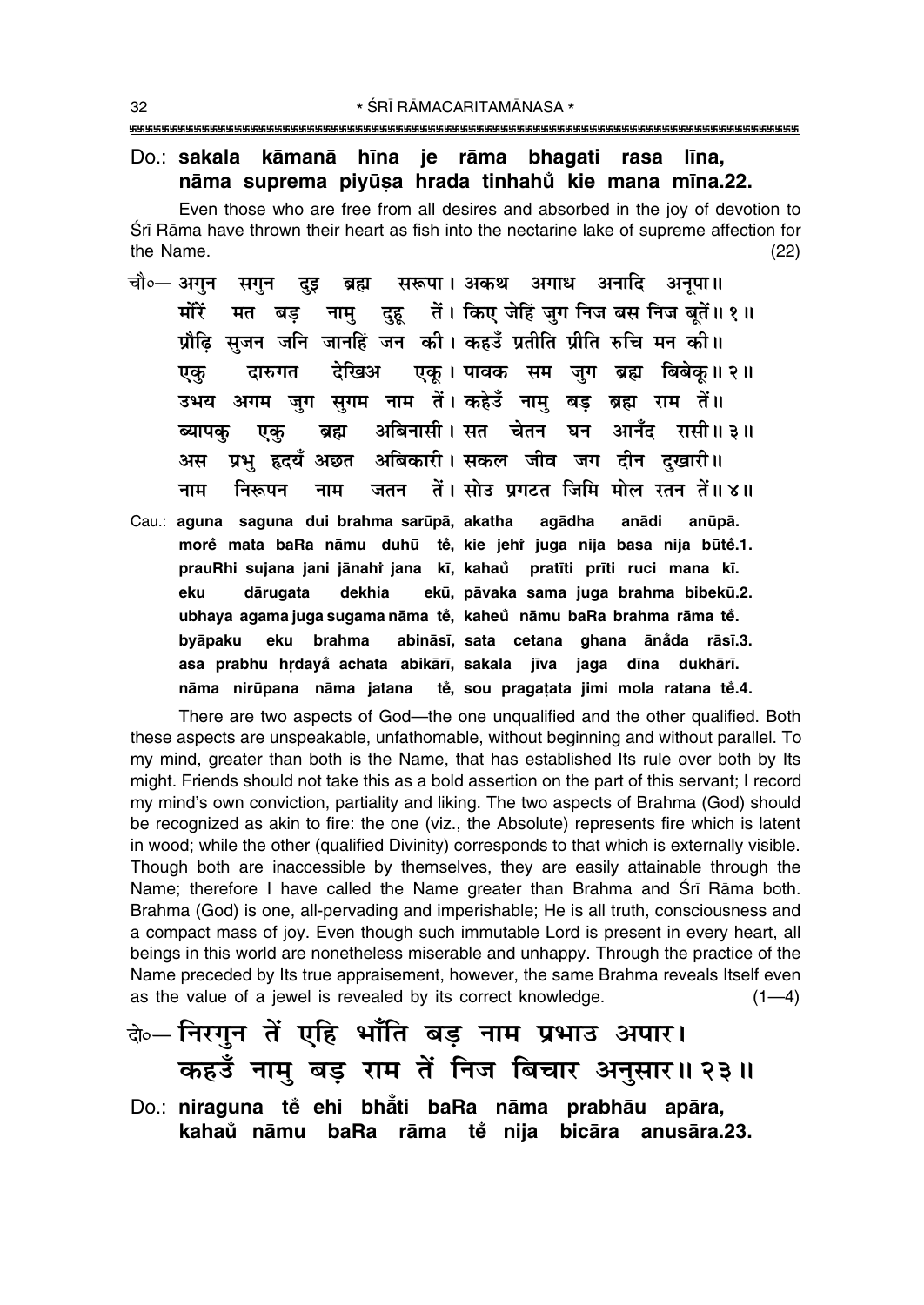**Do.: sakala kāmanā hīna je rāma bhagati rasa līna, nāma suprema piyūṣa hrada tinahů kie mana mīna.22.**

Even those who are free from all desires and absorbed in the joy of devotion to Śrī Rāma have thrown their heart as fish into the nectarine lake of supreme affection for the Name. (22)

चौ०— अगुन सगुन दुइ ब्रह्म सरूपा। अकथ अगाध अनादि अनूपा॥
मोरें मत बड़ नामु दुहू तें। किए जेहिं जुग निज बस निज बूतें॥ १॥
प्रौढ़ि सुजन जनि जानहिं जन की। कहउँ प्रतीति प्रीति रुचि मन की॥
एकु दारुगत देखिअ एकू। पावक सम जुग ब्रह्म बिबेकू॥ २॥
उभय अगम जुग सुगम नाम तें। कहेउँ नामु बड़ ब्रह्म राम तें॥
ब्यापकु एकु ब्रह्म अबिनासी। सत चेतन घन आनँद रासी॥ ३॥
अस प्रभु हृदयँ अछत अबिकारी। सकल जीव जग दीन दुखारी॥
नाम निरूपन नाम जतन तें। सोउ प्रगटत जिमि मोल रतन तें॥ ४॥

**Cau.: aguna saguna dui brahma sarūpā, akatha agādha anādi anūpā. morě mata baRa nāmu duhū tě, kie jehi juga nija basa nija būtě.1. prauRhi sujana jani jānahi jana kī, kahaů pratīti prīti ruci mana kī. eku dārugata dekhia ekū, pāvaka sama juga brahma bibekū.2. ubhaya agama juga sugama nāma tě, kaheů nāmu baRa brahma rāma tě. byāpaku eku brahma abināsī, sata cetana ghana ānåda rāsī.3. asa prabhu hṛdayå achata abikārī, sakala jīva jaga dīna dukhārī. nāma nirūpana nāma jatana tě, sou pragaṭata jimi mola ratana tě.4.**

There are two aspects of God—the one unqualified and the other qualified. Both these aspects are unspeakable, unfathomable, without beginning and without parallel. To my mind, greater than both is the Name, that has established Its rule over both by Its might. Friends should not take this as a bold assertion on the part of this servant; I record my mind's own conviction, partiality and liking. The two aspects of Brahma (God) should be recognized as akin to fire: the one (viz., the Absolute) represents fire which is latent in wood; while the other (qualified Divinity) corresponds to that which is externally visible. Though both are inaccessible by themselves, they are easily attainable through the Name; therefore I have called the Name greater than Brahma and Śrī Rāma both. Brahma (God) is one, all-pervading and imperishable; He is all truth, consciousness and a compact mass of joy. Even though such immutable Lord is present in every heart, all beings in this world are nonetheless miserable and unhappy. Through the practice of the Name preceded by Its true appraisement, however, the same Brahma reveals Itself even as the value of a jewel is revealed by its correct knowledge. (1—4)

दो०— निरगुन तें एहि भाँति बड़ नाम प्रभाउ अपार।
कहउँ नामु बड़ राम तें निज बिचार अनुसार॥ २३॥

**Do.: niraguna tě ehi bhåti baRa nāma prabhāu apāra, kahaů nāmu baRa rāma tě nija bicāra anusāra.23.**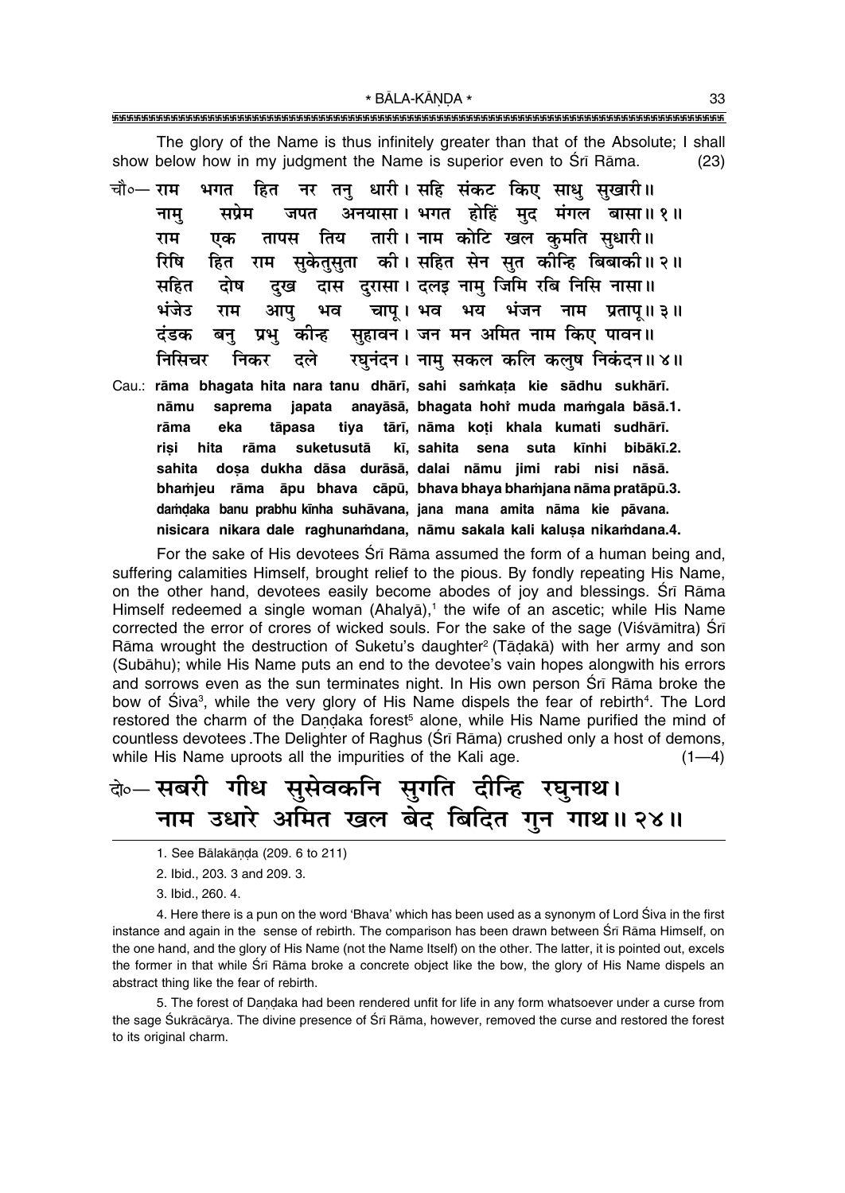The glory of the Name is thus infinitely greater than that of the Absolute; I shall show below how in my judgment the Name is superior even to Śrī Rāma. (23)

चौ०— राम भगत हित नर तनु धारी। सहि संकट किए साधु सुखारी॥
नामु सप्रेम जपत अनयासा। भगत होहिं मुद मंगल बासा॥ १॥
राम एक तापस तिय तारी। नाम कोटि खल कुमति सुधारी॥
रिषि हित राम सुकेतुसुता की। सहित सेन सुत कीन्हि बिबाकी॥ २॥
सहित दोष दुख दास दुरासा। दलइ नामु जिमि रबि निसि नासा॥
भंजेउ राम आपु भव चापू। भव भय भंजन नाम प्रतापू॥ ३॥
दंडक बनु प्रभु कीन्ह सुहावन। जन मन अमित नाम किए पावन॥
निसिचर निकर दले रघुनंदन। नामु सकल कलि कलुष निकंदन॥ ४॥

Cau.: **rāma bhagata hita nara tanu dhārī, sahi saṁkaṭa kie sādhu sukhārī.**
**nāmu saprema japata anayāsā, bhagata hohiṁ muda maṁgala bāsā.1.**
**rāma eka tāpasa tiya tārī, nāma koṭi khala kumati sudhārī.**
**riṣi hita rāma suketusutā kī, sahita sena suta kīnhi bibākī.2.**
**sahita doṣa dukha dāsa durāsā, dalai nāmu jimi rabi nisi nāsā.**
**bhaṁjeu rāma āpu bhava cāpū, bhava bhaya bhaṁjana nāma pratāpū.3.**
**daṁḍaka banu prabhu kīnha suhāvana, jana mana amita nāma kie pāvana.**
**nisicara nikara dale raghunaṁdana, nāmu sakala kali kaluṣa nikaṁdana.4.**

For the sake of His devotees Śrī Rāma assumed the form of a human being and, suffering calamities Himself, brought relief to the pious. By fondly repeating His Name, on the other hand, devotees easily become abodes of joy and blessings. Śrī Rāma Himself redeemed a single woman (Ahalyā),[1] the wife of an ascetic; while His Name corrected the error of crores of wicked souls. For the sake of the sage (Viśvāmitra) Śrī Rāma wrought the destruction of Suketu's daughter[2] (Tāḍakā) with her army and son (Subāhu); while His Name puts an end to the devotee's vain hopes alongwith his errors and sorrows even as the sun terminates night. In His own person Śrī Rāma broke the bow of Śiva[3], while the very glory of His Name dispels the fear of rebirth[4]. The Lord restored the charm of the Daṇḍaka forest[5] alone, while His Name purified the mind of countless devotees. The Delighter of Raghus (Śrī Rāma) crushed only a host of demons, while His Name uproots all the impurities of the Kali age. (1—4)

दो०— सबरी गीध सुसेवकनि सुगति दीन्हि रघुनाथ।
नाम उधारे अमित खल बेद बिदित गुन गाथ॥ २४॥

---

1. See Bālakāṇḍa (209. 6 to 211)

2. Ibid., 203. 3 and 209. 3.

3. Ibid., 260. 4.

4. Here there is a pun on the word 'Bhava' which has been used as a synonym of Lord Śiva in the first instance and again in the sense of rebirth. The comparison has been drawn between Śrī Rāma Himself, on the one hand, and the glory of His Name (not the Name Itself) on the other. The latter, it is pointed out, excels the former in that while Śrī Rāma broke a concrete object like the bow, the glory of His Name dispels an abstract thing like the fear of rebirth.

5. The forest of Daṇḍaka had been rendered unfit for life in any form whatsoever under a curse from the sage Śukrācārya. The divine presence of Śrī Rāma, however, removed the curse and restored the forest to its original charm.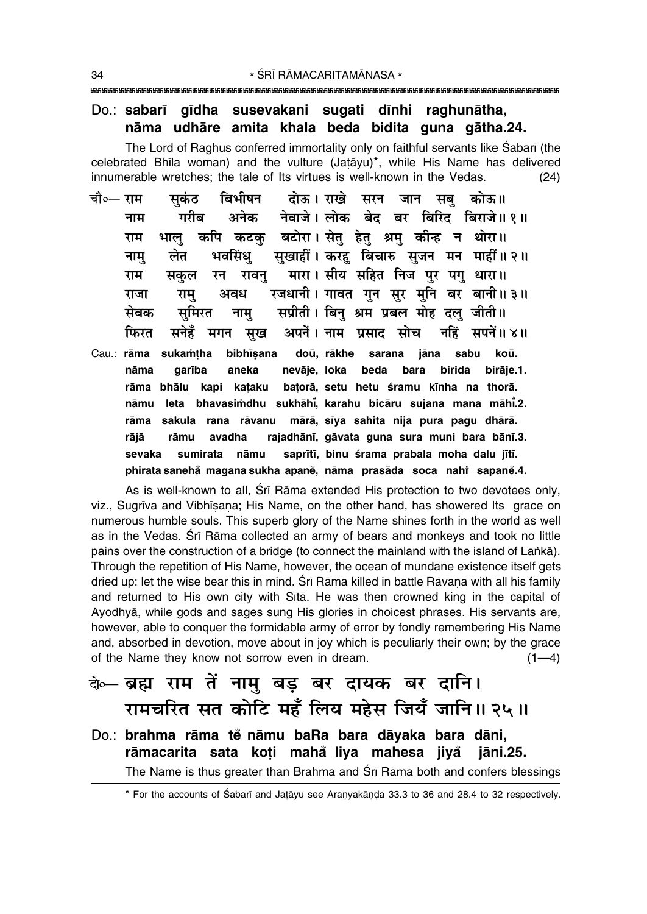Do.: **sabarī gīdha susevakani sugati dīnhi raghunātha,**
**nāma udhāre amita khala beda bidita guna gātha.24.**

The Lord of Raghus conferred immortality only on faithful servants like Śabarī (the celebrated Bhīla woman) and the vulture (Jaṭāyu)*, while His Name has delivered innumerable wretches; the tale of Its virtues is well-known in the Vedas. (24)

चौ०— राम सुकंठ बिभीषन दोऊ। राखे सरन जान सबु कोऊ॥
नाम गरीब अनेक नेवाजे। लोक बेद बर बिरिद बिराजे॥१॥
राम भालु कपि कटकु बटोरा। सेतु हेतु श्रमु कीन्ह न थोरा॥
नामु लेत भवसिंधु सुखाहीं। करहु बिचारु सुजन मन माहीं॥२॥
राम सकुल रन रावनु मारा। सीय सहित निज पुर पगु धारा॥
राजा रामु अवध रजधानी। गावत गुन सुर मुनि बर बानी॥३॥
सेवक सुमिरत नामु सप्रीती। बिनु श्रम प्रबल मोह दलु जीती॥
फिरत सनेहँ मगन सुख अपनें। नाम प्रसाद सोच नहिं सपनें॥४॥

Cau.: **rāma sukaṁṭha bibhīṣana doū, rākhe sarana jāna sabu koū.**
**nāma garība aneka nevāje, loka beda bara birida birāje.1.**
**rāma bhālu kapi kaṭaku baṭorā, setu hetu śramu kīnha na thorā.**
**nāmu leta bhavasiṁdhu sukhāhī̐, karahu bicāru sujana mana māhī̐.2.**
**rāma sakula rana rāvanu mārā, sīya sahita nija pura pagu dhārā.**
**rājā rāmu avadha rajadhānī, gāvata guna sura muni bara bānī.3.**
**sevaka sumirata nāmu saprītī, binu śrama prabala moha dalu jītī.**
**phirata sanehā̐ magana sukha apanẽ, nāma prasāda soca nahiṁ sapanẽ.4.**

As is well-known to all, Śrī Rāma extended His protection to two devotees only, viz., Sugrīva and Vibhīṣaṇa; His Name, on the other hand, has showered Its grace on numerous humble souls. This superb glory of the Name shines forth in the world as well as in the Vedas. Śrī Rāma collected an army of bears and monkeys and took no little pains over the construction of a bridge (to connect the mainland with the island of Laṅkā). Through the repetition of His Name, however, the ocean of mundane existence itself gets dried up: let the wise bear this in mind. Śrī Rāma killed in battle Rāvaṇa with all his family and returned to His own city with Sītā. He was then crowned king in the capital of Ayodhyā, while gods and sages sung His glories in choicest phrases. His servants are, however, able to conquer the formidable army of error by fondly remembering His Name and, absorbed in devotion, move about in joy which is peculiarly their own; by the grace of the Name they know not sorrow even in dream. (1—4)

दो०— ब्रह्म राम तें नामु बड़ बर दायक बर दानि।
रामचरित सत कोटि महँ लिय महेस जियँ जानि॥२५॥

Do.: **brahma rāma tẽ nāmu baRa bara dāyaka bara dāni,**
**rāmacarita sata koṭi mahā̐ liya mahesa jiyā̐ jāni.25.**

The Name is thus greater than Brahma and Śrī Rāma both and confers blessings

---

* For the accounts of Śabarī and Jaṭāyu see Araṇyakāṇḍa 33.3 to 36 and 28.4 to 32 respectively.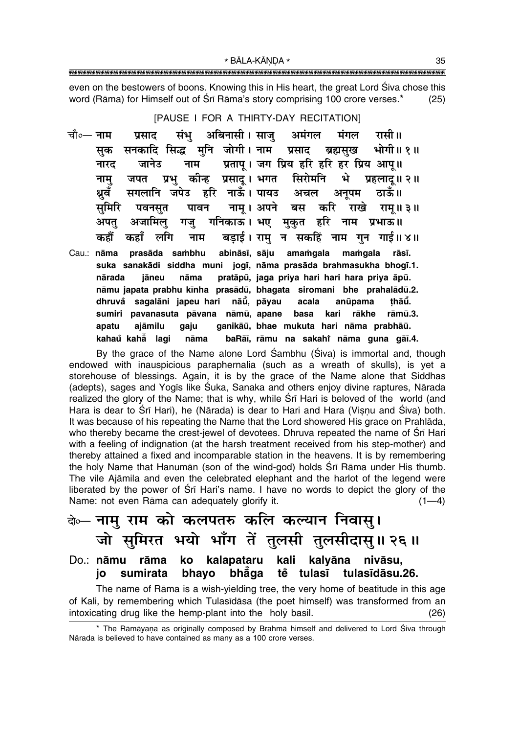even on the bestowers of boons. Knowing this in His heart, the great Lord Śiva chose this word (Rāma) for Himself out of Śrī Rāma's story comprising 100 crore verses.* (25)

[PAUSE I FOR A THIRTY-DAY RECITATION]

चौ०— नाम प्रसाद संभु अबिनासी। साजु अमंगल मंगल रासी॥
सुक सनकादि सिद्ध मुनि जोगी। नाम प्रसाद ब्रह्मसुख भोगी॥ १॥
नारद जानेउ नाम प्रतापू। जग प्रिय हरि हरि हर प्रिय आपू॥
नामु जपत प्रभु कीन्ह प्रसादू। भगत सिरोमनि भे प्रहलादू॥ २॥
ध्रुवँ सगलानि जपेउ हरि नाऊँ। पायउ अचल अनूपम ठाऊँ॥
सुमिरि पवनसुत पावन नामू। अपने बस करि राखे रामू॥ ३॥
अपतु अजामिलु गजु गनिकाऊ। भए मुकुत हरि नाम प्रभाऊ॥
कहौं कहाँ लगि नाम बड़ाई। रामु न सकहिं नाम गुन गाई॥ ४॥

Cau.: **nāma prasāda saṁbhu abināsī, sāju amaṁgala maṁgala rāsī.**
**suka sanakādi siddha muni jogī, nāma prasāda brahmasukha bhogī.1.**
**nārada jāneu nāma pratāpū, jaga priya hari hari hara priya āpū.**
**nāmu japata prabhu kīnha prasādū, bhagata siromani bhe prahalādū.2.**
**dhruvå sagalāni japeu hari nāū̐, pāyau acala anūpama ṭhāū̐.**
**sumiri pavanasuta pāvana nāmū, apane basa kari rākhe rāmū.3.**
**apatu ajāmilu gaju ganikāū, bhae mukuta hari nāma prabhāū.**
**kahaů kahā̐ lagi nāma baRāī, rāmu na sakahî nāma guna gāī.4.**

By the grace of the Name alone Lord Śambhu (Śiva) is immortal and, though endowed with inauspicious paraphernalia (such as a wreath of skulls), is yet a storehouse of blessings. Again, it is by the grace of the Name alone that Siddhas (adepts), sages and Yogīs like Śuka, Sanaka and others enjoy divine raptures, Nārada realized the glory of the Name; that is why, while Śrī Hari is beloved of the world (and Hara is dear to Śrī Hari), he (Nārada) is dear to Hari and Hara (Viṣṇu and Śiva) both. It was because of his repeating the Name that the Lord showered His grace on Prahlāda, who thereby became the crest-jewel of devotees. Dhruva repeated the name of Śrī Hari with a feeling of indignation (at the harsh treatment received from his step-mother) and thereby attained a fixed and incomparable station in the heavens. It is by remembering the holy Name that Hanumān (son of the wind-god) holds Śrī Rāma under His thumb. The vile Ajāmila and even the celebrated elephant and the harlot of the legend were liberated by the power of Śrī Hari's name. I have no words to depict the glory of the Name: not even Rāma can adequately glorify it. (1—4)

दो०— नामु राम को कलपतरु कलि कल्यान निवासु।
जो सुमिरत भयो भाँग तें तुलसी तुलसीदासु॥ २६॥

Do.: **nāmu rāma ko kalapataru kali kalyāna nivāsu,**
**jo sumirata bhayo bhā̐ga tě tulasī tulasīdāsu.26.**

The name of Rāma is a wish-yielding tree, the very home of beatitude in this age of Kali, by remembering which Tulasīdāsa (the poet himself) was transformed from an intoxicating drug like the hemp-plant into the holy basil. (26)

* The Rāmāyaṇa as originally composed by Brahmā himself and delivered to Lord Śiva through Nārada is believed to have contained as many as a 100 crore verses.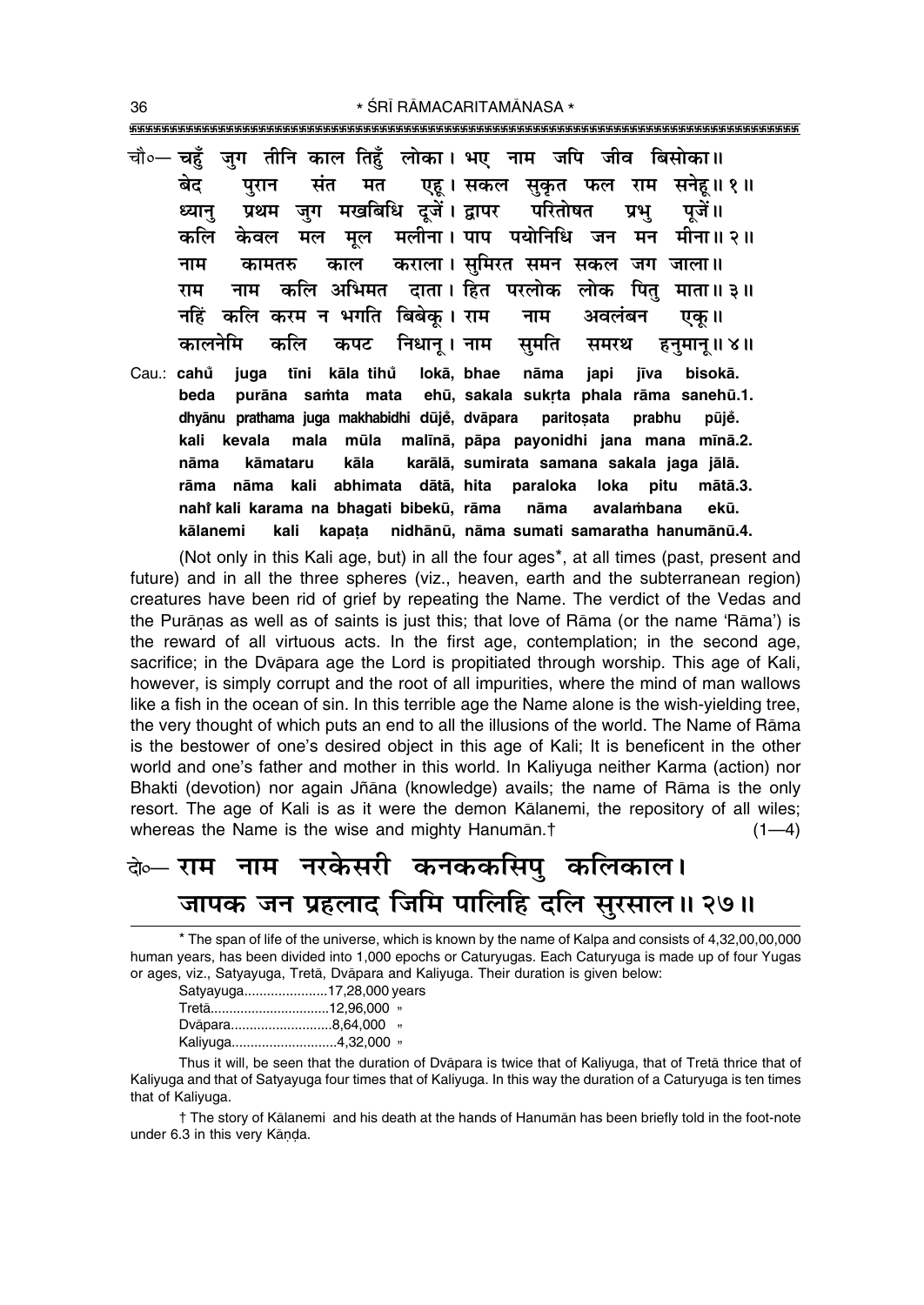चौ०— चहुँ जुग तीनि काल तिहुँ लोका। भए नाम जपि जीव बिसोका॥
बेद पुरान संत मत एहू। सकल सुकृत फल राम सनेहू॥ १॥
ध्यानु प्रथम जुग मखबिधि दूजें। द्वापर परितोषत प्रभु पूजें॥
कलि केवल मल मूल मलीना। पाप पयोनिधि जन मन मीना॥ २॥
नाम कामतरु काल कराला। सुमिरत समन सकल जग जाला॥
राम नाम कलि अभिमत दाता। हित परलोक लोक पितु माता॥ ३॥
नहिं कलि करम न भगति बिबेकू। राम नाम अवलंबन एकू॥
कालनेमि कलि कपट निधानू। नाम सुमति समरथ हनुमानू॥ ४॥

Cau.: **cahū̐** juga tīni kāla tihū̐ lokā, bhae nāma japi jīva bisokā.
beda purāna saṁta mata ehū, sakala sukṛta phala rāma sanehū.1.
dhyānu prathama juga makhabidhi dūjě̐, dvāpara paritoṣata prabhu pūjě̐.
kali kevala mala mūla malīnā, pāpa payonidhi jana mana mīnā.2.
nāma kāmataru kāla karālā, sumirata samana sakala jaga jālā.
rāma nāma kali abhimata dātā, hita paraloka loka pitu mātā.3.
nahī̐ kali karama na bhagati bibekū, rāma nāma avalaṁbana ekū.
kālanemi kali kapaṭa nidhānū, nāma sumati samaratha hanumānū.4.

(Not only in this Kali age, but) in all the four ages*, at all times (past, present and future) and in all the three spheres (viz., heaven, earth and the subterranean region) creatures have been rid of grief by repeating the Name. The verdict of the Vedas and the Purāṇas as well as of saints is just this; that love of Rāma (or the name 'Rāma') is the reward of all virtuous acts. In the first age, contemplation; in the second age, sacrifice; in the Dvāpara age the Lord is propitiated through worship. This age of Kali, however, is simply corrupt and the root of all impurities, where the mind of man wallows like a fish in the ocean of sin. In this terrible age the Name alone is the wish-yielding tree, the very thought of which puts an end to all the illusions of the world. The Name of Rāma is the bestower of one's desired object in this age of Kali; It is beneficent in the other world and one's father and mother in this world. In Kaliyuga neither Karma (action) nor Bhakti (devotion) nor again Jñāna (knowledge) avails; the name of Rāma is the only resort. The age of Kali is as it were the demon Kālanemi, the repository of all wiles; whereas the Name is the wise and mighty Hanumān.† (1—4)

दो०— राम नाम नरकेसरी कनककसिपु कलिकाल।
जापक जन प्रहलाद जिमि पालिहि दलि सुरसाल॥ २७॥

---

* The span of life of the universe, which is known by the name of Kalpa and consists of 4,32,00,00,000 human years, has been divided into 1,000 epochs or Caturyugas. Each Caturyuga is made up of four Yugas or ages, viz., Satyayuga, Tretā, Dvāpara and Kaliyuga. Their duration is given below:

Satyayuga......................17,28,000 years
Tretā................................12,96,000 "
Dvāpara...........................8,64,000 "
Kaliyuga............................4,32,000 "

Thus it will, be seen that the duration of Dvāpara is twice that of Kaliyuga, that of Tretā thrice that of Kaliyuga and that of Satyayuga four times that of Kaliyuga. In this way the duration of a Caturyuga is ten times that of Kaliyuga.

† The story of Kālanemi and his death at the hands of Hanumān has been briefly told in the foot-note under 6.3 in this very Kāṇḍa.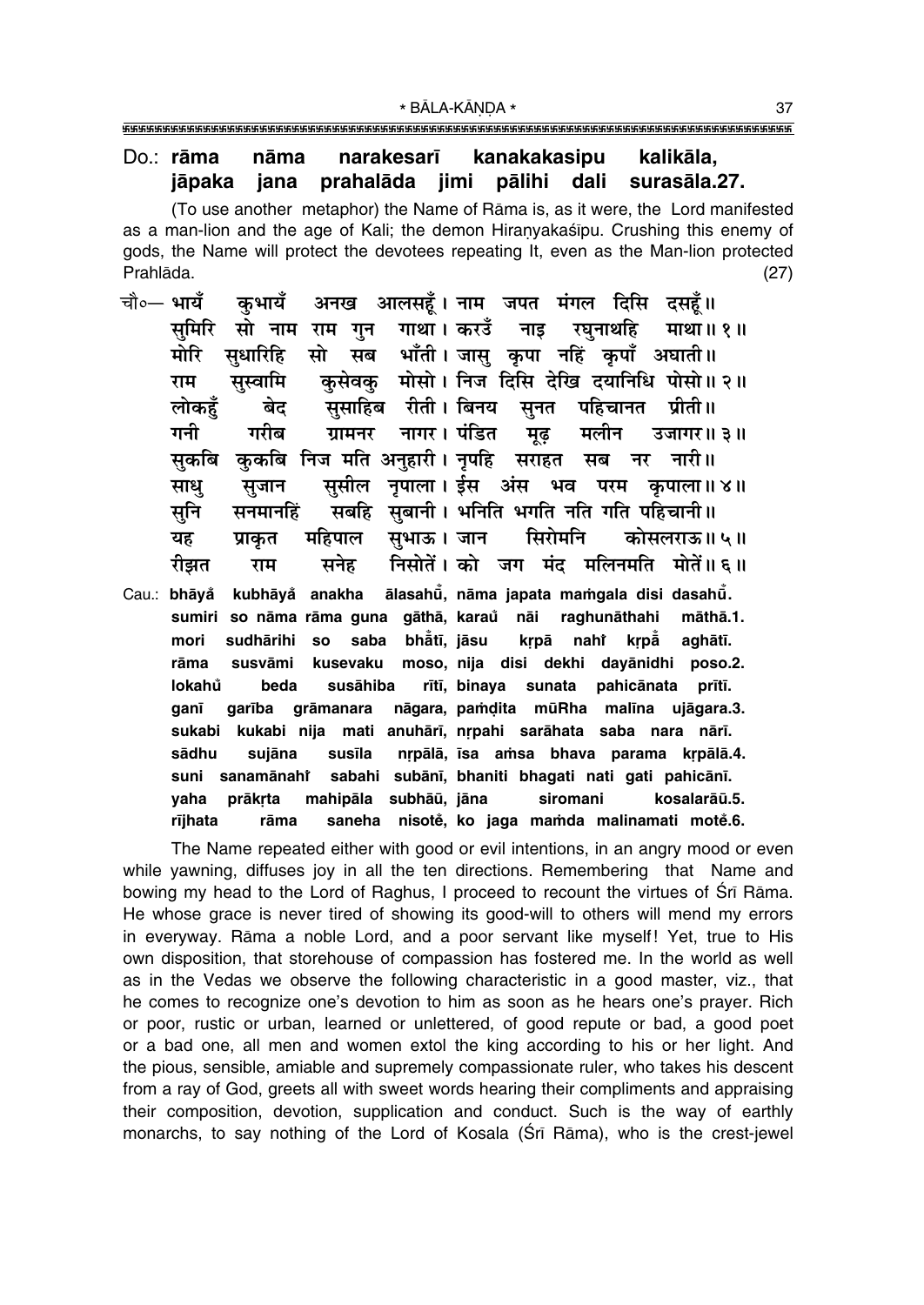Do.: **rāma nāma narakesarī kanakakasipu kalikāla,**
**jāpaka jana prahalāda jimi pālihi dali surasāla.27.**

(To use another metaphor) the Name of Rāma is, as it were, the Lord manifested as a man-lion and the age of Kali; the demon Hiraṇyakaśipu. Crushing this enemy of gods, the Name will protect the devotees repeating It, even as the Man-lion protected Prahlāda. (27)

चौ०— भायँ कुभायँ अनख आलसहूँ। नाम जपत मंगल दिसि दसहूँ॥
सुमिरि सो नाम राम गुन गाथा। करउँ नाइ रघुनाथहि माथा॥ १॥
मोरि सुधारिहि सो सब भाँती। जासु कृपा नहिं कृपाँ अघाती॥
राम सुस्वामि कुसेवकु मोसो। निज दिसि देखि दयानिधि पोसो॥ २॥
लोकहुँ बेद सुसाहिब रीती। बिनय सुनत पहिचानत प्रीती॥
गनी गरीब ग्रामनर नागर। पंडित मूढ़ मलीन उजागर॥ ३॥
सुकबि कुकबि निज मति अनुहारी। नृपहि सराहत सब नर नारी॥
साधु सुजान सुसील नृपाला। ईस अंस भव परम कृपाला॥ ४॥
सुनि सनमानहिं सबहि सुबानी। भनिति भगति नति गति पहिचानी॥
यह प्राकृत महिपाल सुभाऊ। जान सिरोमनि कोसलराऊ॥ ५॥
रीझत राम सनेह निसोतें। को जग मंद मलिनमति मोतें॥ ६॥

Cau.: **bhāyå kubhāyå anakha ālasahū̐, nāma japata maṁgala disi dasahū̐.**
**sumiri so nāma rāma guna gāthā, karaů nāi raghunāthahi māthā.1.**
**mori sudhārihi so saba bhā̐tī, jāsu kṛpā nahĩ kṛpā̐ aghātī.**
**rāma susvāmi kusevaku moso, nija disi dekhi dayānidhi poso.2.**
**lokahů beda susāhiba rītī, binaya sunata pahicānata prītī.**
**ganī garība grāmanara nāgara, paṁḍita mūRha malīna ujāgara.3.**
**sukabi kukabi nija mati anuhārī, nṛpahi sarāhata saba nara nārī.**
**sādhu sujāna susīla nṛpālā, īsa aṁsa bhava parama kṛpālā.4.**
**suni sanamānahĩ sabahi subānī, bhaniti bhagati nati gati pahicānī.**
**yaha prākṛta mahipāla subhāū, jāna siromani kosalarāū.5.**
**rījhata rāma saneha nisotě, ko jaga maṁda malinamati motě.6.**

The Name repeated either with good or evil intentions, in an angry mood or even while yawning, diffuses joy in all the ten directions. Remembering that Name and bowing my head to the Lord of Raghus, I proceed to recount the virtues of Śrī Rāma. He whose grace is never tired of showing its good-will to others will mend my errors in everyway. Rāma a noble Lord, and a poor servant like myself! Yet, true to His own disposition, that storehouse of compassion has fostered me. In the world as well as in the Vedas we observe the following characteristic in a good master, viz., that he comes to recognize one's devotion to him as soon as he hears one's prayer. Rich or poor, rustic or urban, learned or unlettered, of good repute or bad, a good poet or a bad one, all men and women extol the king according to his or her light. And the pious, sensible, amiable and supremely compassionate ruler, who takes his descent from a ray of God, greets all with sweet words hearing their compliments and appraising their composition, devotion, supplication and conduct. Such is the way of earthly monarchs, to say nothing of the Lord of Kosala (Śrī Rāma), who is the crest-jewel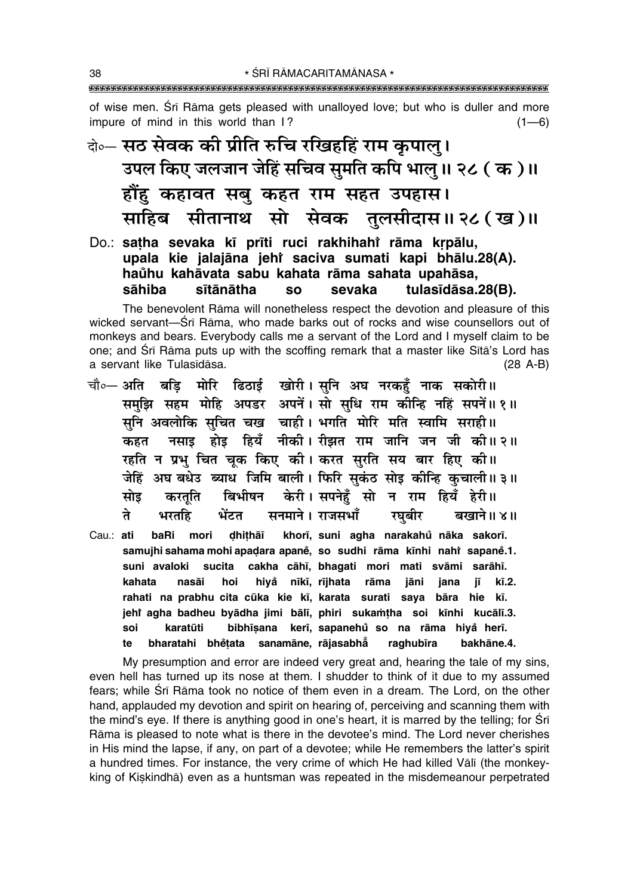of wise men. Śrī Rāma gets pleased with unalloyed love; but who is duller and more impure of mind in this world than I? (1—6)

दो०— सठ सेवक की प्रीति रुचि रखिहहिं राम कृपालु।
उपल किए जलजान जेहिं सचिव सुमति कपि भालु॥ २८ ( क )॥
हौंहु कहावत सबु कहत राम सहत उपहास।
साहिब सीतानाथ सो सेवक तुलसीदास॥ २८ ( ख )॥

Do.: **saṭha sevaka kī prīti ruci rakhihahiṁ rāma kṛpālu, upala kie jalajāna jehiṁ saciva sumati kapi bhālu.28(A). hau̐hu kahāvata sabu kahata rāma sahata upahāsa, sāhiba sītānātha so sevaka tulasīdāsa.28(B).**

The benevolent Rāma will nonetheless respect the devotion and pleasure of this wicked servant—Śrī Rāma, who made barks out of rocks and wise counsellors out of monkeys and bears. Everybody calls me a servant of the Lord and I myself claim to be one; and Śrī Rāma puts up with the scoffing remark that a master like Sītā's Lord has a servant like Tulasīdāsa. (28 A-B)

चौ०— अति बड़ि मोरि ढिठाई खोरी। सुनि अघ नरकहुँ नाक सकोरी॥
समुझि सहम मोहि अपडर अपनें। सो सुधि राम कीन्हि नहिं सपनें॥ १॥
सुनि अवलोकि सुचित चख चाही। भगति मोरि मति स्वामि सराही॥
कहत नसाइ होइ हियँ नीकी। रीझत राम जानि जन जी की॥ २॥
रहति न प्रभु चित चूक किए की। करत सुरति सय बार हिए की॥
जेहिं अघ बधेउ ब्याध जिमि बाली। फिरि सुकंठ सोइ कीन्हि कुचाली॥ ३॥
सोइ करतूति बिभीषन केरी। सपनेहुँ सो न राम हियँ हेरी॥
ते भरतहि भेंटत सनमाने। राजसभाँ रघुबीर बखाने॥ ४॥

Cau.: **ati baRi mori ḍhiṭhāī khorī, suni agha narakahu̐ nāka sakorī. samujhi sahama mohi apaḍara apaneṁ, so sudhi rāma kīnhi nahiṁ sapaneṁ.1. suni avaloki sucita cakha cāhī, bhagati mori mati svāmi sarāhī. kahata nasāi hoi hiya̐ nīkī, rījhata rāma jāni jana jī kī.2. rahati na prabhu cita cūka kie kī, karata surati saya bāra hie kī. jehiṁ agha badheu byādha jimi bālī, phiri sukaṁṭha soi kīnhi kucālī.3. soi karatūti bibhīṣana kerī, sapanehu̐ so na rāma hiya̐ herī. te bharatahi bheṁṭata sanamāne, rājasabhā̐ raghubīra bakhāne.4.**

My presumption and error are indeed very great and, hearing the tale of my sins, even hell has turned up its nose at them. I shudder to think of it due to my assumed fears; while Śrī Rāma took no notice of them even in a dream. The Lord, on the other hand, applauded my devotion and spirit on hearing of, perceiving and scanning them with the mind's eye. If there is anything good in one's heart, it is marred by the telling; for Śrī Rāma is pleased to note what is there in the devotee's mind. The Lord never cherishes in His mind the lapse, if any, on part of a devotee; while He remembers the latter's spirit a hundred times. For instance, the very crime of which He had killed Vālī (the monkey-king of Kiṣkindhā) even as a huntsman was repeated in the misdemeanour perpetrated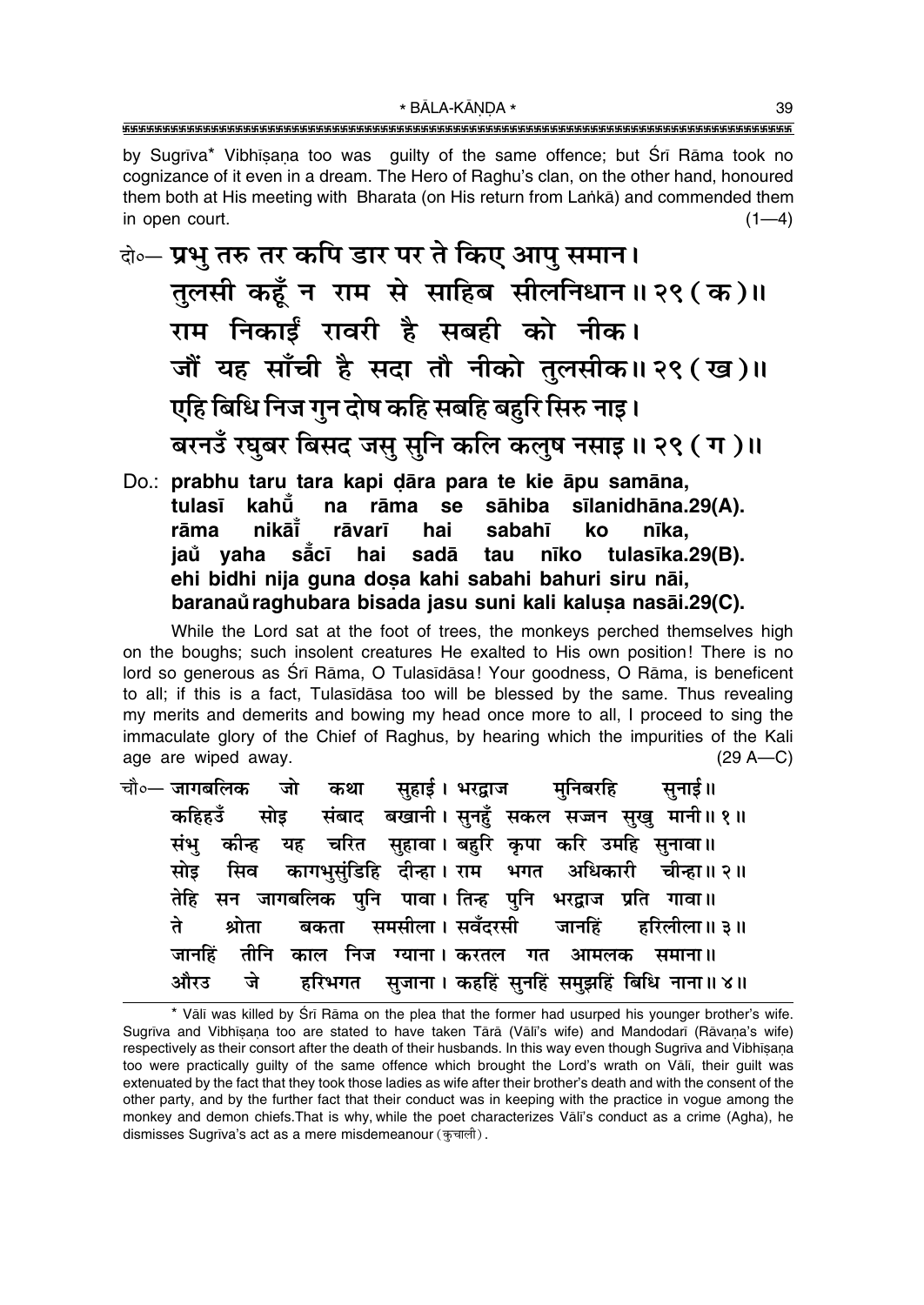by Sugrīva* Vibhīṣaṇa too was guilty of the same offence; but Śrī Rāma took no cognizance of it even in a dream. The Hero of Raghu's clan, on the other hand, honoured them both at His meeting with Bharata (on His return from Laṅkā) and commended them in open court. (1—4)

**दो०— प्रभु तरु तर कपि डार पर ते किए आपु समान।**
**तुलसी कहूँ न राम से साहिब सीलनिधान॥ २९ (क)॥**
**राम निकाईं रावरी है सबही को नीक।**
**जौं यह साँची है सदा तौ नीको तुलसीक॥ २९ (ख)॥**
**एहि बिधि निज गुन दोष कहि सबहि बहुरि सिरु नाइ।**
**बरनउँ रघुबर बिसद जसु सुनि कलि कलुष नसाइ॥ २९ (ग)॥**

**Do.: prabhu taru tara kapi ḍāra para te kie āpu samāna,**
**tulasī kahū̐ na rāma se sāhiba sīlanidhāna.29(A).**
**rāma nikāī̐ rāvarī hai sabahī ko nīka,**
**jau̐ yaha sā̐cī hai sadā tau nīko tulasīka.29(B).**
**ehi bidhi nija guna doṣa kahi sabahi bahuri siru nāi,**
**baranau̐ raghubara bisada jasu suni kali kaluṣa nasāi.29(C).**

While the Lord sat at the foot of trees, the monkeys perched themselves high on the boughs; such insolent creatures He exalted to His own position! There is no lord so generous as Śrī Rāma, O Tulasīdāsa! Your goodness, O Rāma, is beneficent to all; if this is a fact, Tulasīdāsa too will be blessed by the same. Thus revealing my merits and demerits and bowing my head once more to all, I proceed to sing the immaculate glory of the Chief of Raghus, by hearing which the impurities of the Kali age are wiped away. (29 A—C)

चौ०— जागबलिक जो कथा सुहाई। भरद्वाज मुनिबरहि सुनाई॥
कहिहउँ सोइ संबाद बखानी। सुनहुँ सकल सज्जन सुखु मानी॥ १॥
संभु कीन्ह यह चरित सुहावा। बहुरि कृपा करि उमहि सुनावा॥
सोइ सिव कागभुसुंडिहि दीन्हा। राम भगत अधिकारी चीन्हा॥ २॥
तेहि सन जागबलिक पुनि पावा। तिन्ह पुनि भरद्वाज प्रति गावा॥
ते श्रोता बकता समसीला। सवँदरसी जानहिं हरिलीला॥ ३॥
जानहिं तीनि काल निज ग्याना। करतल गत आमलक समाना॥
औरउ जे हरिभगत सुजाना। कहहिं सुनहिं समुझहिं बिधि नाना॥ ४॥

---

* Vālī was killed by Śrī Rāma on the plea that the former had usurped his younger brother's wife. Sugrīva and Vibhīṣaṇa too are stated to have taken Tārā (Vālī's wife) and Mandodarī (Rāvaṇa's wife) respectively as their consort after the death of their husbands. In this way even though Sugrīva and Vibhīṣaṇa too were practically guilty of the same offence which brought the Lord's wrath on Vālī, their guilt was extenuated by the fact that they took those ladies as wife after their brother's death and with the consent of the other party, and by the further fact that their conduct was in keeping with the practice in vogue among the monkey and demon chiefs. That is why, while the poet characterizes Vālī's conduct as a crime (Agha), he dismisses Sugrīva's act as a mere misdemeanour (कुचाली).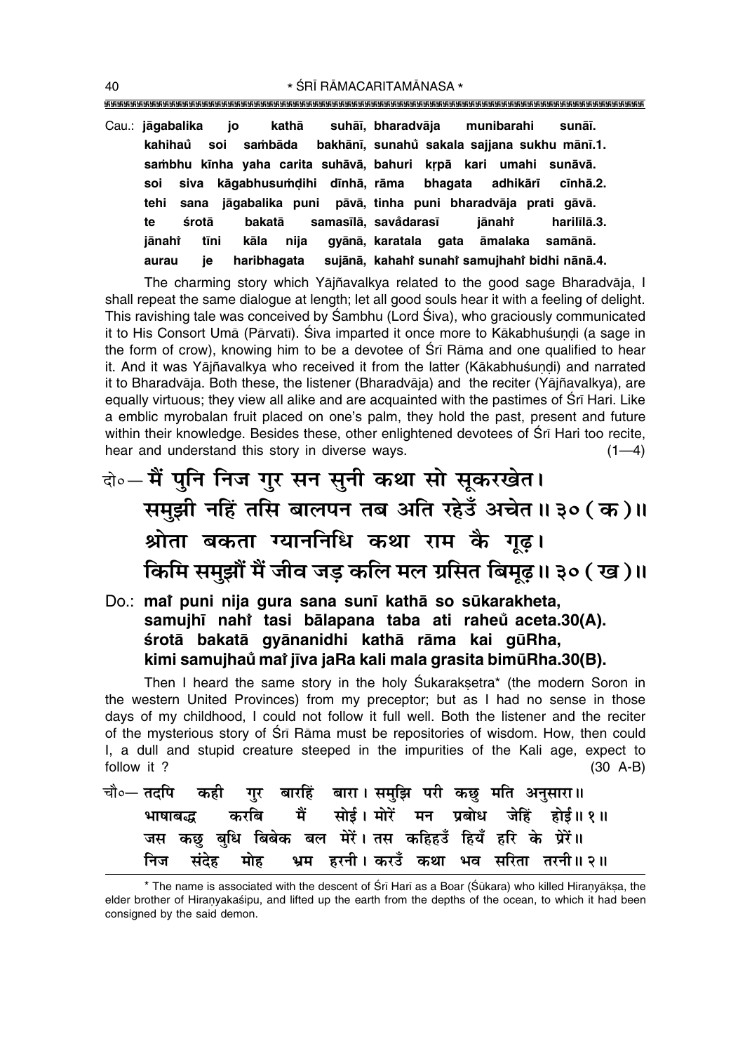Cau.: **jāgabalika jo kathā suhāī, bharadvāja munibarahi sunāī.**
**kahihaů soi sambāda bakhānī, sunahů sakala sajjana sukhu mānī.1.**
**sambhu kīnha yaha carita suhāvā, bahuri kṛpā kari umahi sunāvā.**
**soi siva kāgabhusuṁḍihi dīnhā, rāma bhagata adhikārī cīnhā.2.**
**tehi sana jāgabalika puni pāvā, tinha puni bharadvāja prati gāvā.**
**te śrotā bakatā samasīlā, savåôdarasī jānahiṁ harilīlā.3.**
**jānahiṁ tīni kāla nija gyānā, karatala gata āmalaka samānā.**
**aurau je haribhagata sujānā, kahahiṁ sunahiṁ samujhahiṁ bidhi nānā.4.**

The charming story which Yājñavalkya related to the good sage Bharadvāja, I shall repeat the same dialogue at length; let all good souls hear it with a feeling of delight. This ravishing tale was conceived by Śambhu (Lord Śiva), who graciously communicated it to His Consort Umā (Pārvatī). Śiva imparted it once more to Kākabhuśuṇḍi (a sage in the form of crow), knowing him to be a devotee of Śrī Rāma and one qualified to hear it. And it was Yājñavalkya who received it from the latter (Kākabhuśuṇḍi) and narrated it to Bharadvāja. Both these, the listener (Bharadvāja) and the reciter (Yājñavalkya), are equally virtuous; they view all alike and are acquainted with the pastimes of Śrī Hari. Like a emblic myrobalan fruit placed on one's palm, they hold the past, present and future within their knowledge. Besides these, other enlightened devotees of Śrī Hari too recite, hear and understand this story in diverse ways. (1—4)

दो०— मैं पुनि निज गुर सन सुनी कथा सो सूकरखेत।
समुझी नहिं तसि बालपन तब अति रहेउँ अचेत॥ ३० ( क )॥
श्रोता बकता ग्याननिधि कथा राम कै गूढ़।
किमि समुझौं मैं जीव जड़ कलि मल ग्रसित बिमूढ़॥ ३० ( ख )॥

Do.: **maiṁ puni nija gura sana sunī kathā so sūkarakheta,**
**samujhī nahiṁ tasi bālapana taba ati raheů aceta.30(A).**
**śrotā bakatā gyānanidhi kathā rāma kai gūRha,**
**kimi samujhaů maiṁ jīva jaRa kali mala grasita bimūRha.30(B).**

Then I heard the same story in the holy Śukarakṣetra* (the modern Soron in the western United Provinces) from my preceptor; but as I had no sense in those days of my childhood, I could not follow it full well. Both the listener and the reciter of the mysterious story of Śrī Rāma must be repositories of wisdom. How, then could I, a dull and stupid creature steeped in the impurities of the Kali age, expect to follow it ? (30 A-B)

चौ०— तदपि कही गुर बारहिं बारा। समुझि परी कछु मति अनुसारा॥
भाषाबद्ध करबि मैं सोई। मोरें मन प्रबोध जेहिं होई॥ १॥
जस कछु बुधि बिबेक बल मेरें। तस कहिहउँ हियँ हरि के प्रेरें॥
निज संदेह मोह भ्रम हरनी। करउँ कथा भव सरिता तरनी॥ २॥

---

* The name is associated with the descent of Śrī Hari as a Boar (Śūkara) who killed Hiraṇyākṣa, the elder brother of Hiraṇyakaśipu, and lifted up the earth from the depths of the ocean, to which it had been consigned by the said demon.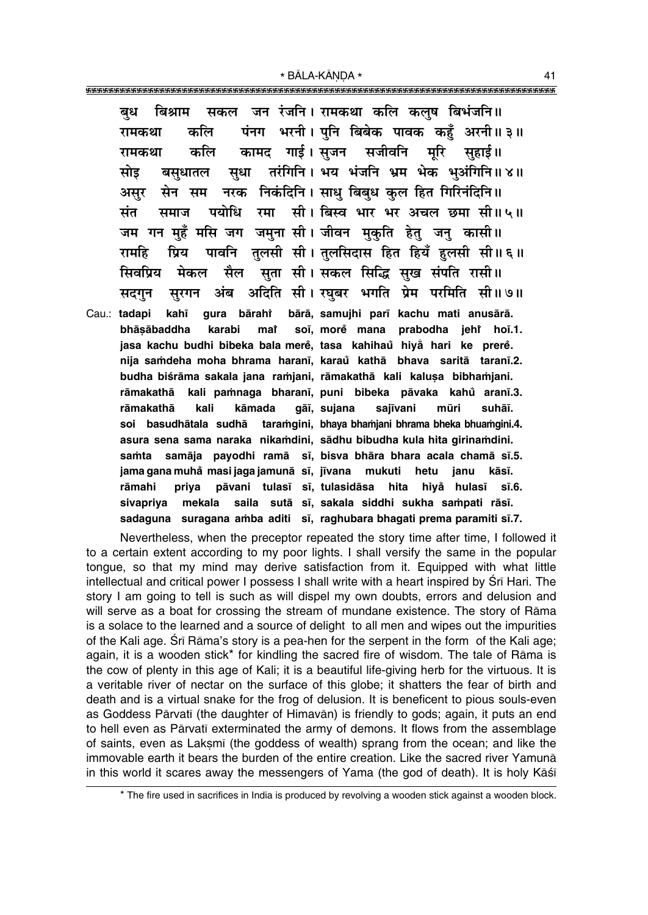बुध बिश्राम सकल जन रंजनि। रामकथा कलि कलुष बिभंजनि॥
रामकथा कलि पंनग भरनी। पुनि बिबेक पावक कहुँ अरनी॥ ३॥
रामकथा कलि कामद गाई। सुजन सजीवनि मूरि सुहाई॥
सोइ बसुधातल सुधा तरंगिनि। भय भंजनि भ्रम भेक भुअंगिनि॥ ४॥
असुर सेन सम नरक निकंदिनि। साधु बिबुध कुल हित गिरिनंदिनि॥
संत समाज पयोधि रमा सी। बिस्व भार भर अचल छमा सी॥ ५॥
जम गन मुहँ मसि जग जमुना सी। जीवन मुकुति हेतु जनु कासी॥
रामहि प्रिय पावनि तुलसी सी। तुलसिदास हित हियँ हुलसी सी॥ ६॥
सिवप्रिय मेकल सैल सुता सी। सकल सिद्धि सुख संपति रासी॥
सदगुन सुरगन अंब अदिति सी। रघुबर भगति प्रेम परमिति सी॥ ७॥

Cau.: **tadapi kahī gura bārahiṁ bārā, samujhi parī kachu mati anusārā.
bhāṣābaddha karabi maiṁ soī, moreṁ mana prabodha jehiṁ hoī.1.
jasa kachu budhi bibeka bala mereṁ, tasa kahihaum̐ hiyam̐ hari ke prereṁ.
nija saṁdeha moha bhrama haranī, karaum̐ kathā bhava saritā taranī.2.
budha biśrāma sakala jana raṁjani, rāmakathā kali kaluṣa bibhaṁjani.
rāmakathā kali paṁnaga bharanī, puni bibeka pāvaka kahum̐ aranī.3.
rāmakathā kali kāmada gāī, sujana sajīvani mūri suhāī.
soi basudhātala sudhā taraṁgini, bhaya bhaṁjani bhrama bheka bhuaṁgini.4.
asura sena sama naraka nikaṁdini, sādhu bibudha kula hita girinaṁdini.
saṁta samāja payodhi ramā sī, bisva bhāra bhara acala chamā sī.5.
jama gana muham̐ masi jaga jamunā sī, jīvana mukuti hetu janu kāsī.
rāmahi priya pāvani tulasī sī, tulasidāsa hita hiyam̐ hulasī sī.6.
sivapriya mekala saila sutā sī, sakala siddhi sukha saṁpati rāsī.
sadaguna suragana aṁba aditi sī, raghubara bhagati prema paramiti sī.7.**

Nevertheless, when the preceptor repeated the story time after time, I followed it to a certain extent according to my poor lights. I shall versify the same in the popular tongue, so that my mind may derive satisfaction from it. Equipped with what little intellectual and critical power I possess I shall write with a heart inspired by Śrī Hari. The story I am going to tell is such as will dispel my own doubts, errors and delusion and will serve as a boat for crossing the stream of mundane existence. The story of Rāma is a solace to the learned and a source of delight to all men and wipes out the impurities of the Kali age. Śrī Rāma's story is a pea-hen for the serpent in the form of the Kali age; again, it is a wooden stick* for kindling the sacred fire of wisdom. The tale of Rāma is the cow of plenty in this age of Kali; it is a beautiful life-giving herb for the virtuous. It is a veritable river of nectar on the surface of this globe; it shatters the fear of birth and death and is a virtual snake for the frog of delusion. It is beneficent to pious souls-even as Goddess Pārvatī (the daughter of Himavān) is friendly to gods; again, it puts an end to hell even as Pārvatī exterminated the army of demons. It flows from the assemblage of saints, even as Lakṣmī (the goddess of wealth) sprang from the ocean; and like the immovable earth it bears the burden of the entire creation. Like the sacred river Yamunā in this world it scares away the messengers of Yama (the god of death). It is holy Kāśī

---

* The fire used in sacrifices in India is produced by revolving a wooden stick against a wooden block.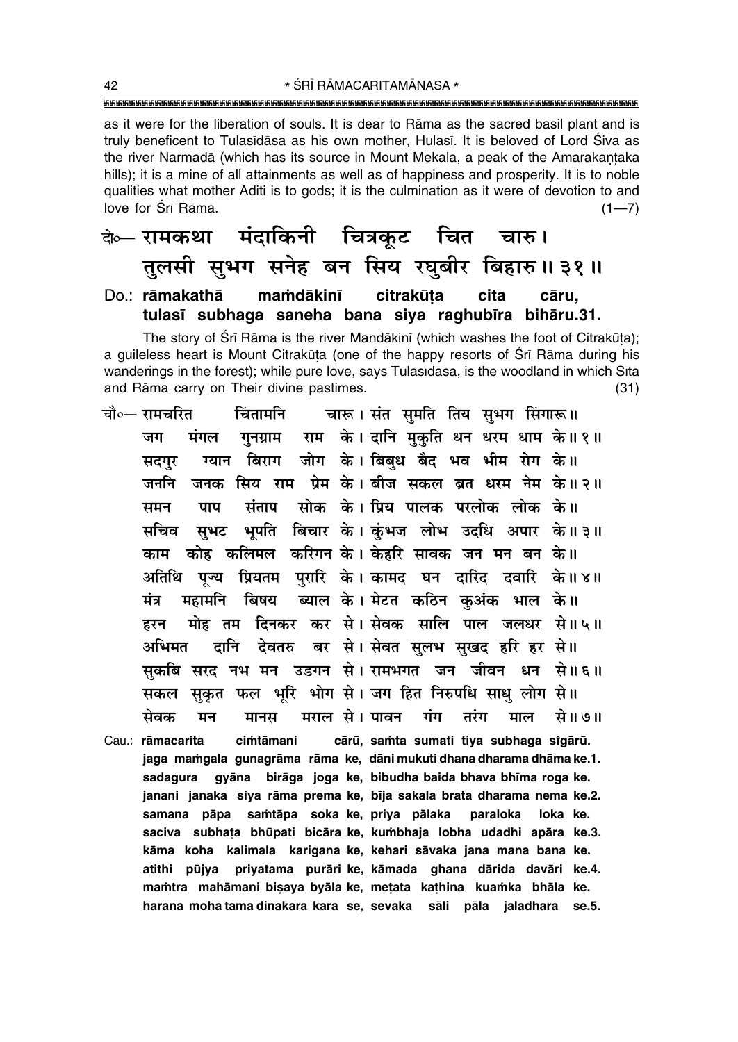as it were for the liberation of souls. It is dear to Rāma as the sacred basil plant and is truly beneficent to Tulasīdāsa as his own mother, Hulasī. It is beloved of Lord Śiva as the river Narmadā (which has its source in Mount Mekala, a peak of the Amarakaṇṭaka hills); it is a mine of all attainments as well as of happiness and prosperity. It is to noble qualities what mother Aditi is to gods; it is the culmination as it were of devotion to and love for Śrī Rāma. (1—7)

**दो०— रामकथा मंदाकिनी चित्रकूट चित चारु।**
**तुलसी सुभग सनेह बन सिय रघुबीर बिहारु॥ ३१॥**

**Do.: rāmakathā maṁdākinī citrakūṭa cita cāru,**
**tulasī subhaga saneha bana siya raghubīra bihāru.31.**

The story of Śrī Rāma is the river Mandākinī (which washes the foot of Citrakūṭa); a guileless heart is Mount Citrakūṭa (one of the happy resorts of Śrī Rāma during his wanderings in the forest); while pure love, says Tulasīdāsa, is the woodland in which Sītā and Rāma carry on Their divine pastimes. (31)

चौ०— रामचरित चिंतामनि चारू। संत सुमति तिय सुभग सिंगारू॥
जग मंगल गुनग्राम राम के। दानि मुकुति धन धरम धाम के॥ १॥
सदगुर ग्यान बिराग जोग के। बिबुध बैद भव भीम रोग के॥
जननि जनक सिय राम प्रेम के। बीज सकल ब्रत धरम नेम के॥ २॥
समन पाप संताप सोक के। प्रिय पालक परलोक लोक के॥
सचिव सुभट भूपति बिचार के। कुंभज लोभ उदधि अपार के॥ ३॥
काम कोह कलिमल करिगन के। केहरि सावक जन मन बन के॥
अतिथि पूज्य प्रियतम पुरारि के। कामद घन दारिद दवारि के॥ ४॥
मंत्र महामनि बिषय ब्याल के। मेटत कठिन कुअंक भाल के॥
हरन मोह तम दिनकर कर से। सेवक सालि पाल जलधर से॥ ५॥
अभिमत दानि देवतरु बर से। सेवत सुलभ सुखद हरि हर से॥
सुकबि सरद नभ मन उडगन से। रामभगत जन जीवन धन से॥ ६॥
सकल सुकृत फल भूरि भोग से। जग हित निरुपधि साधु लोग से॥
सेवक मन मानस मराल से। पावन गंग तरंग माल से॥ ७॥

**Cau.: rāmacarita ciṁtāmani cārū, saṁta sumati tiya subhaga siṅgārū.**
**jaga maṁgala gunagrāma rāma ke, dāni mukuti dhana dharama dhāma ke.1.**
**sadagura gyāna birāga joga ke, bibudha baida bhava bhīma roga ke.**
**janani janaka siya rāma prema ke, bīja sakala brata dharama nema ke.2.**
**samana pāpa saṁtāpa soka ke, priya pālaka paraloka loka ke.**
**saciva subhaṭa bhūpati bicāra ke, kuṁbhaja lobha udadhi apāra ke.3.**
**kāma koha kalimala karigana ke, kehari sāvaka jana mana bana ke.**
**atithi pūjya priyatama purāri ke, kāmada ghana dārida davāri ke.4.**
**maṁtra mahāmani biṣaya byāla ke, meṭata kaṭhina kuaṁka bhāla ke.**
**harana moha tama dinakara kara se, sevaka sāli pāla jaladhara se.5.**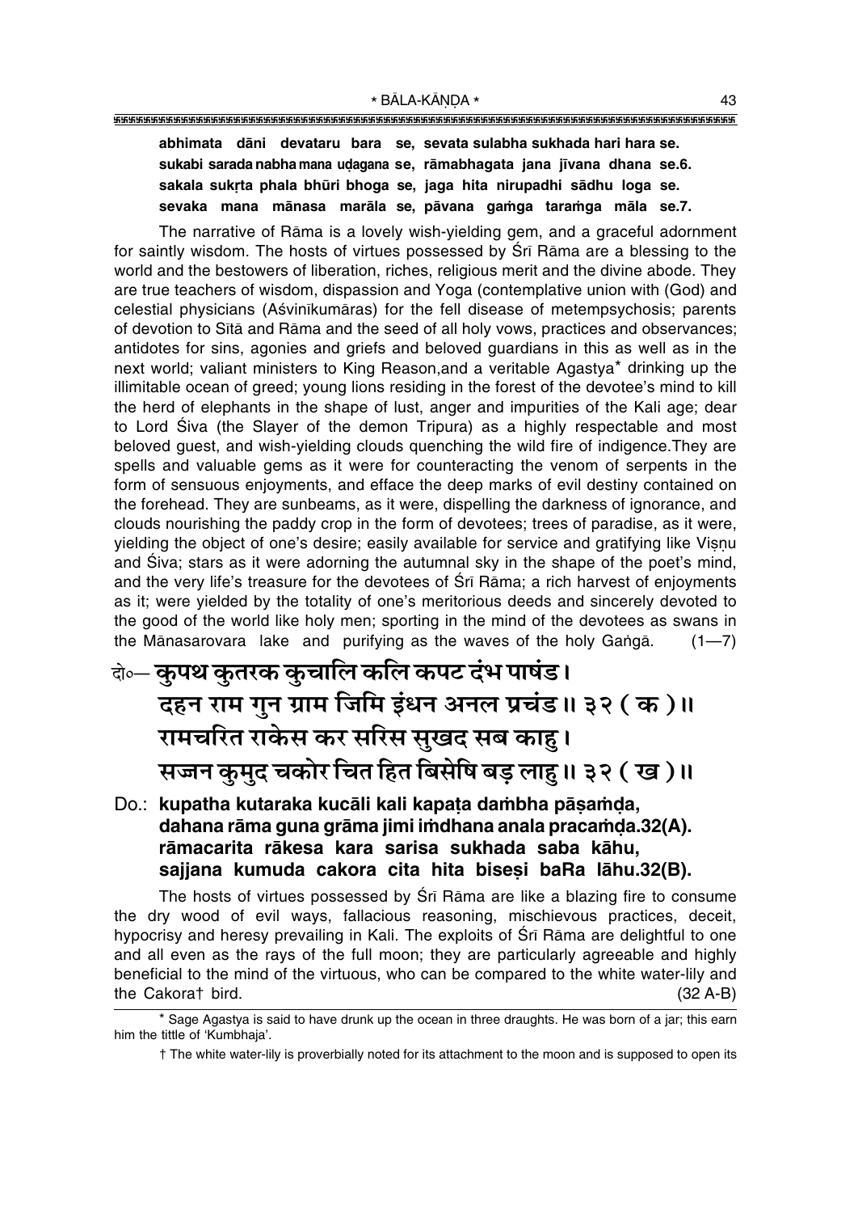**abhimata dāni devataru bara se, sevata sulabha sukhada hari hara se.**
**sukabi sarada nabha mana uḍagana se, rāmabhagata jana jīvana dhana se.6.**
**sakala sukṛta phala bhūri bhoga se, jaga hita nirupadhi sādhu loga se.**
**sevaka mana mānasa marāla se, pāvana gaṁga taraṁga māla se.7.**

The narrative of Rāma is a lovely wish-yielding gem, and a graceful adornment for saintly wisdom. The hosts of virtues possessed by Śrī Rāma are a blessing to the world and the bestowers of liberation, riches, religious merit and the divine abode. They are true teachers of wisdom, dispassion and Yoga (contemplative union with (God) and celestial physicians (Aśvinīkumāras) for the fell disease of metempsychosis; parents of devotion to Sītā and Rāma and the seed of all holy vows, practices and observances; antidotes for sins, agonies and griefs and beloved guardians in this as well as in the next world; valiant ministers to King Reason,and a veritable Agastya* drinking up the illimitable ocean of greed; young lions residing in the forest of the devotee's mind to kill the herd of elephants in the shape of lust, anger and impurities of the Kali age; dear to Lord Śiva (the Slayer of the demon Tripura) as a highly respectable and most beloved guest, and wish-yielding clouds quenching the wild fire of indigence.They are spells and valuable gems as it were for counteracting the venom of serpents in the form of sensuous enjoyments, and efface the deep marks of evil destiny contained on the forehead. They are sunbeams, as it were, dispelling the darkness of ignorance, and clouds nourishing the paddy crop in the form of devotees; trees of paradise, as it were, yielding the object of one's desire; easily available for service and gratifying like Viṣṇu and Śiva; stars as it were adorning the autumnal sky in the shape of the poet's mind, and the very life's treasure for the devotees of Śrī Rāma; a rich harvest of enjoyments as it; were yielded by the totality of one's meritorious deeds and sincerely devoted to the good of the world like holy men; sporting in the mind of the devotees as swans in the Mānasarovara lake and purifying as the waves of the holy Gaṅgā. (1—7)

दो०— **कुपथ कुतरक कुचालि कलि कपट दंभ पाषंड।**
**दहन राम गुन ग्राम जिमि इंधन अनल प्रचंड॥ ३२ ( क )॥**
**रामचरित राकेस कर सरिस सुखद सब काहु।**
**सज्जन कुमुद चकोर चित हित बिसेषि बड़ लाहु॥ ३२ ( ख )॥**

Do.: **kupatha kutaraka kucāli kali kapaṭa daṁbha pāṣaṁḍa,**
**dahana rāma guna grāma jimi iṁdhana anala pracaṁḍa.32(A).**
**rāmacarita rākesa kara sarisa sukhada saba kāhu,**
**sajjana kumuda cakora cita hita biseṣi baRa lāhu.32(B).**

The hosts of virtues possessed by Śrī Rāma are like a blazing fire to consume the dry wood of evil ways, fallacious reasoning, mischievous practices, deceit, hypocrisy and heresy prevailing in Kali. The exploits of Śrī Rāma are delightful to one and all even as the rays of the full moon; they are particularly agreeable and highly beneficial to the mind of the virtuous, who can be compared to the white water-lily and the Cakora† bird. (32 A-B)

---

* Sage Agastya is said to have drunk up the ocean in three draughts. He was born of a jar; this earn him the tittle of 'Kumbhaja'.

† The white water-lily is proverbially noted for its attachment to the moon and is supposed to open its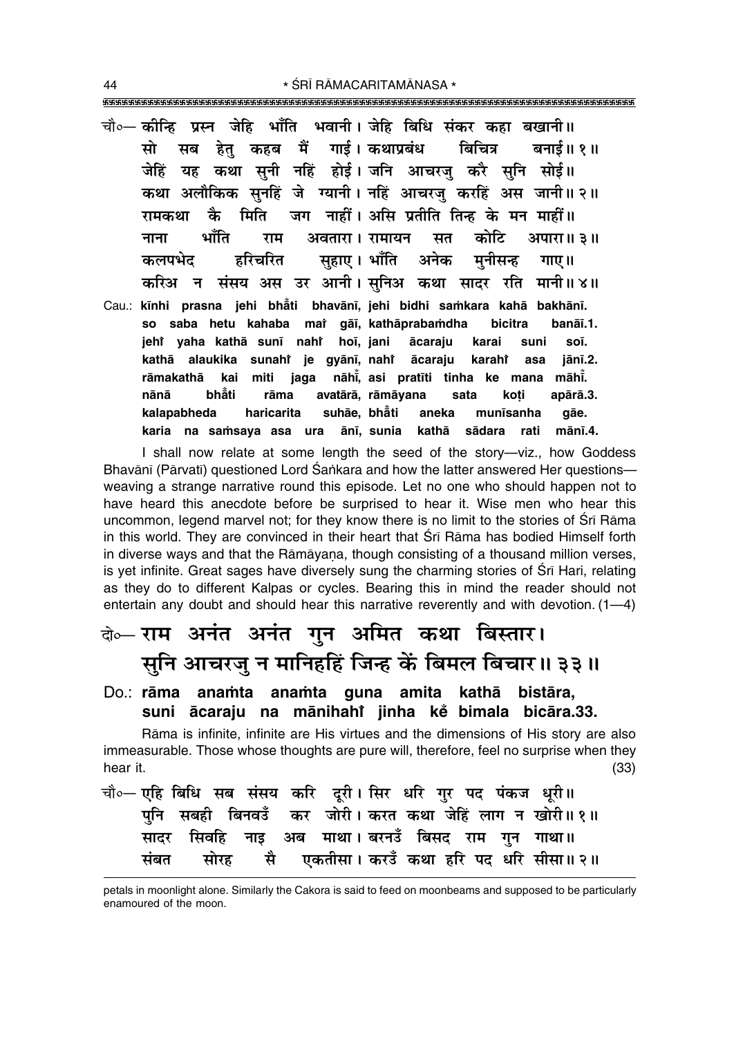चौ०— कीन्हि प्रस्न जेहि भाँति भवानी। जेहि बिधि संकर कहा बखानी॥
सो सब हेतु कहब मैं गाई। कथाप्रबंध बिचित्र बनाई॥ १॥
जेहिं यह कथा सुनी नहिं होई। जनि आचरजु करै सुनि सोई॥
कथा अलौकिक सुनहिं जे ग्यानी। नहिं आचरजु करहिं अस जानी॥ २॥
रामकथा कै मिति जग नाहीं। असि प्रतीति तिन्ह के मन माहीं॥
नाना भाँति राम अवतारा। रामायन सत कोटि अपारा॥ ३॥
कलपभेद हरिचरित सुहाए। भाँति अनेक मुनीसन्ह गाए॥
करिअ न संसय अस उर आनी। सुनिअ कथा सादर रति मानी॥ ४॥

Cau.: **kīnhi prasna jehi bhā̐ti bhavānī, jehi bidhi saṁkara kahā bakhānī.**
**so saba hetu kahaba maiṁ gāī, kathāprabaṁdha bicitra banāī.1.**
**jehiṁ yaha kathā sunī nahiṁ hoī, jani ācaraju karai suni soī.**
**kathā alaukika sunahiṁ je gyānī, nahiṁ ācaraju karahiṁ asa jānī.2.**
**rāmakathā kai miti jaga nāhīṁ, asi pratīti tinha ke mana māhīṁ.**
**nānā bhā̐ti rāma avatārā, rāmāyana sata koṭi apārā.3.**
**kalapabheda haricarita suhāe, bhā̐ti aneka munīsanha gāe.**
**karia na saṁsaya asa ura ānī, sunia kathā sādara rati mānī.4.**

I shall now relate at some length the seed of the story—viz., how Goddess Bhavānī (Pārvatī) questioned Lord Śaṅkara and how the latter answered Her questions—weaving a strange narrative round this episode. Let no one who should happen not to have heard this anecdote before be surprised to hear it. Wise men who hear this uncommon, legend marvel not; for they know there is no limit to the stories of Śrī Rāma in this world. They are convinced in their heart that Śrī Rāma has bodied Himself forth in diverse ways and that the Rāmāyaṇa, though consisting of a thousand million verses, is yet infinite. Great sages have diversely sung the charming stories of Śrī Hari, relating as they do to different Kalpas or cycles. Bearing this in mind the reader should not entertain any doubt and should hear this narrative reverently and with devotion. (1—4)

दो०— राम अनंत अनंत गुन अमित कथा बिस्तार।
सुनि आचरजु न मानिहहिं जिन्ह कें बिमल बिचार॥ ३३॥

Do.: **rāma anaṁta anaṁta guna amita kathā bistāra,**
**suni ācaraju na mānihahiṁ jinha keṁ bimala bicāra.33.**

Rāma is infinite, infinite are His virtues and the dimensions of His story are also immeasurable. Those whose thoughts are pure will, therefore, feel no surprise when they hear it. (33)

चौ०— एहि बिधि सब संसय करि दूरी। सिर धरि गुर पद पंकज धूरी॥
पुनि सबही बिनवउँ कर जोरी। करत कथा जेहिं लाग न खोरी॥ १॥
सादर सिवहि नाइ अब माथा। बरनउँ बिसद राम गुन गाथा॥
संबत सोरह सै एकतीसा। करउँ कथा हरि पद धरि सीसा॥ २॥

petals in moonlight alone. Similarly the Cakora is said to feed on moonbeams and supposed to be particularly enamoured of the moon.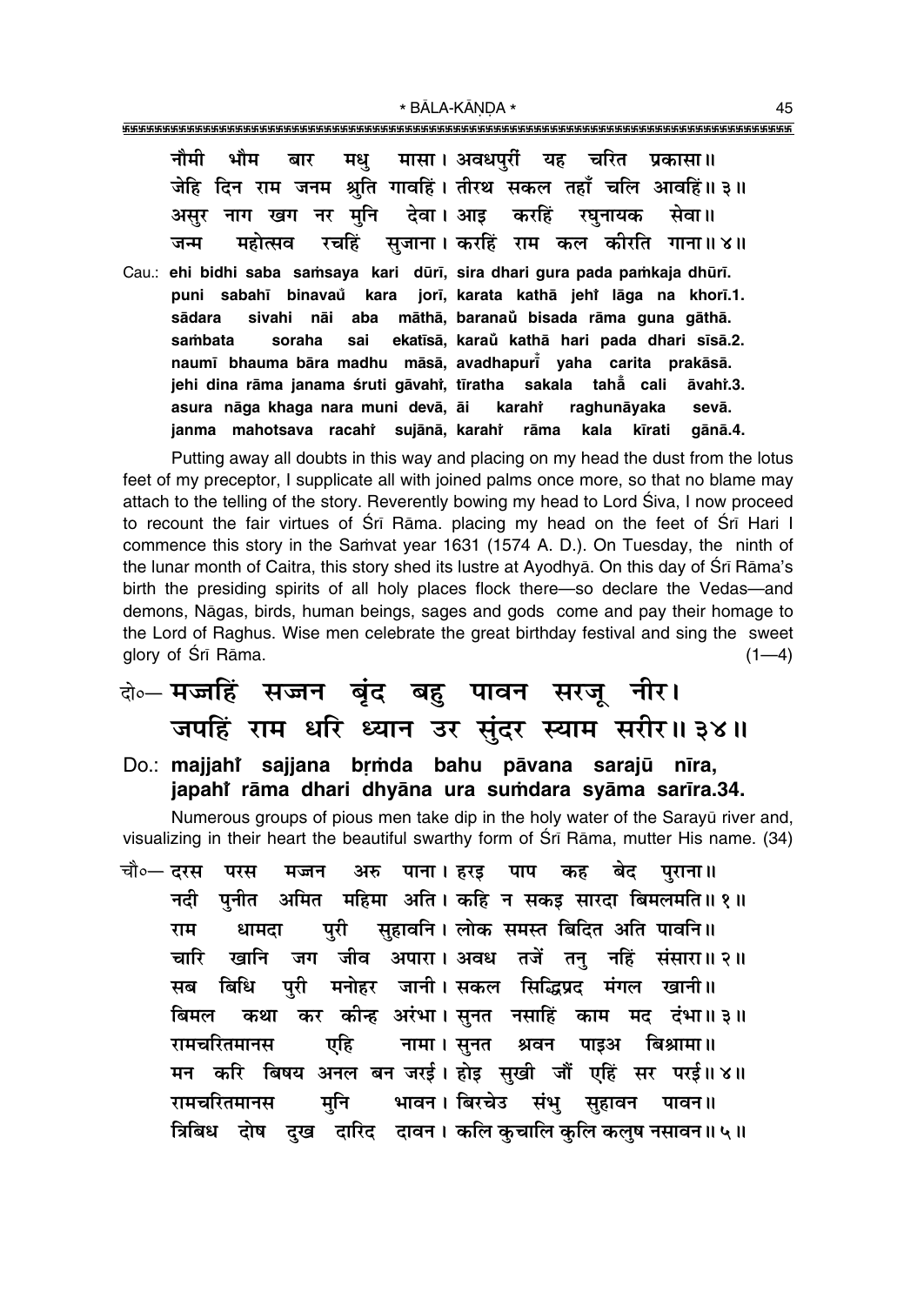नौमी भौम बार मधु मासा। अवधपुरीं यह चरित प्रकासा॥
जेहि दिन राम जनम श्रुति गावहिं। तीरथ सकल तहाँ चलि आवहिं॥ ३॥
असुर नाग खग नर मुनि देवा। आइ करहिं रघुनायक सेवा॥
जन्म महोत्सव रचहिं सुजाना। करहिं राम कल कीरति गाना॥ ४॥

Cau.: **ehi bidhi saba saṁsaya kari dūrī, sira dhari gura pada paṁkaja dhūrī.**
**puni sabahī binavaů kara jorī, karata kathā jehiं lāga na khorī.1.**
**sādara sivahi nāi aba māthā, baranaů bisada rāma guna gāthā.**
**saṁbata soraha sai ekatīsā, karaů kathā hari pada dhari sīsā.2.**
**naumī bhauma bāra madhu māsā, avadhapurī̇ yaha carita prakāsā.**
**jehi dina rāma janama śruti gāvahiं, tīratha sakala tahā̇ cali āvahiं.3.**
**asura nāga khaga nara muni devā, āi karahiं raghunāyaka sevā.**
**janma mahotsava racahiं sujānā, karahiं rāma kala kīrati gānā.4.**

Putting away all doubts in this way and placing on my head the dust from the lotus feet of my preceptor, I supplicate all with joined palms once more, so that no blame may attach to the telling of the story. Reverently bowing my head to Lord Śiva, I now proceed to recount the fair virtues of Śrī Rāma. placing my head on the feet of Śrī Hari I commence this story in the Saṁvat year 1631 (1574 A. D.). On Tuesday, the ninth of the lunar month of Caitra, this story shed its lustre at Ayodhyā. On this day of Śrī Rāma's birth the presiding spirits of all holy places flock there—so declare the Vedas—and demons, Nāgas, birds, human beings, sages and gods come and pay their homage to the Lord of Raghus. Wise men celebrate the great birthday festival and sing the sweet glory of Śrī Rāma. (1—4)

## दो०— मज्जहिं सज्जन बृंद बहु पावन सरजू नीर। जपहिं राम धरि ध्यान उर सुंदर स्याम सरीर॥ ३४॥

Do.: **majjahiं sajjana bṛṁda bahu pāvana sarajū nīra,**
**japahiं rāma dhari dhyāna ura suṁdara syāma sarīra.34.**

Numerous groups of pious men take dip in the holy water of the Sarayū river and, visualizing in their heart the beautiful swarthy form of Śrī Rāma, mutter His name. (34)

चौ०— दरस परस मज्जन अरु पाना। हरइ पाप कह बेद पुराना॥
नदी पुनीत अमित महिमा अति। कहि न सकइ सारदा बिमलमति॥ १॥
राम धामदा पुरी सुहावनि। लोक समस्त बिदित अति पावनि॥
चारि खानि जग जीव अपारा। अवध तजें तनु नहिं संसारा॥ २॥
सब बिधि पुरी मनोहर जानी। सकल सिद्धिप्रद मंगल खानी॥
बिमल कथा कर कीन्ह अरंभा। सुनत नसाहिं काम मद दंभा॥ ३॥
रामचरितमानस एहि नामा। सुनत श्रवन पाइअ बिश्रामा॥
मन करि बिषय अनल बन जरई। होइ सुखी जौं एहिं सर परई॥ ४॥
रामचरितमानस मुनि भावन। बिरचेउ संभु सुहावन पावन॥
त्रिबिध दोष दुख दारिद दावन। कलि कुचालि कुलि कलुष नसावन॥ ५॥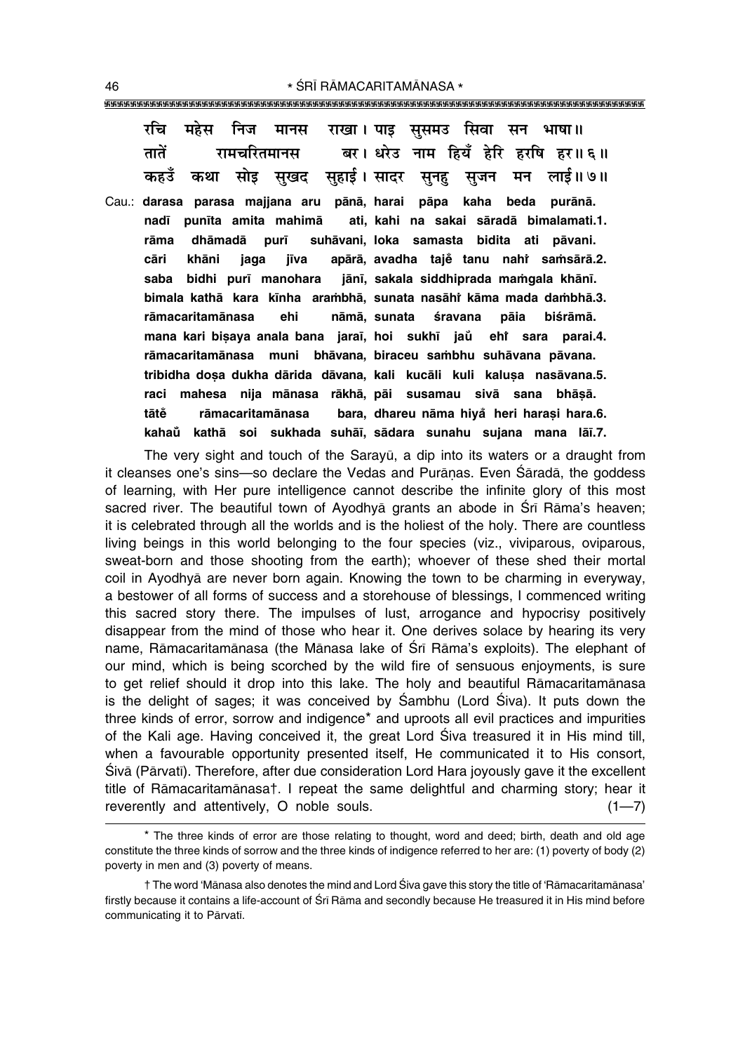रचि महेस निज मानस राखा। पाइ सुसमउ सिवा सन भाषा॥
तातें रामचरितमानस बर। धरेउ नाम हियँ हेरि हरषि हर॥ ६॥
कहउँ कथा सोइ सुखद सुहाई। सादर सुनहु सुजन मन लाई॥ ७॥

Cau.: **darasa parasa majjana aru pānā, harai pāpa kaha beda purānā.**
**nadī punīta amita mahimā ati, kahi na sakai sāradā bimalamati.1.**
**rāma dhāmadā purī suhāvani, loka samasta bidita ati pāvani.**
**cāri khāni jaga jīva apārā, avadha tajẽ tanu nahiṁ saṁsārā.2.**
**saba bidhi purī manohara jānī, sakala siddhiprada maṁgala khānī.**
**bimala kathā kara kīnha araṁbhā, sunata nasāhiṁ kāma mada daṁbhā.3.**
**rāmacaritamānasa ehi nāmā, sunata śravana pāia biśrāmā.**
**mana kari biṣaya anala bana jaraī, hoi sukhī jauṁ ehiṁ sara paraī.4.**
**rāmacaritamānasa muni bhāvana, biraceu saṁbhu suhāvana pāvana.**
**tribidha doṣa dukha dārida dāvana, kali kucāli kuli kaluṣa nasāvana.5.**
**raci mahesa nija mānasa rākhā, pāi susamau sivā sana bhāṣā.**
**tātẽ rāmacaritamānasa bara, dhareu nāma hiyaṁ heri haraṣi hara.6.**
**kahauṁ kathā soi sukhada suhāī, sādara sunahu sujana mana lāī.7.**

The very sight and touch of the Sarayū, a dip into its waters or a draught from it cleanses one's sins—so declare the Vedas and Purāṇas. Even Śāradā, the goddess of learning, with Her pure intelligence cannot describe the infinite glory of this most sacred river. The beautiful town of Ayodhyā grants an abode in Śrī Rāma's heaven; it is celebrated through all the worlds and is the holiest of the holy. There are countless living beings in this world belonging to the four species (viz., viviparous, oviparous, sweat-born and those shooting from the earth); whoever of these shed their mortal coil in Ayodhyā are never born again. Knowing the town to be charming in everyway, a bestower of all forms of success and a storehouse of blessings, I commenced writing this sacred story there. The impulses of lust, arrogance and hypocrisy positively disappear from the mind of those who hear it. One derives solace by hearing its very name, Rāmacaritamānasa (the Mānasa lake of Śrī Rāma's exploits). The elephant of our mind, which is being scorched by the wild fire of sensuous enjoyments, is sure to get relief should it drop into this lake. The holy and beautiful Rāmacaritamānasa is the delight of sages; it was conceived by Śambhu (Lord Śiva). It puts down the three kinds of error, sorrow and indigence* and uproots all evil practices and impurities of the Kali age. Having conceived it, the great Lord Śiva treasured it in His mind till, when a favourable opportunity presented itself, He communicated it to His consort, Śivā (Pārvatī). Therefore, after due consideration Lord Hara joyously gave it the excellent title of Rāmacaritamānasa†. I repeat the same delightful and charming story; hear it reverently and attentively, O noble souls. (1—7)

---

* The three kinds of error are those relating to thought, word and deed; birth, death and old age constitute the three kinds of sorrow and the three kinds of indigence referred to her are: (1) poverty of body (2) poverty in men and (3) poverty of means.

† The word 'Mānasa also denotes the mind and Lord Śiva gave this story the title of 'Rāmacaritamānasa' firstly because it contains a life-account of Śrī Rāma and secondly because He treasured it in His mind before communicating it to Pārvatī.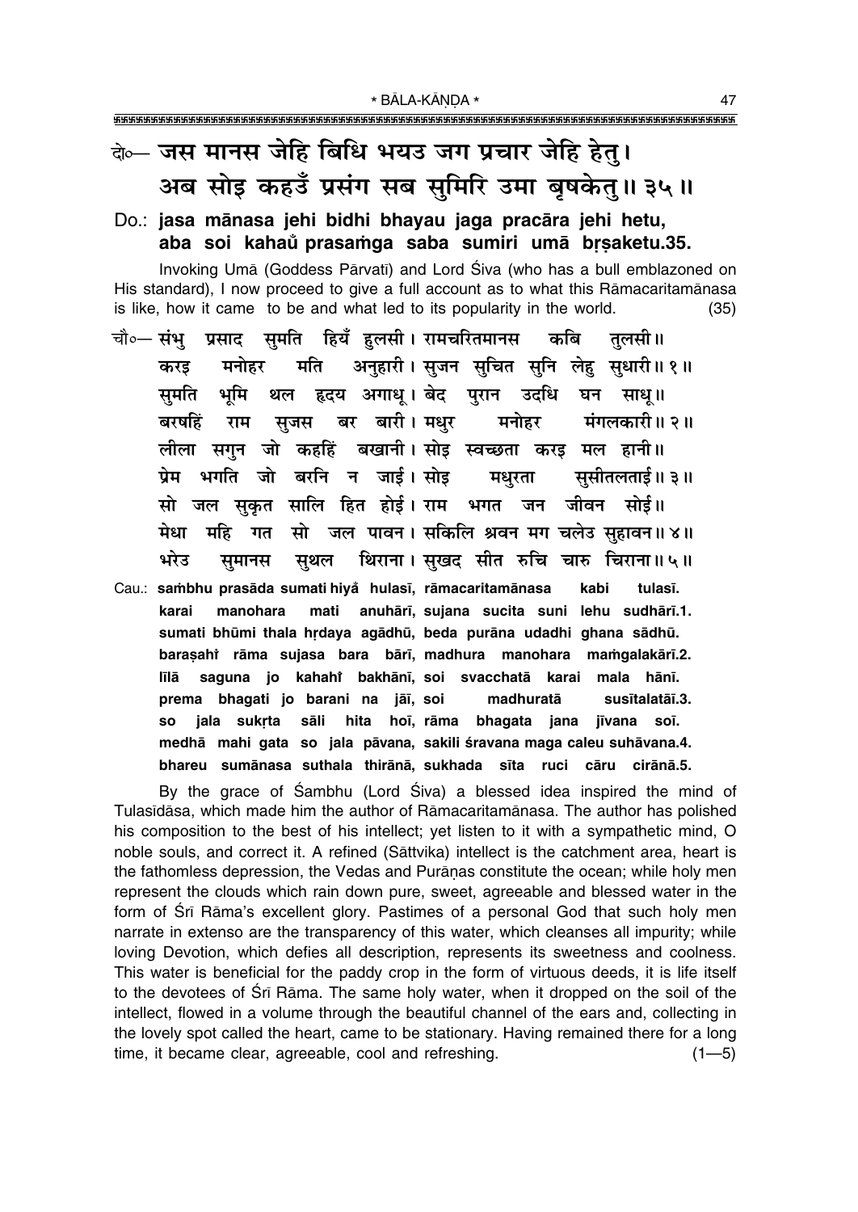दो०— जस मानस जेहि बिधि भयउ जग प्रचार जेहि हेतु।
अब सोइ कहउँ प्रसंग सब सुमिरि उमा बृषकेतु॥ ३५॥

Do.: **jasa mānasa jehi bidhi bhayau jaga pracāra jehi hetu,**
**aba soi kahau̐ prasaṁga saba sumiri umā bṛṣaketu.35.**

Invoking Umā (Goddess Pārvatī) and Lord Śiva (who has a bull emblazoned on His standard), I now proceed to give a full account as to what this Rāmacaritamānasa is like, how it came to be and what led to its popularity in the world. (35)

चौ०— संभु प्रसाद सुमति हियँ हुलसी। रामचरितमानस कबि तुलसी॥
करइ मनोहर मति अनुहारी। सुजन सुचित सुनि लेहु सुधारी॥ १॥
सुमति भूमि थल हृदय अगाधू। बेद पुरान उदधि घन साधू॥
बरषहिं राम सुजस बर बारी। मधुर मनोहर मंगलकारी॥ २॥
लीला सगुन जो कहहिं बखानी। सोइ स्वच्छता करइ मल हानी॥
प्रेम भगति जो बरनि न जाई। सोइ मधुरता सुसीतलताई॥ ३॥
सो जल सुकृत सालि हित होई। राम भगत जन जीवन सोई॥
मेधा महि गत सो जल पावन। सकिलि श्रवन मग चलेउ सुहावन॥ ४॥
भरेउ सुमानस सुथल थिराना। सुखद सीत रुचि चारु चिराना॥ ५॥

Cau.: **saṁbhu prasāda sumati hiyȧ̐ hulasī, rāmacaritamānasa kabi tulasī.**
**karai manohara mati anuhārī, sujana sucita suni lehu sudhārī.1.**
**sumati bhūmi thala hṛdaya agādhū, beda purāna udadhi ghana sādhū.**
**baraṣahiṁ rāma sujasa bara bārī, madhura manohara maṁgalakārī.2.**
**līlā saguna jo kahahiṁ bakhānī, soi svacchatā karai mala hānī.**
**prema bhagati jo barani na jāī, soi madhuratā susītalatāī.3.**
**so jala sukṛta sāli hita hoī, rāma bhagata jana jīvana soī.**
**medhā mahi gata so jala pāvana, sakili śravana maga caleu suhāvana.4.**
**bhareu sumānasa suthala thirānā, sukhada sīta ruci cāru cirānā.5.**

By the grace of Śambhu (Lord Śiva) a blessed idea inspired the mind of Tulasīdāsa, which made him the author of Rāmacaritamānasa. The author has polished his composition to the best of his intellect; yet listen to it with a sympathetic mind, O noble souls, and correct it. A refined (Sāttvika) intellect is the catchment area, heart is the fathomless depression, the Vedas and Purāṇas constitute the ocean; while holy men represent the clouds which rain down pure, sweet, agreeable and blessed water in the form of Śrī Rāma's excellent glory. Pastimes of a personal God that such holy men narrate in extenso are the transparency of this water, which cleanses all impurity; while loving Devotion, which defies all description, represents its sweetness and coolness. This water is beneficial for the paddy crop in the form of virtuous deeds, it is life itself to the devotees of Śrī Rāma. The same holy water, when it dropped on the soil of the intellect, flowed in a volume through the beautiful channel of the ears and, collecting in the lovely spot called the heart, came to be stationary. Having remained there for a long time, it became clear, agreeable, cool and refreshing. (1—5)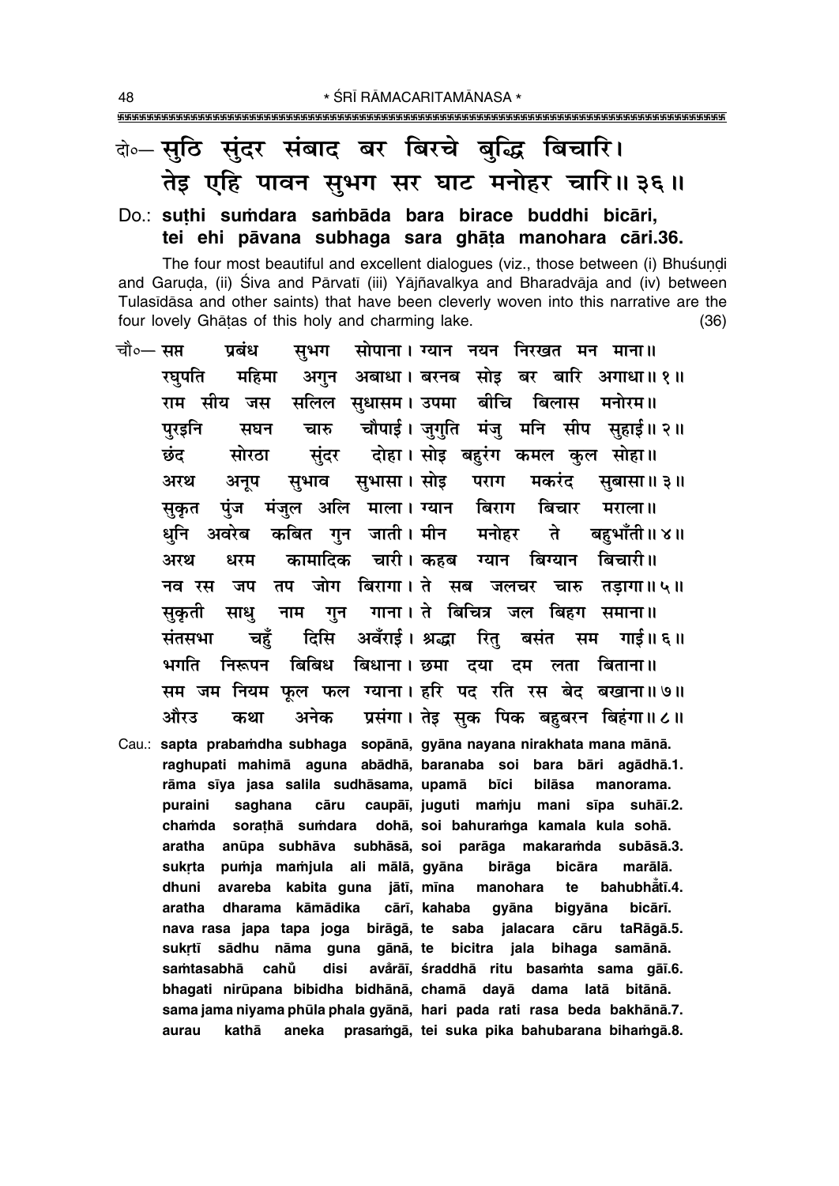दो०— सुठि सुंदर संबाद बर बिरचे बुद्धि बिचारि।
तेइ एहि पावन सुभग सर घाट मनोहर चारि॥ ३६॥

Do.: **suṭhi suṁdara saṁbāda bara birace buddhi bicāri, tei ehi pāvana subhaga sara ghāṭa manohara cāri.36.**

The four most beautiful and excellent dialogues (viz., those between (i) Bhuśuṇḍi and Garuḍa, (ii) Śiva and Pārvatī (iii) Yājñavalkya and Bharadvāja and (iv) between Tulasīdāsa and other saints) that have been cleverly woven into this narrative are the four lovely Ghāṭas of this holy and charming lake. (36)

चौ०— सप्त प्रबंध सुभग सोपाना। ग्यान नयन निरखत मन माना॥
रघुपति महिमा अगुन अबाधा। बरनब सोइ बर बारि अगाधा॥ १॥
राम सीय जस सलिल सुधासम। उपमा बीचि बिलास मनोरम॥
पुरइनि सघन चारु चौपाई। जुगुति मंजु मनि सीप सुहाई॥ २॥
छंद सोरठा सुंदर दोहा। सोइ बहुरंग कमल कुल सोहा॥
अरथ अनूप सुभाव सुभासा। सोइ पराग मकरंद सुबासा॥ ३॥
सुकृत पुंज मंजुल अलि माला। ग्यान बिराग बिचार मराला॥
धुनि अवरेब कबित गुन जाती। मीन मनोहर ते बहुभाँती॥ ४॥
अरथ धरम कामादिक चारी। कहब ग्यान बिग्यान बिचारी॥
नव रस जप तप जोग बिरागा। ते सब जलचर चारु तड़ागा॥ ५॥
सुकृती साधु नाम गुन गाना। ते बिचित्र जल बिहग समाना॥
संतसभा चहुँ दिसि अवँराई। श्रद्धा रितु बसंत सम गाई॥ ६॥
भगति निरूपन बिबिध बिधाना। छमा दया दम लता बिताना॥
सम जम नियम फूल फल ग्याना। हरि पद रति रस बेद बखाना॥ ७॥
औरउ कथा अनेक प्रसंगा। तेइ सुक पिक बहुबरन बिहंगा॥ ८॥

Cau.: **sapta prabaṁdha subhaga sopānā, gyāna nayana nirakhata mana mānā.
raghupati mahimā aguna abādhā, baranaba soi bara bāri agādhā.1.
rāma sīya jasa salila sudhāsama, upamā bīci bilāsa manorama.
puraini saghana cāru caupāī, juguti maṁju mani sīpa suhāī.2.
chaṁda sorаṭhā suṁdara dohā, soi bahuraṁga kamala kula sohā.
aratha anūpa subhāva subhāsā, soi parāga makaraṁda subāsā.3.
sukṛta puṁja maṁjula ali mālā, gyāna birāga bicāra marālā.
dhuni avareba kabita guna jātī, mīna manohara te bahubhā̐tī.4.
aratha dharama kāmādika cārī, kahaba gyāna bigyāna bicārī.
nava rasa japa tapa joga birāgā, te saba jalacara cāru taRāgā.5.
sukṛtī sādhu nāma guna gānā, te bicitra jala bihaga samānā.
saṁtasabhā cahū̐ disi avа̐rāī, śraddhā ritu basaṁta sama gāī.6.
bhagati nirūpana bibidha bidhānā, chamā dayā dama latā bitānā.
sama jama niyama phūla phala gyānā, hari pada rati rasa beda bakhānā.7.
aurau kathā aneka prasaṁgā, tei suka pika bahubarana bihaṁgā.8.**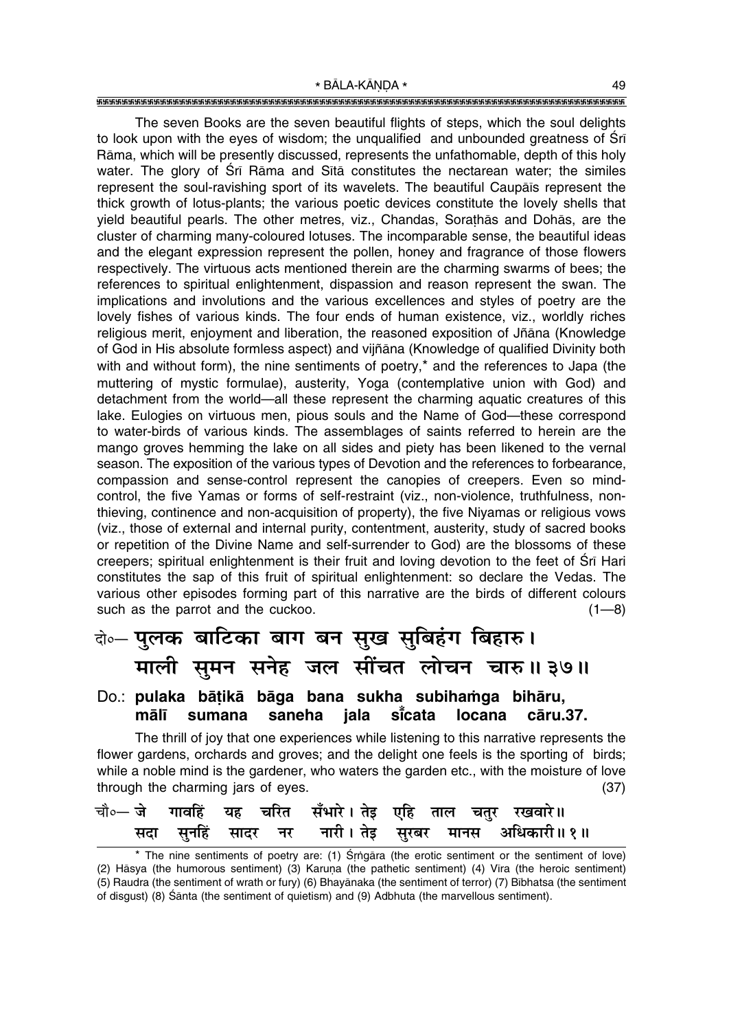The seven Books are the seven beautiful flights of steps, which the soul delights to look upon with the eyes of wisdom; the unqualified and unbounded greatness of Śrī Rāma, which will be presently discussed, represents the unfathomable, depth of this holy water. The glory of Śrī Rāma and Sītā constitutes the nectarean water; the similes represent the soul-ravishing sport of its wavelets. The beautiful Caupāīs represent the thick growth of lotus-plants; the various poetic devices constitute the lovely shells that yield beautiful pearls. The other metres, viz., Chandas, Soraṭhās and Dohās, are the cluster of charming many-coloured lotuses. The incomparable sense, the beautiful ideas and the elegant expression represent the pollen, honey and fragrance of those flowers respectively. The virtuous acts mentioned therein are the charming swarms of bees; the references to spiritual enlightenment, dispassion and reason represent the swan. The implications and involutions and the various excellences and styles of poetry are the lovely fishes of various kinds. The four ends of human existence, viz., worldly riches religious merit, enjoyment and liberation, the reasoned exposition of Jñāna (Knowledge of God in His absolute formless aspect) and vijñāna (Knowledge of qualified Divinity both with and without form), the nine sentiments of poetry,* and the references to Japa (the muttering of mystic formulae), austerity, Yoga (contemplative union with God) and detachment from the world—all these represent the charming aquatic creatures of this lake. Eulogies on virtuous men, pious souls and the Name of God—these correspond to water-birds of various kinds. The assemblages of saints referred to herein are the mango groves hemming the lake on all sides and piety has been likened to the vernal season. The exposition of the various types of Devotion and the references to forbearance, compassion and sense-control represent the canopies of creepers. Even so mind-control, the five Yamas or forms of self-restraint (viz., non-violence, truthfulness, non-thieving, continence and non-acquisition of property), the five Niyamas or religious vows (viz., those of external and internal purity, contentment, austerity, study of sacred books or repetition of the Divine Name and self-surrender to God) are the blossoms of these creepers; spiritual enlightenment is their fruit and loving devotion to the feet of Śrī Hari constitutes the sap of this fruit of spiritual enlightenment: so declare the Vedas. The various other episodes forming part of this narrative are the birds of different colours such as the parrot and the cuckoo. (1—8)

दो०— **पुलक बाटिका बाग बन सुख सुबिहंग बिहारु।**
**माली सुमन सनेह जल सींचत लोचन चारु॥ ३७॥**

Do.: **pulaka bāṭikā bāga bana sukha subihaṁga bihāru,**
**mālī sumana saneha jala sīm̐cata locana cāru.37.**

The thrill of joy that one experiences while listening to this narrative represents the flower gardens, orchards and groves; and the delight one feels is the sporting of birds; while a noble mind is the gardener, who waters the garden etc., with the moisture of love through the charming jars of eyes. (37)

चौ०— जे गावहिं यह चरित सँभारे। तेइ एहि ताल चतुर रखवारे॥
सदा सुनहिं सादर नर नारी। तेइ सुरबर मानस अधिकारी॥ १॥

---

* The nine sentiments of poetry are: (1) Śṛṅgāra (the erotic sentiment or the sentiment of love) (2) Hāsya (the humorous sentiment) (3) Karuṇa (the pathetic sentiment) (4) Vīra (the heroic sentiment) (5) Raudra (the sentiment of wrath or fury) (6) Bhayānaka (the sentiment of terror) (7) Bībhatsa (the sentiment of disgust) (8) Śānta (the sentiment of quietism) and (9) Adbhuta (the marvellous sentiment).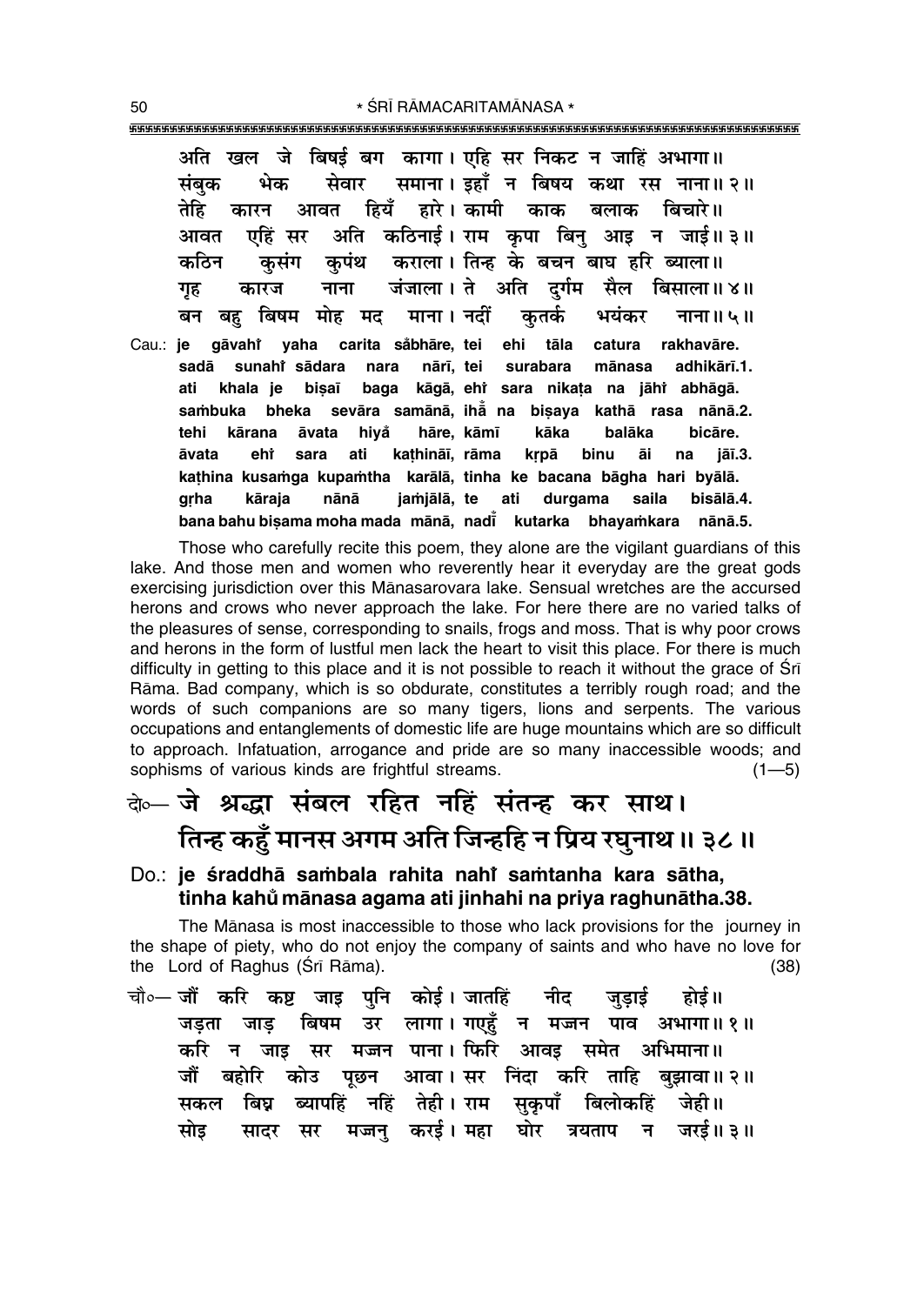अति खल जे बिषई बग कागा। एहि सर निकट न जाहिं अभागा॥
संबुक भेक सेवार समाना। इहाँ न बिषय कथा रस नाना॥ २॥
तेहि कारन आवत हियँ हारे। कामी काक बलाक बिचारे॥
आवत एहिं सर अति कठिनाई। राम कृपा बिनु आइ न जाई॥ ३॥
कठिन कुसंग कुपंथ कराला। तिन्ह के बचन बाघ हरि ब्याला॥
गृह कारज नाना जंजाला। ते अति दुर्गम सैल बिसाला॥ ४॥
बन बहु बिषम मोह मद माना। नदीं कुतर्क भयंकर नाना॥ ५॥

Cau.: **je gāvahi̐ yaha carita sa̐bhāre, tei ehi tāla catura rakhavāre.**
**sadā sunahi̐ sādara nara nārī, tei surabara mānasa adhikārī.1.**
**ati khala je biṣaī baga kāgā, ehi̐ sara nikaṭa na jāhi̐ abhāgā.**
**saṁbuka bheka sevāra samānā, ihā̐ na biṣaya kathā rasa nānā.2.**
**tehi kārana āvata hiya̐ hāre, kāmī kāka balāka bicāre.**
**āvata ehi̐ sara ati kaṭhināī, rāma kṛpā binu āi na jāī.3.**
**kaṭhina kusaṁga kupaṁtha karālā, tinha ke bacana bāgha hari byālā.**
**gṛha kāraja nānā jaṁjālā, te ati durgama saila bisālā.4.**
**bana bahu biṣama moha mada mānā, nadī̐ kutarka bhayaṁkara nānā.5.**

Those who carefully recite this poem, they alone are the vigilant guardians of this lake. And those men and women who reverently hear it everyday are the great gods exercising jurisdiction over this Mānasarovara lake. Sensual wretches are the accursed herons and crows who never approach the lake. For here there are no varied talks of the pleasures of sense, corresponding to snails, frogs and moss. That is why poor crows and herons in the form of lustful men lack the heart to visit this place. For there is much difficulty in getting to this place and it is not possible to reach it without the grace of Śrī Rāma. Bad company, which is so obdurate, constitutes a terribly rough road; and the words of such companions are so many tigers, lions and serpents. The various occupations and entanglements of domestic life are huge mountains which are so difficult to approach. Infatuation, arrogance and pride are so many inaccessible woods; and sophisms of various kinds are frightful streams. (1—5)

दो०— जे श्रद्धा संबल रहित नहिं संतन्ह कर साथ।
तिन्ह कहुँ मानस अगम अति जिन्हहि न प्रिय रघुनाथ॥ ३८॥

Do.: **je śraddhā saṁbala rahita nahi̐ saṁtanha kara sātha,**
**tinha kahu̐ mānasa agama ati jinhahi na priya raghunātha.38.**

The Mānasa is most inaccessible to those who lack provisions for the journey in the shape of piety, who do not enjoy the company of saints and who have no love for the Lord of Raghus (Śrī Rāma). (38)

चौ०— जौं करि कष्ट जाइ पुनि कोई। जातहिं नीद जुड़ाई होई॥
जड़ता जाड़ बिषम उर लागा। गएहुँ न मज्जन पाव अभागा॥ १॥
करि न जाइ सर मज्जन पाना। फिरि आवइ समेत अभिमाना॥
जौं बहोरि कोउ पूछन आवा। सर निंदा करि ताहि बुझावा॥ २॥
सकल बिघ्न ब्यापहिं नहिं तेही। राम सुकृपाँ बिलोकहिं जेही॥
सोइ सादर सर मज्जनु करई। महा घोर त्रयताप न जरई॥ ३॥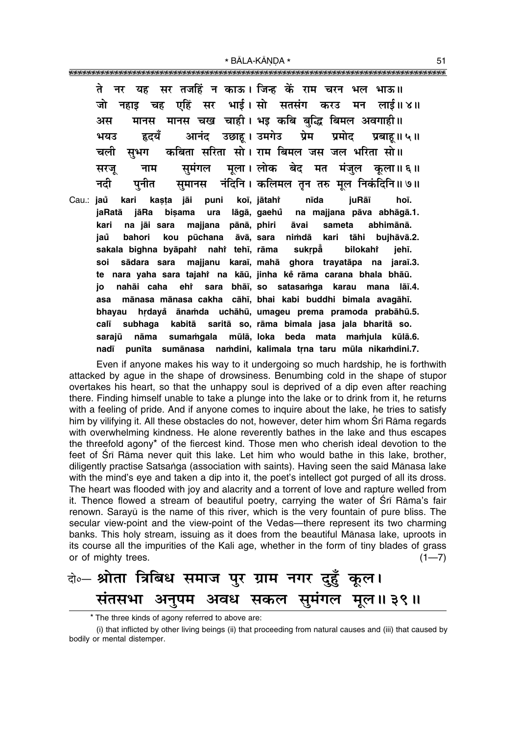ते नर यह सर तजहिं न काऊ। जिन्ह कें राम चरन भल भाऊ॥
जो नहाइ चह एहिं सर भाई। सो सतसंग करउ मन लाई॥ ४॥
अस मानस मानस चख चाही। भइ कबि बुद्धि बिमल अवगाही॥
भयउ हृदयँ आनंद उछाहू। उमगेउ प्रेम प्रमोद प्रबाहू॥ ५॥
चली सुभग कबिता सरिता सो। राम बिमल जस जल भरिता सो॥
सरजू नाम सुमंगल मूला। लोक बेद मत मंजुल कूला॥ ६॥
नदी पुनीत सुमानस नंदिनि। कलिमल तृन तरु मूल निकंदिनि॥ ७॥

Cau.: jaů kari kaṣṭa jāi puni koī, jātahi̇̃ nīda juRāī hoī.
jaRatā jāRa biṣama ura lāgā, gaehů na majjana pāva abhāgā.1.
kari na jāi sara majjana pānā, phiri āvai sameta abhimānā.
jaů bahori kou pūchana āvā, sara niṁdā kari tāhi bujhāvā.2.
sakala bighna byāpahi̇̃ nahi̇̃ tehī, rāma sukṛpā̇̃ bilokahi̇̃ jehī.
soi sādara sara majjanu karaī, mahā ghora trayatāpa na jaraī.3.
te nara yaha sara tajahi̇̃ na kāū, jinha kė̃ rāma carana bhala bhāū.
jo nahāi caha ehi̇̃ sara bhāī, so satasaṁga karau mana lāī.4.
asa mānasa mānasa cakha cāhī, bhai kabi buddhi bimala avagāhī.
bhayau hṛdayå̇ ānaṁda uchāhū, umageu prema pramoda prabāhū.5.
calī subhaga kabitā saritā so, rāma bimala jasa jala bharitā so.
sarajū nāma sumaṁgala mūlā, loka beda mata maṁjula kūlā.6.
nadī punīta sumānasa naṁdini, kalimala tṛna taru mūla nikaṁdini.7.

Even if anyone makes his way to it undergoing so much hardship, he is forthwith attacked by ague in the shape of drowsiness. Benumbing cold in the shape of stupor overtakes his heart, so that the unhappy soul is deprived of a dip even after reaching there. Finding himself unable to take a plunge into the lake or to drink from it, he returns with a feeling of pride. And if anyone comes to inquire about the lake, he tries to satisfy him by vilifying it. All these obstacles do not, however, deter him whom Śrī Rāma regards with overwhelming kindness. He alone reverently bathes in the lake and thus escapes the threefold agony* of the fiercest kind. Those men who cherish ideal devotion to the feet of Śrī Rāma never quit this lake. Let him who would bathe in this lake, brother, diligently practise Satsaṅga (association with saints). Having seen the said Mānasa lake with the mind's eye and taken a dip into it, the poet's intellect got purged of all its dross. The heart was flooded with joy and alacrity and a torrent of love and rapture welled from it. Thence flowed a stream of beautiful poetry, carrying the water of Śrī Rāma's fair renown. Sarayū is the name of this river, which is the very fountain of pure bliss. The secular view-point and the view-point of the Vedas—there represent its two charming banks. This holy stream, issuing as it does from the beautiful Mānasa lake, uproots in its course all the impurities of the Kali age, whether in the form of tiny blades of grass or of mighty trees. (1—7)

**दो०— श्रोता त्रिबिध समाज पुर ग्राम नगर दुहुँ कूल।**
**संतसभा अनुपम अवध सकल सुमंगल मूल॥ ३९॥**

---

* The three kinds of agony referred to above are:

(i) that inflicted by other living beings (ii) that proceeding from natural causes and (iii) that caused by bodily or mental distemper.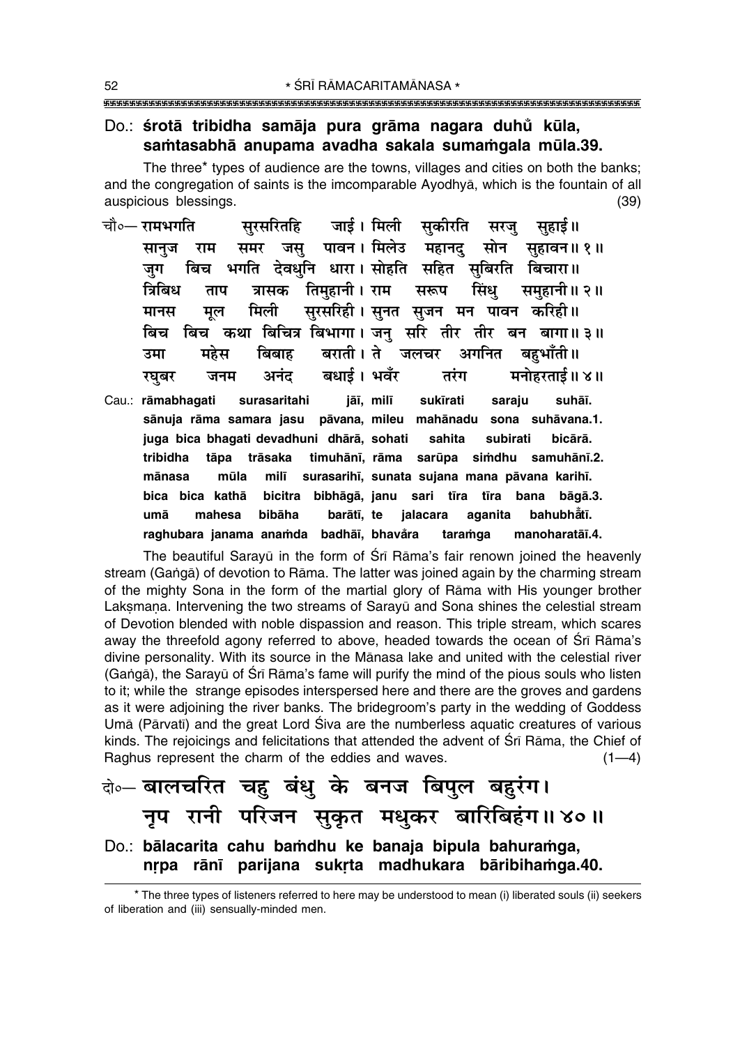Do.: **śrotā tribidha samāja pura grāma nagara duhů kūla,**
**saṁtasabhā anupama avadha sakala sumaṁgala mūla.39.**

The three* types of audience are the towns, villages and cities on both the banks; and the congregation of saints is the imcomparable Ayodhyā, which is the fountain of all auspicious blessings. (39)

चौ०— रामभगति सुरसरितहि जाई। मिली सुकीरति सरजु सुहाई॥
सानुज राम समर जसु पावन। मिलेउ महानदु सोन सुहावन॥ १॥
जुग बिच भगति देवधुनि धारा। सोहति सहित सुबिरति बिचारा॥
त्रिबिध ताप त्रासक तिमुहानी। राम सरूप सिंधु समुहानी॥ २॥
मानस मूल मिली सुरसरिही। सुनत सुजन मन पावन करिही॥
बिच बिच कथा बिचित्र बिभागा। जनु सरि तीर तीर बन बागा॥ ३॥
उमा महेस बिबाह बराती। ते जलचर अगनित बहुभाँती॥
रघुबर जनम अनंद बधाई। भवँर तरंग मनोहरताई॥ ४॥

Cau.: **rāmabhagati surasaritahi jāī, milī sukīrati saraju suhāī.**
**sānuja rāma samara jasu pāvana, mileu mahānadu sona suhāvana.1.**
**juga bica bhagati devadhuni dhārā, sohati sahita subirati bicārā.**
**tribidha tāpa trāsaka timuhānī, rāma sarūpa siṁdhu samuhānī.2.**
**mānasa mūla milī surasarihī, sunata sujana mana pāvana karihī.**
**bica bica kathā bicitra bibhāgā, janu sari tīra tīra bana bāgā.3.**
**umā mahesa bibāha barātī, te jalacara aganita bahubhåtī.**
**raghubara janama anaṁda badhāī, bhavåra taraṁga manoharatāī.4.**

The beautiful Sarayū in the form of Śrī Rāma's fair renown joined the heavenly stream (Gaṅgā) of devotion to Rāma. The latter was joined again by the charming stream of the mighty Sona in the form of the martial glory of Rāma with His younger brother Lakṣmaṇa. Intervening the two streams of Sarayū and Sona shines the celestial stream of Devotion blended with noble dispassion and reason. This triple stream, which scares away the threefold agony referred to above, headed towards the ocean of Śrī Rāma's divine personality. With its source in the Mānasa lake and united with the celestial river (Gaṅgā), the Sarayū of Śrī Rāma's fame will purify the mind of the pious souls who listen to it; while the strange episodes interspersed here and there are the groves and gardens as it were adjoining the river banks. The bridegroom's party in the wedding of Goddess Umā (Pārvatī) and the great Lord Śiva are the numberless aquatic creatures of various kinds. The rejoicings and felicitations that attended the advent of Śrī Rāma, the Chief of Raghus represent the charm of the eddies and waves. (1—4)

दो०— बालचरित चहु बंधु के बनज बिपुल बहुरंग।
नृप रानी परिजन सुकृत मधुकर बारिबिहंग॥ ४०॥

Do.: **bālacarita cahu baṁdhu ke banaja bipula bahuraṁga,**
**nṛpa rānī parijana sukṛta madhukara bāribihaṁga.40.**

---

* The three types of listeners referred to here may be understood to mean (i) liberated souls (ii) seekers of liberation and (iii) sensually-minded men.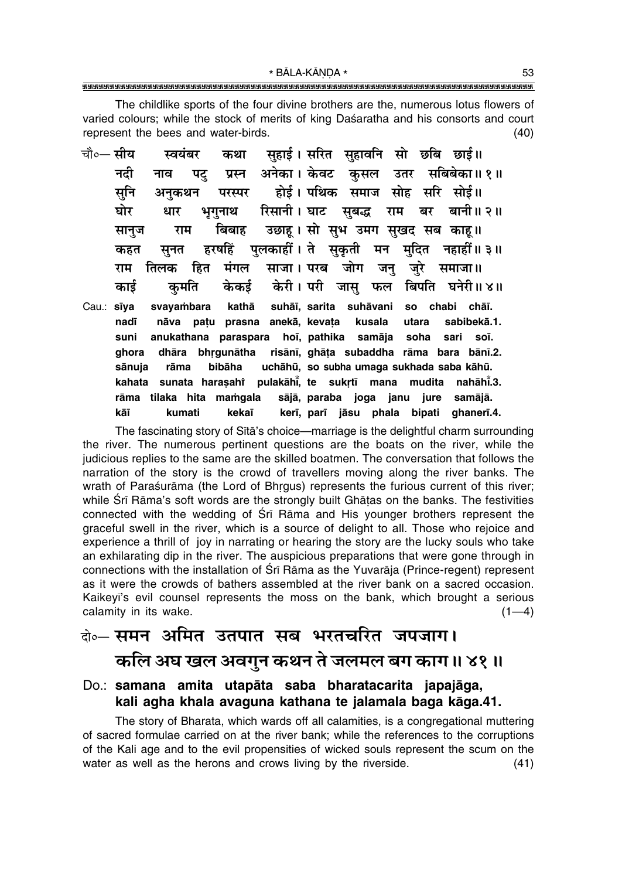The childlike sports of the four divine brothers are the, numerous lotus flowers of varied colours; while the stock of merits of king Daśaratha and his consorts and court represent the bees and water-birds. (40)

चौ०— सीय स्वयंबर कथा सुहाई। सरित सुहावनि सो छबि छाई॥
नदी नाव पटु प्रस्न अनेका। केवट कुसल उतर सबिबेका॥ १॥
सुनि अनुकथन परस्पर होई। पथिक समाज सोह सरि सोई॥
घोर धार भृगुनाथ रिसानी। घाट सुबद्ध राम बर बानी॥ २॥
सानुज राम बिबाह उछाहू। सो सुभ उमग सुखद सब काहू॥
कहत सुनत हरषहिं पुलकाहीं। ते सुकृती मन मुदित नहाहीं॥ ३॥
राम तिलक हित मंगल साजा। परब जोग जनु जुरे समाजा॥
काई कुमति केकई केरी। परी जासु फल बिपति घनेरी॥ ४॥

Cau.: sīya svayaṁbara kathā suhāī, sarita suhāvani so chabi chāī.
nadī nāva paṭu prasna anekā, kevaṭa kusala utara sabibekā.1.
suni anukathana paraspara hoī, pathika samāja soha sari soī.
ghora dhāra bhṛgunātha risānī, ghāṭa subaddha rāma bara bānī.2.
sānuja rāma bibāha uchāhū, so subha umaga sukhada saba kāhū.
kahata sunata haraṣahiṁ pulakāhīṁ, te sukṛtī mana mudita nahāhīṁ.3.
rāma tilaka hita maṁgala sājā, paraba joga janu jure samājā.
kāī kumati kekaī kerī, parī jāsu phala bipati ghanerī.4.

The fascinating story of Sītā's choice—marriage is the delightful charm surrounding the river. The numerous pertinent questions are the boats on the river, while the judicious replies to the same are the skilled boatmen. The conversation that follows the narration of the story is the crowd of travellers moving along the river banks. The wrath of Paraśurāma (the Lord of Bhṛgus) represents the furious current of this river; while Śrī Rāma's soft words are the strongly built Ghāṭas on the banks. The festivities connected with the wedding of Śrī Rāma and His younger brothers represent the graceful swell in the river, which is a source of delight to all. Those who rejoice and experience a thrill of joy in narrating or hearing the story are the lucky souls who take an exhilarating dip in the river. The auspicious preparations that were gone through in connections with the installation of Śrī Rāma as the Yuvarāja (Prince-regent) represent as it were the crowds of bathers assembled at the river bank on a sacred occasion. Kaikeyī's evil counsel represents the moss on the bank, which brought a serious calamity in its wake. (1—4)

दो०— **समन अमित उतपात सब भरतचरित जपजाग।**
**कलि अघ खल अवगुन कथन ते जलमल बग काग॥ ४१॥**

Do.: **samana amita utapāta saba bharatacarita japajāga,**
**kali agha khala avaguna kathana te jalamala baga kāga.41.**

The story of Bharata, which wards off all calamities, is a congregational muttering of sacred formulae carried on at the river bank; while the references to the corruptions of the Kali age and to the evil propensities of wicked souls represent the scum on the water as well as the herons and crows living by the riverside. (41)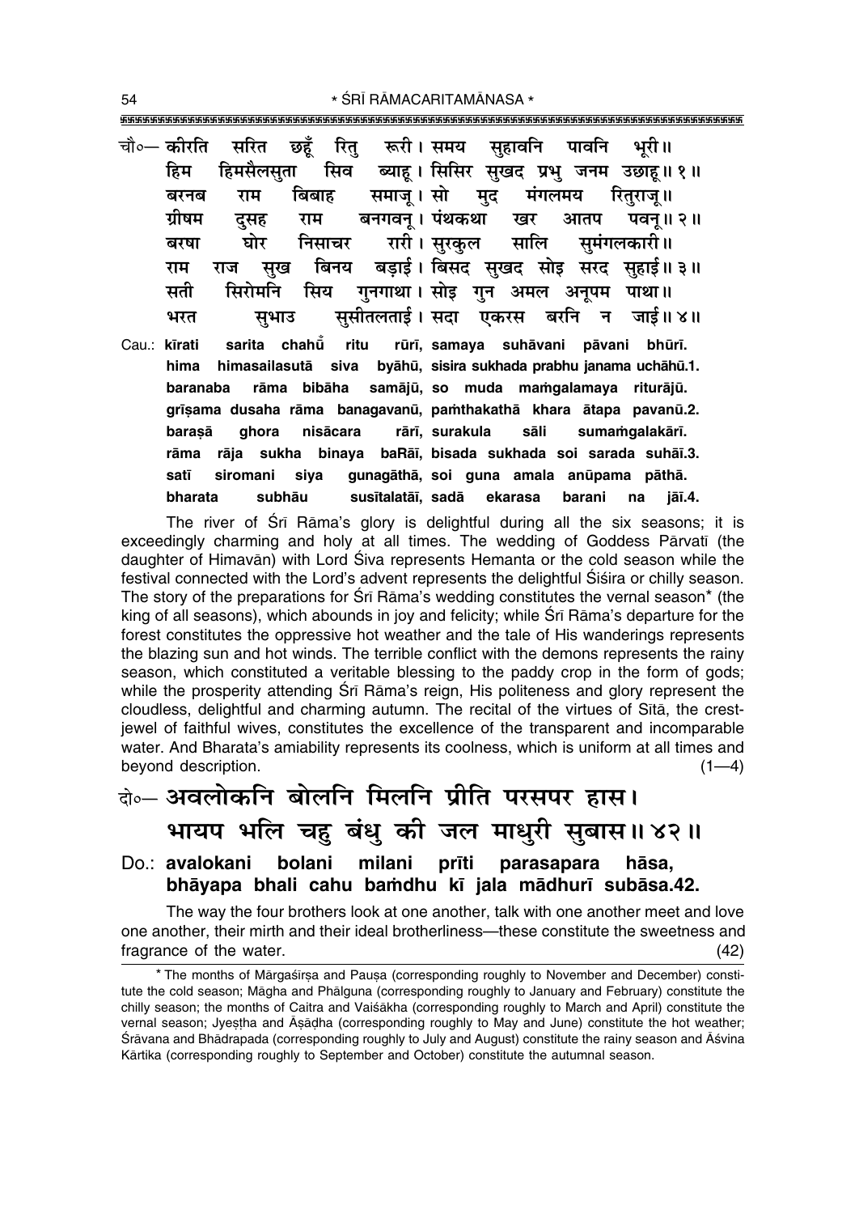चौ०— कीरति सरित छहूँ रितु रूरी। समय सुहावनि पावनि भूरी॥
हिम हिमसैलसुता सिव ब्याहू। सिसिर सुखद प्रभु जनम उछाहू॥ १॥
बरनब राम बिबाह समाजू। सो मुद मंगलमय रितुराजू॥
ग्रीषम दुसह राम बनगवनू। पंथकथा खर आतप पवनू॥ २॥
बरषा घोर निसाचर रारी। सुरकुल सालि सुमंगलकारी॥
राम राज सुख बिनय बड़ाई। बिसद सुखद सोइ सरद सुहाई॥ ३॥
सती सिरोमनि सिय गुनगाथा। सोइ गुन अमल अनूपम पाथा॥
भरत सुभाउ सुसीतलताई। सदा एकरस बरनि न जाई॥ ४॥

Cau.: **kīrati sarita chahū̃ ritu rūrī, samaya suhāvani pāvani bhūrī.**
**hima himasailasutā siva byāhū, sisira sukhada prabhu janama uchāhū.1.**
**baranaba rāma bibāha samājū, so muda maṁgalamaya riturājū.**
**grīṣama dusaha rāma banagavanū, paṁthakathā khara ātapa pavanū.2.**
**baraṣā ghora nisācara rārī, surakula sāli sumaṁgalakārī.**
**rāma rāja sukha binaya baRāī, bisada sukhada soi sarada suhāī.3.**
**satī siromani siya gunagāthā, soi guna amala anūpama pāthā.**
**bharata subhāu susītalatāī, sadā ekarasa barani na jāī.4.**

The river of Śrī Rāma's glory is delightful during all the six seasons; it is exceedingly charming and holy at all times. The wedding of Goddess Pārvatī (the daughter of Himavān) with Lord Śiva represents Hemanta or the cold season while the festival connected with the Lord's advent represents the delightful Śiśira or chilly season. The story of the preparations for Śrī Rāma's wedding constitutes the vernal season* (the king of all seasons), which abounds in joy and felicity; while Śrī Rāma's departure for the forest constitutes the oppressive hot weather and the tale of His wanderings represents the blazing sun and hot winds. The terrible conflict with the demons represents the rainy season, which constituted a veritable blessing to the paddy crop in the form of gods; while the prosperity attending Śrī Rāma's reign, His politeness and glory represent the cloudless, delightful and charming autumn. The recital of the virtues of Sītā, the crest-jewel of faithful wives, constitutes the excellence of the transparent and incomparable water. And Bharata's amiability represents its coolness, which is uniform at all times and beyond description. (1—4)

दो०— अवलोकनि बोलनि मिलनि प्रीति परसपर हास।
भायप भलि चहु बंधु की जल माधुरी सुबास॥ ४२॥

Do.: **avalokani bolani milani prīti parasapara hāsa,**
**bhāyapa bhali cahu baṁdhu kī jala mādhurī subāsa.42.**

The way the four brothers look at one another, talk with one another meet and love one another, their mirth and their ideal brotherliness—these constitute the sweetness and fragrance of the water. (42)

* The months of Mārgaśīrṣa and Pauṣa (corresponding roughly to November and December) constitute the cold season; Māgha and Phālguna (corresponding roughly to January and February) constitute the chilly season; the months of Caitra and Vaiśākha (corresponding roughly to March and April) constitute the vernal season; Jyeṣṭha and Āṣāḍha (corresponding roughly to May and June) constitute the hot weather; Śrāvana and Bhādrapada (corresponding roughly to July and August) constitute the rainy season and Āśvina Kārtika (corresponding roughly to September and October) constitute the autumnal season.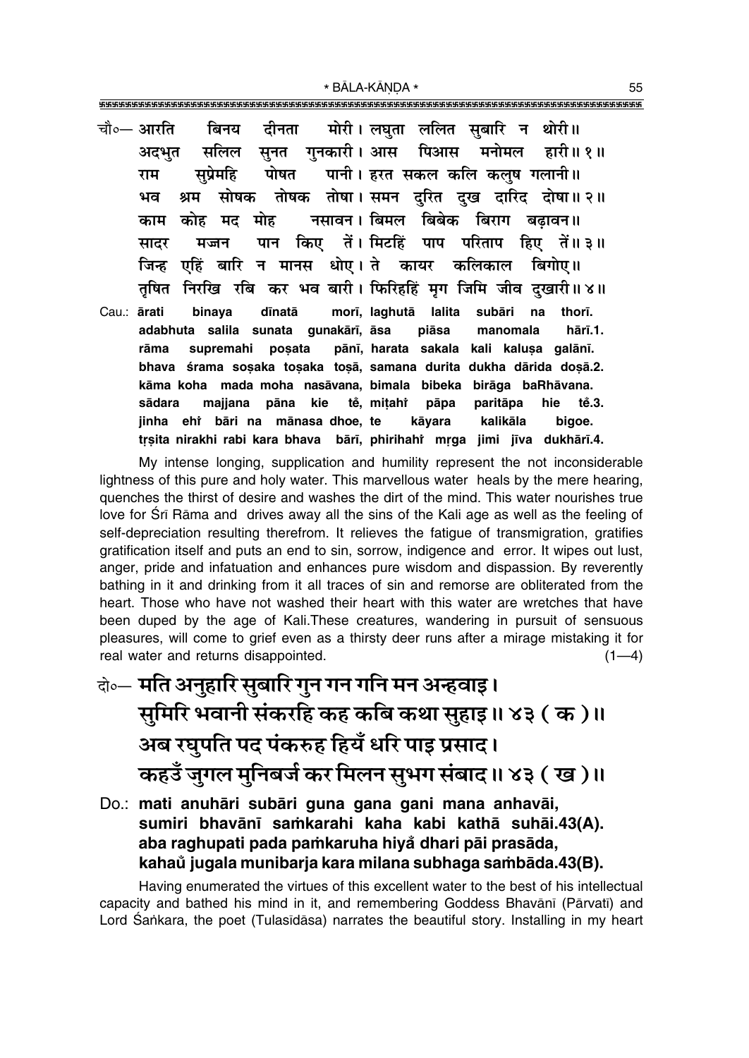चौ०— आरति बिनय दीनता मोरी। लघुता ललित सुबारि न थोरी॥
अदभुत सलिल सुनत गुनकारी। आस पिआस मनोमल हारी॥ १॥
राम सुप्रेमहि पोषत पानी। हरत सकल कलि कलुष गलानी॥
भव श्रम सोषक तोषक तोषा। समन दुरित दुख दारिद दोषा॥ २॥
काम कोह मद मोह नसावन। बिमल बिबेक बिराग बढ़ावन॥
सादर मज्जन पान किए तें। मिटहिं पाप परिताप हिए तें॥ ३॥
जिन्ह एहिं बारि न मानस धोए। ते कायर कलिकाल बिगोए॥
तृषित निरखि रबि कर भव बारी। फिरिहहिं मृग जिमि जीव दुखारी॥ ४॥

Cau.: ārati binaya dīnatā morī, laghutā lalita subāri na thorī.
adabhuta salila sunata gunakārī, āsa piāsa manomala hārī.1.
rāma supremahi poṣata pānī, harata sakala kali kaluṣa galānī.
bhava śrama soṣaka toṣaka toṣā, samana durita dukha dārida doṣā.2.
kāma koha mada moha nasāvana, bimala bibeka birāga baRhāvana.
sādara majjana pāna kie tẽ, miṭahiṁ pāpa paritāpa hie tẽ.3.
jinha ehiṁ bāri na mānasa dhoe, te kāyara kalikāla bigoe.
tṛṣita nirakhi rabi kara bhava bārī, phirihahiṁ mṛga jimi jīva dukhārī.4.

My intense longing, supplication and humility represent the not inconsiderable lightness of this pure and holy water. This marvellous water heals by the mere hearing, quenches the thirst of desire and washes the dirt of the mind. This water nourishes true love for Śrī Rāma and drives away all the sins of the Kali age as well as the feeling of self-depreciation resulting therefrom. It relieves the fatigue of transmigration, gratifies gratification itself and puts an end to sin, sorrow, indigence and error. It wipes out lust, anger, pride and infatuation and enhances pure wisdom and dispassion. By reverently bathing in it and drinking from it all traces of sin and remorse are obliterated from the heart. Those who have not washed their heart with this water are wretches that have been duped by the age of Kali. These creatures, wandering in pursuit of sensuous pleasures, will come to grief even as a thirsty deer runs after a mirage mistaking it for real water and returns disappointed. (1—4)

दो०— मति अनुहारि सुबारि गुन गन गनि मन अन्हवाइ।
सुमिरि भवानी संकरहि कह कबि कथा सुहाइ॥ ४३ ( क )॥
अब रघुपति पद पंकरुह हियँ धरि पाइ प्रसाद।
कहउँ जुगल मुनिबर्ज कर मिलन सुभग संबाद॥ ४३ ( ख )॥

**Do.: mati anuhāri subāri guna gana gani mana anhavāi,**
**sumiri bhavānī saṁkarahi kaha kabi kathā suhāi.43(A).**
**aba raghupati pada paṁkaruha hiyå dhari pāi prasāda,**
**kahaů jugala munibarja kara milana subhaga saṁbāda.43(B).**

Having enumerated the virtues of this excellent water to the best of his intellectual capacity and bathed his mind in it, and remembering Goddess Bhavānī (Pārvatī) and Lord Śaṅkara, the poet (Tulasīdāsa) narrates the beautiful story. Installing in my heart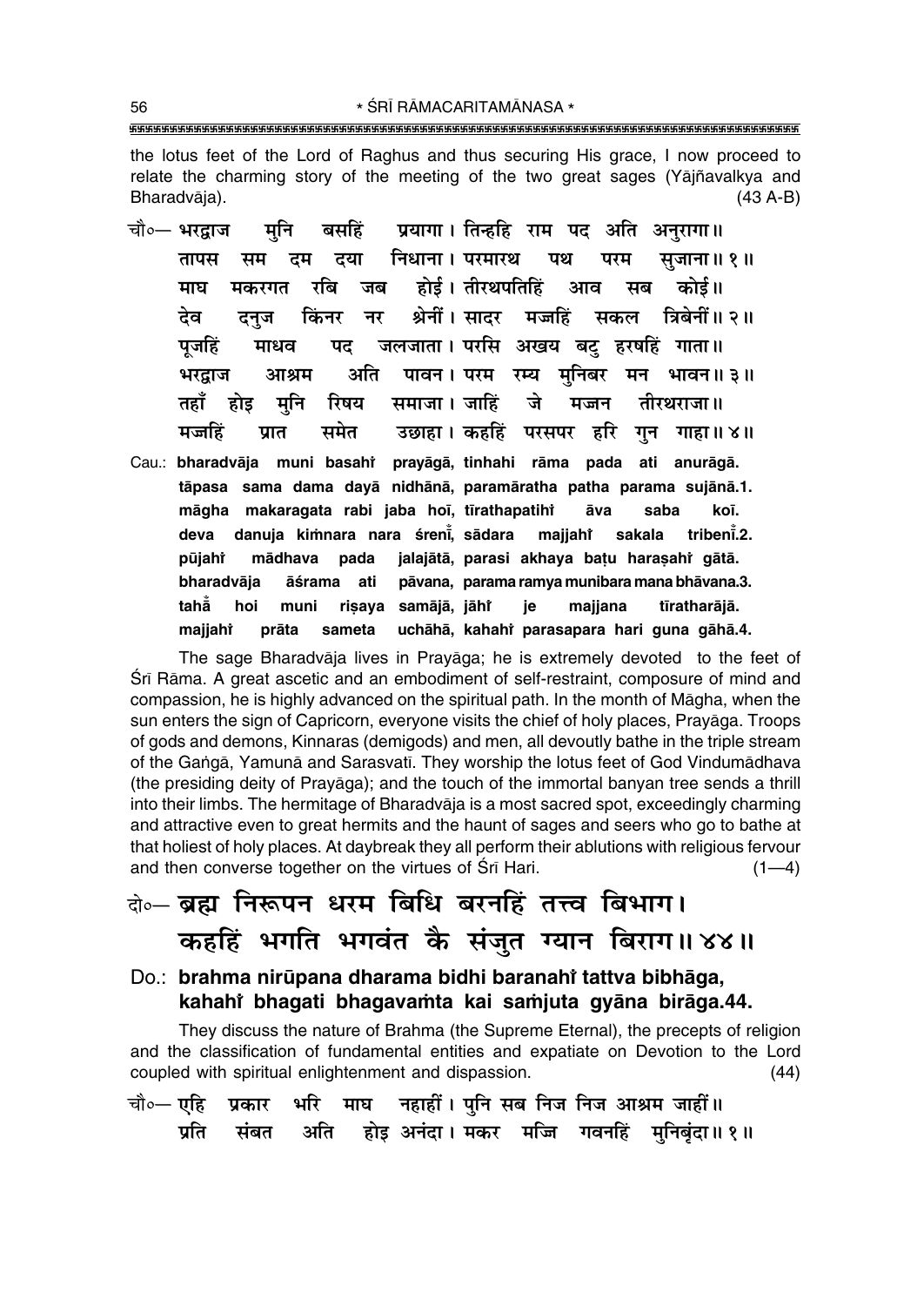the lotus feet of the Lord of Raghus and thus securing His grace, I now proceed to relate the charming story of the meeting of the two great sages (Yājñavalkya and Bharadvāja). (43 A-B)

चौ०— भरद्वाज मुनि बसहिं प्रयागा। तिन्हहि राम पद अति अनुरागा॥
तापस सम दम दया निधाना। परमारथ पथ परम सुजाना॥ १॥
माघ मकरगत रबि जब होई। तीरथपतिहिं आव सब कोई॥
देव दनुज किंनर नर श्रेनीं। सादर मज्जहिं सकल त्रिबेनीं॥ २॥
पूजहिं माधव पद जलजाता। परसि अखय बटु हरषहिं गाता॥
भरद्वाज आश्रम अति पावन। परम रम्य मुनिबर मन भावन॥ ३॥
तहाँ होइ मुनि रिषय समाजा। जाहिं जे मज्जन तीरथराजा॥
मज्जहिं प्रात समेत उछाहा। कहहिं परसपर हरि गुन गाहा॥ ४॥

Cau.: **bharadvāja muni basahiṁ prayāgā, tinhahi rāma pada ati anurāgā.**
**tāpasa sama dama dayā nidhānā, paramāratha patha parama sujānā.1.**
**māgha makaragata rabi jaba hoī, tīrathapatihiṁ āva saba koī.**
**deva danuja kiṁnara nara śreniṁ, sādara majjahiṁ sakala tribeniṁ.2.**
**pūjahiṁ mādhava pada jalajātā, parasi akhaya baṭu haraṣahiṁ gātā.**
**bharadvāja āśrama ati pāvana, parama ramya munibara mana bhāvana.3.**
**tahā̐ hoi muni riṣaya samājā, jāhiṁ je majjana tīratharājā.**
**majjahiṁ prāta sameta uchāhā, kahahiṁ parasapara hari guna gāhā.4.**

The sage Bharadvāja lives in Prayāga; he is extremely devoted to the feet of Śrī Rāma. A great ascetic and an embodiment of self-restraint, composure of mind and compassion, he is highly advanced on the spiritual path. In the month of Māgha, when the sun enters the sign of Capricorn, everyone visits the chief of holy places, Prayāga. Troops of gods and demons, Kinnaras (demigods) and men, all devoutly bathe in the triple stream of the Gaṅgā, Yamunā and Sarasvatī. They worship the lotus feet of God Vindumādhava (the presiding deity of Prayāga); and the touch of the immortal banyan tree sends a thrill into their limbs. The hermitage of Bharadvāja is a most sacred spot, exceedingly charming and attractive even to great hermits and the haunt of sages and seers who go to bathe at that holiest of holy places. At daybreak they all perform their ablutions with religious fervour and then converse together on the virtues of Śrī Hari. (1—4)

दो०— **ब्रह्म निरूपन धरम बिधि बरनहिं तत्त्व बिभाग।**
**कहहिं भगति भगवंत कै संजुत ग्यान बिराग॥ ४४॥**

Do.: **brahma nirūpana dharama bidhi baranahiṁ tattva bibhāga,**
**kahahiṁ bhagati bhagavaṁta kai saṁjuta gyāna birāga.44.**

They discuss the nature of Brahma (the Supreme Eternal), the precepts of religion and the classification of fundamental entities and expatiate on Devotion to the Lord coupled with spiritual enlightenment and dispassion. (44)

चौ०— एहि प्रकार भरि माघ नहाहीं। पुनि सब निज निज आश्रम जाहीं॥
प्रति संबत अति होइ अनंदा। मकर मज्जि गवनहिं मुनिबृंदा॥ १॥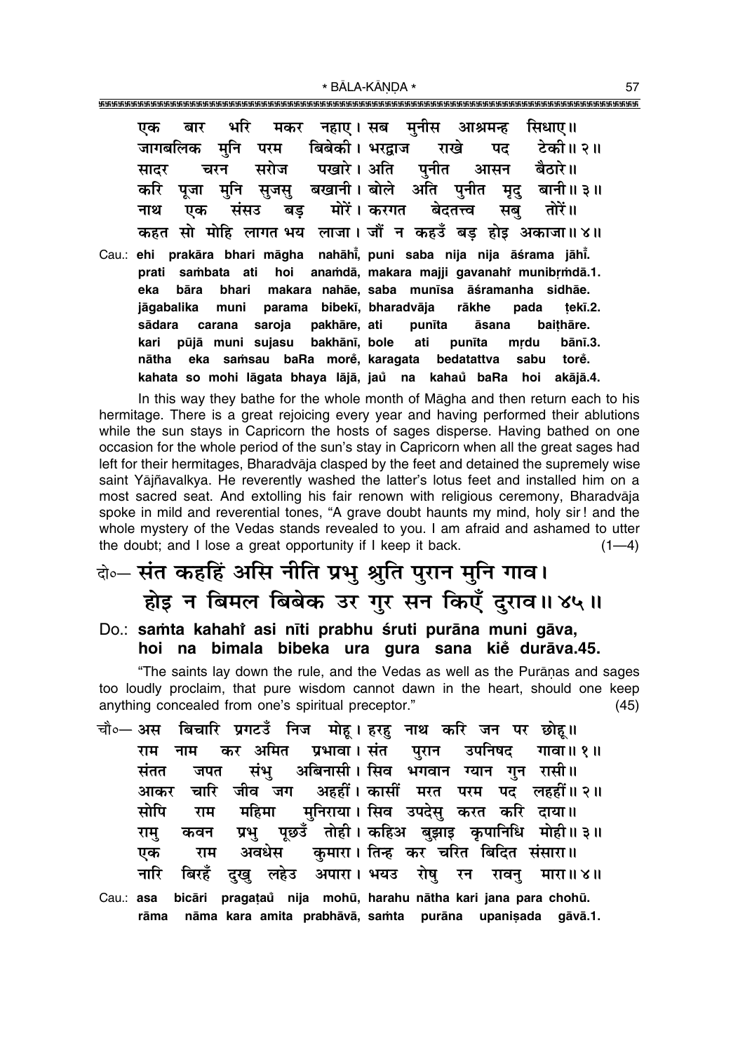एक बार भरि मकर नहाए। सब मुनीस आश्रमन्ह सिधाए॥
जागबलिक मुनि परम बिबेकी। भरद्वाज राखे पद टेकी॥ २॥
सादर चरन सरोज पखारे। अति पुनीत आसन बैठारे॥
करि पूजा मुनि सुजसु बखानी। बोले अति पुनीत मृदु बानी॥ ३॥
नाथ एक संसउ बड़ मोरें। करगत बेदतत्त्व सबु तोरें॥
कहत सो मोहि लागत भय लाजा। जौं न कहउँ बड़ होइ अकाजा॥ ४॥

Cau.: **ehi prakāra bhari māgha nahāhī̃, puni saba nija nija āśrama jāhī̃.
prati saṁbata ati hoi anaṁdā, makara majji gavanahı̃ munibṛṁdā.1.
eka bāra bhari makara nahāe, saba munīsa āśramanha sidhāe.
jāgabalika muni parama bibekī, bharadvāja rākhe pada ṭekī.2.
sādara carana saroja pakhāre, ati punīta āsana baiṭhāre.
kari pūjā muni sujasu bakhānī, bole ati punīta mṛdu bānī.3.
nātha eka saṁsau baRa morẽ, karagata bedatattva sabu torẽ.
kahata so mohi lāgata bhaya lājā, jaů na kahaů baRa hoi akājā.4.**

In this way they bathe for the whole month of Māgha and then return each to his hermitage. There is a great rejoicing every year and having performed their ablutions while the sun stays in Capricorn the hosts of sages disperse. Having bathed on one occasion for the whole period of the sun's stay in Capricorn when all the great sages had left for their hermitages, Bharadvāja clasped by the feet and detained the supremely wise saint Yājñavalkya. He reverently washed the latter's lotus feet and installed him on a most sacred seat. And extolling his fair renown with religious ceremony, Bharadvāja spoke in mild and reverential tones, "A grave doubt haunts my mind, holy sir! and the whole mystery of the Vedas stands revealed to you. I am afraid and ashamed to utter the doubt; and I lose a great opportunity if I keep it back. (1—4)

## दो०— संत कहहिं असि नीति प्रभु श्रुति पुरान मुनि गाव। होइ न बिमल बिबेक उर गुर सन किएँ दुराव॥ ४५॥

Do.: **saṁta kahahı̃ asi nīti prabhu śruti purāna muni gāva, hoi na bimala bibeka ura gura sana kiẽ durāva.45.**

"The saints lay down the rule, and the Vedas as well as the Purāṇas and sages too loudly proclaim, that pure wisdom cannot dawn in the heart, should one keep anything concealed from one's spiritual preceptor." (45)

चौ०— अस बिचारि प्रगटउँ निज मोहू। हरहु नाथ करि जन पर छोहू॥
राम नाम कर अमित प्रभावा। संत पुरान उपनिषद गावा॥ १॥
संतत जपत संभु अबिनासी। सिव भगवान ग्यान गुन रासी॥
आकर चारि जीव जग अहहीं। कासीं मरत परम पद लहहीं॥ २॥
सोपि राम महिमा मुनिराया। सिव उपदेसु करत करि दाया॥
रामु कवन प्रभु पूछउँ तोही। कहिअ बुझाइ कृपानिधि मोही॥ ३॥
एक राम अवधेस कुमारा। तिन्ह कर चरित बिदित संसारा॥
नारि बिरहँ दुखु लहेउ अपारा। भयउ रोषु रन रावनु मारा॥ ४॥

Cau.: **asa bicāri pragaṭaů nija mohū, harahu nātha kari jana para chohū.
rāma nāma kara amita prabhāvā, saṁta purāna upaniṣada gāvā.1.**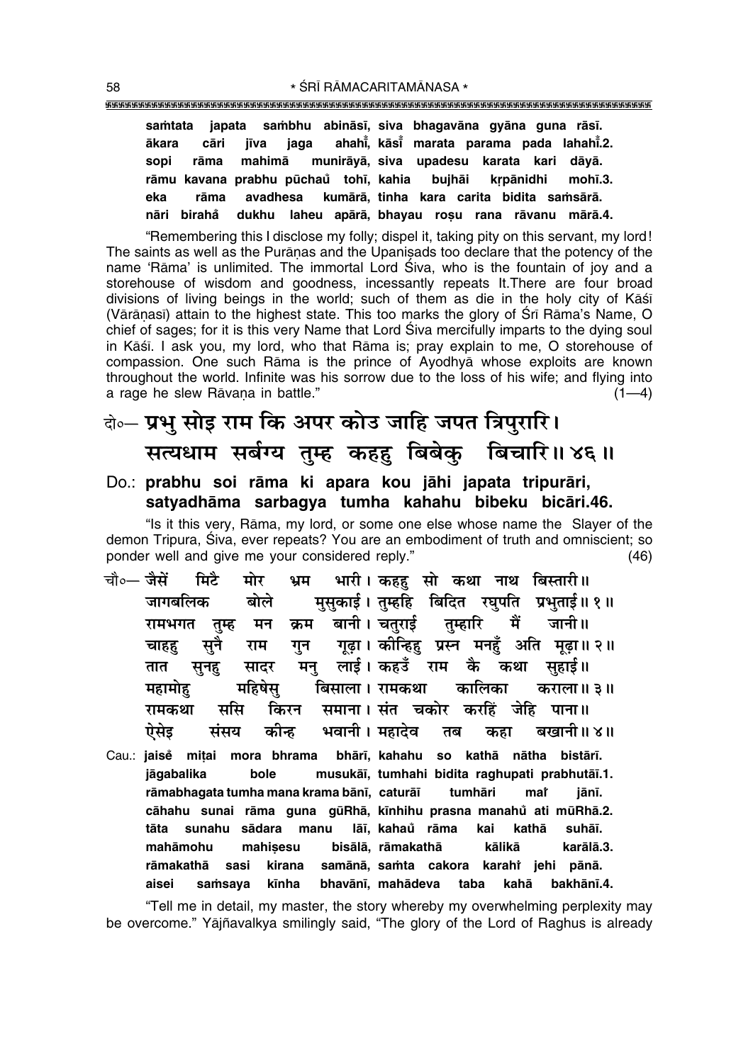saṁtata japata saṁbhu abināsī, siva bhagavāna gyāna guna rāsī.
ākara cāri jīva jaga ahahiँ, kāsiँ marata parama pada lahahiँ.2.
sopi rāma mahimā munirāyā, siva upadesu karata kari dāyā.
rāmu kavana prabhu pūchauँ tohī, kahia bujhāi kṛpānidhi mohī.3.
eka rāma avadhesa kumārā, tinha kara carita bidita saṁsārā.
nāri birahaँ dukhu laheu apārā, bhayau roṣu rana rāvanu mārā.4.

"Remembering this I disclose my folly; dispel it, taking pity on this servant, my lord! The saints as well as the Purāṇas and the Upaniṣads too declare that the potency of the name 'Rāma' is unlimited. The immortal Lord Śiva, who is the fountain of joy and a storehouse of wisdom and goodness, incessantly repeats It.There are four broad divisions of living beings in the world; such of them as die in the holy city of Kāśī (Vārāṇasī) attain to the highest state. This too marks the glory of Śrī Rāma's Name, O chief of sages; for it is this very Name that Lord Śiva mercifully imparts to the dying soul in Kāśī. I ask you, my lord, who that Rāma is; pray explain to me, O storehouse of compassion. One such Rāma is the prince of Ayodhyā whose exploits are known throughout the world. Infinite was his sorrow due to the loss of his wife; and flying into a rage he slew Rāvaṇa in battle." (1—4)

**दो०— प्रभु सोइ राम कि अपर कोउ जाहि जपत त्रिपुरारि।**
**सत्यधाम सर्बग्य तुम्ह कहहु बिबेकु बिचारि॥ ४६॥**

**Do.: prabhu soi rāma ki apara kou jāhi japata tripurāri,**
**satyadhāma sarbagya tumha kahahu bibeku bicāri.46.**

"Is it this very, Rāma, my lord, or some one else whose name the Slayer of the demon Tripura, Śiva, ever repeats? You are an embodiment of truth and omniscient; so ponder well and give me your considered reply." (46)

चौ०— जैसें मिटै मोर भ्रम भारी। कहहु सो कथा नाथ बिस्तारी॥
जागबलिक बोले मुसुकाई। तुम्हहि बिदित रघुपति प्रभुताई॥ १॥
रामभगत तुम्ह मन क्रम बानी। चतुराई तुम्हारि मैं जानी॥
चाहहु सुनै राम गुन गूढ़ा। कीन्हिहु प्रस्न मनहुँ अति मूढ़ा॥ २॥
तात सुनहु सादर मनु लाई। कहउँ राम कै कथा सुहाई॥
महामोहु महिषेसु बिसाला। रामकथा कालिका कराला॥ ३॥
रामकथा ससि किरन समाना। संत चकोर करहिं जेहि पाना॥
ऐसेइ संसय कीन्ह भवानी। महादेव तब कहा बखानी॥ ४॥

Cau.: jaiseँ miṭai mora bhrama bhārī, kahahu so kathā nātha bistārī.
jāgabalika bole musukāī, tumhahi bidita raghupati prabhutāī.1.
rāmabhagata tumha mana krama bānī, caturāī tumhāri maiँ jānī.
cāhahu sunai rāma guna gūRhā, kīnhihu prasna manahuँ ati mūRhā.2.
tāta sunahu sādara manu lāī, kahauँ rāma kai kathā suhāī.
mahāmohu mahiṣesu bisālā, rāmakathā kālikā karālā.3.
rāmakathā sasi kirana samānā, saṁta cakora karahiँ jehi pānā.
aisei saṁsaya kīnha bhavānī, mahādeva taba kahā bakhānī.4.

"Tell me in detail, my master, the story whereby my overwhelming perplexity may be overcome." Yājñavalkya smilingly said, "The glory of the Lord of Raghus is already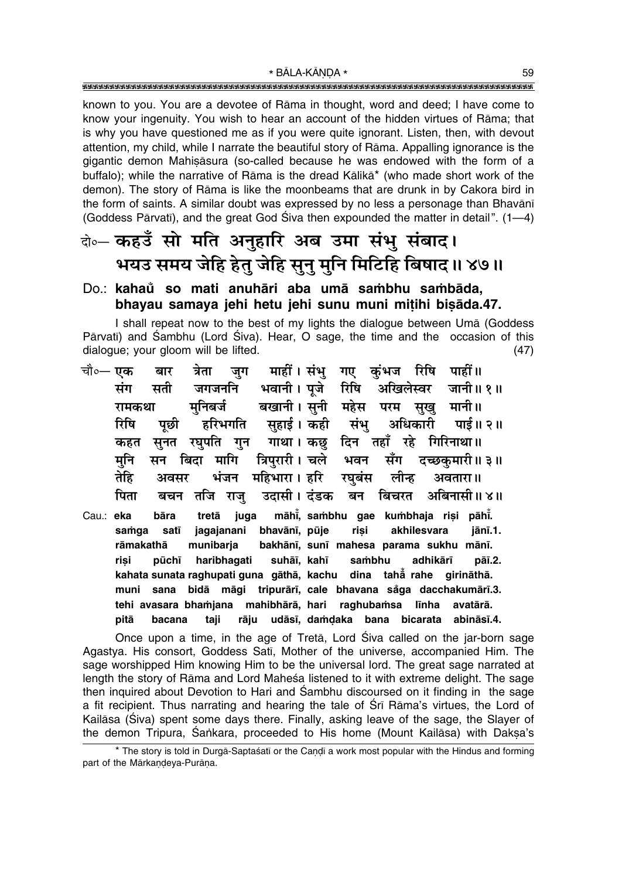known to you. You are a devotee of Rāma in thought, word and deed; I have come to know your ingenuity. You wish to hear an account of the hidden virtues of Rāma; that is why you have questioned me as if you were quite ignorant. Listen, then, with devout attention, my child, while I narrate the beautiful story of Rāma. Appalling ignorance is the gigantic demon Mahiṣāsura (so-called because he was endowed with the form of a buffalo); while the narrative of Rāma is the dread Kālikā* (who made short work of the demon). The story of Rāma is like the moonbeams that are drunk in by Cakora bird in the form of saints. A similar doubt was expressed by no less a personage than Bhavānī (Goddess Pārvatī), and the great God Śiva then expounded the matter in detail". (1—4)

दो०— **कहउँ सो मति अनुहारि अब उमा संभु संबाद।**
**भयउ समय जेहि हेतु जेहि सुनु मुनि मिटिहि बिषाद॥ ४७॥**

Do.: **kahaů so mati anuhāri aba umā saṁbhu saṁbāda,**
**bhayau samaya jehi hetu jehi sunu muni miṭihi biṣāda.47.**

I shall repeat now to the best of my lights the dialogue between Umā (Goddess Pārvatī) and Śambhu (Lord Śiva). Hear, O sage, the time and the occasion of this dialogue; your gloom will be lifted. (47)

चौ०— **एक बार त्रेता जुग माहीं। संभु गए कुंभज रिषि पाहीं॥**
**संग सती जगजननि भवानी। पूजे रिषि अखिलेस्वर जानी॥ १॥**
**रामकथा मुनिबर्ज बखानी। सुनी महेस परम सुखु मानी॥**
**रिषि पूछी हरिभगति सुहाई। कही संभु अधिकारी पाई॥ २॥**
**कहत सुनत रघुपति गुन गाथा। कछु दिन तहाँ रहे गिरिनाथा॥**
**मुनि सन बिदा मागि त्रिपुरारी। चले भवन सँग दच्छकुमारी॥ ३॥**
**तेहि अवसर भंजन महिभारा। हरि रघुबंस लीन्ह अवतारा॥**
**पिता बचन तजि राजु उदासी। दंडक बन बिचरत अबिनासी॥ ४॥**

Cau.: **eka bāra tretā juga māhī̃, saṁbhu gae kuṁbhaja riṣi pāhī̃.**
**saṁga satī jagajanani bhavānī, pūje riṣi akhilesvara jānī.1.**
**rāmakathā munibarja bakhānī, sunī mahesa parama sukhu mānī.**
**riṣi pūchī haribhagati suhāī, kahī saṁbhu adhikārī pāī.2.**
**kahata sunata raghupati guna gāthā, kachu dina tahā̃ rahe girināthā.**
**muni sana bidā māgi tripurārī, cale bhavana sa̐ga dacchakumārī.3.**
**tehi avasara bhaṁjana mahibhārā, hari raghubaṁsa līnha avatārā.**
**pitā bacana taji rāju udāsī, daṁḍaka bana bicarata abināsī.4.**

Once upon a time, in the age of Tretā, Lord Śiva called on the jar-born sage Agastya. His consort, Goddess Satī, Mother of the universe, accompanied Him. The sage worshipped Him knowing Him to be the universal lord. The great sage narrated at length the story of Rāma and Lord Maheśa listened to it with extreme delight. The sage then inquired about Devotion to Hari and Śambhu discoursed on it finding in the sage a fit recipient. Thus narrating and hearing the tale of Śrī Rāma's virtues, the Lord of Kailāsa (Śiva) spent some days there. Finally, asking leave of the sage, the Slayer of the demon Tripura, Śaṅkara, proceeded to His home (Mount Kailāsa) with Dakṣa's

---

* The story is told in Durgā-Saptaśatī or the Caṇḍī a work most popular with the Hindus and forming part of the Mārkaṇḍeya-Purāṇa.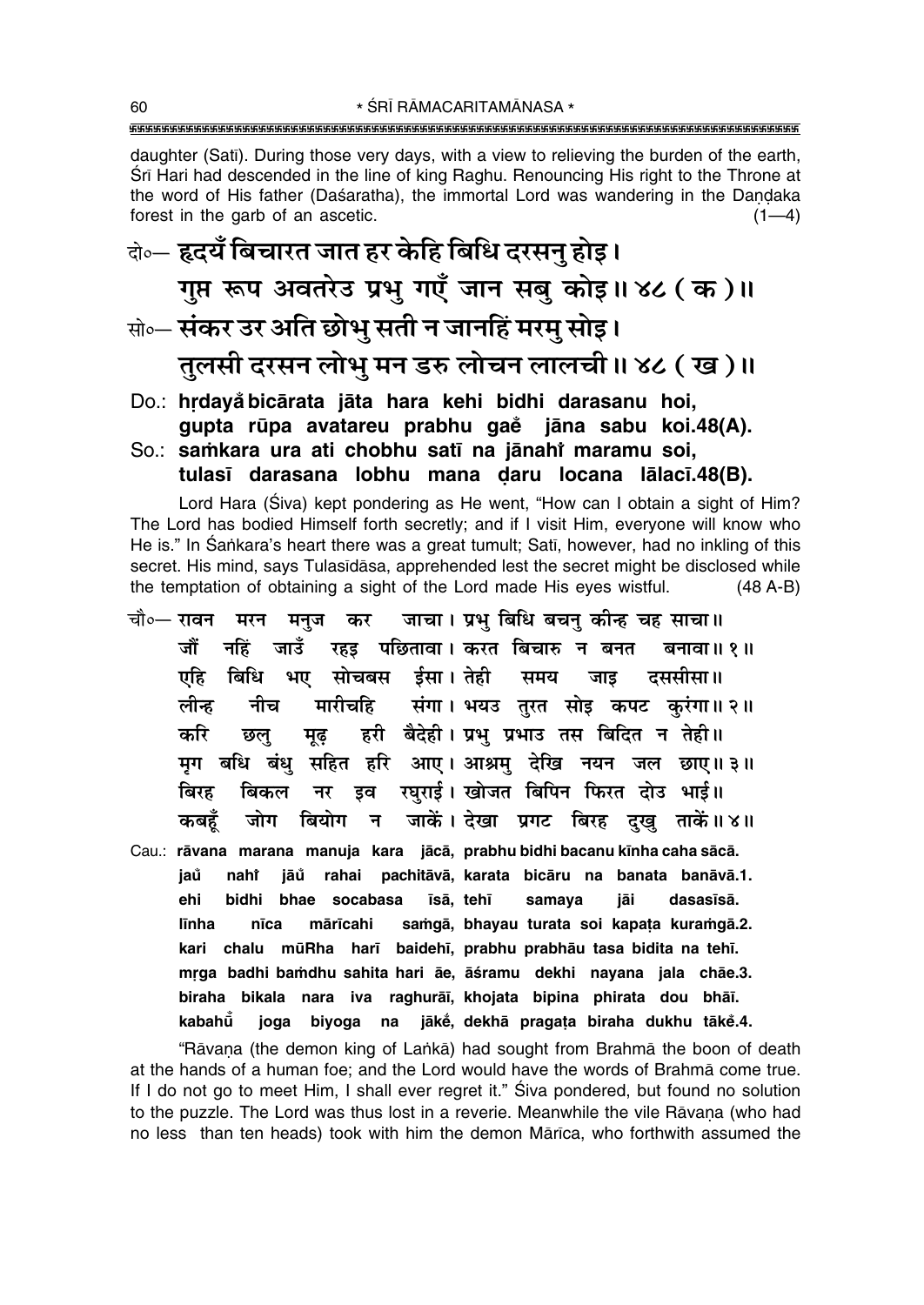daughter (Satī). During those very days, with a view to relieving the burden of the earth, Śrī Hari had descended in the line of king Raghu. Renouncing His right to the Throne at the word of His father (Daśaratha), the immortal Lord was wandering in the Daṇḍaka forest in the garb of an ascetic. (1—4)

**दो०— हृदयँ बिचारत जात हर केहि बिधि दरसनु होइ।**
**गुप्त रूप अवतरेउ प्रभु गएँ जान सबु कोइ॥ ४८ ( क )॥**

**सो०— संकर उर अति छोभु सती न जानहिं मरमु सोइ।**
**तुलसी दरसन लोभु मन डरु लोचन लालची॥ ४८ ( ख )॥**

Do.: **hṛdayå̐ bicārata jāta hara kehi bidhi darasanu hoi,**
**gupta rūpa avatareu prabhu gaẽ jāna sabu koi.48(A).**

So.: **saṁkara ura ati chobhu satī na jānahi̐ maramu soi,**
**tulasī darasana lobhu mana ḍaru locana lālacī.48(B).**

Lord Hara (Śiva) kept pondering as He went, "How can I obtain a sight of Him? The Lord has bodied Himself forth secretly; and if I visit Him, everyone will know who He is." In Śaṅkara's heart there was a great tumult; Satī, however, had no inkling of this secret. His mind, says Tulasīdāsa, apprehended lest the secret might be disclosed while the temptation of obtaining a sight of the Lord made His eyes wistful. (48 A-B)

चौ०— रावन मरन मनुज कर जाचा। प्रभु बिधि बचनु कीन्ह चह साचा॥
जौं नहिं जाउँ रहइ पछितावा। करत बिचारु न बनत बनावा॥ १॥
एहि बिधि भए सोचबस ईसा। तेही समय जाइ दससीसा॥
लीन्ह नीच मारीचहि संगा। भयउ तुरत सोइ कपट कुरंगा॥ २॥
करि छलु मूढ़ हरी बैदेही। प्रभु प्रभाउ तस बिदित न तेही॥
मृग बधि बंधु सहित हरि आए। आश्रमु देखि नयन जल छाए॥ ३॥
बिरह बिकल नर इव रघुराई। खोजत बिपिन फिरत दोउ भाई॥
कबहूँ जोग बियोग न जाकें। देखा प्रगट बिरह दुखु ताकें॥ ४॥

Cau.: **rāvana marana manuja kara jācā, prabhu bidhi bacanu kīnha caha sācā.**
**jaů nahi̐ jāů rahai pachitāvā, karata bicāru na banata banāvā.1.**
**ehi bidhi bhae socabasa īsā, tehī samaya jāi dasasīsā.**
**līnha nīca mārīcahi saṁgā, bhayau turata soi kapaṭa kuraṁgā.2.**
**kari chalu mūRha harī baidehī, prabhu prabhāu tasa bidita na tehī.**
**mṛga badhi baṁdhu sahita hari āe, āśramu dekhi nayana jala chāe.3.**
**biraha bikala nara iva raghurāī, khojata bipina phirata dou bhāī.**
**kabahů̃ joga biyoga na jākẽ, dekhā pragaṭa biraha dukhu tākẽ.4.**

"Rāvaṇa (the demon king of Laṅkā) had sought from Brahmā the boon of death at the hands of a human foe; and the Lord would have the words of Brahmā come true. If I do not go to meet Him, I shall ever regret it." Śiva pondered, but found no solution to the puzzle. The Lord was thus lost in a reverie. Meanwhile the vile Rāvaṇa (who had no less than ten heads) took with him the demon Mārīca, who forthwith assumed the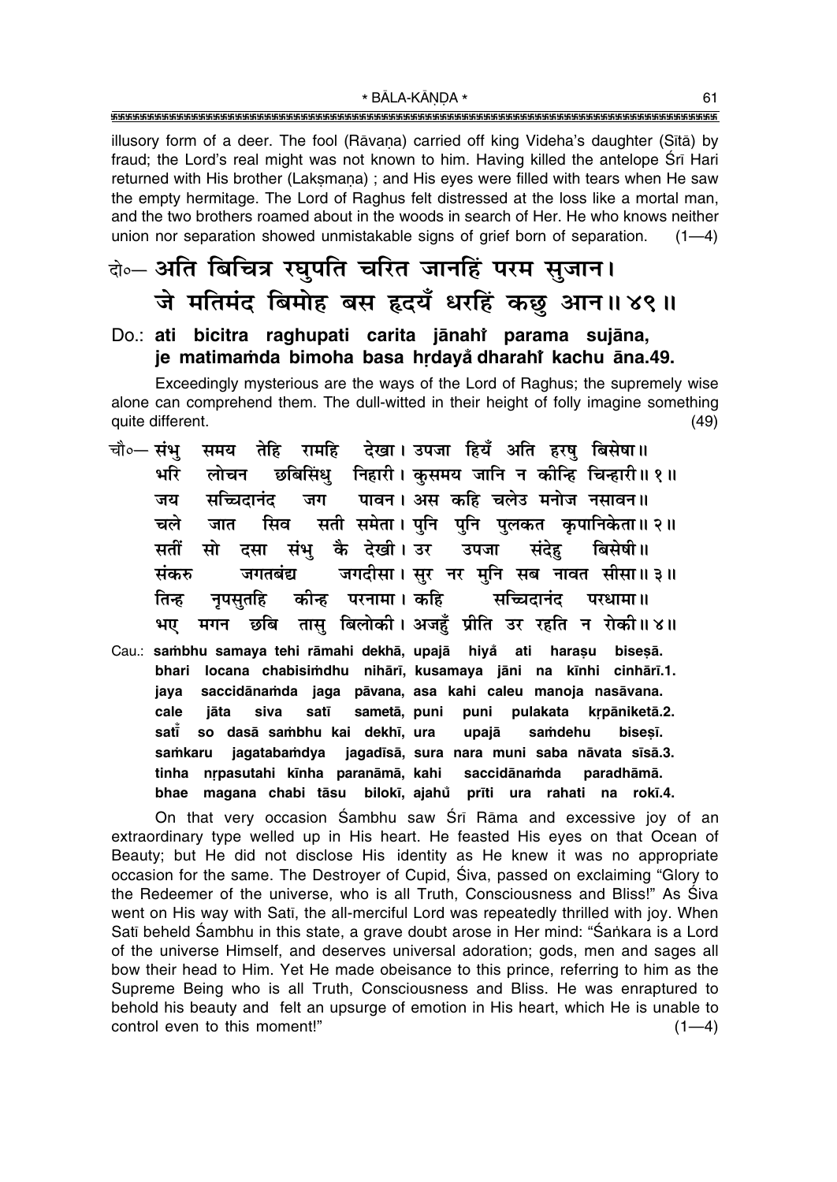illusory form of a deer. The fool (Rāvaṇa) carried off king Videha's daughter (Sītā) by fraud; the Lord's real might was not known to him. Having killed the antelope Śrī Hari returned with His brother (Lakṣmaṇa) ; and His eyes were filled with tears when He saw the empty hermitage. The Lord of Raghus felt distressed at the loss like a mortal man, and the two brothers roamed about in the woods in search of Her. He who knows neither union nor separation showed unmistakable signs of grief born of separation. (1—4)

**दो०— अति बिचित्र रघुपति चरित जानहिं परम सुजान।**
**जे मतिमंद बिमोह बस हृदयँ धरहिं कछु आन॥ ४९॥**

**Do.: ati bicitra raghupati carita jānahiṁ parama sujāna, je matimaṁda bimoha basa hṛdayaँ dharahiṁ kachu āna.49.**

Exceedingly mysterious are the ways of the Lord of Raghus; the supremely wise alone can comprehend them. The dull-witted in their height of folly imagine something quite different. (49)

**चौ०— संभु समय तेहि रामहि देखा। उपजा हियँ अति हरषु बिसेषा॥**
**भरि लोचन छबिसिंधु निहारी। कुसमय जानि न कीन्हि चिन्हारी॥ १॥**
**जय सच्चिदानंद जग पावन। अस कहि चलेउ मनोज नसावन॥**
**चले जात सिव सती समेता। पुनि पुनि पुलकत कृपानिकेता॥ २॥**
**सतीं सो दसा संभु कै देखी। उर उपजा संदेहु बिसेषी॥**
**संकरु जगतबंद्य जगदीसा। सुर नर मुनि सब नावत सीसा॥ ३॥**
**तिन्ह नृपसुतहि कीन्ह परनामा। कहि सच्चिदानंद परधामा॥**
**भए मगन छबि तासु बिलोकी। अजहुँ प्रीति उर रहति न रोकी॥ ४॥**

**Cau.: saṁbhu samaya tehi rāmahi dekhā, upajā hiyaँ ati haraṣu biseṣā. bhari locana chabisiṁdhu nihārī, kusamaya jāni na kīnhi cinhārī.1. jaya saccidānaṁda jaga pāvana, asa kahi caleu manoja nasāvana. cale jāta siva satī sametā, puni puni pulakata kṛpāniketā.2. satīँ so dasā saṁbhu kai dekhī, ura upajā saṁdehu biseṣī. saṁkaru jagatabaṁdya jagadīsā, sura nara muni saba nāvata sīsā.3. tinha nṛpasutahi kīnha paranāmā, kahi saccidānaṁda paradhāmā. bhae magana chabi tāsu bilokī, ajahuँ prīti ura rahati na rokī.4.**

On that very occasion Śambhu saw Śrī Rāma and excessive joy of an extraordinary type welled up in His heart. He feasted His eyes on that Ocean of Beauty; but He did not disclose His identity as He knew it was no appropriate occasion for the same. The Destroyer of Cupid, Śiva, passed on exclaiming "Glory to the Redeemer of the universe, who is all Truth, Consciousness and Bliss!" As Śiva went on His way with Satī, the all-merciful Lord was repeatedly thrilled with joy. When Satī beheld Śambhu in this state, a grave doubt arose in Her mind: "Śaṅkara is a Lord of the universe Himself, and deserves universal adoration; gods, men and sages all bow their head to Him. Yet He made obeisance to this prince, referring to him as the Supreme Being who is all Truth, Consciousness and Bliss. He was enraptured to behold his beauty and felt an upsurge of emotion in His heart, which He is unable to control even to this moment!" (1—4)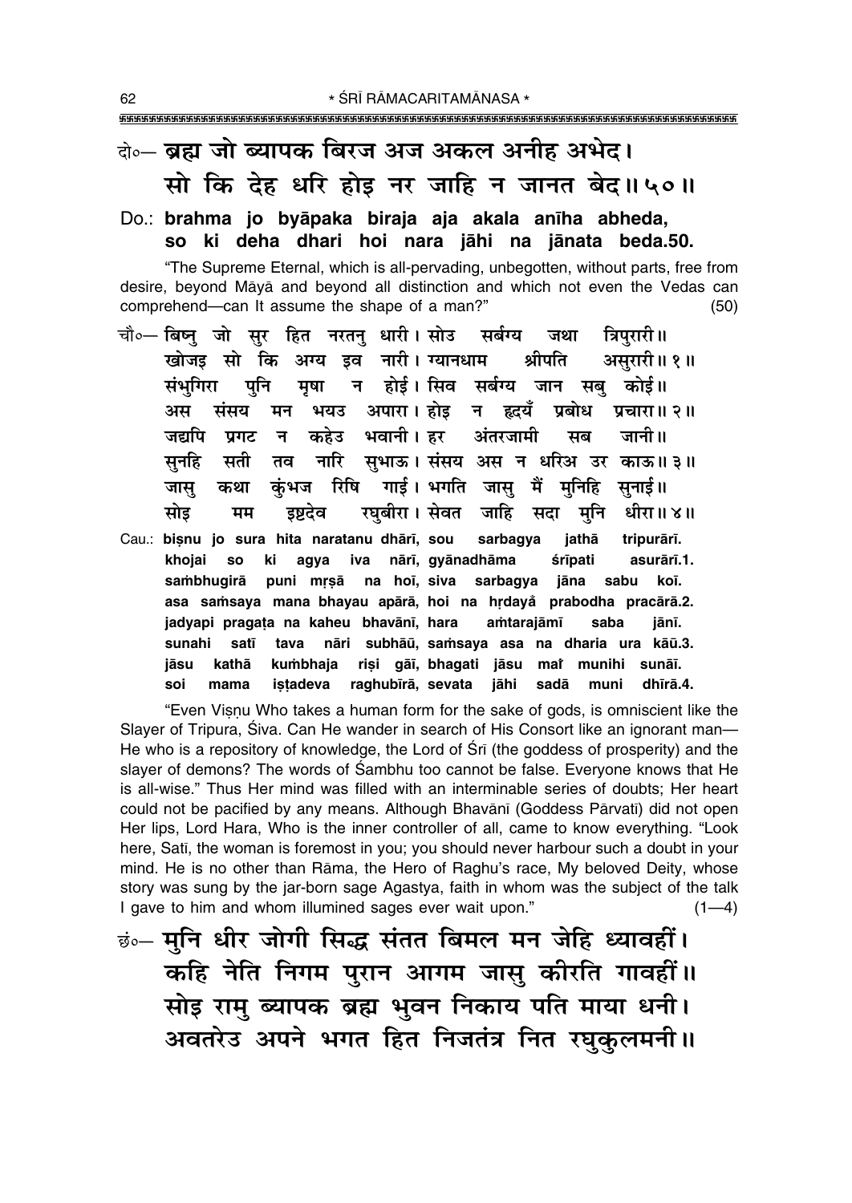दो०— ब्रह्म जो ब्यापक बिरज अज अकल अनीह अभेद।
सो कि देह धरि होइ नर जाहि न जानत बेद॥५०॥

**Do.: brahma jo byāpaka biraja aja akala anīha abheda,**
**so ki deha dhari hoi nara jāhi na jānata beda.50.**

"The Supreme Eternal, which is all-pervading, unbegotten, without parts, free from desire, beyond Māyā and beyond all distinction and which not even the Vedas can comprehend—can It assume the shape of a man?" (50)

चौ०— बिष्नु जो सुर हित नरतनु धारी। सोउ सर्बग्य जथा त्रिपुरारी॥
खोजइ सो कि अग्य इव नारी। ग्यानधाम श्रीपति असुरारी॥१॥
संभुगिरा पुनि मृषा न होई। सिव सर्बग्य जान सबु कोई॥
अस संसय मन भयउ अपारा। होइ न हृदयँ प्रबोध प्रचारा॥२॥
जद्यपि प्रगट न कहेउ भवानी। हर अंतरजामी सब जानी॥
सुनहि सती तव नारि सुभाऊ। संसय अस न धरिअ उर काऊ॥३॥
जासु कथा कुंभज रिषि गाई। भगति जासु मैं मुनिहि सुनाई॥
सोइ मम इष्टदेव रघुबीरा। सेवत जाहि सदा मुनि धीरा॥४॥

**Cau.: biṣnu jo sura hita naratanu dhārī, sou sarbagya jathā tripurārī.**
**khojai so ki agya iva nārī, gyānadhāma śrīpati asurārī.1.**
**sambhugirā puni mṛṣā na hoī, siva sarbagya jāna sabu koī.**
**asa saṁsaya mana bhayau apārā, hoi na hṛdayå prabodha pracārā.2.**
**jadyapi pragaṭa na kaheu bhavānī, hara aṁtarajāmī saba jānī.**
**sunahi satī tava nāri subhāū, saṁsaya asa na dharia ura kāū.3.**
**jāsu kathā kuṁbhaja riṣi gāī, bhagati jāsu maĩ munihi sunāī.**
**soi mama iṣṭadeva raghubīrā, sevata jāhi sadā muni dhīrā.4.**

"Even Viṣṇu Who takes a human form for the sake of gods, is omniscient like the Slayer of Tripura, Śiva. Can He wander in search of His Consort like an ignorant man—He who is a repository of knowledge, the Lord of Śrī (the goddess of prosperity) and the slayer of demons? The words of Śambhu too cannot be false. Everyone knows that He is all-wise." Thus Her mind was filled with an interminable series of doubts; Her heart could not be pacified by any means. Although Bhavānī (Goddess Pārvatī) did not open Her lips, Lord Hara, Who is the inner controller of all, came to know everything. "Look here, Satī, the woman is foremost in you; you should never harbour such a doubt in your mind. He is no other than Rāma, the Hero of Raghu's race, My beloved Deity, whose story was sung by the jar-born sage Agastya, faith in whom was the subject of the talk I gave to him and whom illumined sages ever wait upon." (1—4)

छं०— मुनि धीर जोगी सिद्ध संतत बिमल मन जेहि ध्यावहीं।
कहि नेति निगम पुरान आगम जासु कीरति गावहीं॥
सोइ रामु ब्यापक ब्रह्म भुवन निकाय पति माया धनी।
अवतरेउ अपने भगत हित निजतंत्र नित रघुकुलमनी॥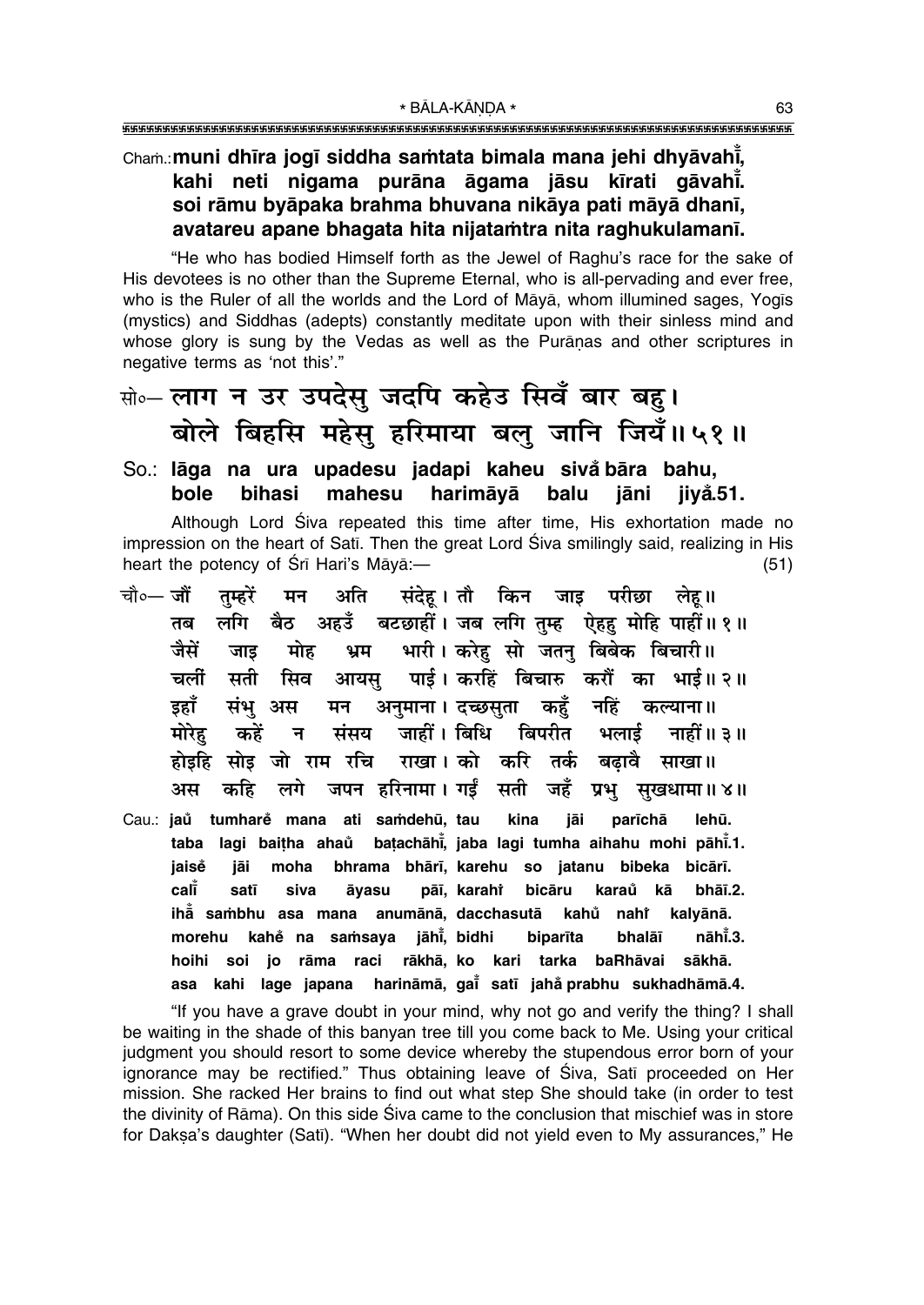Cham.: **muni dhīra jogī siddha saṁtata bimala mana jehi dhyāvahī̆,**
**kahi neti nigama purāna āgama jāsu kīrati gāvahī̆.**
**soi rāmu byāpaka brahma bhuvana nikāya pati māyā dhanī,**
**avatareu apane bhagata hita nijataṁtra nita raghukulamanī.**

"He who has bodied Himself forth as the Jewel of Raghu's race for the sake of His devotees is no other than the Supreme Eternal, who is all-pervading and ever free, who is the Ruler of all the worlds and the Lord of Māyā, whom illumined sages, Yogīs (mystics) and Siddhas (adepts) constantly meditate upon with their sinless mind and whose glory is sung by the Vedas as well as the Purāṇas and other scriptures in negative terms as 'not this'."

सो०— लाग न उर उपदेसु जदपि कहेउ सिवँ बार बहु।
बोले बिहसि महेसु हरिमाया बलु जानि जियँ॥ ५१॥

So.: **lāga na ura upadesu jadapi kaheu sivå̐ bāra bahu,**
**bole bihasi mahesu harimāyā balu jāni jiyå̐.51.**

Although Lord Śiva repeated this time after time, His exhortation made no impression on the heart of Satī. Then the great Lord Śiva smilingly said, realizing in His heart the potency of Śrī Hari's Māyā:— (51)

चौ०— जौं तुम्हरें मन अति संदेहू। तौ किन जाइ परीछा लेहू॥
तब लगि बैठ अहउँ बटछाहीं। जब लगि तुम्ह ऐहहु मोहि पाहीं॥ १॥
जैसें जाइ मोह भ्रम भारी। करेहु सो जतनु बिबेक बिचारी॥
चलीं सती सिव आयसु पाई। करहिं बिचारु करौं का भाई॥ २॥
इहाँ संभु अस मन अनुमाना। दच्छसुता कहुँ नहिं कल्याना॥
मोरेहु कहें न संसय जाहीं। बिधि बिपरीत भलाई नाहीं॥ ३॥
होइहि सोइ जो राम रचि राखा। को करि तर्क बढ़ावै साखा॥
अस कहि लगे जपन हरिनामा। गईं सती जहँ प्रभु सुखधामा॥ ४॥

Cau.: **jau̐ tumhare̐ mana ati saṁdehū, tau kina jāi parīchā lehū.**
**taba lagi baiṭha ahau̐ baṭachāhī̆, jaba lagi tumha aihahu mohi pāhī̆.1.**
**jaise̐ jāi moha bhrama bhārī, karehu so jatanu bibeka bicārī.**
**calī̆ satī siva āyasu pāī, karahi̇ bicāru karau̐ kā bhāī.2.**
**ihā̐ saṁbhu asa mana anumānā, dacchasutā kahu̐ nahi̇ kalyānā.**
**morehu kahe̐ na saṁsaya jāhī̆, bidhi biparīta bhalāī nāhī̆.3.**
**hoihi soi jo rāma raci rākhā, ko kari tarka baRhāvai sākhā.**
**asa kahi lage japana harināmā, gaī̆ satī jahå̐ prabhu sukhadhāmā.4.**

"If you have a grave doubt in your mind, why not go and verify the thing? I shall be waiting in the shade of this banyan tree till you come back to Me. Using your critical judgment you should resort to some device whereby the stupendous error born of your ignorance may be rectified." Thus obtaining leave of Śiva, Satī proceeded on Her mission. She racked Her brains to find out what step She should take (in order to test the divinity of Rāma). On this side Śiva came to the conclusion that mischief was in store for Dakṣa's daughter (Satī). "When her doubt did not yield even to My assurances," He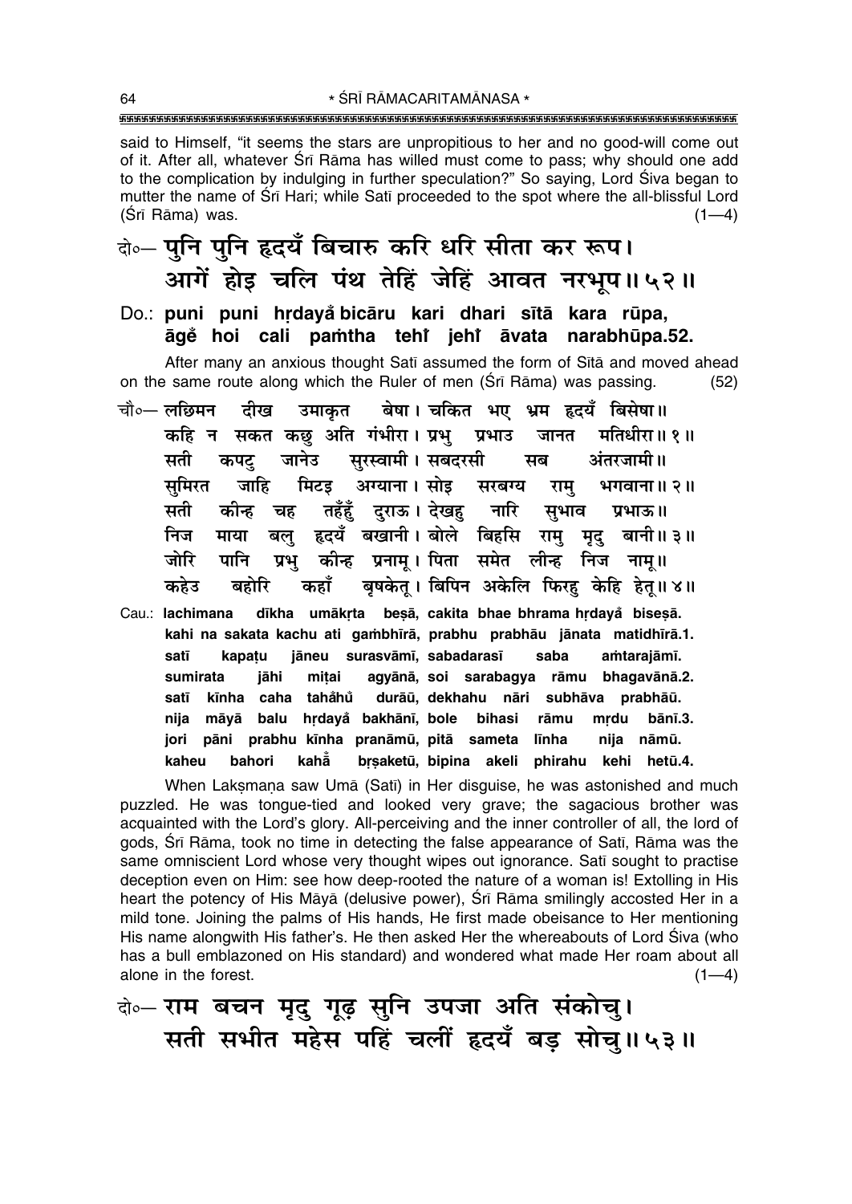said to Himself, "it seems the stars are unpropitious to her and no good-will come out of it. After all, whatever Śrī Rāma has willed must come to pass; why should one add to the complication by indulging in further speculation?" So saying, Lord Śiva began to mutter the name of Śrī Hari; while Satī proceeded to the spot where the all-blissful Lord (Śrī Rāma) was. (1—4)

दो०— पुनि पुनि हृदयँ बिचारु करि धरि सीता कर रूप।
आगें होइ चलि पंथ तेहिं जेहिं आवत नरभूप॥ ५२॥

Do.: **puni puni hṛdayaँ bicāru kari dhari sītā kara rūpa,**
**āgeँ hoi cali paṁtha tehiँ jehiँ āvata narabhūpa.52.**

After many an anxious thought Satī assumed the form of Sītā and moved ahead on the same route along which the Ruler of men (Śrī Rāma) was passing. (52)

चौ०— लछिमन दीख उमाकृत बेषा। चकित भए भ्रम हृदयँ बिसेषा॥
कहि न सकत कछु अति गंभीरा। प्रभु प्रभाउ जानत मतिधीरा॥ १॥
सती कपटु जानेउ सुरस्वामी। सबदरसी सब अंतरजामी॥
सुमिरत जाहि मिटइ अग्याना। सोइ सरबग्य रामु भगवाना॥ २॥
सती कीन्ह चह तहँहुँ दुराऊ। देखहु नारि सुभाव प्रभाऊ॥
निज माया बलु हृदयँ बखानी। बोले बिहसि रामु मृदु बानी॥ ३॥
जोरि पानि प्रभु कीन्ह प्रनामू। पिता समेत लीन्ह निज नामू॥
कहेउ बहोरि कहाँ बृषकेतू। बिपिन अकेलि फिरहु केहि हेतू॥ ४॥

Cau.: **lachimana dīkha umākṛta beṣā, cakita bhae bhrama hṛdayaँ biseṣā.**
**kahi na sakata kachu ati gaṁbhīrā, prabhu prabhāu jānata matidhīrā.1.**
**satī kapaṭu jāneu surasvāmī, sabadarasī saba aṁtarajāmī.**
**sumirata jāhi miṭai agyānā, soi sarabagya rāmu bhagavānā.2.**
**satī kīnha caha tahaँhuँ durāū, dekhahu nāri subhāva prabhāū.**
**nija māyā balu hṛdayaँ bakhānī, bole bihasi rāmu mṛdu bānī.3.**
**jori pāni prabhu kīnha pranāmū, pitā sameta līnha nija nāmū.**
**kaheu bahori kahaँ bṛṣaketū, bipina akeli phirahu kehi hetū.4.**

When Lakṣmaṇa saw Umā (Satī) in Her disguise, he was astonished and much puzzled. He was tongue-tied and looked very grave; the sagacious brother was acquainted with the Lord's glory. All-perceiving and the inner controller of all, the lord of gods, Śrī Rāma, took no time in detecting the false appearance of Satī, Rāma was the same omniscient Lord whose very thought wipes out ignorance. Satī sought to practise deception even on Him: see how deep-rooted the nature of a woman is! Extolling in His heart the potency of His Māyā (delusive power), Śrī Rāma smilingly accosted Her in a mild tone. Joining the palms of His hands, He first made obeisance to Her mentioning His name alongwith His father's. He then asked Her the whereabouts of Lord Śiva (who has a bull emblazoned on His standard) and wondered what made Her roam about all alone in the forest. (1—4)

दो०— राम बचन मृदु गूढ़ सुनि उपजा अति संकोचु।
सती सभीत महेस पहिं चलीं हृदयँ बड़ सोचु॥ ५३॥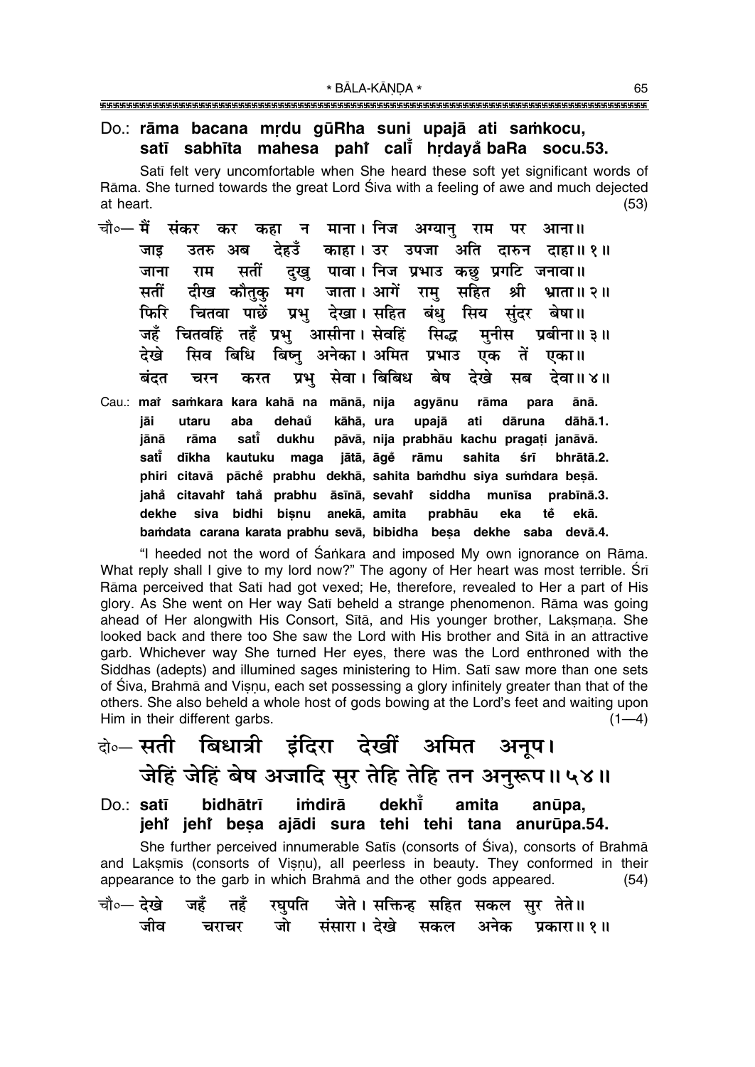**Do.: rāma bacana mṛdu gūRha suni upajā ati saṁkocu,**
**satī sabhīta mahesa pahi̐ cali̐ hṛdaya̐ baRa socu.53.**

Satī felt very uncomfortable when She heard these soft yet significant words of Rāma. She turned towards the great Lord Śiva with a feeling of awe and much dejected at heart. (53)

चौ०— मैं संकर कर कहा न माना। निज अग्यानु राम पर आना॥
जाइ उतरु अब देहउँ काहा। उर उपजा अति दारुन दाहा॥ १॥
जाना राम सतीं दुखु पावा। निज प्रभाउ कछु प्रगटि जनावा॥
सतीं दीख कौतुकु मग जाता। आगें रामु सहित श्री भ्राता॥ २॥
फिरि चितवा पाछें प्रभु देखा। सहित बंधु सिय सुंदर बेषा॥
जहँ चितवहिं तहँ प्रभु आसीना। सेवहिं सिद्ध मुनीस प्रबीना॥ ३॥
देखे सिव बिधि बिष्नु अनेका। अमित प्रभाउ एक तें एका॥
बंदत चरन करत प्रभु सेवा। बिबिध बेष देखे सब देवा॥ ४॥

Cau.: maĩ saṁkara kara kahā na mānā, nija agyānu rāma para ānā.
jāi utaru aba dehaů̃ kāhā, ura upajā ati dāruna dāhā.1.
jānā rāma satī̃ dukhu pāvā, nija prabhāu kachu pragaṭi janāvā.
satī̃ dīkha kautuku maga jātā, āgẽ rāmu sahita śrī bhrātā.2.
phiri citavā pāchẽ prabhu dekhā, sahita baṁdhu siya suṁdara beṣā.
jaha̐ citavahĩ taha̐ prabhu āsīnā, sevahĩ siddha munīsa prabīnā.3.
dekhe siva bidhi biṣnu anekā, amita prabhāu eka tẽ ekā.
baṁdata carana karata prabhu sevā, bibidha beṣa dekhe saba devā.4.

"I heeded not the word of Śaṅkara and imposed My own ignorance on Rāma. What reply shall I give to my lord now?" The agony of Her heart was most terrible. Śrī Rāma perceived that Satī had got vexed; He, therefore, revealed to Her a part of His glory. As She went on Her way Satī beheld a strange phenomenon. Rāma was going ahead of Her alongwith His Consort, Sītā, and His younger brother, Lakṣmaṇa. She looked back and there too She saw the Lord with His brother and Sītā in an attractive garb. Whichever way She turned Her eyes, there was the Lord enthroned with the Siddhas (adepts) and illumined sages ministering to Him. Satī saw more than one sets of Śiva, Brahmā and Viṣṇu, each set possessing a glory infinitely greater than that of the others. She also beheld a whole host of gods bowing at the Lord's feet and waiting upon Him in their different garbs. (1—4)

दो०— सती बिधात्री इंदिरा देखीं अमित अनूप।
जेहिं जेहिं बेष अजादि सुर तेहि तेहि तन अनुरूप॥ ५४॥

**Do.: satī bidhātrī iṁdirā dekhī̃ amita anūpa,**
**jehĩ jehĩ beṣa ajādi sura tehi tehi tana anurūpa.54.**

She further perceived innumerable Satīs (consorts of Śiva), consorts of Brahmā and Lakṣmīs (consorts of Viṣṇu), all peerless in beauty. They conformed in their appearance to the garb in which Brahmā and the other gods appeared. (54)

चौ०— देखे जहँ तहँ रघुपति जेते। सक्तिन्ह सहित सकल सुर तेते॥
जीव चराचर जो संसारा। देखे सकल अनेक प्रकारा॥ १॥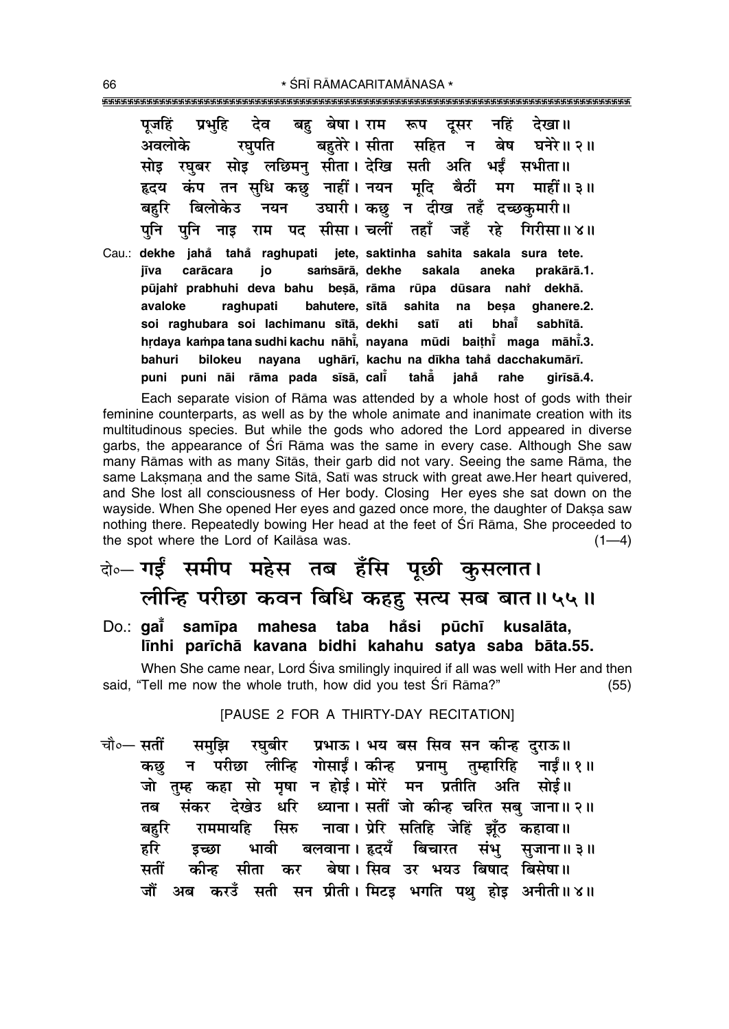पूजहिं प्रभुहि देव बहु बेषा। राम रूप दूसर नहिं देखा॥
अवलोके रघुपति बहुतेरे। सीता सहित न बेष घनेरे॥ २॥
सोइ रघुबर सोइ लछिमनु सीता। देखि सती अति भईं सभीता॥
हृदय कंप तन सुधि कछु नाहीं। नयन मूदि बैठीं मग माहीं॥ ३॥
बहुरि बिलोकेउ नयन उघारी। कछु न दीख तहँ दच्छकुमारी॥
पुनि पुनि नाइ राम पद सीसा। चलीं तहाँ जहँ रहे गिरीसा॥ ४॥

Cau.: **dekhe jaha tah raghupati jete, saktinha sahita sakala sura tete.**
**jīva carācara jo saṁsārā, dekhe sakala aneka prakārā.1.**
**pūjahi prabhuhi deva bahu beṣā, rāma rūpa dūsara nahi dekhā.**
**avaloke raghupati bahutere, sītā sahita na beṣa ghanere.2.**
**soi raghubara soi lachimanu sītā, dekhi satī ati bhaī sabhītā.**
**hṛdaya kaṁpa tana sudhi kachu nāhī, nayana mūdi baiṭhī maga māhī.3.**
**bahuri bilokeu nayana ughārī, kachu na dīkha taha dacchakumārī.**
**puni puni nāi rāma pada sīsā, calī tahā jaha rahe girīsā.4.**

Each separate vision of Rāma was attended by a whole host of gods with their feminine counterparts, as well as by the whole animate and inanimate creation with its multitudinous species. But while the gods who adored the Lord appeared in diverse garbs, the appearance of Śrī Rāma was the same in every case. Although She saw many Rāmas with as many Sītās, their garb did not vary. Seeing the same Rāma, the same Lakṣmaṇa and the same Sītā, Satī was struck with great awe.Her heart quivered, and She lost all consciousness of Her body. Closing Her eyes she sat down on the wayside. When She opened Her eyes and gazed once more, the daughter of Dakṣa saw nothing there. Repeatedly bowing Her head at the feet of Śrī Rāma, She proceeded to the spot where the Lord of Kailāsa was. (1—4)

दो०— गईं समीप महेस तब हँसि पूछी कुसलात।
लीन्हि परीछा कवन बिधि कहहु सत्य सब बात॥ ५५॥

Do.: **gaī samīpa mahesa taba ha̐si pūchī kusalāta,**
**līnhi parīchā kavana bidhi kahahu satya saba bāta.55.**

When She came near, Lord Śiva smilingly inquired if all was well with Her and then said, "Tell me now the whole truth, how did you test Śrī Rāma?" (55)

[PAUSE 2 FOR A THIRTY-DAY RECITATION]

चौ०— सतीं समुझि रघुबीर प्रभाऊ। भय बस सिव सन कीन्ह दुराऊ॥
कछु न परीछा लीन्हि गोसाईं। कीन्ह प्रनामु तुम्हारिहि नाईं॥ १॥
जो तुम्ह कहा सो मृषा न होई। मोरें मन प्रतीति अति सोई॥
तब संकर देखेउ धरि ध्याना। सतीं जो कीन्ह चरित सबु जाना॥ २॥
बहुरि राममायहि सिरु नावा। प्रेरि सतिहि जेहिं झूँठ कहावा॥
हरि इच्छा भावी बलवाना। हृदयँ बिचारत संभु सुजाना॥ ३॥
सतीं कीन्ह सीता कर बेषा। सिव उर भयउ बिषाद बिसेषा॥
जौं अब करउँ सती सन प्रीती। मिटइ भगति पथु होइ अनीती॥ ४॥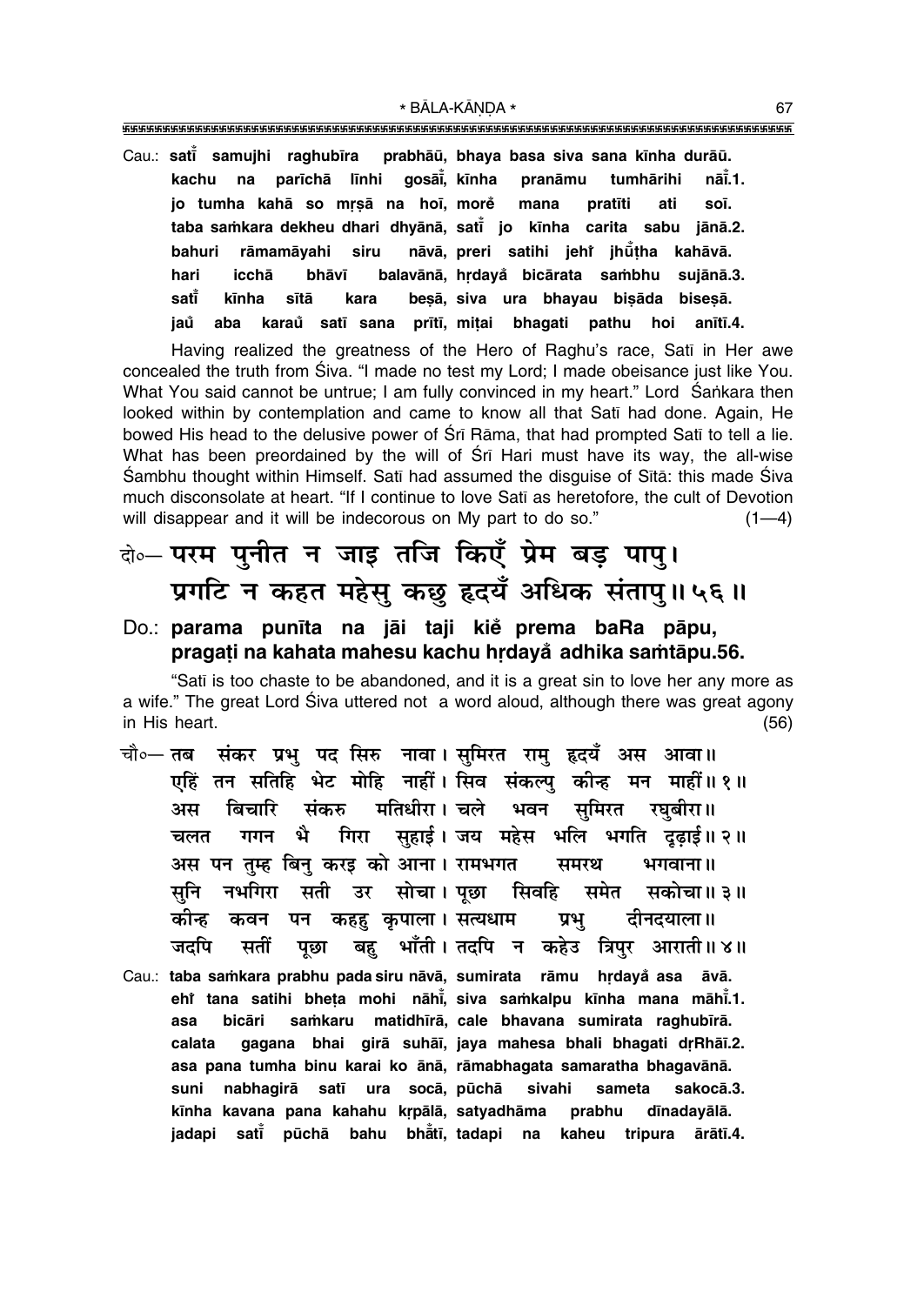Cau.: **satī̃ samujhi raghubīra prabhāū, bhaya basa siva sana kīnha durāū.**
**kachu na parīchā līnhi gosāī̃, kīnha pranāmu tumhārihi nāī̃.1.**
**jo tumha kahā so mṛṣā na hoī, morė̃ mana pratīti ati soī.**
**taba saṁkara dekheu dhari dhyānā, satī̃ jo kīnha carita sabu jānā.2.**
**bahuri rāmamāyahi siru nāvā, preri satihi jehı̇̃ jhū̃ṭha kahāvā.**
**hari icchā bhāvī balavānā, hṛdayå̃ bicārata saṁbhu sujānā.3.**
**satī̃ kīnha sītā kara beṣā, siva ura bhayau biṣāda biseṣā.**
**jaů̃ aba karaů̃ satī sana prītī, miṭai bhagati pathu hoi anītī.4.**

Having realized the greatness of the Hero of Raghu's race, Satī in Her awe concealed the truth from Śiva. "I made no test my Lord; I made obeisance just like You. What You said cannot be untrue; I am fully convinced in my heart." Lord Śaṅkara then looked within by contemplation and came to know all that Satī had done. Again, He bowed His head to the delusive power of Śrī Rāma, that had prompted Satī to tell a lie. What has been preordained by the will of Śrī Hari must have its way, the all-wise Śambhu thought within Himself. Satī had assumed the disguise of Sītā: this made Śiva much disconsolate at heart. "If I continue to love Satī as heretofore, the cult of Devotion will disappear and it will be indecorous on My part to do so." (1—4)

दो०— परम पुनीत न जाइ तजि किएँ प्रेम बड़ पापु।
प्रगटि न कहत महेसु कछु हृदयँ अधिक संतापु॥ ५६॥

Do.: **parama punīta na jāi taji kiė̃ prema baRa pāpu,**
**pragaṭi na kahata mahesu kachu hṛdayå̃ adhika saṁtāpu.56.**

"Satī is too chaste to be abandoned, and it is a great sin to love her any more as a wife." The great Lord Śiva uttered not a word aloud, although there was great agony in His heart. (56)

चौ०— तब संकर प्रभु पद सिरु नावा। सुमिरत रामु हृदयँ अस आवा॥
एहिं तन सतिहि भेट मोहि नाहीं। सिव संकल्पु कीन्ह मन माहीं॥ १॥
अस बिचारि संकरु मतिधीरा। चले भवन सुमिरत रघुबीरा॥
चलत गगन भै गिरा सुहाई। जय महेस भलि भगति दृढ़ाई॥ २॥
अस पन तुम्ह बिनु करइ को आना। रामभगत समरथ भगवाना॥
सुनि नभगिरा सती उर सोचा। पूछा सिवहि समेत सकोचा॥ ३॥
कीन्ह कवन पन कहहु कृपाला। सत्यधाम प्रभु दीनदयाला॥
जदपि सतीं पूछा बहु भाँती। तदपि न कहेउ त्रिपुर आराती॥ ४॥

Cau.: **taba saṁkara prabhu pada siru nāvā, sumirata rāmu hṛdayå̃ asa āvā.**
**ehı̇̃ tana satihi bheṭa mohi nāhī̃, siva saṁkalpu kīnha mana māhī̃.1.**
**asa bicāri saṁkaru matidhīrā, cale bhavana sumirata raghubīrā.**
**calata gagana bhai girā suhāī, jaya mahesa bhali bhagati dṛRhāī.2.**
**asa pana tumha binu karai ko ānā, rāmabhagata samaratha bhagavānā.**
**suni nabhagirā satī ura socā, pūchā sivahi sameta sakocā.3.**
**kīnha kavana pana kahahu kṛpālā, satyadhāma prabhu dīnadayālā.**
**jadapi satī̃ pūchā bahu bhā̃tī, tadapi na kaheu tripura ārātī.4.**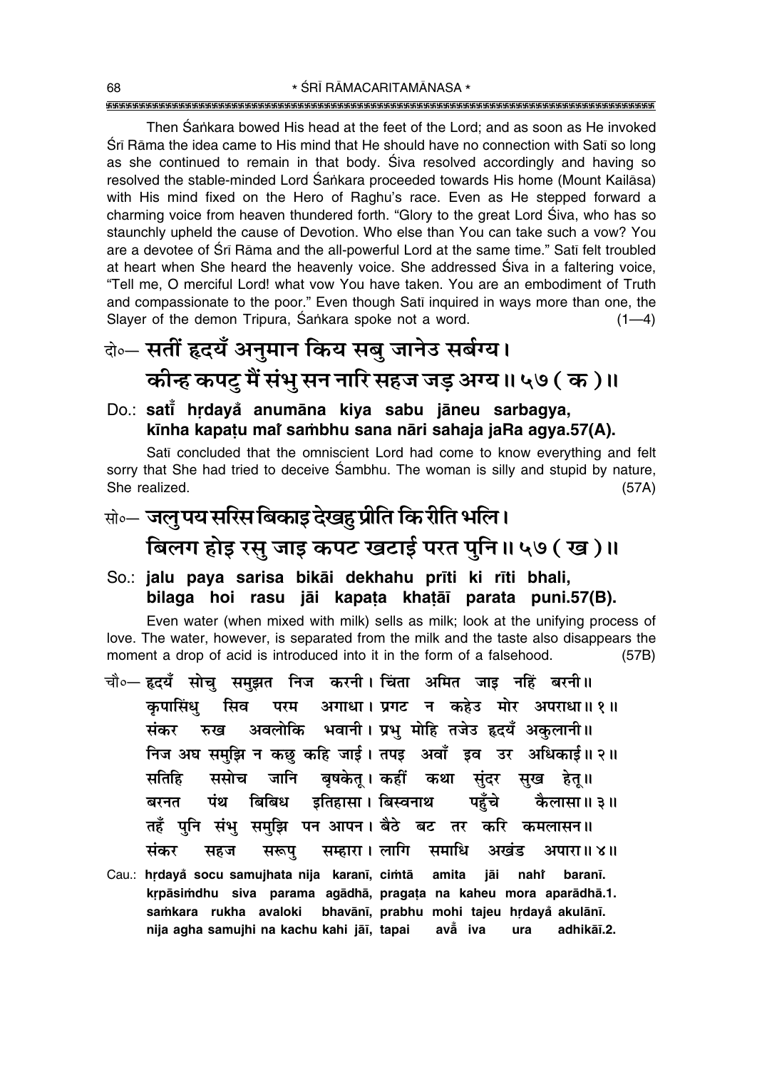Then Śaṅkara bowed His head at the feet of the Lord; and as soon as He invoked Śrī Rāma the idea came to His mind that He should have no connection with Satī so long as she continued to remain in that body. Śiva resolved accordingly and having so resolved the stable-minded Lord Śaṅkara proceeded towards His home (Mount Kailāsa) with His mind fixed on the Hero of Raghu's race. Even as He stepped forward a charming voice from heaven thundered forth. "Glory to the great Lord Śiva, who has so staunchly upheld the cause of Devotion. Who else than You can take such a vow? You are a devotee of Śrī Rāma and the all-powerful Lord at the same time." Satī felt troubled at heart when She heard the heavenly voice. She addressed Śiva in a faltering voice, "Tell me, O merciful Lord! what vow You have taken. You are an embodiment of Truth and compassionate to the poor." Even though Satī inquired in ways more than one, the Slayer of the demon Tripura, Śaṅkara spoke not a word. (1—4)

**दो०— सतीं हृदयँ अनुमान किय सबु जानेउ सर्बग्य।**
**कीन्ह कपटु मैं संभु सन नारि सहज जड़ अग्य॥ ५७ ( क )॥**

**Do.: satī̃ hṛdayå anumāna kiya sabu jāneu sarbagya,**
**kīnha kapaṭu maĩ saṁbhu sana nāri sahaja jaRa agya.57(A).**

Satī concluded that the omniscient Lord had come to know everything and felt sorry that She had tried to deceive Śambhu. The woman is silly and stupid by nature, She realized. (57A)

**सो०— जलु पय सरिस बिकाइ देखहु प्रीति कि रीति भलि।**
**बिलग होइ रसु जाइ कपट खटाई परत पुनि॥ ५७ ( ख )॥**

**So.: jalu paya sarisa bikāi dekhahu prīti ki rīti bhali,**
**bilaga hoi rasu jāi kapaṭa khaṭāī parata puni.57(B).**

Even water (when mixed with milk) sells as milk; look at the unifying process of love. The water, however, is separated from the milk and the taste also disappears the moment a drop of acid is introduced into it in the form of a falsehood. (57B)

**चौ०— हृदयँ सोचु समुझत निज करनी। चिंता अमित जाइ नहिं बरनी॥**
**कृपासिंधु सिव परम अगाधा। प्रगट न कहेउ मोर अपराधा॥ १॥**
**संकर रुख अवलोकि भवानी। प्रभु मोहि तजेउ हृदयँ अकुलानी॥**
**निज अघ समुझि न कछु कहि जाई। तपइ अवाँ इव उर अधिकाई॥ २॥**
**सतिहि ससोच जानि बृषकेतू। कहीं कथा सुंदर सुख हेतू॥**
**बरनत पंथ बिबिध इतिहासा। बिस्वनाथ पहुँचे कैलासा॥ ३॥**
**तहँ पुनि संभु समुझि पन आपन। बैठे बट तर करि कमलासन॥**
**संकर सहज सरूपु सम्हारा। लागि समाधि अखंड अपारा॥ ४॥**

**Cau.: hṛdayå socu samujhata nija karanī, ciṁtā amita jāi nahĩ baranī.**
**kṛpāsiṁdhu siva parama agādhā, pragaṭa na kaheu mora aparādhā.1.**
**saṁkara rukha avaloki bhavānī, prabhu mohi tajeu hṛdayå akulānī.**
**nija agha samujhi na kachu kahi jāī, tapai avå̃ iva ura adhikāī.2.**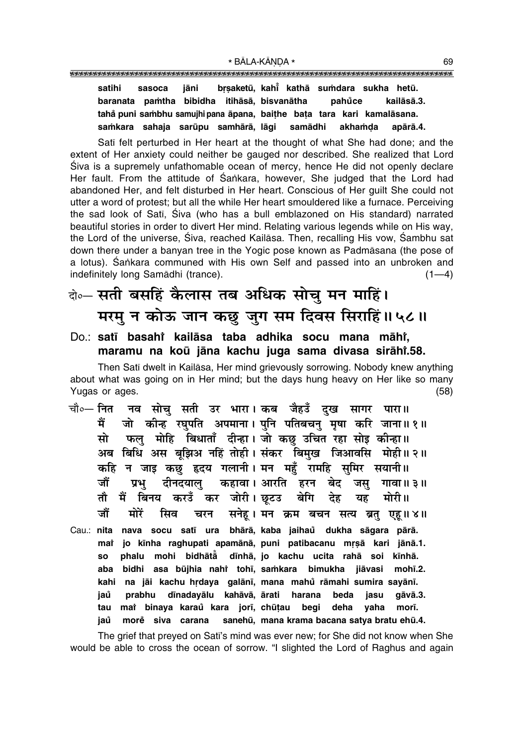**satihi sasoca jāni bṛṣaketū, kahi̐ kathā sumdara sukha hetū.**
**baranata pamtha bibidha itihāsā, bisvanātha pahu̐ce kailāsā.3.**
**taha̐ puni sambhu samujhi pana āpana, baiṭhe baṭa tara kari kamalāsana.**
**samkara sahaja sarūpu samhārā, lāgi samādhi akhamḍa apārā.4.**

Satī felt perturbed in Her heart at the thought of what She had done; and the extent of Her anxiety could neither be gauged nor described. She realized that Lord Śiva is a supremely unfathomable ocean of mercy, hence He did not openly declare Her fault. From the attitude of Śaṅkara, however, She judged that the Lord had abandoned Her, and felt disturbed in Her heart. Conscious of Her guilt She could not utter a word of protest; but all the while Her heart smouldered like a furnace. Perceiving the sad look of Satī, Śiva (who has a bull emblazoned on His standard) narrated beautiful stories in order to divert Her mind. Relating various legends while on His way, the Lord of the universe, Śiva, reached Kailāsa. Then, recalling His vow, Śambhu sat down there under a banyan tree in the Yogic pose known as Padmāsana (the pose of a lotus). Śaṅkara communed with His own Self and passed into an unbroken and indefinitely long Samādhi (trance). (1—4)

## दो०— सती बसहिं कैलास तब अधिक सोचु मन माहिं। मरमु न कोऊ जान कछु जुग सम दिवस सिराहिं॥ ५८॥

**Do.: satī basahi̐ kailāsa taba adhika socu mana māhi̐,**
**maramu na koū jāna kachu juga sama divasa sirāhi̐.58.**

Then Satī dwelt in Kailāsa, Her mind grievously sorrowing. Nobody knew anything about what was going on in Her mind; but the days hung heavy on Her like so many Yugas or ages. (58)

चौ०— नित नव सोचु सती उर भारा। कब जैहउँ दुख सागर पारा॥
मैं जो कीन्ह रघुपति अपमाना। पुनि पतिबचनु मृषा करि जाना॥ १॥
सो फलु मोहि बिधाताँ दीन्हा। जो कछु उचित रहा सोइ कीन्हा॥
अब बिधि अस बूझिअ नहिं तोही। संकर बिमुख जिआवसि मोही॥ २॥
कहि न जाइ कछु हृदय गलानी। मन महुँ रामहि सुमिर सयानी॥
जौं प्रभु दीनदयालु कहावा। आरति हरन बेद जसु गावा॥ ३॥
तौ मैं बिनय करउँ कर जोरी। छूटउ बेगि देह यह मोरी॥
जौं मोरें सिव चरन सनेहू। मन क्रम बचन सत्य ब्रतु एहू॥ ४॥

**Cau.: nita nava socu satī ura bhārā, kaba jaihau̐ dukha sāgara pārā.**
**mai̐ jo kīnha raghupati apamānā, puni patibacanu mṛṣā kari jānā.1.**
**so phalu mohi bidhātā̐ dīnhā, jo kachu ucita rahā soi kīnhā.**
**aba bidhi asa būjhia nahi̐ tohī, saṁkara bimukha jiāvasi mohī.2.**
**kahi na jāi kachu hṛdaya galānī, mana mahu̐ rāmahi sumira sayānī.**
**jau̐ prabhu dīnadayālu kahāvā, ārati harana beda jasu gāvā.3.**
**tau mai̐ binaya karau̐ kara jorī, chūṭau begi deha yaha morī.**
**jau̐ more̐ siva carana sanehū, mana krama bacana satya bratu ehū.4.**

The grief that preyed on Satī's mind was ever new; for She did not know when She would be able to cross the ocean of sorrow. "I slighted the Lord of Raghus and again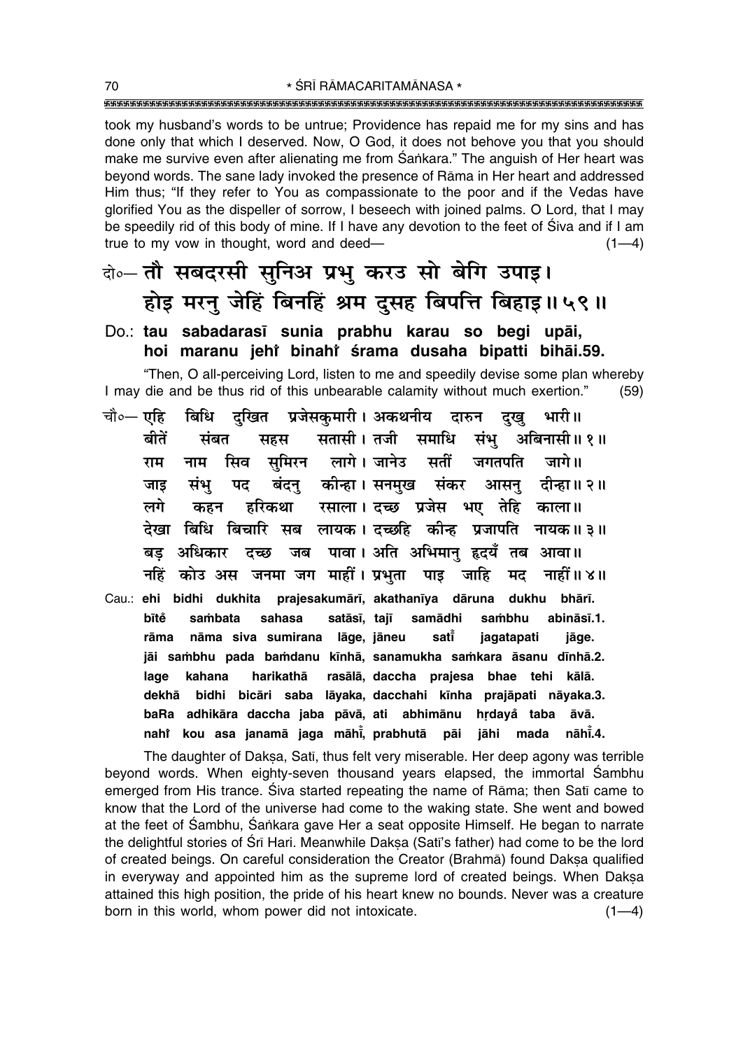took my husband's words to be untrue; Providence has repaid me for my sins and has done only that which I deserved. Now, O God, it does not behove you that you should make me survive even after alienating me from Śaṅkara." The anguish of Her heart was beyond words. The sane lady invoked the presence of Rāma in Her heart and addressed Him thus; "If they refer to You as compassionate to the poor and if the Vedas have glorified You as the dispeller of sorrow, I beseech with joined palms. O Lord, that I may be speedily rid of this body of mine. If I have any devotion to the feet of Śiva and if I am true to my vow in thought, word and deed— (1—4)

**दो०— तौ सबदरसी सुनिअ प्रभु करउ सो बेगि उपाइ।**
**होइ मरनु जेहिं बिनहिं श्रम दुसह बिपत्ति बिहाइ॥ ५९॥**

**Do.: tau sabadarasī sunia prabhu karau so begi upāi,**
**hoi maranu jehi̐ binahi̐ śrama dusaha bipatti bihāi.59.**

"Then, O all-perceiving Lord, listen to me and speedily devise some plan whereby I may die and be thus rid of this unbearable calamity without much exertion." (59)

**चौ०— एहि बिधि दुखित प्रजेसकुमारी। अकथनीय दारुन दुखु भारी॥**
**बीतें संबत सहस सतासी। तजी समाधि संभु अबिनासी॥ १॥**
**राम नाम सिव सुमिरन लागे। जानेउ सतीं जगतपति जागे॥**
**जाइ संभु पद बंदनु कीन्हा। सनमुख संकर आसनु दीन्हा॥ २॥**
**लगे कहन हरिकथा रसाला। दच्छ प्रजेस भए तेहि काला॥**
**देखा बिधि बिचारि सब लायक। दच्छहि कीन्ह प्रजापति नायक॥ ३॥**
**बड़ अधिकार दच्छ जब पावा। अति अभिमानु हृदयँ तब आवा॥**
**नहिं कोउ अस जनमा जग माहीं। प्रभुता पाइ जाहि मद नाहीं॥ ४॥**

**Cau.: ehi bidhi dukhita prajesakumārī, akathanīya dāruna dukhu bhārī.**
**bīte̐ saṁbata sahasa satāsī, tajī samādhi saṁbhu abināsī.1.**
**rāma nāma siva sumirana lāge, jāneu satī̐ jagatapati jāge.**
**jāi saṁbhu pada baṁdanu kīnhā, sanamukha saṁkara āsanu dīnhā.2.**
**lage kahana harikathā rasālā, daccha prajesa bhae tehi kālā.**
**dekhā bidhi bicāri saba lāyaka, dacchahi kīnha prajāpati nāyaka.3.**
**baRa adhikāra daccha jaba pāvā, ati abhimānu hṛdayå taba āvā.**
**nahi̐ kou asa janamā jaga māhī̐, prabhutā pāi jāhi mada nāhī̐.4.**

The daughter of Dakṣa, Satī, thus felt very miserable. Her deep agony was terrible beyond words. When eighty-seven thousand years elapsed, the immortal Śambhu emerged from His trance. Śiva started repeating the name of Rāma; then Satī came to know that the Lord of the universe had come to the waking state. She went and bowed at the feet of Śambhu, Śaṅkara gave Her a seat opposite Himself. He began to narrate the delightful stories of Śrī Hari. Meanwhile Dakṣa (Satī's father) had come to be the lord of created beings. On careful consideration the Creator (Brahmā) found Dakṣa qualified in everyway and appointed him as the supreme lord of created beings. When Dakṣa attained this high position, the pride of his heart knew no bounds. Never was a creature born in this world, whom power did not intoxicate. (1—4)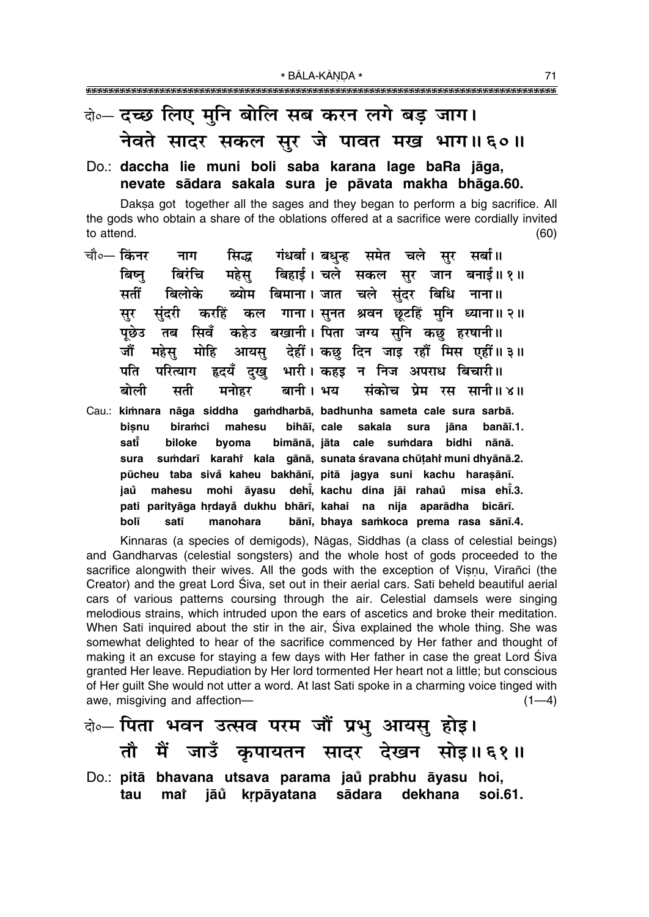दो०— दच्छ लिए मुनि बोलि सब करन लगे बड़ जाग।
नेवते सादर सकल सुर जे पावत मख भाग॥ ६०॥

Do.: **daccha lie muni boli saba karana lage baRa jāga,**
**nevate sādara sakala sura je pāvata makha bhāga.60.**

Dakṣa got together all the sages and they began to perform a big sacrifice. All the gods who obtain a share of the oblations offered at a sacrifice were cordially invited to attend. (60)

चौ०— किंनर नाग सिद्ध गंधर्बा। बधुन्ह समेत चले सुर सर्बा॥
बिष्नु बिरंचि महेसु बिहाई। चले सकल सुर जान बनाई॥ १॥
सतीं बिलोके ब्योम बिमाना। जात चले सुंदर बिधि नाना॥
सुर सुंदरी करहिं कल गाना। सुनत श्रवन छूटहिं मुनि ध्याना॥ २॥
पूछेउ तब सिवँ कहेउ बखानी। पिता जग्य सुनि कछु हरषानी॥
जौं महेसु मोहि आयसु देहीं। कछु दिन जाइ रहौं मिस एहीं॥ ३॥
पति परित्याग हृदयँ दुखु भारी। कहइ न निज अपराध बिचारी॥
बोली सती मनोहर बानी। भय संकोच प्रेम रस सानी॥ ४॥

Cau.: **kiṁnara nāga siddha gaṁdharbā, badhunha sameta cale sura sarbā.**
**biṣnu biraṁci mahesu bihāī, cale sakala sura jāna banāī.1.**
**satī̆ biloke byoma bimānā, jāta cale suṁdara bidhi nānā.**
**sura suṁdarī karahi̇ kala gānā, sunata śravana chūṭahi̇ muni dhyānā.2.**
**pūcheu taba sivȧ kaheu bakhānī, pitā jagya suni kachu haraṣānī.**
**jau̇ mahesu mohi āyasu dehī̆, kachu dina jāi rahau̇ misa ehī̆.3.**
**pati parityāga hṛdayȧ dukhu bhārī, kahai na nija aparādha bicārī.**
**bolī satī manohara bānī, bhaya saṁkoca prema rasa sānī.4.**

Kinnaras (a species of demigods), Nāgas, Siddhas (a class of celestial beings) and Gandharvas (celestial songsters) and the whole host of gods proceeded to the sacrifice alongwith their wives. All the gods with the exception of Viṣṇu, Virañci (the Creator) and the great Lord Śiva, set out in their aerial cars. Satī beheld beautiful aerial cars of various patterns coursing through the air. Celestial damsels were singing melodious strains, which intruded upon the ears of ascetics and broke their meditation. When Satī inquired about the stir in the air, Śiva explained the whole thing. She was somewhat delighted to hear of the sacrifice commenced by Her father and thought of making it an excuse for staying a few days with Her father in case the great Lord Śiva granted Her leave. Repudiation by Her lord tormented Her heart not a little; but conscious of Her guilt She would not utter a word. At last Satī spoke in a charming voice tinged with awe, misgiving and affection— (1—4)

दो०— पिता भवन उत्सव परम जौं प्रभु आयसु होइ।
तौ मैं जाउँ कृपायतन सादर देखन सोइ॥ ६१॥

Do.: **pitā bhavana utsava parama jau̇ prabhu āyasu hoi,**
**tau mai̇ jāu̇ kṛpāyatana sādara dekhana soi.61.**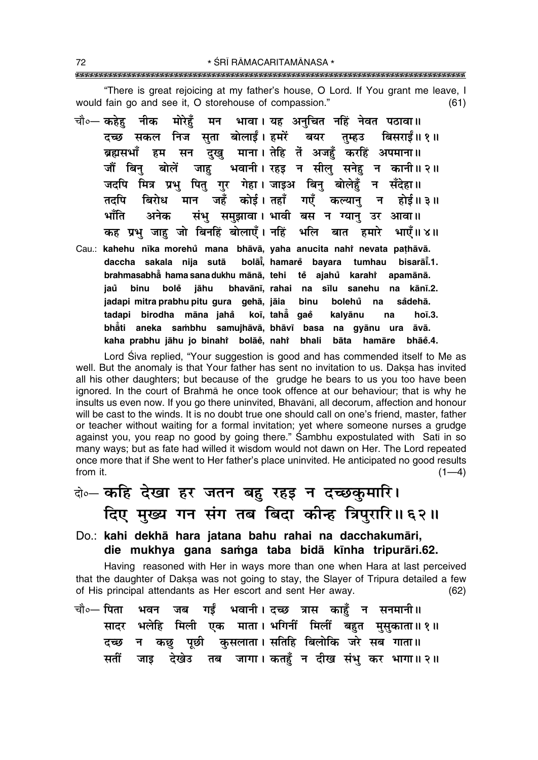"There is great rejoicing at my father's house, O Lord. If You grant me leave, I would fain go and see it, O storehouse of compassion." (61)

चौ०— कहेहु नीक मोरेहुँ मन भावा। यह अनुचित नहिं नेवत पठावा॥
दच्छ सकल निज सुता बोलाईं। हमरें बयर तुम्हउ बिसराईं॥ १॥
ब्रह्मसभाँ हम सन दुखु माना। तेहि तें अजहुँ करहिं अपमाना॥
जौं बिनु बोलें जाहु भवानी। रहइ न सीलु सनेहु न कानी॥ २॥
जदपि मित्र प्रभु पितु गुर गेहा। जाइअ बिनु बोलेहुँ न सँदेहा॥
तदपि बिरोध मान जहँ कोई। तहाँ गएँ कल्यानु न होई॥ ३॥
भाँति अनेक संभु समुझावा। भावी बस न ग्यानु उर आवा॥
कह प्रभु जाहु जो बिनहिं बोलाएँ। नहिं भलि बात हमारे भाएँ॥ ४॥

Cau.: **kahehu nīka morehũ mana bhāvā, yaha anucita nahi nevata paṭhāvā.**
**daccha sakala nija sutā bolāī̃, hamarẽ bayara tumhau bisarāī̃.1.**
**brahmasabhā̃ hama sana dukhu mānā, tehi tẽ ajahũ karahi apamānā.**
**jaũ binu bolẽ jāhu bhavānī, rahai na sīlu sanehu na kānī.2.**
**jadapi mitra prabhu pitu gura gehā, jāia binu bolehũ na sãdehā.**
**tadapi birodha māna jahã koī, tahā̃ gaẽ kalyānu na hoī.3.**
**bhā̃ti aneka saṁbhu samujhāvā, bhāvī basa na gyānu ura āvā.**
**kaha prabhu jāhu jo binahi bolāẽ, nahi bhali bāta hamāre bhāẽ.4.**

Lord Śiva replied, "Your suggestion is good and has commended itself to Me as well. But the anomaly is that Your father has sent no invitation to us. Dakṣa has invited all his other daughters; but because of the grudge he bears to us you too have been ignored. In the court of Brahmā he once took offence at our behaviour; that is why he insults us even now. If you go there uninvited, Bhavānī, all decorum, affection and honour will be cast to the winds. It is no doubt true one should call on one's friend, master, father or teacher without waiting for a formal invitation; yet where someone nurses a grudge against you, you reap no good by going there." Śambhu expostulated with Satī in so many ways; but as fate had willed it wisdom would not dawn on Her. The Lord repeated once more that if She went to Her father's place uninvited. He anticipated no good results from it. (1—4)

दो०— कहि देखा हर जतन बहु रहइ न दच्छकुमारि।
दिए मुख्य गन संग तब बिदा कीन्ह त्रिपुरारि॥ ६२॥

Do.: **kahi dekhā hara jatana bahu rahai na dacchakumāri,**
**die mukhya gana saṁga taba bidā kīnha tripurāri.62.**

Having reasoned with Her in ways more than one when Hara at last perceived that the daughter of Dakṣa was not going to stay, the Slayer of Tripura detailed a few of His principal attendants as Her escort and sent Her away. (62)

चौ०— पिता भवन जब गईं भवानी। दच्छ त्रास काहुँ न सनमानी॥
सादर भलेहि मिली एक माता। भगिनीं मिलीं बहुत मुसुकाता॥ १॥
दच्छ न कछु पूछी कुसलाता। सतिहि बिलोकि जरे सब गाता॥
सतीं जाइ देखेउ तब जागा। कतहुँ न दीख संभु कर भागा॥ २॥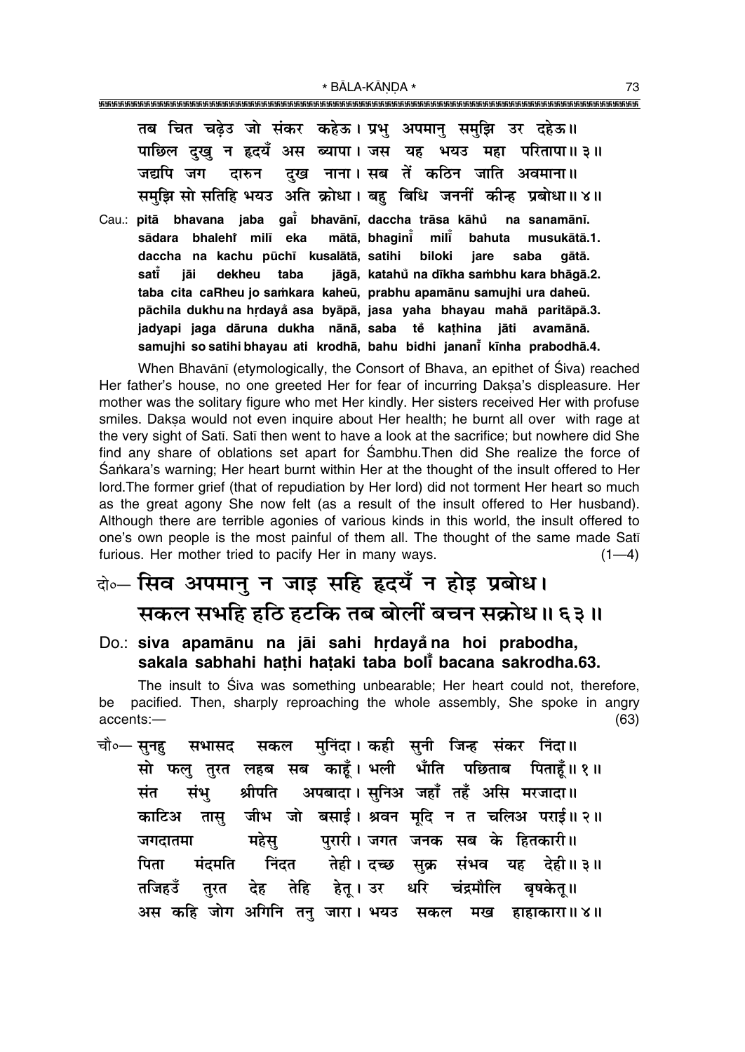तब चित चढ़ेउ जो संकर कहेऊ। प्रभु अपमानु समुझि उर दहेऊ॥
पाछिल दुखु न हृदयँ अस ब्यापा। जस यह भयउ महा परितापा॥ ३॥
जद्यपि जग दारुन दुख नाना। सब तें कठिन जाति अवमाना॥
समुझि सो सतिहि भयउ अति क्रोधा। बहु बिधि जननीं कीन्ह प्रबोधा॥ ४॥

Cau.: **pitā bhavana jaba gaī̐ bhavānī, daccha trāsa kāhu̐ na sanamānī.**
**sādara bhalehi̐ milī eka mātā, bhaginī̐ milī̐ bahuta musukātā.1.**
**daccha na kachu pūchī kusalātā, satihi biloki jare saba gātā.**
**satī̐ jāi dekheu taba jāgā, katahu̐ na dīkha saṁbhu kara bhāgā.2.**
**taba cita caRheu jo saṁkara kaheū, prabhu apamānu samujhi ura daheū.**
**pāchila dukhu na hṛdayā̐ asa byāpā, jasa yaha bhayau mahā paritāpā.3.**
**jadyapi jaga dāruna dukha nānā, saba tẽ kaṭhina jāti avamānā.**
**samujhi so satihi bhayau ati krodhā, bahu bidhi jananī̐ kīnha prabodhā.4.**

When Bhavānī (etymologically, the Consort of Bhava, an epithet of Śiva) reached Her father's house, no one greeted Her for fear of incurring Dakṣa's displeasure. Her mother was the solitary figure who met Her kindly. Her sisters received Her with profuse smiles. Dakṣa would not even inquire about Her health; he burnt all over with rage at the very sight of Satī. Satī then went to have a look at the sacrifice; but nowhere did She find any share of oblations set apart for Śambhu.Then did She realize the force of Śaṅkara's warning; Her heart burnt within Her at the thought of the insult offered to Her lord.The former grief (that of repudiation by Her lord) did not torment Her heart so much as the great agony She now felt (as a result of the insult offered to Her husband). Although there are terrible agonies of various kinds in this world, the insult offered to one's own people is the most painful of them all. The thought of the same made Satī furious. Her mother tried to pacify Her in many ways. (1—4)

## दो०— सिव अपमानु न जाइ सहि हृदयँ न होइ प्रबोध।
## सकल सभहि हठि हटकि तब बोलीं बचन सक्रोध॥ ६३॥

Do.: **siva apamānu na jāi sahi hṛdayā̐ na hoi prabodha,**
**sakala sabhahi haṭhi haṭaki taba bolī̐ bacana sakrodha.63.**

The insult to Śiva was something unbearable; Her heart could not, therefore, be pacified. Then, sharply reproaching the whole assembly, She spoke in angry accents:— (63)

चौ०— सुनहु सभासद सकल मुनिंदा। कही सुनी जिन्ह संकर निंदा॥
सो फलु तुरत लहब सब काहूँ। भली भाँति पछिताब पिताहूँ॥ १॥
संत संभु श्रीपति अपबादा। सुनिअ जहाँ तहँ असि मरजादा॥
काटिअ तासु जीभ जो बसाई। श्रवन मूदि न त चलिअ पराई॥ २॥
जगदातमा महेसु पुरारी। जगत जनक सब के हितकारी॥
पिता मंदमति निंदत तेही। दच्छ सुक्र संभव यह देही॥ ३॥
तजिहउँ तुरत देह तेहि हेतू। उर धरि चंद्रमौलि बृषकेतू॥
अस कहि जोग अगिनि तनु जारा। भयउ सकल मख हाहाकारा॥ ४॥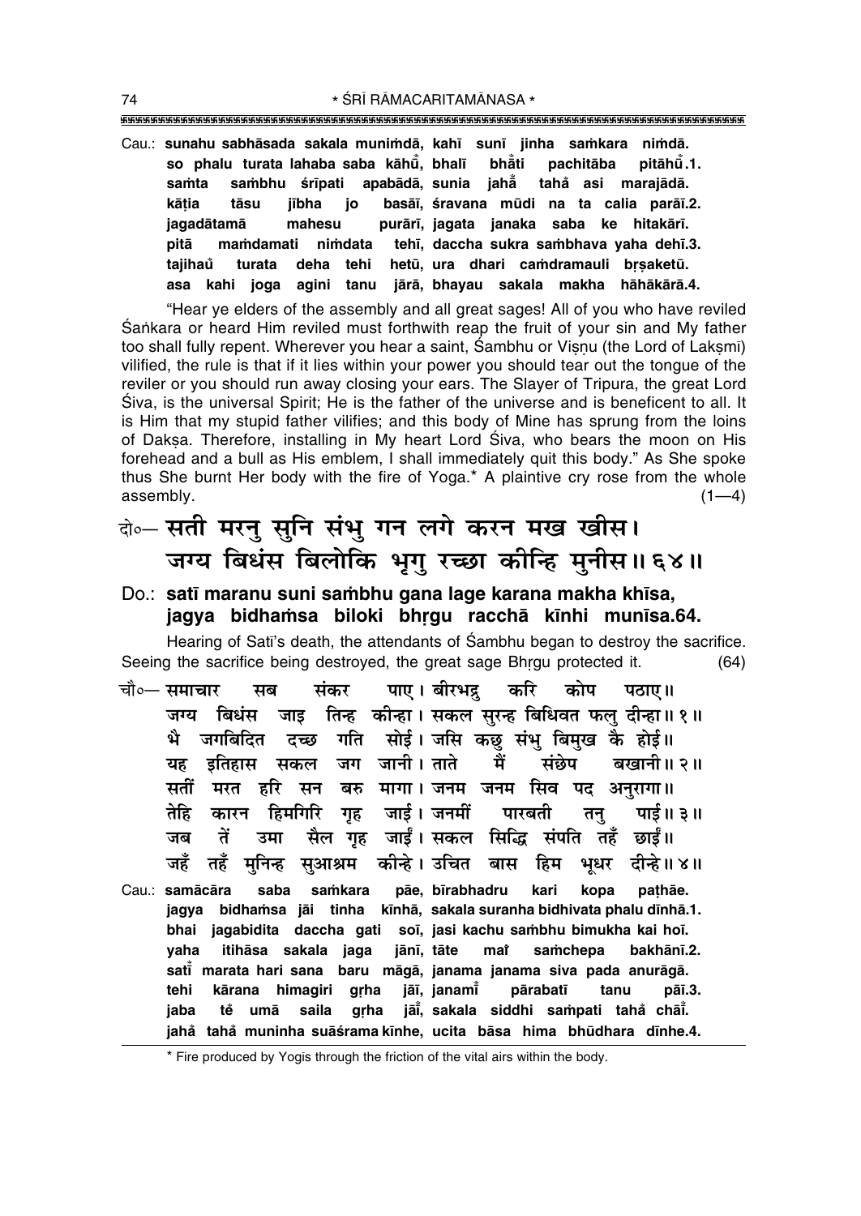Cau.: **sunahu sabhāsada sakala munimdā, kahī sunī jinha samkara nimdā.**
**so phalu turata lahaba saba kāhū̐, bhalī bhā̐ti pachitāba pitāhū̐.1.**
**samta sambhu śrīpati apabādā, sunia jahā̐ tahā̐ asi marajādā.**
**kāṭia tāsu jībha jo basāī, śravana mūdi na ta calia parāī.2.**
**jagadātamā mahesu purārī, jagata janaka saba ke hitakārī.**
**pitā mamdamati nimdata tehī, daccha sukra sambhava yaha dehī.3.**
**tajihaů turata deha tehi hetū, ura dhari camdramauli bṛṣaketū.**
**asa kahi joga agini tanu jārā, bhayau sakala makha hāhākārā.4.**

"Hear ye elders of the assembly and all great sages! All of you who have reviled Śaṅkara or heard Him reviled must forthwith reap the fruit of your sin and My father too shall fully repent. Wherever you hear a saint, Śambhu or Viṣṇu (the Lord of Lakṣmī) vilified, the rule is that if it lies within your power you should tear out the tongue of the reviler or you should run away closing your ears. The Slayer of Tripura, the great Lord Śiva, is the universal Spirit; He is the father of the universe and is beneficent to all. It is Him that my stupid father vilifies; and this body of Mine has sprung from the loins of Dakṣa. Therefore, installing in My heart Lord Śiva, who bears the moon on His forehead and a bull as His emblem, I shall immediately quit this body." As She spoke thus She burnt Her body with the fire of Yoga.* A plaintive cry rose from the whole assembly. (1—4)

## दो०— सती मरनु सुनि संभु गन लगे करन मख खीस। जग्य बिधंस बिलोकि भृगु रच्छा कीन्हि मुनीस॥ ६४॥

Do.: **satī maranu suni sambhu gana lage karana makha khīsa, jagya bidhamsa biloki bhṛgu racchā kīnhi munīsa.64.**

Hearing of Satī's death, the attendants of Śambhu began to destroy the sacrifice. Seeing the sacrifice being destroyed, the great sage Bhṛgu protected it. (64)

चौ०— समाचार सब संकर पाए। बीरभद्रु करि कोप पठाए॥
जग्य बिधंस जाइ तिन्ह कीन्हा। सकल सुरन्ह बिधिवत फलु दीन्हा॥ १॥
भै जगबिदित दच्छ गति सोई। जसि कछु संभु बिमुख कै होई॥
यह इतिहास सकल जग जानी। ताते मैं संछेप बखानी॥ २॥
सतीं मरत हरि सन बरु मागा। जनम जनम सिव पद अनुरागा॥
तेहि कारन हिमगिरि गृह जाई। जनमीं पारबती तनु पाई॥ ३॥
जब तें उमा सैल गृह जाईं। सकल सिद्धि संपति तहँ छाईं॥
जहँ तहँ मुनिन्ह सुआश्रम कीन्हे। उचित बास हिम भूधर दीन्हे॥ ४॥

Cau.: **samācāra saba samkara pāe, bīrabhadru kari kopa paṭhāe.**
**jagya bidhamsa jāi tinha kīnhā, sakala suranha bidhivata phalu dīnhā.1.**
**bhai jagabidita daccha gati soī, jasi kachu sambhu bimukha kai hoī.**
**yaha itihāsa sakala jaga jānī, tāte maĩ samchepa bakhānī.2.**
**satī̃ marata hari sana baru māgā, janama janama siva pada anurāgā.**
**tehi kārana himagiri gṛha jāī, janamī̃ pārabatī tanu pāī.3.**
**jaba tě umā saila gṛha jāī̃, sakala siddhi sampati tahā̐ chāī̃.**
**jahā̐ tahā̐ muninha suāśrama kīnhe, ucita bāsa hima bhūdhara dīnhe.4.**

* Fire produced by Yogīs through the friction of the vital airs within the body.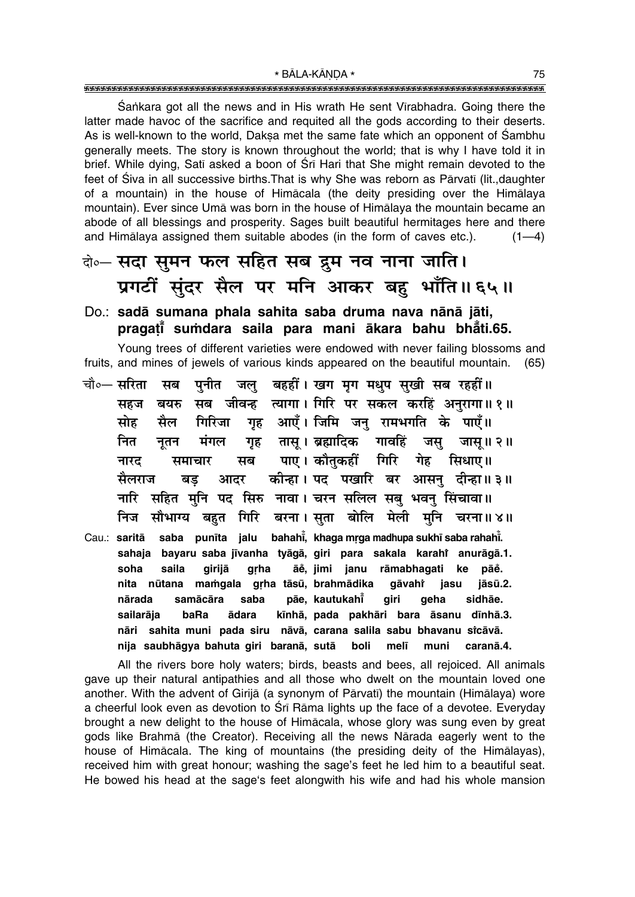Śaṅkara got all the news and in His wrath He sent Vīrabhadra. Going there the latter made havoc of the sacrifice and requited all the gods according to their deserts. As is well-known to the world, Dakṣa met the same fate which an opponent of Śambhu generally meets. The story is known throughout the world; that is why I have told it in brief. While dying, Satī asked a boon of Śrī Hari that She might remain devoted to the feet of Śiva in all successive births.That is why She was reborn as Pārvatī (lit.,daughter of a mountain) in the house of Himācala (the deity presiding over the Himālaya mountain). Ever since Umā was born in the house of Himālaya the mountain became an abode of all blessings and prosperity. Sages built beautiful hermitages here and there and Himālaya assigned them suitable abodes (in the form of caves etc.). (1—4)

**दो०— सदा सुमन फल सहित सब द्रुम नव नाना जाति।**
**प्रगटीं सुंदर सैल पर मनि आकर बहु भाँति॥ ६५॥**

**Do.: sadā sumana phala sahita saba druma nava nānā jāti,**
**pragaṭī̃ suṁdara saila para mani ākara bahu bhā̃ti.65.**

Young trees of different varieties were endowed with never failing blossoms and fruits, and mines of jewels of various kinds appeared on the beautiful mountain. (65)

चौ०— सरिता सब पुनीत जलु बहहीं। खग मृग मधुप सुखी सब रहहीं॥
सहज बयरु सब जीवन्ह त्यागा। गिरि पर सकल करहिं अनुरागा॥ १॥
सोह सैल गिरिजा गृह आएँ। जिमि जनु रामभगति के पाएँ॥
नित नूतन मंगल गृह तासू। ब्रह्मादिक गावहिं जसु जासू॥ २॥
नारद समाचार सब पाए। कौतुकहीं गिरि गेह सिधाए॥
सैलराज बड़ आदर कीन्हा। पद पखारि बर आसनु दीन्हा॥ ३॥
नारि सहित मुनि पद सिरु नावा। चरन सलिल सबु भवनु सिंचावा॥
निज सौभाग्य बहुत गिरि बरना। सुता बोलि मेली मुनि चरना॥ ४॥

Cau.: saritā saba punīta jalu bahahī̃, khaga mṛga madhupa sukhī saba rahahī̃.
sahaja bayaru saba jīvanha tyāgā, giri para sakala karahī̃ anurāgā.1.
soha saila girijā gṛha āẽ, jimi janu rāmabhagati ke pāẽ.
nita nūtana maṁgala gṛha tāsū, brahmādika gāvahī̃ jasu jāsū.2.
nārada samācāra saba pāe, kautukahī̃ giri geha sidhāe.
sailarāja baRa ādara kīnhā, pada pakhāri bara āsanu dīnhā.3.
nāri sahita muni pada siru nāvā, carana salila sabu bhavanu sī̃cāvā.
nija saubhāgya bahuta giri baranā, sutā boli melī muni caranā.4.

All the rivers bore holy waters; birds, beasts and bees, all rejoiced. All animals gave up their natural antipathies and all those who dwelt on the mountain loved one another. With the advent of Girijā (a synonym of Pārvatī) the mountain (Himālaya) wore a cheerful look even as devotion to Śrī Rāma lights up the face of a devotee. Everyday brought a new delight to the house of Himācala, whose glory was sung even by great gods like Brahmā (the Creator). Receiving all the news Nārada eagerly went to the house of Himācala. The king of mountains (the presiding deity of the Himālayas), received him with great honour; washing the sage's feet he led him to a beautiful seat. He bowed his head at the sage's feet alongwith his wife and had his whole mansion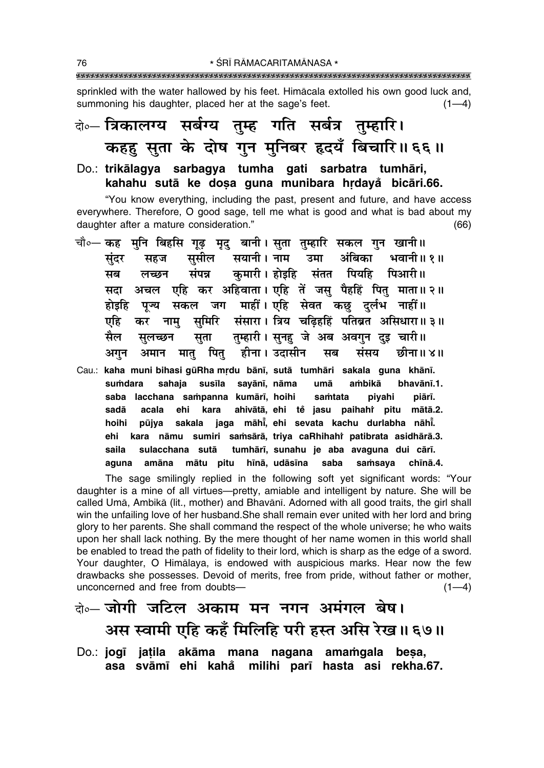sprinkled with the water hallowed by his feet. Himācala extolled his own good luck and, summoning his daughter, placed her at the sage's feet. (1—4)

दो०— त्रिकालग्य सर्बग्य तुम्ह गति सर्बत्र तुम्हारि।
कहहु सुता के दोष गुन मुनिबर हृदयँ बिचारि॥ ६६॥

Do.: **trikālagya sarbagya tumha gati sarbatra tumhāri,**
**kahahu sutā ke doṣa guna munibara hṛdayå bicāri.66.**

"You know everything, including the past, present and future, and have access everywhere. Therefore, O good sage, tell me what is good and what is bad about my daughter after a mature consideration." (66)

चौ०— कह मुनि बिहसि गूढ़ मृदु बानी। सुता तुम्हारि सकल गुन खानी॥
सुंदर सहज सुसील सयानी। नाम उमा अंबिका भवानी॥ १॥
सब लच्छन संपन्न कुमारी। होइहि संतत पियहि पिआरी॥
सदा अचल एहि कर अहिवाता। एहि तें जसु पैहहिं पितु माता॥ २॥
होइहि पूज्य सकल जग माहीं। एहि सेवत कछु दुर्लभ नाहीं॥
एहि कर नामु सुमिरि संसारा। त्रिय चढ़िहहिं पतिब्रत असिधारा॥ ३॥
सैल सुलच्छन सुता तुम्हारी। सुनहु जे अब अवगुन दुइ चारी॥
अगुन अमान मातु पितु हीना। उदासीन सब संसय छीना॥ ४॥

Cau.: **kaha muni bihasi gūRha mṛdu bānī, sutā tumhāri sakala guna khānī.**
**suṁdara sahaja susīla sayānī, nāma umā aṁbikā bhavānī.1.**
**saba lacchana saṁpanna kumārī, hoihi saṁtata piyahi piārī.**
**sadā acala ehi kara ahivātā, ehi tẽ jasu paihahiṁ pitu mātā.2.**
**hoihi pūjya sakala jaga māhī̃, ehi sevata kachu durlabha nāhī̃.**
**ehi kara nāmu sumiri saṁsārā, triya caRhihahiṁ patibrata asidhārā.3.**
**saila sulacchana sutā tumhārī, sunahu je aba avaguna dui cārī.**
**aguna amāna mātu pitu hīnā, udāsīna saba saṁsaya chīnā.4.**

The sage smilingly replied in the following soft yet significant words: "Your daughter is a mine of all virtues—pretty, amiable and intelligent by nature. She will be called Umā, Ambikā (lit., mother) and Bhavānī. Adorned with all good traits, the girl shall win the unfailing love of her husband. She shall remain ever united with her lord and bring glory to her parents. She shall command the respect of the whole universe; he who waits upon her shall lack nothing. By the mere thought of her name women in this world shall be enabled to tread the path of fidelity to their lord, which is sharp as the edge of a sword. Your daughter, O Himālaya, is endowed with auspicious marks. Hear now the few drawbacks she possesses. Devoid of merits, free from pride, without father or mother, unconcerned and free from doubts— (1—4)

दो०— जोगी जटिल अकाम मन नगन अमंगल बेष।
अस स्वामी एहि कहँ मिलिहि परी हस्त असि रेख॥ ६७॥

Do.: **jogī jaṭila akāma mana nagana amaṁgala beṣa,**
**asa svāmī ehi kahå milihi parī hasta asi rekha.67.**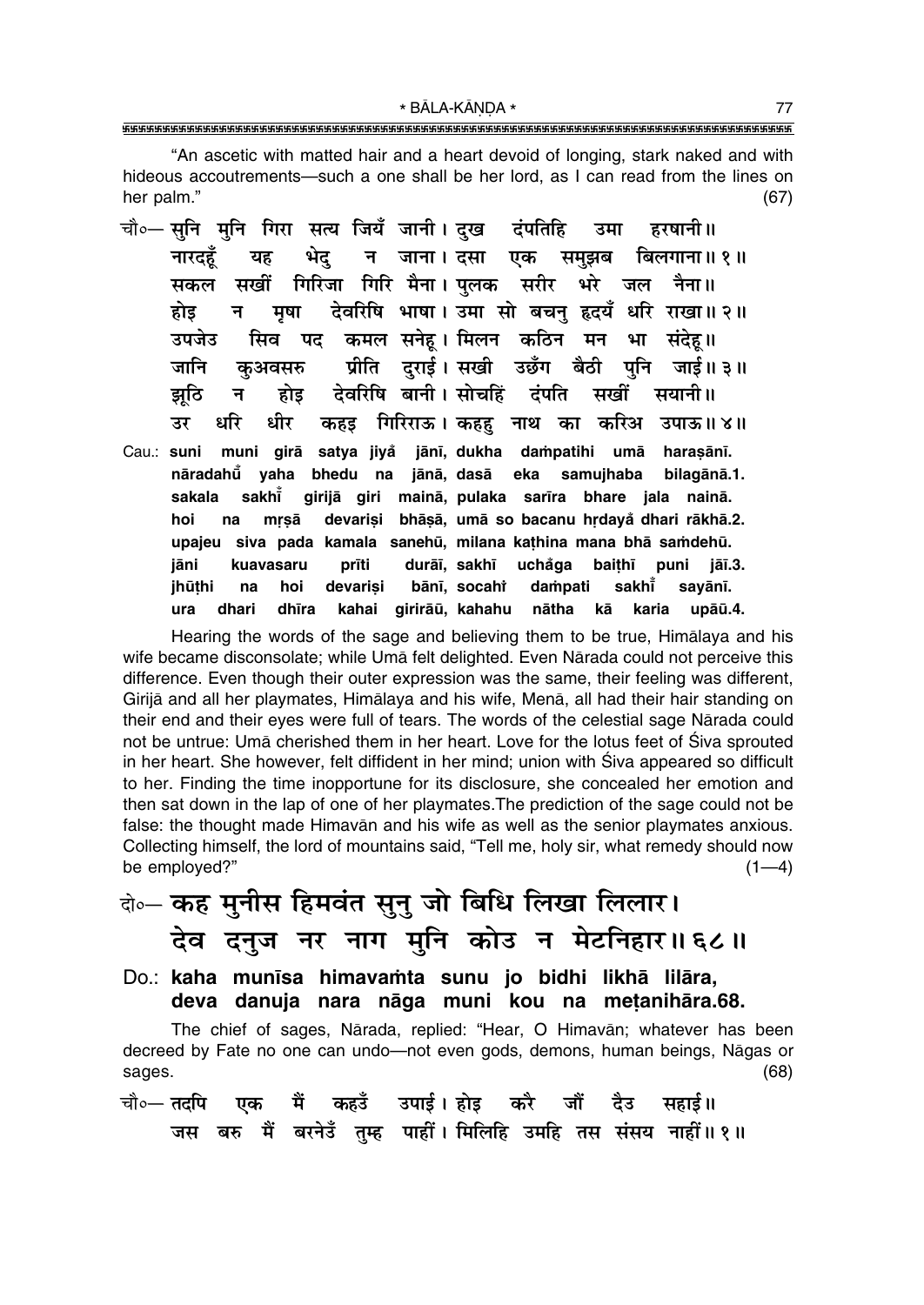"An ascetic with matted hair and a heart devoid of longing, stark naked and with hideous accoutrements—such a one shall be her lord, as I can read from the lines on her palm." (67)

चौ०— सुनि मुनि गिरा सत्य जियँ जानी। दुख दंपतिहि उमा हरषानी॥
नारदहूँ यह भेदु न जाना। दसा एक समुझब बिलगाना॥ १॥
सकल सखीं गिरिजा गिरि मैना। पुलक सरीर भरे जल नैना॥
होइ न मृषा देवरिषि भाषा। उमा सो बचनु हृदयँ धरि राखा॥ २॥
उपजेउ सिव पद कमल सनेहू। मिलन कठिन मन भा संदेहू॥
जानि कुअवसरु प्रीति दुराई। सखी उछँग बैठी पुनि जाई॥ ३॥
झूठि न होइ देवरिषि बानी। सोचहिं दंपति सखीं सयानी॥
उर धरि धीर कहइ गिरिराऊ। कहहु नाथ का करिअ उपाऊ॥ ४॥

Cau.: **suni muni girā satya jiya̐ jānī, dukha daṁpatihi umā haraṣānī.**
**nāradahū̐ yaha bhedu na jānā, dasā eka samujhaba bilagānā.1.**
**sakala sakhī̐ girijā giri mainā, pulaka sarīra bhare jala nainā.**
**hoi na mṛṣā devariṣi bhāṣā, umā so bacanu hṛdaya̐ dhari rākhā.2.**
**upajeu siva pada kamala sanehū, milana kaṭhina mana bhā saṁdehū.**
**jāni kuavasaru prīti durāī, sakhī ucha̐ga baiṭhī puni jāī.3.**
**jhūṭhi na hoi devariṣi bānī, socahi̐ daṁpati sakhī̐ sayānī.**
**ura dhari dhīra kahai girirāū, kahahu nātha kā karia upāū.4.**

Hearing the words of the sage and believing them to be true, Himālaya and his wife became disconsolate; while Umā felt delighted. Even Nārada could not perceive this difference. Even though their outer expression was the same, their feeling was different, Girijā and all her playmates, Himālaya and his wife, Menā, all had their hair standing on their end and their eyes were full of tears. The words of the celestial sage Nārada could not be untrue: Umā cherished them in her heart. Love for the lotus feet of Śiva sprouted in her heart. She however, felt diffident in her mind; union with Śiva appeared so difficult to her. Finding the time inopportune for its disclosure, she concealed her emotion and then sat down in the lap of one of her playmates.The prediction of the sage could not be false: the thought made Himavān and his wife as well as the senior playmates anxious. Collecting himself, the lord of mountains said, "Tell me, holy sir, what remedy should now be employed?" (1—4)

दो०— **कह मुनीस हिमवंत सुनु जो बिधि लिखा लिलार।**
**देव दनुज नर नाग मुनि कोउ न मेटनिहार॥ ६८॥**

Do.: **kaha munīsa himavaṁta sunu jo bidhi likhā lilāra,**
**deva danuja nara nāga muni kou na meṭanihāra.68.**

The chief of sages, Nārada, replied: "Hear, O Himavān; whatever has been decreed by Fate no one can undo—not even gods, demons, human beings, Nāgas or sages. (68)

चौ०— तदपि एक मैं कहउँ उपाई। होइ करै जौं दैउ सहाई॥
जस बरु मैं बरनेउँ तुम्ह पाहीं। मिलिहि उमहि तस संसय नाहीं॥ १॥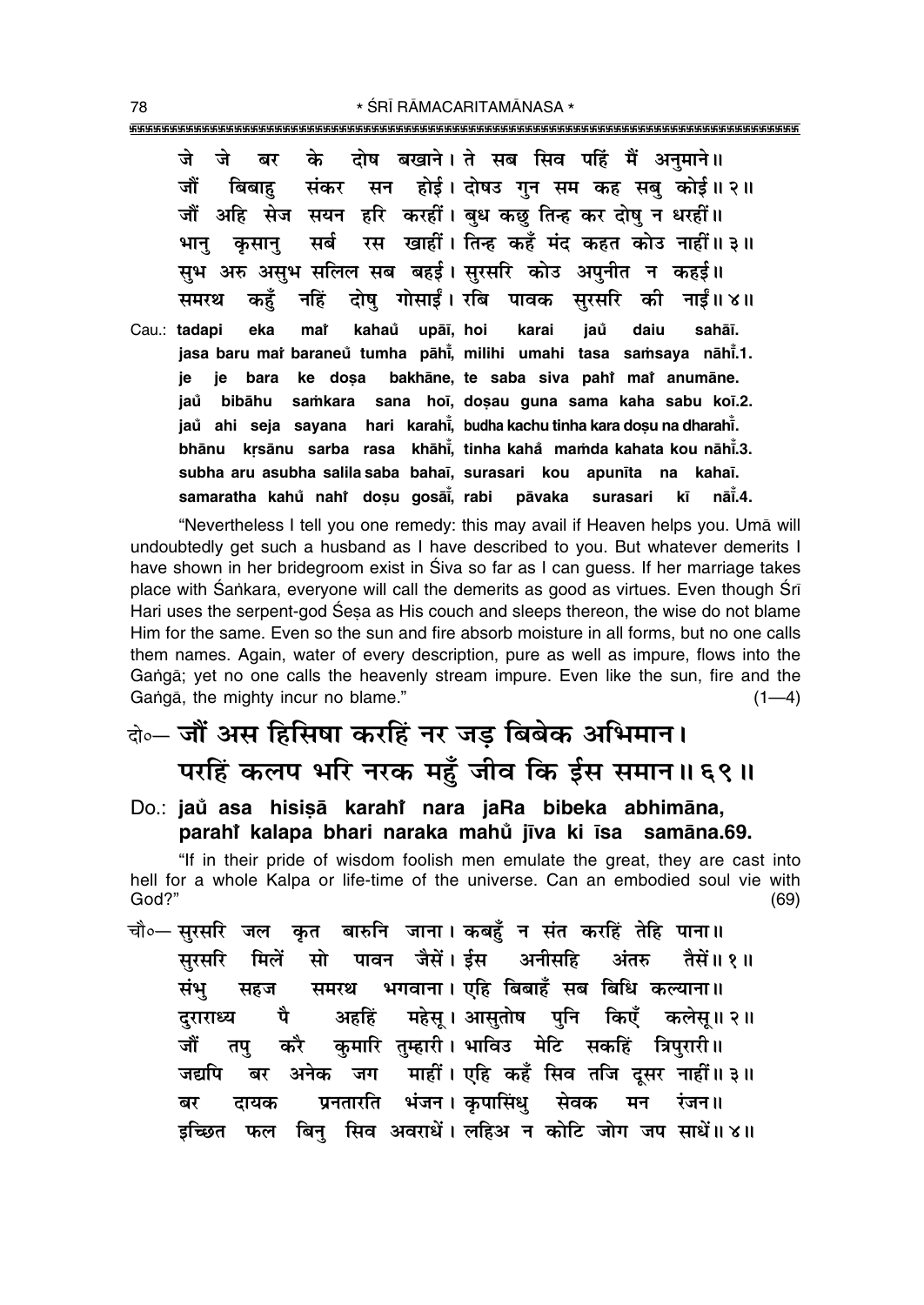जे जे बर के दोष बखाने। ते सब सिव पहिं मैं अनुमाने॥
जौं बिबाहु संकर सन होई। दोषउ गुन सम कह सबु कोई॥ २॥
जौं अहि सेज सयन हरि करहीं। बुध कछु तिन्ह कर दोषु न धरहीं॥
भानु कृसानु सर्ब रस खाहीं। तिन्ह कहँ मंद कहत कोउ नाहीं॥ ३॥
सुभ अरु असुभ सलिल सब बहई। सुरसरि कोउ अपुनीत न कहई॥
समरथ कहुँ नहिं दोषु गोसाईं। रबि पावक सुरसरि की नाईं॥ ४॥

Cau.: **tadapi eka maiṁ kahaum̐ upāī, hoi karai jaum̐ daiu sahāī.**
**jasa baru maiṁ baraneum̐ tumha pāhīm̐, milihi umahi tasa saṁsaya nāhīm̐.1.**
**je je bara ke doṣa bakhāne, te saba siva pahiṁ maiṁ anumāne.**
**jaum̐ bibāhu saṁkara sana hoī, doṣau guna sama kaha sabu koī.2.**
**jaum̐ ahi seja sayana hari karahīm̐, budha kachu tinha kara doṣu na dharahīm̐.**
**bhānu kṛsānu sarba rasa khāhīm̐, tinha kahaṁ maṁda kahata kou nāhīm̐.3.**
**subha aru asubha salila saba bahaī, surasari kou apunīta na kahaī.**
**samaratha kahum̐ nahiṁ doṣu gosāīm̐, rabi pāvaka surasari kī nāīm̐.4.**

"Nevertheless I tell you one remedy: this may avail if Heaven helps you. Umā will undoubtedly get such a husband as I have described to you. But whatever demerits I have shown in her bridegroom exist in Śiva so far as I can guess. If her marriage takes place with Śaṅkara, everyone will call the demerits as good as virtues. Even though Śrī Hari uses the serpent-god Śeṣa as His couch and sleeps thereon, the wise do not blame Him for the same. Even so the sun and fire absorb moisture in all forms, but no one calls them names. Again, water of every description, pure as well as impure, flows into the Gaṅgā; yet no one calls the heavenly stream impure. Even like the sun, fire and the Gaṅgā, the mighty incur no blame." (1—4)

दो०— जौं अस हिसिषा करहिं नर जड़ बिबेक अभिमान।
परहिं कलप भरि नरक महुँ जीव कि ईस समान॥ ६९॥

Do.: **jaum̐ asa hisiṣā karahiṁ nara jaRa bibeka abhimāna,**
**parahiṁ kalapa bhari naraka mahum̐ jīva ki īsa samāna.69.**

"If in their pride of wisdom foolish men emulate the great, they are cast into hell for a whole Kalpa or life-time of the universe. Can an embodied soul vie with God?" (69)

चौ०— सुरसरि जल कृत बारुनि जाना। कबहुँ न संत करहिं तेहि पाना॥
सुरसरि मिलें सो पावन जैसें। ईस अनीसहि अंतरु तैसें॥ १॥
संभु सहज समरथ भगवाना। एहि बिबाहँ सब बिधि कल्याना॥
दुराराध्य पै अहहिं महेसू। आसुतोष पुनि किएँ कलेसू॥ २॥
जौं तपु करै कुमारि तुम्हारी। भाविउ मेटि सकहिं त्रिपुरारी॥
जद्यपि बर अनेक जग माहीं। एहि कहँ सिव तजि दूसर नाहीं॥ ३॥
बर दायक प्रनतारति भंजन। कृपासिंधु सेवक मन रंजन॥
इच्छित फल बिनु सिव अवराधें। लहिअ न कोटि जोग जप साधें॥ ४॥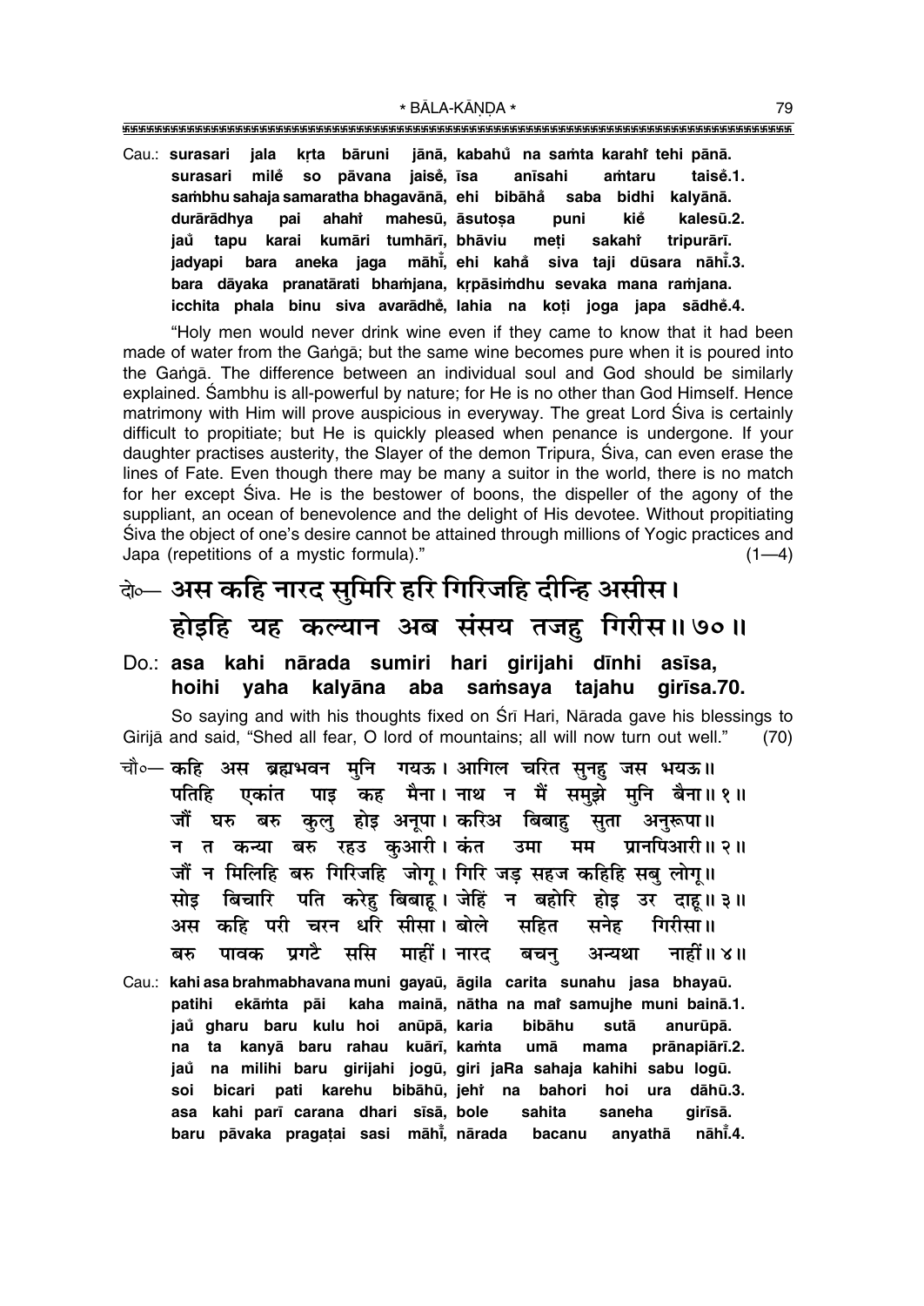Cau.: **surasari jala kṛta bāruni jānā, kabahů na saṁta karahiṅ tehi pānā.**
**surasari mileṅ so pāvana jaiseṅ, īsa anīsahi aṁtaru taiseṅ.1.**
**saṁbhu sahaja samaratha bhagavānā, ehi bibāhaṅ saba bidhi kalyānā.**
**durārādhya pai ahahiṅ mahesū, āsutoṣa puni kiěṅ kalesū.2.**
**jaů tapu karai kumāri tumhārī, bhāviu meṭi sakahiṅ tripurārī.**
**jadyapi bara aneka jaga māhīṅ, ehi kahaṅ siva taji dūsara nāhīṅ.3.**
**bara dāyaka pranatārati bhaṁjana, kṛpāsiṁdhu sevaka mana raṁjana.**
**icchita phala binu siva avarādheṅ, lahia na koṭi joga japa sādheṅ.4.**

"Holy men would never drink wine even if they came to know that it had been made of water from the Gaṅgā; but the same wine becomes pure when it is poured into the Gaṅgā. The difference between an individual soul and God should be similarly explained. Śambhu is all-powerful by nature; for He is no other than God Himself. Hence matrimony with Him will prove auspicious in everyway. The great Lord Śiva is certainly difficult to propitiate; but He is quickly pleased when penance is undergone. If your daughter practises austerity, the Slayer of the demon Tripura, Śiva, can even erase the lines of Fate. Even though there may be many a suitor in the world, there is no match for her except Śiva. He is the bestower of boons, the dispeller of the agony of the suppliant, an ocean of benevolence and the delight of His devotee. Without propitiating Śiva the object of one's desire cannot be attained through millions of Yogic practices and Japa (repetitions of a mystic formula)." (1—4)

## दो०— अस कहि नारद सुमिरि हरि गिरिजहि दीन्हि असीस। होइहि यह कल्यान अब संसय तजहु गिरीस॥७०॥

Do.: **asa kahi nārada sumiri hari girijahi dīnhi asīsa,**
**hoihi yaha kalyāna aba saṁsaya tajahu girīsa.70.**

So saying and with his thoughts fixed on Śrī Hari, Nārada gave his blessings to Girijā and said, "Shed all fear, O lord of mountains; all will now turn out well." (70)

चौ०— कहि अस ब्रह्मभवन मुनि गयऊ। आगिल चरित सुनहु जस भयऊ॥
पतिहि एकांत पाइ कह मैना। नाथ न मैं समुझे मुनि बैना॥१॥
जौं घरु बरु कुलु होइ अनूपा। करिअ बिबाहु सुता अनुरूपा॥
न त कन्या बरु रहउ कुआरी। कंत उमा मम प्रानपिआरी॥२॥
जौं न मिलिहि बरु गिरिजहि जोगू। गिरि जड़ सहज कहिहि सबु लोगू॥
सोइ बिचारि पति करेहु बिबाहू। जेहिं न बहोरि होइ उर दाहू॥३॥
अस कहि परी चरन धरि सीसा। बोले सहित सनेह गिरीसा॥
बरु पावक प्रगटै ससि माहीं। नारद बचनु अन्यथा नाहीं॥४॥

Cau.: **kahi asa brahmabhavana muni gayaū, āgila carita sunahu jasa bhayaū.**
**patihi ekāṁta pāi kaha mainā, nātha na maiṅ samujhe muni bainā.1.**
**jaů gharu baru kulu hoi anūpā, karia bibāhu sutā anurūpā.**
**na ta kanyā baru rahau kuārī, kaṁta umā mama prānapiārī.2.**
**jaů na milihi baru girijahi jogū, giri jaṛa sahaja kahihi sabu logū.**
**soi bicari pati karehu bibāhū, jehiṅ na bahori hoi ura dāhū.3.**
**asa kahi parī carana dhari sīsā, bole sahita saneha girīsā.**
**baru pāvaka pragaṭai sasi māhīṅ, nārada bacanu anyathā nāhīṅ.4.**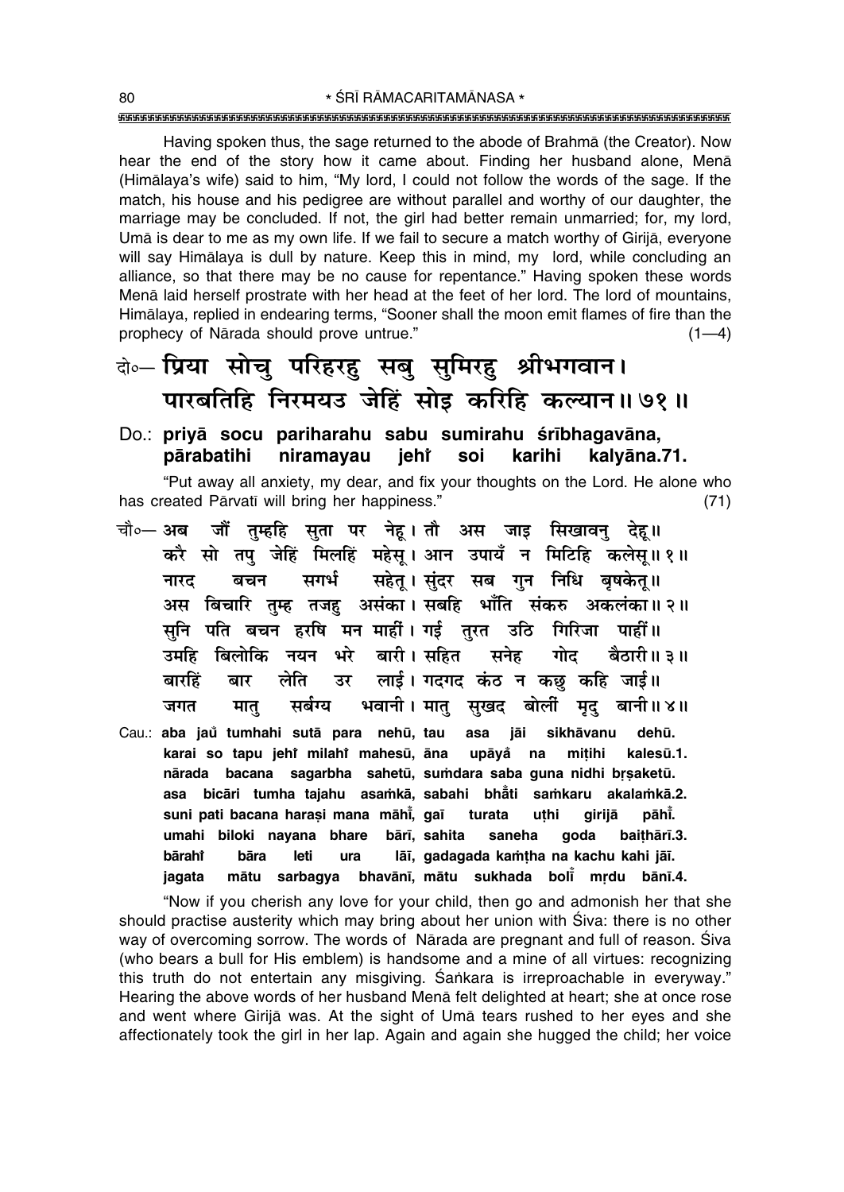Having spoken thus, the sage returned to the abode of Brahmā (the Creator). Now hear the end of the story how it came about. Finding her husband alone, Menā (Himālaya's wife) said to him, "My lord, I could not follow the words of the sage. If the match, his house and his pedigree are without parallel and worthy of our daughter, the marriage may be concluded. If not, the girl had better remain unmarried; for, my lord, Umā is dear to me as my own life. If we fail to secure a match worthy of Girijā, everyone will say Himālaya is dull by nature. Keep this in mind, my lord, while concluding an alliance, so that there may be no cause for repentance." Having spoken these words Menā laid herself prostrate with her head at the feet of her lord. The lord of mountains, Himālaya, replied in endearing terms, "Sooner shall the moon emit flames of fire than the prophecy of Nārada should prove untrue." (1—4)

## दो०— प्रिया सोचु परिहरहु सबु सुमिरहु श्रीभगवान।
## पारबतिहि निरमयउ जेहिं सोइ करिहि कल्यान॥ ७१॥

**Do.: priyā socu pariharahu sabu sumirahu śrībhagavāna,**
**pārabatihi niramayau jehi̐ soi karihi kalyāna.71.**

"Put away all anxiety, my dear, and fix your thoughts on the Lord. He alone who has created Pārvatī will bring her happiness." (71)

चौ०— अब जौं तुम्हहि सुता पर नेहू। तौ अस जाइ सिखावनु देहू॥
करै सो तपु जेहिं मिलहिं महेसू। आन उपायँ न मिटिहि कलेसू॥ १॥
नारद बचन सगर्भ सहेतू। सुंदर सब गुन निधि बृषकेतू॥
अस बिचारि तुम्ह तजहु असंका। सबहि भाँति संकरु अकलंका॥ २॥
सुनि पति बचन हरषि मन माहीं। गई तुरत उठि गिरिजा पाहीं॥
उमहि बिलोकि नयन भरे बारी। सहित सनेह गोद बैठारी॥ ३॥
बारहिं बार लेति उर लाई। गदगद कंठ न कछु कहि जाई॥
जगत मातु सर्बग्य भवानी। मातु सुखद बोलीं मृदु बानी॥ ४॥

**Cau.: aba jau̐ tumhahi sutā para nehū, tau asa jāi sikhāvanu dehū.**
**karai so tapu jehi̐ milahi̐ mahesū, āna upāya̐ na miṭihi kalesū.1.**
**nārada bacana sagarbha sahetū, suṁdara saba guna nidhi bṛṣaketū.**
**asa bicāri tumha tajahu asaṁkā, sabahi bhā̐ti saṁkaru akalaṁkā.2.**
**suni pati bacana haraṣi mana māhī̐, gaī turata uṭhi girijā pāhī̐.**
**umahi biloki nayana bhare bārī, sahita saneha goda baiṭhārī.3.**
**bārahi̐ bāra leti ura lāī, gadagada kaṁṭha na kachu kahi jāī.**
**jagata mātu sarbagya bhavānī, mātu sukhada bolī̐ mṛdu bānī.4.**

"Now if you cherish any love for your child, then go and admonish her that she should practise austerity which may bring about her union with Śiva: there is no other way of overcoming sorrow. The words of Nārada are pregnant and full of reason. Śiva (who bears a bull for His emblem) is handsome and a mine of all virtues: recognizing this truth do not entertain any misgiving. Śaṅkara is irreproachable in everyway." Hearing the above words of her husband Menā felt delighted at heart; she at once rose and went where Girijā was. At the sight of Umā tears rushed to her eyes and she affectionately took the girl in her lap. Again and again she hugged the child; her voice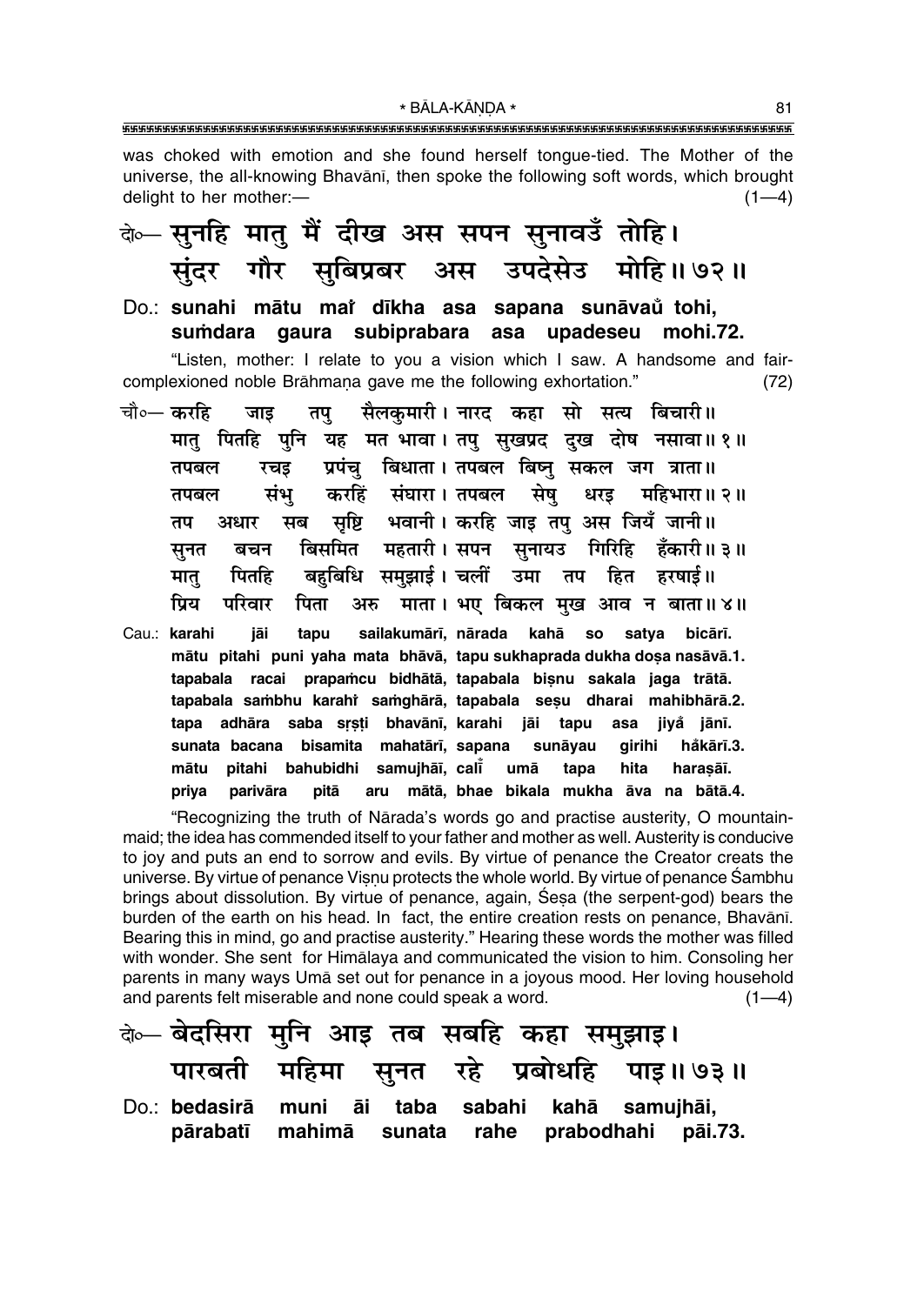was choked with emotion and she found herself tongue-tied. The Mother of the universe, the all-knowing Bhavānī, then spoke the following soft words, which brought delight to her mother:— (1—4)

दो०— सुनहि मातु मैं दीख अस सपन सुनावउँ तोहि।
सुंदर गौर सुबिप्रबर अस उपदेसेउ मोहि॥ ७२॥

**Do.: sunahi mātu maiṁ dīkha asa sapana sunāvaũ tohi,
suṁdara gaura subiprabara asa upadeseu mohi.72.**

"Listen, mother: I relate to you a vision which I saw. A handsome and fair-complexioned noble Brāhmaṇa gave me the following exhortation." (72)

चौ०— करहि जाइ तपु सैलकुमारी। नारद कहा सो सत्य बिचारी॥
मातु पितहि पुनि यह मत भावा। तपु सुखप्रद दुख दोष नसावा॥ १॥
तपबल रचइ प्रपंचु बिधाता। तपबल बिष्नु सकल जग त्राता॥
तपबल संभु करहिं संघारा। तपबल सेषु धरइ महिभारा॥ २॥
तप अधार सब सृष्टि भवानी। करहि जाइ तपु अस जियँ जानी॥
सुनत बचन बिसमित महतारी। सपन सुनायउ गिरिहि हँकारी॥ ३॥
मातु पितहि बहुबिधि समुझाई। चलीं उमा तप हित हरषाई॥
प्रिय परिवार पिता अरु माता। भए बिकल मुख आव न बाता॥ ४॥

**Cau.: karahi jāi tapu sailakumārī, nārada kahā so satya bicārī.
mātu pitahi puni yaha mata bhāvā, tapu sukhaprada dukha doṣa nasāvā.1.
tapabala racai prapaṁcu bidhātā, tapabala biṣnu sakala jaga trātā.
tapabala saṁbhu karahiṁ saṁghārā, tapabala seṣu dharai mahibhārā.2.
tapa adhāra saba sṛṣṭi bhavānī, karahi jāi tapu asa jiyaँ jānī.
sunata bacana bisamita mahatārī, sapana sunāyau girihi hãkārī.3.
mātu pitahi bahubidhi samujhāī, calīṁ umā tapa hita haraṣāī.
priya parivāra pitā aru mātā, bhae bikala mukha āva na bātā.4.**

"Recognizing the truth of Nārada's words go and practise austerity, O mountain-maid; the idea has commended itself to your father and mother as well. Austerity is conducive to joy and puts an end to sorrow and evils. By virtue of penance the Creator creats the universe. By virtue of penance Viṣṇu protects the whole world. By virtue of penance Śambhu brings about dissolution. By virtue of penance, again, Śeṣa (the serpent-god) bears the burden of the earth on his head. In fact, the entire creation rests on penance, Bhavānī. Bearing this in mind, go and practise austerity." Hearing these words the mother was filled with wonder. She sent for Himālaya and communicated the vision to him. Consoling her parents in many ways Umā set out for penance in a joyous mood. Her loving household and parents felt miserable and none could speak a word. (1—4)

दो०— बेदसिरा मुनि आइ तब सबहि कहा समुझाइ।
पारबती महिमा सुनत रहे प्रबोधहि पाइ॥ ७३॥

**Do.: bedasirā muni āi taba sabahi kahā samujhāi,
pārabatī mahimā sunata rahe prabodhahi pāi.73.**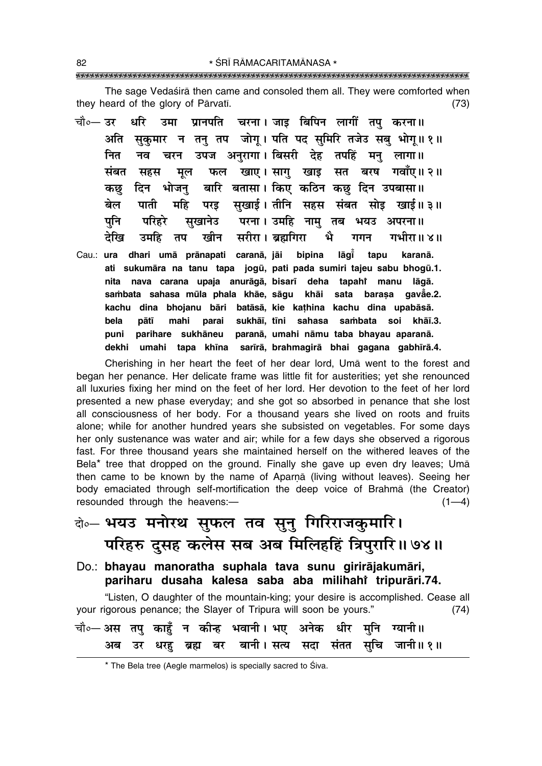The sage Vedaśirā then came and consoled them all. They were comforted when they heard of the glory of Pārvatī. (73)

चौ०— उर धरि उमा प्रानपति चरना। जाइ बिपिन लागीं तपु करना॥
अति सुकुमार न तनु तप जोगू। पति पद सुमिरि तजेउ सबु भोगू॥ १॥
नित नव चरन उपज अनुरागा। बिसरी देह तपहिं मनु लागा॥
संबत सहस मूल फल खाए। सागु खाइ सत बरष गवाँए॥ २॥
कछु दिन भोजनु बारि बतासा। किए कठिन कछु दिन उपबासा॥
बेल पाती महि परइ सुखाई। तीनि सहस संबत सोइ खाई॥ ३॥
पुनि परिहरे सुखानेउ परना। उमहि नामु तब भयउ अपरना॥
देखि उमहि तप खीन सरीरा। ब्रह्मगिरा भै गगन गभीरा॥ ४॥

Cau.: **ura dhari umā prānapati caranā, jāi bipina lāgī̐ tapu karanā.**
**ati sukumāra na tanu tapa jogū, pati pada sumiri tajeu sabu bhogū.1.**
**nita nava carana upaja anurāgā, bisarī deha tapahi̐ manu lāgā.**
**saṁbata sahasa mūla phala khāe, sāgu khāi sata baraṣa gavā̐e.2.**
**kachu dina bhojanu bāri batāsā, kie kaṭhina kachu dina upabāsā.**
**bela pātī mahi parai sukhāī, tīni sahasa saṁbata soi khāī.3.**
**puni parihare sukhāneu paranā, umahi nāmu taba bhayau aparanā.**
**dekhi umahi tapa khīna sarīrā, brahmagirā bhai gagana gabhīrā.4.**

Cherishing in her heart the feet of her dear lord, Umā went to the forest and began her penance. Her delicate frame was little fit for austerities; yet she renounced all luxuries fixing her mind on the feet of her lord. Her devotion to the feet of her lord presented a new phase everyday; and she got so absorbed in penance that she lost all consciousness of her body. For a thousand years she lived on roots and fruits alone; while for another hundred years she subsisted on vegetables. For some days her only sustenance was water and air; while for a few days she observed a rigorous fast. For three thousand years she maintained herself on the withered leaves of the Bela* tree that dropped on the ground. Finally she gave up even dry leaves; Umā then came to be known by the name of Aparṇā (living without leaves). Seeing her body emaciated through self-mortification the deep voice of Brahmā (the Creator) resounded through the heavens:— (1—4)

## दो०— भयउ मनोरथ सुफल तव सुनु गिरिराजकुमारि। परिहरु दुसह कलेस सब अब मिलिहहिं त्रिपुरारि॥ ७४॥

### Do.: bhayau manoratha suphala tava sunu girirājakumāri, pariharu dusaha kalesa saba aba milihahi̐ tripurāri.74.

"Listen, O daughter of the mountain-king; your desire is accomplished. Cease all your rigorous penance; the Slayer of Tripura will soon be yours." (74)

चौ०— अस तपु काहुँ न कीन्ह भवानी। भए अनेक धीर मुनि ग्यानी॥
अब उर धरहु ब्रह्म बर बानी। सत्य सदा संतत सुचि जानी॥ १॥

---

* The Bela tree (Aegle marmelos) is specially sacred to Śiva.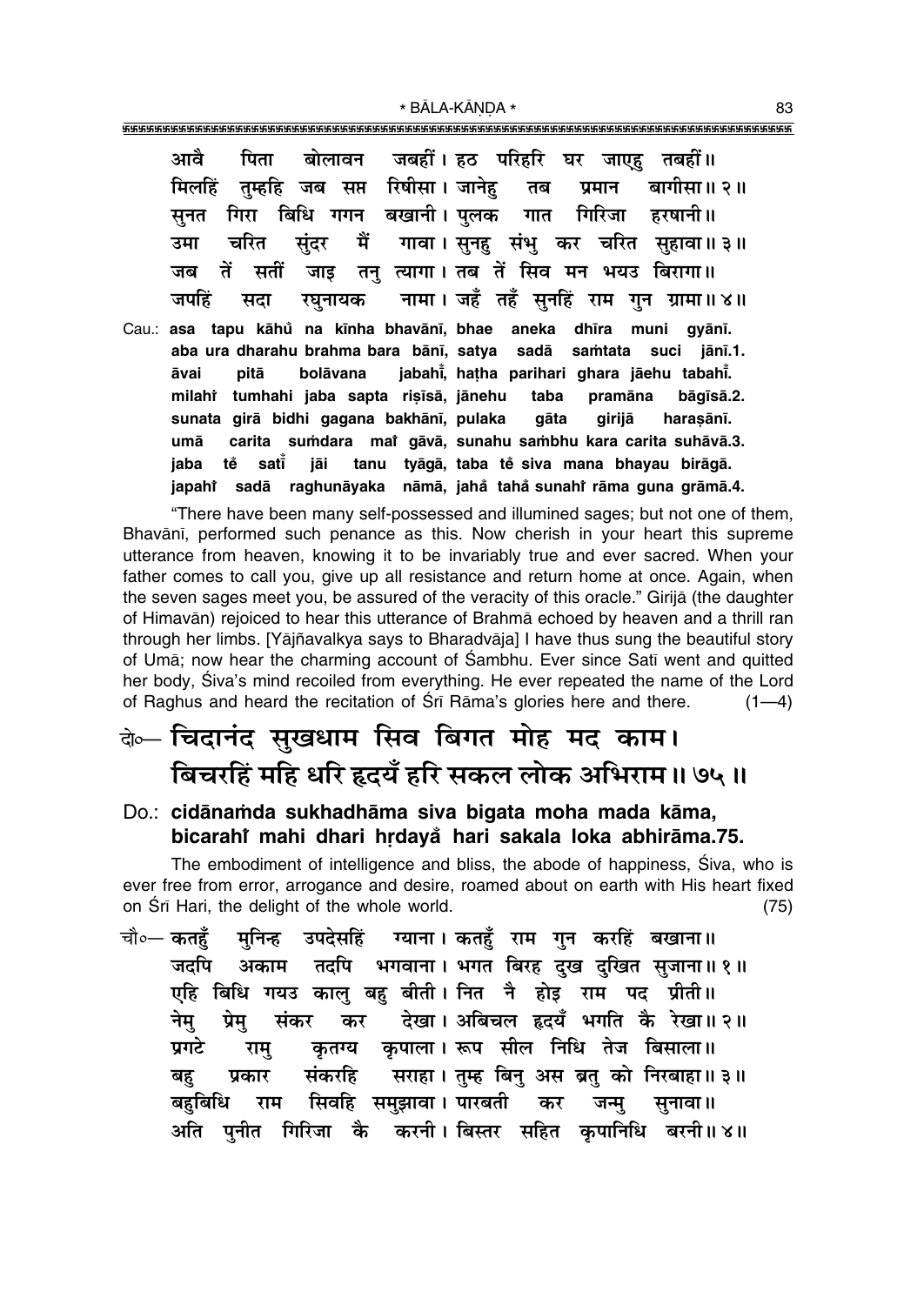आवै पिता बोलावन जबहीं। हठ परिहरि घर जाएहु तबहीं॥
मिलहिं तुम्हहि जब सप्त रिषीसा। जानेहु तब प्रमान बागीसा॥ २॥
सुनत गिरा बिधि गगन बखानी। पुलक गात गिरिजा हरषानी॥
उमा चरित सुंदर मैं गावा। सुनहु संभु कर चरित सुहावा॥ ३॥
जब तें सतीं जाइ तनु त्यागा। तब तें सिव मन भयउ बिरागा॥
जपहिं सदा रघुनायक नामा। जहँ तहँ सुनहिं राम गुन ग्रामा॥ ४॥

Cau.: **asa tapu kāhů̃ na kīnha bhavānī, bhae aneka dhīra muni gyānī.**
**aba ura dharahu brahma bara bānī, satya sadā saṁtata suci jānī.1.**
**āvai pitā bolāvana jabahı̇̃, haṭha parihari ghara jāehu tabahı̇̃.**
**milahı̇̃ tumhahi jaba sapta riṣīsā, jānehu taba pramāna bāgīsā.2.**
**sunata girā bidhi gagana bakhānī, pulaka gāta girijā haraṣānī.**
**umā carita suṁdara maı̇̃ gāvā, sunahu saṁbhu kara carita suhāvā.3.**
**jaba tě̃ satı̇̃ jāi tanu tyāgā, taba tě̃ siva mana bhayau birāgā.**
**japahı̇̃ sadā raghunāyaka nāmā, jahå̃ tahå̃ sunahı̇̃ rāma guna grāmā.4.**

"There have been many self-possessed and illumined sages; but not one of them, Bhavānī, performed such penance as this. Now cherish in your heart this supreme utterance from heaven, knowing it to be invariably true and ever sacred. When your father comes to call you, give up all resistance and return home at once. Again, when the seven sages meet you, be assured of the veracity of this oracle." Girijā (the daughter of Himavān) rejoiced to hear this utterance of Brahmā echoed by heaven and a thrill ran through her limbs. [Yājñavalkya says to Bharadvāja] I have thus sung the beautiful story of Umā; now hear the charming account of Śambhu. Ever since Satī went and quitted her body, Śiva's mind recoiled from everything. He ever repeated the name of the Lord of Raghus and heard the recitation of Śrī Rāma's glories here and there. (1—4)

## दो०— चिदानंद सुखधाम सिव बिगत मोह मद काम। बिचरहिं महि धरि हृदयँ हरि सकल लोक अभिराम॥ ७५॥

Do.: **cidānaṁda sukhadhāma siva bigata moha mada kāma,**
**bicarahı̇̃ mahi dhari hṛdayå̃ hari sakala loka abhirāma.75.**

The embodiment of intelligence and bliss, the abode of happiness, Śiva, who is ever free from error, arrogance and desire, roamed about on earth with His heart fixed on Śrī Hari, the delight of the whole world. (75)

चौ०— कतहुँ मुनिन्ह उपदेसहिं ग्याना। कतहुँ राम गुन करहिं बखाना॥
जदपि अकाम तदपि भगवाना। भगत बिरह दुख दुखित सुजाना॥ १॥
एहि बिधि गयउ कालु बहु बीती। नित नै होइ राम पद प्रीती॥
नेमु प्रेमु संकर कर देखा। अबिचल हृदयँ भगति कै रेखा॥ २॥
प्रगटे रामु कृतग्य कृपाला। रूप सील निधि तेज बिसाला॥
बहु प्रकार संकरहि सराहा। तुम्ह बिनु अस ब्रतु को निरबाहा॥ ३॥
बहुबिधि राम सिवहि समुझावा। पारबती कर जन्मु सुनावा॥
अति पुनीत गिरिजा कै करनी। बिस्तर सहित कृपानिधि बरनी॥ ४॥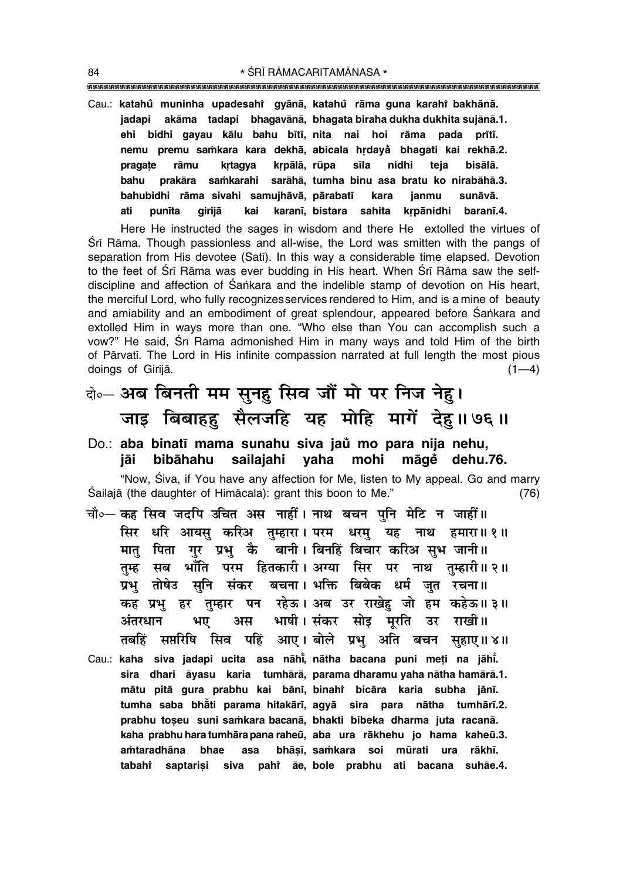Cau.: **katahů muninha upadesahi gyānā, katahů rāma guna karahi bakhānā.**
**jadapi akāma tadapi bhagavānā, bhagata biraha dukha dukhita sujānā.1.**
**ehi bidhi gayau kālu bahu bītī, nita nai hoi rāma pada prītī.**
**nemu premu saṁkara kara dekhā, abicala hṛdayå bhagati kai rekhā.2.**
**pragaṭe rāmu kṛtagya kṛpālā, rūpa sīla nidhi teja bisālā.**
**bahu prakāra saṁkarahi sarāhā, tumha binu asa bratu ko nirabāhā.3.**
**bahubidhi rāma sivahi samujhāvā, pārabatī kara janmu sunāvā.**
**ati punīta girijā kai karanī, bistara sahita kṛpānidhi baranī.4.**

Here He instructed the sages in wisdom and there He extolled the virtues of Śrī Rāma. Though passionless and all-wise, the Lord was smitten with the pangs of separation from His devotee (Satī). In this way a considerable time elapsed. Devotion to the feet of Śrī Rāma was ever budding in His heart. When Śrī Rāma saw the self-discipline and affection of Śaṅkara and the indelible stamp of devotion on His heart, the merciful Lord, who fully recognizes services rendered to Him, and is a mine of beauty and amiability and an embodiment of great splendour, appeared before Śaṅkara and extolled Him in ways more than one. "Who else than You can accomplish such a vow?" He said, Śrī Rāma admonished Him in many ways and told Him of the birth of Pārvatī. The Lord in His infinite compassion narrated at full length the most pious doings of Girijā. (1—4)

## दो०— अब बिनती मम सुनहु सिव जौं मो पर निज नेहु। जाइ बिबाहहु सैलजहि यह मोहि मागें देहु॥ ७६॥

Do.: **aba binatī mama sunahu siva jaů mo para nija nehu,**
**jāi bibāhahu sailajahi yaha mohi māgě dehu.76.**

"Now, Śiva, if You have any affection for Me, listen to My appeal. Go and marry Śailajā (the daughter of Himācala): grant this boon to Me." (76)

चौ०— कह सिव जदपि उचित अस नाहीं। नाथ बचन पुनि मेटि न जाहीं॥
सिर धरि आयसु करिअ तुम्हारा। परम धरमु यह नाथ हमारा॥ १॥
मातु पिता गुर प्रभु कै बानी। बिनहिं बिचार करिअ सुभ जानी॥
तुम्ह सब भाँति परम हितकारी। अग्या सिर पर नाथ तुम्हारी॥ २॥
प्रभु तोषेउ सुनि संकर बचना। भक्ति बिबेक धर्म जुत रचना॥
कह प्रभु हर तुम्हार पन रहेऊ। अब उर राखेहु जो हम कहेऊ॥ ३॥
अंतरधान भए अस भाषी। संकर सोइ मूरति उर राखी॥
तबहिं सप्तरिषि सिव पहिं आए। बोले प्रभु अति बचन सुहाए॥ ४॥

Cau.: **kaha siva jadapi ucita asa nāhī̃, nātha bacana puni meṭi na jāhī̃.**
**sira dhari āyasu karia tumhārā, parama dharamu yaha nātha hamārā.1.**
**mātu pitā gura prabhu kai bānī, binahi bicāra karia subha jānī.**
**tumha saba bhåti parama hitakārī, agyā sira para nātha tumhārī.2.**
**prabhu toṣeu suni saṁkara bacanā, bhakti bibeka dharma juta racanā.**
**kaha prabhu hara tumhāra pana raheū, aba ura rākhehu jo hama kaheū.3.**
**aṁtaradhāna bhae asa bhāṣī, saṁkara soi mūrati ura rākhī.**
**tabahi saptariṣi siva pahi āe, bole prabhu ati bacana suhāe.4.**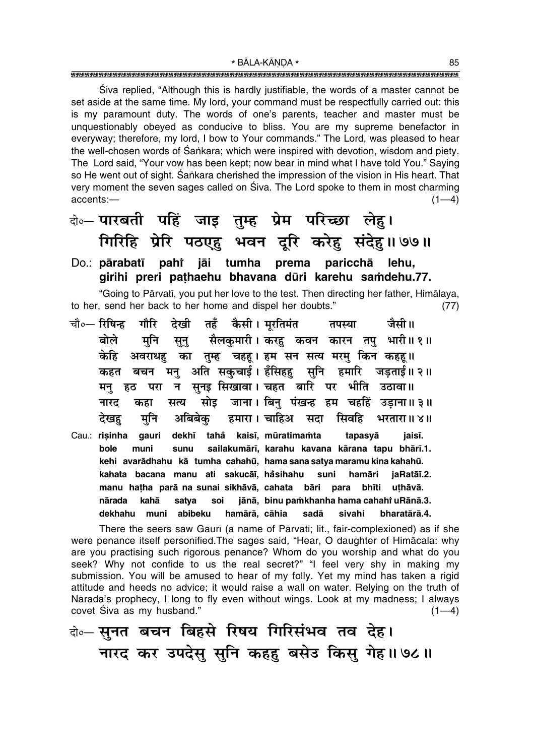Śiva replied, "Although this is hardly justifiable, the words of a master cannot be set aside at the same time. My lord, your command must be respectfully carried out: this is my paramount duty. The words of one's parents, teacher and master must be unquestionably obeyed as conducive to bliss. You are my supreme benefactor in everyway; therefore, my lord, I bow to Your commands." The Lord, was pleased to hear the well-chosen words of Śaṅkara; which were inspired with devotion, wisdom and piety. The Lord said, "Your vow has been kept; now bear in mind what I have told You." Saying so He went out of sight. Śaṅkara cherished the impression of the vision in His heart. That very moment the seven sages called on Śiva. The Lord spoke to them in most charming accents:— (1—4)

**दो०– पारबती पहिं जाइ तुम्ह प्रेम परिच्छा लेहु।**
**गिरिहि प्रेरि पठएहु भवन दूरि करेहु संदेहु॥ ७७॥**

**Do.: pārabatī pahi̐ jāi tumha prema paricchā lehu,**
**girihi preri paṭhaehu bhavana dūri karehu saṁdehu.77.**

"Going to Pārvatī, you put her love to the test. Then directing her father, Himālaya, to her, send her back to her home and dispel her doubts." (77)

**चौ०– रिषिन्ह गौरि देखी तहँ कैसी। मूरतिमंत तपस्या जैसी॥**
**बोले मुनि सुनु सैलकुमारी। करहु कवन कारन तपु भारी॥ १॥**
**केहि अवराधहु का तुम्ह चहहू। हम सन सत्य मरमु किन कहहू॥**
**कहत बचन मनु अति सकुचाई। हँसिहहु सुनि हमारि जड़ताई॥ २॥**
**मनु हठ परा न सुनइ सिखावा। चहत बारि पर भीति उठावा॥**
**नारद कहा सत्य सोइ जाना। बिनु पंखन्ह हम चहहिं उड़ाना॥ ३॥**
**देखहु मुनि अबिबेकु हमारा। चाहिअ सदा सिवहि भरतारा॥ ४॥**

**Cau.: riṣinha gauri dekhī taha̐ kaisī, mūratimaṁta tapasyā jaisī.**
**bole muni sunu sailakumārī, karahu kavana kārana tapu bhārī.1.**
**kehi avarādhahu kā tumha cahahū, hama sana satya maramu kina kahahū.**
**kahata bacana manu ati sakucāī, ha̐sihahu suni hamāri jaRatāī.2.**
**manu haṭha parā na sunai sikhāvā, cahata bāri para bhīti uṭhāvā.**
**nārada kahā satya soi jānā, binu paṁkhanha hama cahahi̐ uRānā.3.**
**dekhahu muni abibeku hamārā, cāhia sadā sivahi bharatārā.4.**

There the seers saw Gaurī (a name of Pārvatī; lit., fair-complexioned) as if she were penance itself personified.The sages said, "Hear, O daughter of Himācala: why are you practising such rigorous penance? Whom do you worship and what do you seek? Why not confide to us the real secret?" "I feel very shy in making my submission. You will be amused to hear of my folly. Yet my mind has taken a rigid attitude and heeds no advice; it would raise a wall on water. Relying on the truth of Nārada's prophecy, I long to fly even without wings. Look at my madness; I always covet Śiva as my husband." (1—4)

**दो०– सुनत बचन बिहसे रिषय गिरिसंभव तव देह।**
**नारद कर उपदेसु सुनि कहहु बसेउ किसु गेह॥ ७८॥**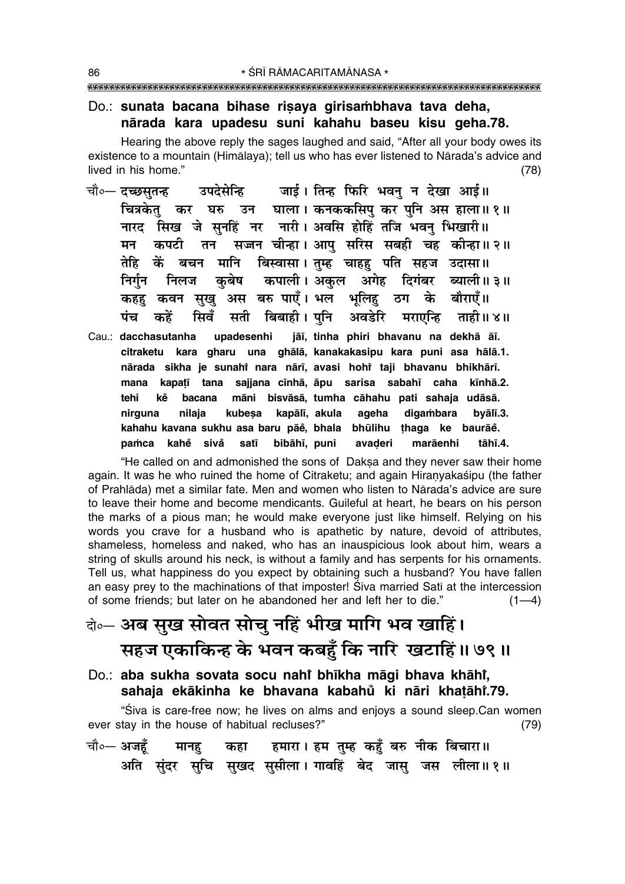Do.: **sunata bacana bihase riṣaya girisaṁbhava tava deha, nārada kara upadesu suni kahahu baseu kisu geha.78.**

Hearing the above reply the sages laughed and said, "After all your body owes its existence to a mountain (Himālaya); tell us who has ever listened to Nārada's advice and lived in his home." (78)

चौ०— दच्छसुतन्ह उपदेसेन्हि जाई। तिन्ह फिरि भवनु न देखा आई॥
चित्रकेतु कर घरु उन घाला। कनककसिपु कर पुनि अस हाला॥ १॥
नारद सिख जे सुनहिं नर नारी। अवसि होहिं तजि भवनु भिखारी॥
मन कपटी तन सज्जन चीन्हा। आपु सरिस सबही चह कीन्हा॥ २॥
तेहि कें बचन मानि बिस्वासा। तुम्ह चाहहु पति सहज उदासा॥
निर्गुन निलज कुबेष कपाली। अकुल अगेह दिगंबर ब्याली॥ ३॥
कहहु कवन सुखु अस बरु पाएँ। भल भूलिहु ठग के बौराएँ॥
पंच कहें सिवँ सती बिबाही। पुनि अवडेरि मराएन्हि ताही॥ ४॥

Cau.: **dacchasutanha upadesenhi jāī, tinha phiri bhavanu na dekhā āī. citraketu kara gharu una ghālā, kanakakasipu kara puni asa hālā.1. nārada sikha je sunahiṁ nara nārī, avasi hohiṁ taji bhavanu bhikhārī. mana kapaṭī tana sajjana cīnhā, āpu sarisa sabahī caha kīnhā.2. tehi kẽ bacana māni bisvāsā, tumha cāhahu pati sahaja udāsā. nirguna nilaja kubeṣa kapālī, akula ageha digaṁbara byālī.3. kahahu kavana sukhu asa baru pāẽ, bhala bhūlihu ṭhaga ke baurāẽ. paṁca kahẽ sivå̃ satī bibāhī, puni avaḍeri marāenhi tāhī.4.**

"He called on and admonished the sons of Dakṣa and they never saw their home again. It was he who ruined the home of Citraketu; and again Hiraṇyakaśipu (the father of Prahlāda) met a similar fate. Men and women who listen to Nārada's advice are sure to leave their home and become mendicants. Guileful at heart, he bears on his person the marks of a pious man; he would make everyone just like himself. Relying on his words you crave for a husband who is apathetic by nature, devoid of attributes, shameless, homeless and naked, who has an inauspicious look about him, wears a string of skulls around his neck, is without a family and has serpents for his ornaments. Tell us, what happiness do you expect by obtaining such a husband? You have fallen an easy prey to the machinations of that imposter! Śiva married Satī at the intercession of some friends; but later on he abandoned her and left her to die." (1—4)

दो०— अब सुख सोवत सोचु नहिं भीख मागि भव खाहिं।
सहज एकाकिन्ह के भवन कबहुँ कि नारि खटाहिं॥ ७९॥

Do.: **aba sukha sovata socu nahiṁ bhīkha māgi bhava khāhiṁ, sahaja ekākinha ke bhavana kabahũ ki nāri khaṭāhiṁ.79.**

"Śiva is care-free now; he lives on alms and enjoys a sound sleep.Can women ever stay in the house of habitual recluses?" (79)

चौ०— अजहूँ मानहु कहा हमारा। हम तुम्ह कहुँ बरु नीक बिचारा॥
अति सुंदर सुचि सुखद सुसीला। गावहिं बेद जासु जस लीला॥ १॥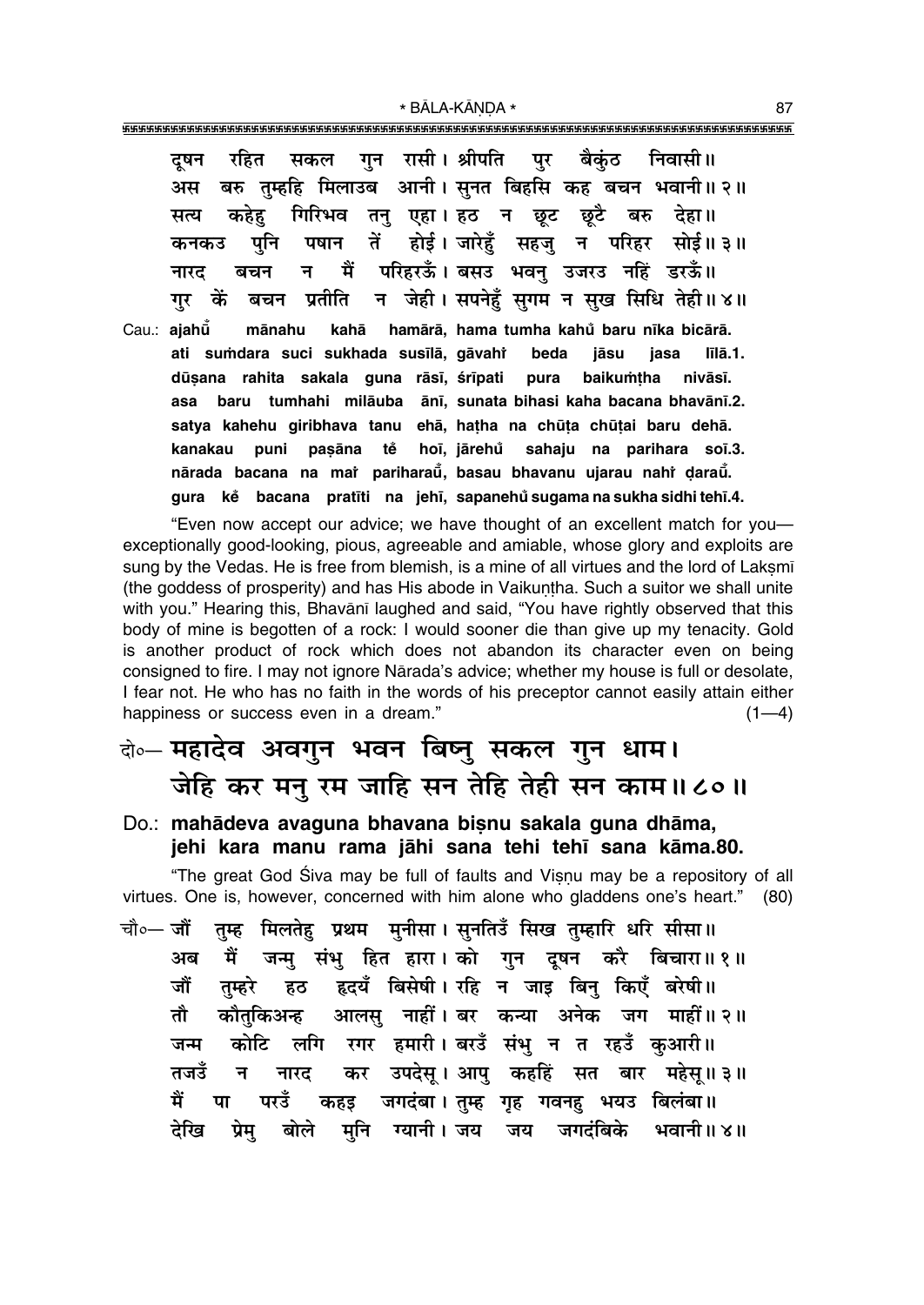दूषन रहित सकल गुन रासी। श्रीपति पुर बैकुंठ निवासी॥
अस बरु तुम्हहि मिलाउब आनी। सुनत बिहसि कह बचन भवानी॥ २॥
सत्य कहेहु गिरिभव तनु एहा। हठ न छूट छूटै बरु देहा॥
कनकउ पुनि पषान तें होई। जारेहुँ सहजु न परिहर सोई॥ ३॥
नारद बचन न मैं परिहरऊँ। बसउ भवनु उजरउ नहिं डरऊँ॥
गुर कें बचन प्रतीति न जेही। सपनेहुँ सुगम न सुख सिधि तेही॥ ४॥

Cau.: ajahū̐ mānahu kahā hamārā, hama tumha kahū̐ baru nīka bicārā.
ati suṁdara suci sukhada susīlā, gāvahiṁ beda jāsu jasa līlā.1.
dūṣana rahita sakala guna rāsī, śrīpati pura baikuṁṭha nivāsī.
asa baru tumhahi milāuba ānī, sunata bihasi kaha bacana bhavānī.2.
satya kahehu giribhava tanu ehā, haṭha na chūṭa chūṭai baru dehā.
kanakau puni paṣāna teṁ hoī, jārehū̐ sahaju na parihara soī.3.
nārada bacana na maiṁ pariharaū̐, basau bhavanu ujarau nahiṁ ḍaraū̐.
gura keṁ bacana pratīti na jehī, sapanehū̐ sugama na sukha sidhi tehī.4.

"Even now accept our advice; we have thought of an excellent match for you—exceptionally good-looking, pious, agreeable and amiable, whose glory and exploits are sung by the Vedas. He is free from blemish, is a mine of all virtues and the lord of Lakṣmī (the goddess of prosperity) and has His abode in Vaikuṇṭha. Such a suitor we shall unite with you." Hearing this, Bhavānī laughed and said, "You have rightly observed that this body of mine is begotten of a rock: I would sooner die than give up my tenacity. Gold is another product of rock which does not abandon its character even on being consigned to fire. I may not ignore Nārada's advice; whether my house is full or desolate, I fear not. He who has no faith in the words of his preceptor cannot easily attain either happiness or success even in a dream." (1—4)

## दो०— महादेव अवगुन भवन बिष्नु सकल गुन धाम। जेहि कर मनु रम जाहि सन तेहि तेही सन काम॥ ८०॥

**Do.: mahādeva avaguna bhavana biṣnu sakala guna dhāma, jehi kara manu rama jāhi sana tehi tehī sana kāma.80.**

"The great God Śiva may be full of faults and Viṣṇu may be a repository of all virtues. One is, however, concerned with him alone who gladdens one's heart." (80)

चौ०— जौं तुम्ह मिलतेहु प्रथम मुनीसा। सुनतिउँ सिख तुम्हारि धरि सीसा॥
अब मैं जन्मु संभु हित हारा। को गुन दूषन करै बिचारा॥ १॥
जौं तुम्हरे हठ हृदयँ बिसेषी। रहि न जाइ बिनु किएँ बरेषी॥
तौ कौतुकिअन्ह आलसु नाहीं। बर कन्या अनेक जग माहीं॥ २॥
जन्म कोटि लगि रगर हमारी। बरउँ संभु न त रहउँ कुआरी॥
तजउँ न नारद कर उपदेसू। आपु कहहिं सत बार महेसू॥ ३॥
मैं पा परउँ कहइ जगदंबा। तुम्ह गृह गवनहु भयउ बिलंबा॥
देखि प्रेमु बोले मुनि ग्यानी। जय जय जगदंबिके भवानी॥ ४॥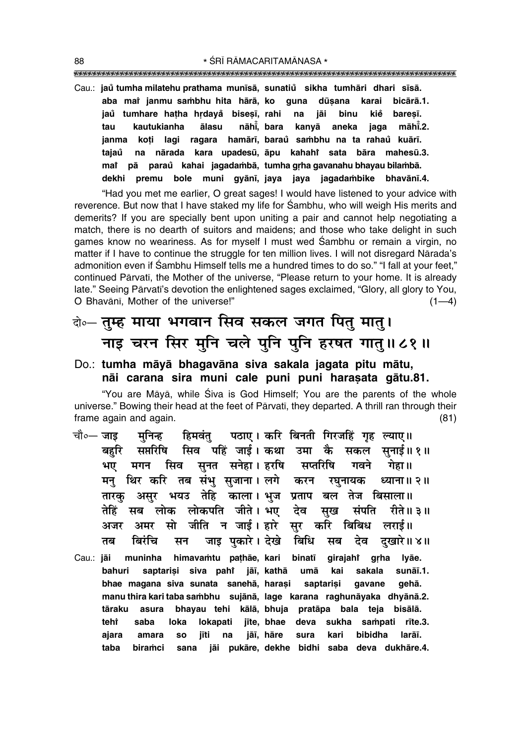Cau.: **jaů tumha milatehu prathama munīsā, sunatiů sikha tumhāri dhari sīsā.**
**aba mai janmu sambhu hita hārā, ko guna dūṣana karai bicārā.1.**
**jaů tumhare haṭha hṛdayå biseṣī, rahi na jāi binu kiẻ bareṣī.**
**tau kautukianha ālasu nāhi̇̄, bara kanyā aneka jaga māhi̇̄.2.**
**janma koṭi lagi ragara hamārī, baraů sambhu na ta rahaů kuārī.**
**tajaů na nārada kara upadesū, āpu kahahi̇ sata bāra mahesū.3.**
**mai̇ pā paraů kahai jagadambā, tumha gṛha gavanahu bhayau bilambā.**
**dekhi premu bole muni gyānī, jaya jaya jagadambike bhavānī.4.**

"Had you met me earlier, O great sages! I would have listened to your advice with reverence. But now that I have staked my life for Śambhu, who will weigh His merits and demerits? If you are specially bent upon uniting a pair and cannot help negotiating a match, there is no dearth of suitors and maidens; and those who take delight in such games know no weariness. As for myself I must wed Śambhu or remain a virgin, no matter if I have to continue the struggle for ten million lives. I will not disregard Nārada's admonition even if Śambhu Himself tells me a hundred times to do so." "I fall at your feet," continued Pārvatī, the Mother of the universe, "Please return to your home. It is already late." Seeing Pārvatī's devotion the enlightened sages exclaimed, "Glory, all glory to You, O Bhavānī, Mother of the universe!" (1—4)

दो०— तुम्ह माया भगवान सिव सकल जगत पितु मातु।
नाइ चरन सिर मुनि चले पुनि पुनि हरषत गातु॥ ८१॥

Do.: **tumha māyā bhagavāna siva sakala jagata pitu mātu,**
**nāi carana sira muni cale puni puni haraṣata gātu.81.**

"You are Māyā, while Śiva is God Himself; You are the parents of the whole universe." Bowing their head at the feet of Pārvatī, they departed. A thrill ran through their frame again and again. (81)

चौ०— जाइ मुनिन्ह हिमवंतु पठाए। करि बिनती गिरजहिं गृह ल्याए॥
बहुरि सप्तरिषि सिव पहिं जाई। कथा उमा कै सकल सुनाई॥ १॥
भए मगन सिव सुनत सनेहा। हरषि सप्तरिषि गवने गेहा॥
मनु थिर करि तब संभु सुजाना। लगे करन रघुनायक ध्याना॥ २॥
तारकु असुर भयउ तेहि काला। भुज प्रताप बल तेज बिसाला॥
तेहिं सब लोक लोकपति जीते। भए देव सुख संपति रीते॥ ३॥
अजर अमर सो जीति न जाई। हारे सुर करि बिबिध लराई॥
तब बिरंचि सन जाइ पुकारे। देखे बिधि सब देव दुखारे॥ ४॥

Cau.: **jāi muninha himavamtu paṭhāe, kari binatī girajahi̇ gṛha lyāe.**
**bahuri saptariṣi siva pahi̇ jāī, kathā umā kai sakala sunāī.1.**
**bhae magana siva sunata sanehā, haraṣi saptariṣi gavane gehā.**
**manu thira kari taba sambhu sujānā, lage karana raghunāyaka dhyānā.2.**
**tāraku asura bhayau tehi kālā, bhuja pratāpa bala teja bisālā.**
**tehi̇ saba loka lokapati jīte, bhae deva sukha sampati rīte.3.**
**ajara amara so jīti na jāī, hāre sura kari bibidha larāī.**
**taba biramci sana jāi pukāre, dekhe bidhi saba deva dukhāre.4.**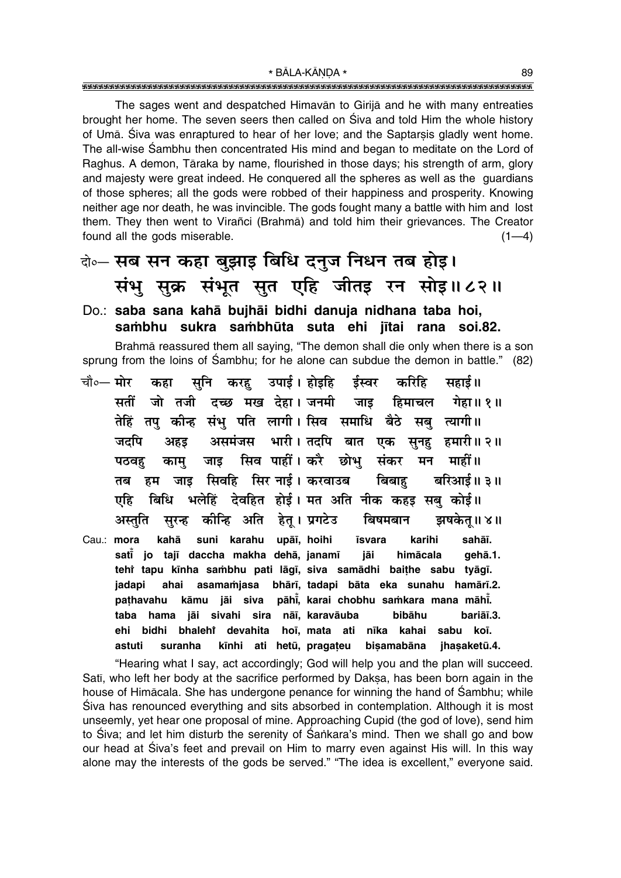The sages went and despatched Himavān to Girijā and he with many entreaties brought her home. The seven seers then called on Śiva and told Him the whole history of Umā. Śiva was enraptured to hear of her love; and the Saptarṣis gladly went home. The all-wise Śambhu then concentrated His mind and began to meditate on the Lord of Raghus. A demon, Tāraka by name, flourished in those days; his strength of arm, glory and majesty were great indeed. He conquered all the spheres as well as the guardians of those spheres; all the gods were robbed of their happiness and prosperity. Knowing neither age nor death, he was invincible. The gods fought many a battle with him and lost them. They then went to Virañci (Brahmā) and told him their grievances. The Creator found all the gods miserable. (1—4)

**दो०— सब सन कहा बुझाइ बिधि दनुज निधन तब होइ।**
**संभु सुक्र संभूत सुत एहि जीतइ रन सोइ॥ ८२॥**

**Do.: saba sana kahā bujhāi bidhi danuja nidhana taba hoi,**
**sambhu sukra sambhūta suta ehi jītai rana soi.82.**

Brahmā reassured them all saying, "The demon shall die only when there is a son sprung from the loins of Śambhu; for he alone can subdue the demon in battle." (82)

चौ०— मोर कहा सुनि करहु उपाई। होइहि ईस्वर करिहि सहाई॥
सतीं जो तजी दच्छ मख देहा। जनमी जाइ हिमाचल गेहा॥ १॥
तेहिं तपु कीन्ह संभु पति लागी। सिव समाधि बैठे सबु त्यागी॥
जदपि अहइ असमंजस भारी। तदपि बात एक सुनहु हमारी॥ २॥
पठवहु कामु जाइ सिव पाहीं। करै छोभु संकर मन माहीं॥
तब हम जाइ सिवहि सिर नाई। करवाउब बिबाहु बरिआई॥ ३॥
एहि बिधि भलेहिं देवहित होई। मत अति नीक कहइ सबु कोई॥
अस्तुति सुरन्ह कीन्हि अति हेतू। प्रगटेउ बिषमबान झषकेतू॥ ४॥

Cau.: mora kahā suni karahu upāī, hoihi īsvara karihi sahāī.
satī̃ jo tajī daccha makha dehā, janamī jāi himācala gehā.1.
tehi̐ tapu kīnha sambhu pati lāgī, siva samādhi baiṭhe sabu tyāgī.
jadapi ahai asamaṁjasa bhārī, tadapi bāta eka sunahu hamārī.2.
paṭhavahu kāmu jāi siva pāhī̃, karai chobhu saṁkara mana māhī̃.
taba hama jāi sivahi sira nāī, karavāuba bibāhu bariāī.3.
ehi bidhi bhalehi̐ devahita hoī, mata ati nīka kahai sabu koī.
astuti suranha kīnhi ati hetū, pragaṭeu biṣamabāna jhaṣaketū.4.

"Hearing what I say, act accordingly; God will help you and the plan will succeed. Satī, who left her body at the sacrifice performed by Dakṣa, has been born again in the house of Himācala. She has undergone penance for winning the hand of Śambhu; while Śiva has renounced everything and sits absorbed in contemplation. Although it is most unseemly, yet hear one proposal of mine. Approaching Cupid (the god of love), send him to Śiva; and let him disturb the serenity of Śaṅkara's mind. Then we shall go and bow our head at Śiva's feet and prevail on Him to marry even against His will. In this way alone may the interests of the gods be served." "The idea is excellent," everyone said.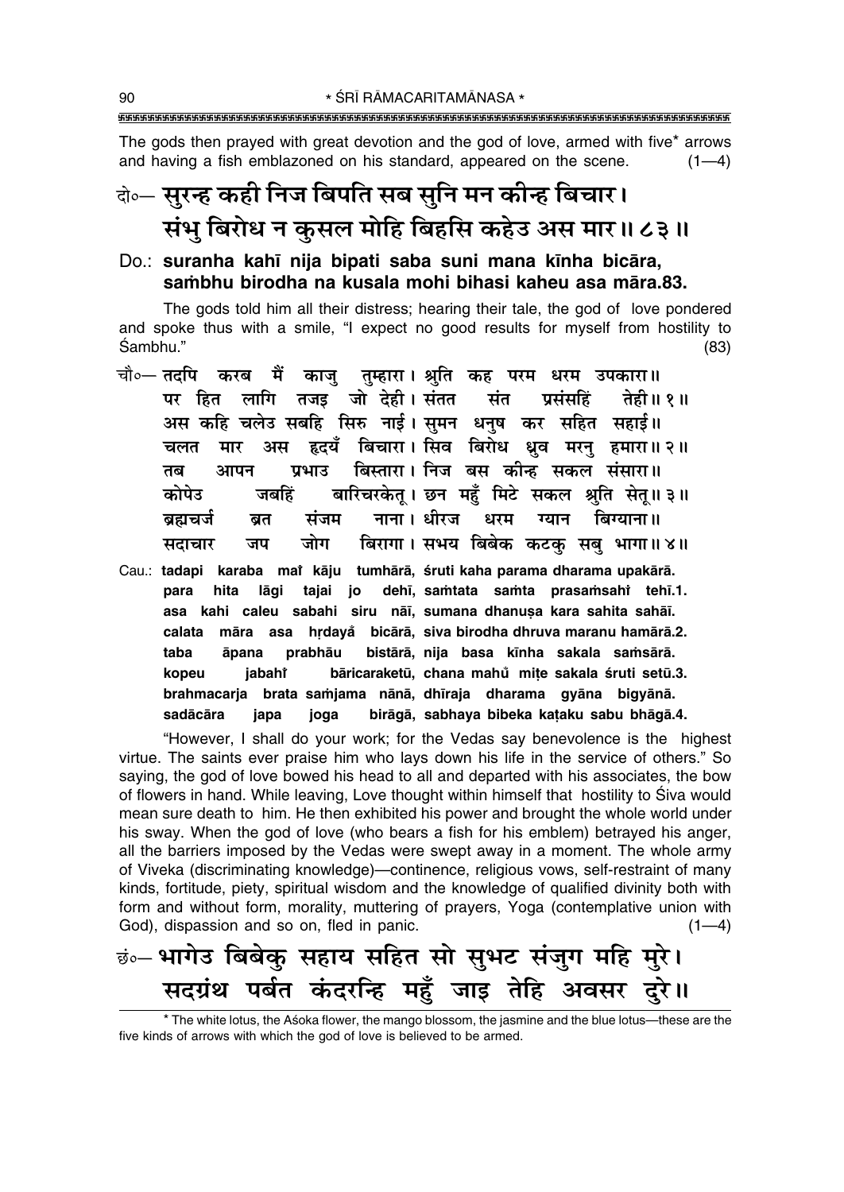The gods then prayed with great devotion and the god of love, armed with five* arrows and having a fish emblazoned on his standard, appeared on the scene. (1—4)

दो०— सुरन्ह कही निज बिपति सब सुनि मन कीन्ह बिचार।
संभु बिरोध न कुसल मोहि बिहसि कहेउ अस मार॥ ८३॥

Do.: **suranha kahī nija bipati saba suni mana kīnha bicāra, saṁbhu birodha na kusala mohi bihasi kaheu asa māra.83.**

The gods told him all their distress; hearing their tale, the god of love pondered and spoke thus with a smile, "I expect no good results for myself from hostility to Śambhu." (83)

चौ०— तदपि करब मैं काजु तुम्हारा। श्रुति कह परम धरम उपकारा॥
पर हित लागि तजइ जो देही। संतत संत प्रसंसहिं तेही॥ १॥
अस कहि चलेउ सबहि सिरु नाई। सुमन धनुष कर सहित सहाई॥
चलत मार अस हृदयँ बिचारा। सिव बिरोध ध्रुव मरनु हमारा॥ २॥
तब आपन प्रभाउ बिस्तारा। निज बस कीन्ह सकल संसारा॥
कोपेउ जबहिं बारिचरकेतू। छन महुँ मिटे सकल श्रुति सेतू॥ ३॥
ब्रह्मचर्ज ब्रत संजम नाना। धीरज धरम ग्यान बिग्याना॥
सदाचार जप जोग बिरागा। सभय बिबेक कटकु सबु भागा॥ ४॥

Cau.: **tadapi karaba maĩ kāju tumhārā, śruti kaha parama dharama upakārā.
para hita lāgi tajai jo dehī, saṁtata saṁta prasaṁsahĩ tehī.1.
asa kahi caleu sabahi siru nāī, sumana dhanuṣa kara sahita sahāī.
calata māra asa hṛdayå bicārā, siva birodha dhruva maranu hamārā.2.
taba āpana prabhāu bistārā, nija basa kīnha sakala saṁsārā.
kopeu jabahĩ bāricaraketū, chana mahů miṭe sakala śruti setū.3.
brahmacarja brata saṁjama nānā, dhīraja dharama gyāna bigyānā.
sadācāra japa joga birāgā, sabhaya bibeka kaṭaku sabu bhāgā.4.**

"However, I shall do your work; for the Vedas say benevolence is the highest virtue. The saints ever praise him who lays down his life in the service of others." So saying, the god of love bowed his head to all and departed with his associates, the bow of flowers in hand. While leaving, Love thought within himself that hostility to Śiva would mean sure death to him. He then exhibited his power and brought the whole world under his sway. When the god of love (who bears a fish for his emblem) betrayed his anger, all the barriers imposed by the Vedas were swept away in a moment. The whole army of Viveka (discriminating knowledge)—continence, religious vows, self-restraint of many kinds, fortitude, piety, spiritual wisdom and the knowledge of qualified divinity both with form and without form, morality, muttering of prayers, Yoga (contemplative union with God), dispassion and so on, fled in panic. (1—4)

छं०— भागेउ बिबेकु सहाय सहित सो सुभट संजुग महि मुरे।
सदग्रंथ पर्बत कंदरन्हि महुँ जाइ तेहि अवसर दुरे॥

* The white lotus, the Aśoka flower, the mango blossom, the jasmine and the blue lotus—these are the five kinds of arrows with which the god of love is believed to be armed.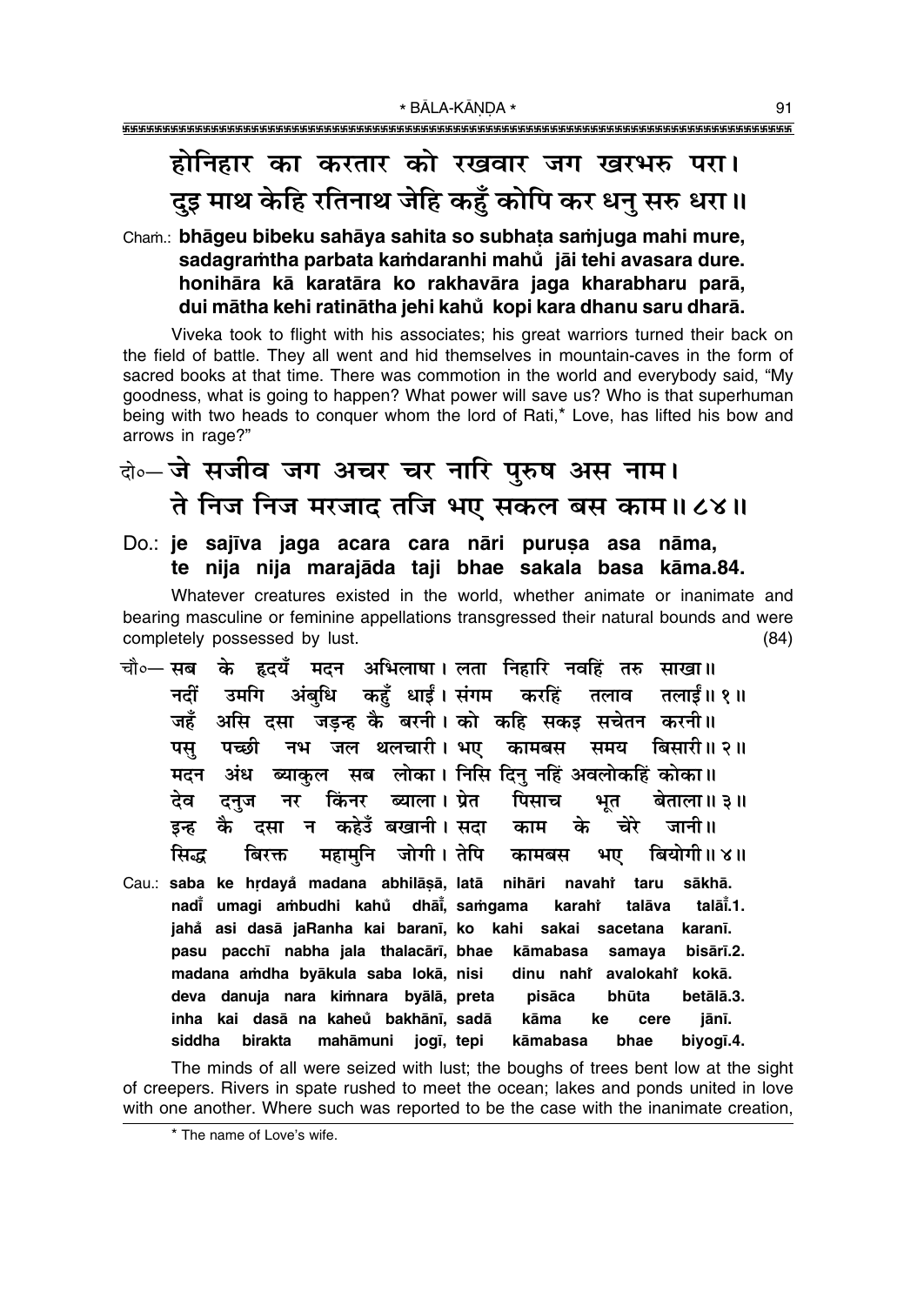**होनिहार का करतार को रखवार जग खरभरु परा।**
**दुइ माथ केहि रतिनाथ जेहि कहुँ कोपि कर धनु सरु धरा॥**

Chaṁ.: **bhāgeu bibeku sahāya sahita so subhaṭa saṁjuga mahi mure,**
**sadagraṁtha parbata kaṁdaranhi mahủ jāi tehi avasara dure.**
**honihāra kā karatāra ko rakhavāra jaga kharabharu parā,**
**dui mātha kehi ratinātha jehi kahů kopi kara dhanu saru dharā.**

Viveka took to flight with his associates; his great warriors turned their back on the field of battle. They all went and hid themselves in mountain-caves in the form of sacred books at that time. There was commotion in the world and everybody said, "My goodness, what is going to happen? What power will save us? Who is that superhuman being with two heads to conquer whom the lord of Rati,* Love, has lifted his bow and arrows in rage?"

दो०— **जे सजीव जग अचर चर नारि पुरुष अस नाम।**
**ते निज निज मरजाद तजि भए सकल बस काम॥८४॥**

Do.: **je sajīva jaga acara cara nāri puruṣa asa nāma,**
**te nija nija marajāda taji bhae sakala basa kāma.84.**

Whatever creatures existed in the world, whether animate or inanimate and bearing masculine or feminine appellations transgressed their natural bounds and were completely possessed by lust. (84)

चौ०— सब के हृदयँ मदन अभिलाषा। लता निहारि नवहिं तरु साखा॥
नदीं उमगि अंबुधि कहुँ धाईं। संगम करहिं तलाव तलाईं॥१॥
जहँ असि दसा जड़न्ह कै बरनी। को कहि सकइ सचेतन करनी॥
पसु पच्छी नभ जल थलचारी। भए कामबस समय बिसारी॥२॥
मदन अंध ब्याकुल सब लोका। निसि दिनु नहिं अवलोकहिं कोका॥
देव दनुज नर किंनर ब्याला। प्रेत पिसाच भूत बेताला॥३॥
इन्ह कै दसा न कहेउँ बखानी। सदा काम के चेरे जानी॥
सिद्ध बिरक्त महामुनि जोगी। तेपि कामबस भए बियोगी॥४॥

Cau.: **saba ke hṛdayå madana abhilāṣā, latā nihāri navahi taru sākhā.**
**nadī̃ umagi aṁbudhi kahů dhāī̃, saṁgama karahi talāva talāī̃.1.**
**jahå asi dasā jaRanha kai baranī, ko kahi sakai sacetana karanī.**
**pasu pacchī nabha jala thalacārī, bhae kāmabasa samaya bisārī.2.**
**madana aṁdha byākula saba lokā, nisi dinu nahi avalokahi kokā.**
**deva danuja nara kiṁnara byālā, preta pisāca bhūta betālā.3.**
**inha kai dasā na kaheů bakhānī, sadā kāma ke cere jānī.**
**siddha birakta mahāmuni jogī, tepi kāmabasa bhae biyogī.4.**

The minds of all were seized with lust; the boughs of trees bent low at the sight of creepers. Rivers in spate rushed to meet the ocean; lakes and ponds united in love with one another. Where such was reported to be the case with the inanimate creation,

---

* The name of Love's wife.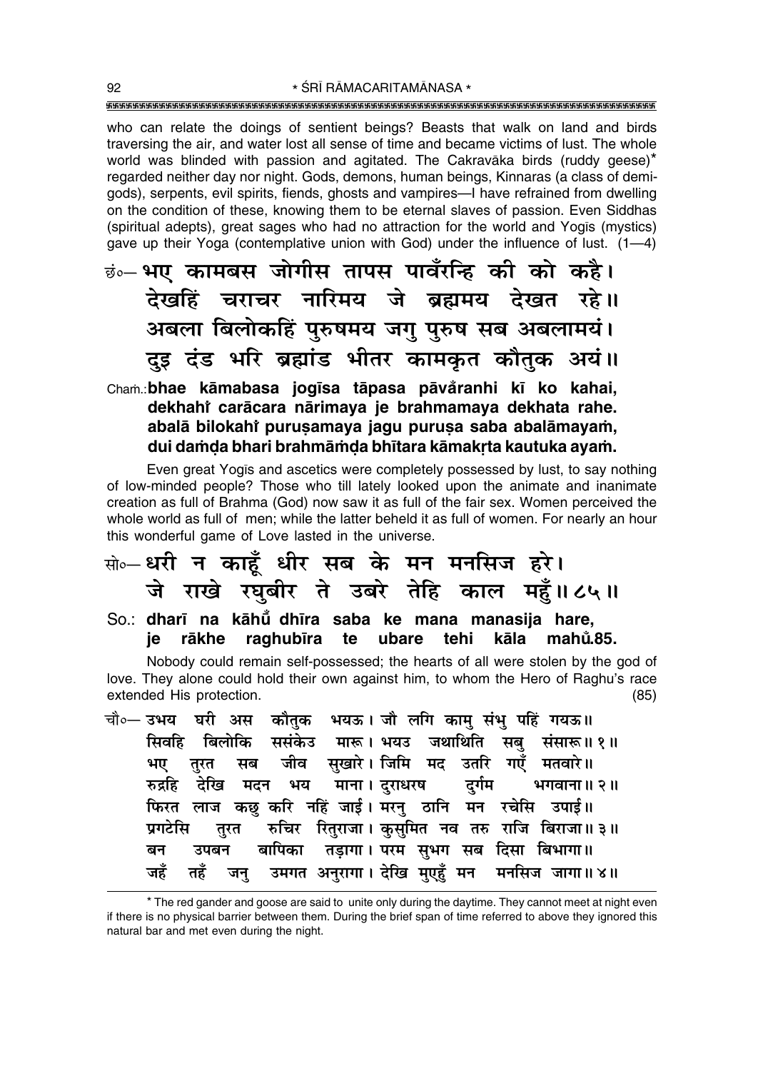who can relate the doings of sentient beings? Beasts that walk on land and birds traversing the air, and water lost all sense of time and became victims of lust. The whole world was blinded with passion and agitated. The Cakravāka birds (ruddy geese)* regarded neither day nor night. Gods, demons, human beings, Kinnaras (a class of demi-gods), serpents, evil spirits, fiends, ghosts and vampires—I have refrained from dwelling on the condition of these, knowing them to be eternal slaves of passion. Even Siddhas (spiritual adepts), great sages who had no attraction for the world and Yogīs (mystics) gave up their Yoga (contemplative union with God) under the influence of lust. (1—4)

छं०— भए कामबस जोगीस तापस पावँरन्हि की को कहै।
देखहिं चराचर नारिमय जे ब्रह्ममय देखत रहे॥
अबला बिलोकहिं पुरुषमय जगु पुरुष सब अबलामयं।
दुइ दंड भरि ब्रह्मांड भीतर कामकृत कौतुक अयं॥

Chaṁ.: **bhae kāmabasa jogīsa tāpasa pāvåranhi kī ko kahai,**
**dekhahiṁ carācara nārimaya je brahmamaya dekhata rahe.**
**abalā bilokahiṁ puruṣamaya jagu puruṣa saba abalāmayaṁ,**
**dui daṁḍa bhari brahmāṁḍa bhītara kāmakṛta kautuka ayaṁ.**

Even great Yogīs and ascetics were completely possessed by lust, to say nothing of low-minded people? Those who till lately looked upon the animate and inanimate creation as full of Brahma (God) now saw it as full of the fair sex. Women perceived the whole world as full of men; while the latter beheld it as full of women. For nearly an hour this wonderful game of Love lasted in the universe.

सो०— धरी न काहूँ धीर सब के मन मनसिज हरे।
जे राखे रघुबीर ते उबरे तेहि काल महुँ॥ ८५॥

So.: **dharī na kāhū̃ dhīra saba ke mana manasija hare,**
**je rākhe raghubīra te ubare tehi kāla mahů.85.**

Nobody could remain self-possessed; the hearts of all were stolen by the god of love. They alone could hold their own against him, to whom the Hero of Raghu's race extended His protection. (85)

चौ०— उभय घरी अस कौतुक भयऊ। जौ लगि कामु संभु पहिं गयऊ॥
सिवहि बिलोकि ससंकेउ मारू। भयउ जथाथिति सबु संसारू॥ १॥
भए तुरत सब जीव सुखारे। जिमि मद उतरि गएँ मतवारे॥
रुद्रहि देखि मदन भय माना। दुराधरष दुर्गम भगवाना॥ २॥
फिरत लाज कछु करि नहिं जाई। मरनु ठानि मन रचेसि उपाई॥
प्रगटेसि तुरत रुचिर रितुराजा। कुसुमित नव तरु राजि बिराजा॥ ३॥
बन उपबन बापिका तड़ागा। परम सुभग सब दिसा बिभागा॥
जहँ तहँ जनु उमगत अनुरागा। देखि मुएहुँ मन मनसिज जागा॥ ४॥

* The red gander and goose are said to unite only during the daytime. They cannot meet at night even if there is no physical barrier between them. During the brief span of time referred to above they ignored this natural bar and met even during the night.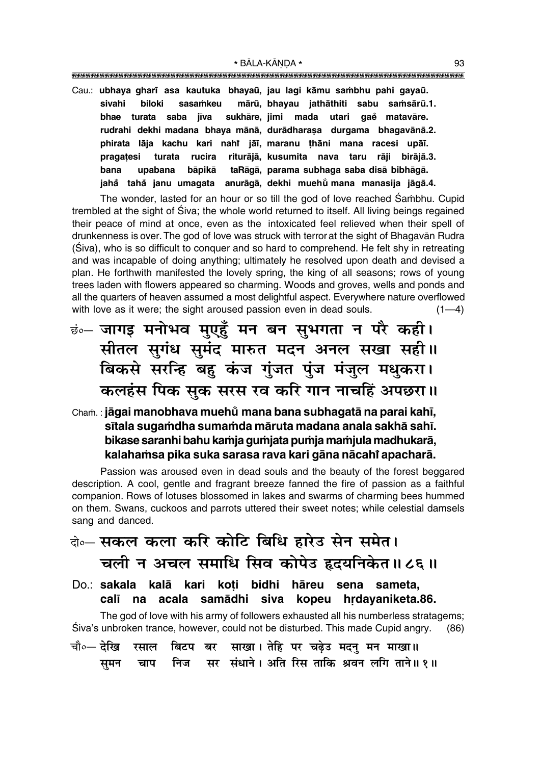Cau.: **ubhaya gharī asa kautuka bhayaū, jau lagi kāmu saṁbhu pahi gayaū.**
**sivahi biloki sasaṁkeu mārū, bhayau jathāthiti sabu saṁsārū.1.**
**bhae turata saba jīva sukhāre, jimi mada utari gae matavāre.**
**rudrahi dekhi madana bhaya mānā, durādharaṣa durgama bhagavānā.2.**
**phirata lāja kachu kari nahi̐ jāī, maranu ṭhāni mana racesi upāī.**
**pragaṭesi turata rucira riturājā, kusumita nava taru rāji birājā.3.**
**bana upabana bāpikā taRāgā, parama subhaga saba disā bibhāgā.**
**jaha̐ taha̐ janu umagata anurāgā, dekhi muehu̐ mana manasija jāgā.4.**

The wonder, lasted for an hour or so till the god of love reached Śaṁbhu. Cupid trembled at the sight of Śiva; the whole world returned to itself. All living beings regained their peace of mind at once, even as the intoxicated feel relieved when their spell of drunkenness is over. The god of love was struck with terror at the sight of Bhagavān Rudra (Śiva), who is so difficult to conquer and so hard to comprehend. He felt shy in retreating and was incapable of doing anything; ultimately he resolved upon death and devised a plan. He forthwith manifested the lovely spring, the king of all seasons; rows of young trees laden with flowers appeared so charming. Woods and groves, wells and ponds and all the quarters of heaven assumed a most delightful aspect. Everywhere nature overflowed with love as it were; the sight aroused passion even in dead souls. (1—4)

छं०— **जागइ मनोभव मुएहुँ मन बन सुभगता न परै कही।**
**सीतल सुगंध सुमंद मारुत मदन अनल सखा सही॥**
**बिकसे सरन्हि बहु कंज गुंजत पुंज मंजुल मधुकरा।**
**कलहंस पिक सुक सरस रव करि गान नाचहिं अपछरा॥**

Chaṁ.: **jāgai manobhava muehu̐ mana bana subhagatā na parai kahī,**
**sītala sugaṁdha sumaṁda māruta madana anala sakhā sahī.**
**bikase saranhi bahu kaṁja guṁjata puṁja maṁjula madhukarā,**
**kalahaṁsa pika suka sarasa rava kari gāna nācahi̐ apacharā.**

Passion was aroused even in dead souls and the beauty of the forest beggared description. A cool, gentle and fragrant breeze fanned the fire of passion as a faithful companion. Rows of lotuses blossomed in lakes and swarms of charming bees hummed on them. Swans, cuckoos and parrots uttered their sweet notes; while celestial damsels sang and danced.

दो०— **सकल कला करि कोटि बिधि हारेउ सेन समेत।**
**चली न अचल समाधि सिव कोपेउ हृदयनिकेत॥ ८६॥**

Do.: **sakala kalā kari koṭi bidhi hāreu sena sameta,**
**calī na acala samādhi siva kopeu hṛdayaniketa.86.**

The god of love with his army of followers exhausted all his numberless stratagems; Śiva's unbroken trance, however, could not be disturbed. This made Cupid angry. (86)

चौ०— देखि रसाल बिटप बर साखा। तेहि पर चढ़ेउ मदनु मन माखा॥
सुमन चाप निज सर संधाने। अति रिस ताकि श्रवन लगि ताने॥ १॥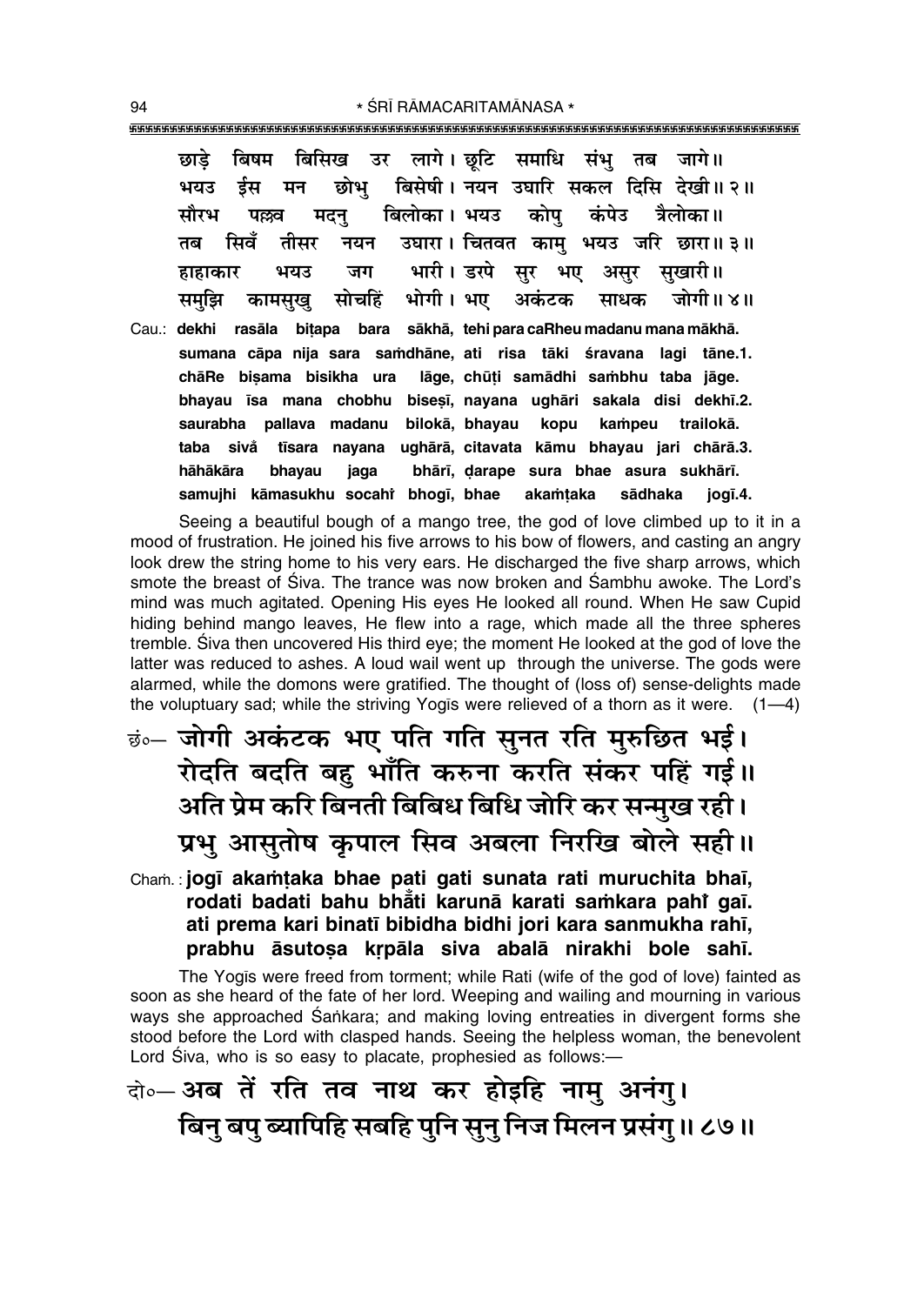छाड़े बिषम बिसिख उर लागे। छूटि समाधि संभु तब जागे॥
भयउ ईस मन छोभु बिसेषी। नयन उघारि सकल दिसि देखी॥ २॥
सौरभ पल्लव मदनु बिलोका। भयउ कोपु कंपेउ त्रैलोका॥
तब सिवँ तीसर नयन उघारा। चितवत कामु भयउ जरि छारा॥ ३॥
हाहाकार भयउ जग भारी। डरपे सुर भए असुर सुखारी॥
समुझि कामसुखु सोचहिं भोगी। भए अकंटक साधक जोगी॥ ४॥

Cau.: **dekhi rasāla biṭapa bara sākhā, tehi para caRheu madanu mana mākhā.**
**sumana cāpa nija sara saṁdhāne, ati risa tāki śravana lagi tāne.1.**
**chāRe biṣama bisikha ura lāge, chūṭi samādhi saṁbhu taba jāge.**
**bhayau īsa mana chobhu biseṣī, nayana ughāri sakala disi dekhī.2.**
**saurabha pallava madanu bilokā, bhayau kopu kaṁpeu trailokā.**
**taba sivå̃ tīsara nayana ughārā, citavata kāmu bhayau jari chārā.3.**
**hāhākāra bhayau jaga bhārī, ḍarape sura bhae asura sukhārī.**
**samujhi kāmasukhu socahiṁ bhogī, bhae akaṁṭaka sādhaka jogī.4.**

Seeing a beautiful bough of a mango tree, the god of love climbed up to it in a mood of frustration. He joined his five arrows to his bow of flowers, and casting an angry look drew the string home to his very ears. He discharged the five sharp arrows, which smote the breast of Śiva. The trance was now broken and Śambhu awoke. The Lord's mind was much agitated. Opening His eyes He looked all round. When He saw Cupid hiding behind mango leaves, He flew into a rage, which made all the three spheres tremble. Śiva then uncovered His third eye; the moment He looked at the god of love the latter was reduced to ashes. A loud wail went up through the universe. The gods were alarmed, while the demons were gratified. The thought of (loss of) sense-delights made the voluptuary sad; while the striving Yogīs were relieved of a thorn as it were. (1—4)

छं०— जोगी अकंटक भए पति गति सुनत रति मुरुछित भई।
रोदति बदति बहु भाँति करुना करति संकर पहिं गई॥
अति प्रेम करि बिनती बिबिध बिधि जोरि कर सन्मुख रही।
प्रभु आसुतोष कृपाल सिव अबला निरखि बोले सही॥

Chaṁ.: **jogī akaṁṭaka bhae pati gati sunata rati muruchita bhaī,**
**rodati badati bahu bhå̃ti karunā karati saṁkara pahiṁ gaī.**
**ati prema kari binatī bibidha bidhi jori kara sanmukha rahī,**
**prabhu āsutoṣa kṛpāla siva abalā nirakhi bole sahī.**

The Yogīs were freed from torment; while Rati (wife of the god of love) fainted as soon as she heard of the fate of her lord. Weeping and wailing and mourning in various ways she approached Śaṅkara; and making loving entreaties in divergent forms she stood before the Lord with clasped hands. Seeing the helpless woman, the benevolent Lord Śiva, who is so easy to placate, prophesied as follows:—

दो०— अब तें रति तव नाथ कर होइहि नामु अनंगु।
बिनु बपु ब्यापिहि सबहि पुनि सुनु निज मिलन प्रसंगु॥ ८७॥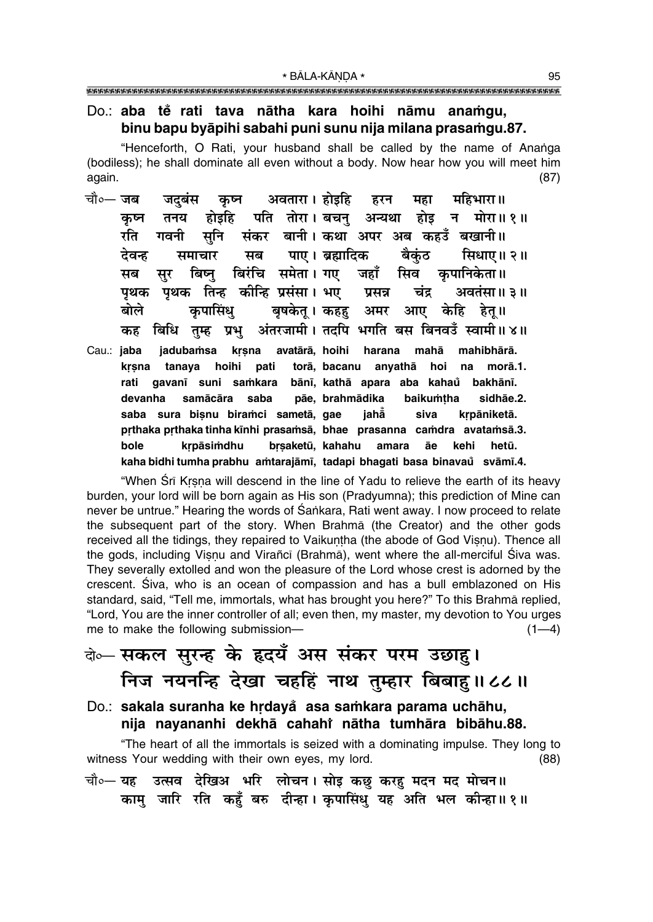Do.: **aba tẽ rati tava nātha kara hoihi nāmu anaṁgu,**
**binu bapu byāpihi sabahi puni sunu nija milana prasaṁgu.87.**

"Henceforth, O Rati, your husband shall be called by the name of Anaṅga (bodiless); he shall dominate all even without a body. Now hear how you will meet him again. (87)

चौ०— जब जदुबंस कृष्न अवतारा। होइहि हरन महा महिभारा॥
कृष्न तनय होइहि पति तोरा। बचनु अन्यथा होइ न मोरा॥१॥
रति गवनी सुनि संकर बानी। कथा अपर अब कहउँ बखानी॥
देवन्ह समाचार सब पाए। ब्रह्मादिक बैकुंठ सिधाए॥२॥
सब सुर बिष्नु बिरंचि समेता। गए जहाँ सिव कृपानिकेता॥
पृथक पृथक तिन्ह कीन्हि प्रसंसा। भए प्रसन्न चंद्र अवतंसा॥३॥
बोले कृपासिंधु बृषकेतू। कहहु अमर आए केहि हेतू॥
कह बिधि तुम्ह प्रभु अंतरजामी। तदपि भगति बस बिनवउँ स्वामी॥४॥

Cau.: **jaba jadubaṁsa kṛṣna avatārā, hoihi harana mahā mahibhārā.**
**kṛṣna tanaya hoihi pati torā, bacanu anyathā hoi na morā.1.**
**rati gavanī suni saṁkara bānī, kathā apara aba kahaũ bakhānī.**
**devanha samācāra saba pāe, brahmādika baikuṁṭha sidhāe.2.**
**saba sura biṣnu biraṁci sametā, gae jahā̃ siva kṛpāniketā.**
**pṛthaka pṛthaka tinha kīnhi prasaṁsā, bhae prasanna caṁdra avataṁsā.3.**
**bole kṛpāsiṁdhu bṛṣaketū, kahahu amara āe kehi hetū.**
**kaha bidhi tumha prabhu aṁtarajāmī, tadapi bhagati basa binavaũ svāmī.4.**

"When Śrī Kṛṣṇa will descend in the line of Yadu to relieve the earth of its heavy burden, your lord will be born again as His son (Pradyumna); this prediction of Mine can never be untrue." Hearing the words of Śaṅkara, Rati went away. I now proceed to relate the subsequent part of the story. When Brahmā (the Creator) and the other gods received all the tidings, they repaired to Vaikuṇṭha (the abode of God Viṣṇu). Thence all the gods, including Viṣṇu and Virañcī (Brahmā), went where the all-merciful Śiva was. They severally extolled and won the pleasure of the Lord whose crest is adorned by the crescent. Śiva, who is an ocean of compassion and has a bull emblazoned on His standard, said, "Tell me, immortals, what has brought you here?" To this Brahmā replied, "Lord, You are the inner controller of all; even then, my master, my devotion to You urges me to make the following submission— (1—4)

## दो०— सकल सुरन्ह के हृदयँ अस संकर परम उछाहु।
## निज नयनन्हि देखा चहहिं नाथ तुम्हार बिबाहु॥८८॥

Do.: **sakala suranha ke hṛdayã asa saṁkara parama uchāhu,**
**nija nayananhi dekhā cahahĩ nātha tumhāra bibāhu.88.**

"The heart of all the immortals is seized with a dominating impulse. They long to witness Your wedding with their own eyes, my lord. (88)

चौ०— यह उत्सव देखिअ भरि लोचन। सोइ कछु करहु मदन मद मोचन॥
कामु जारि रति कहुँ बरु दीन्हा। कृपासिंधु यह अति भल कीन्हा॥१॥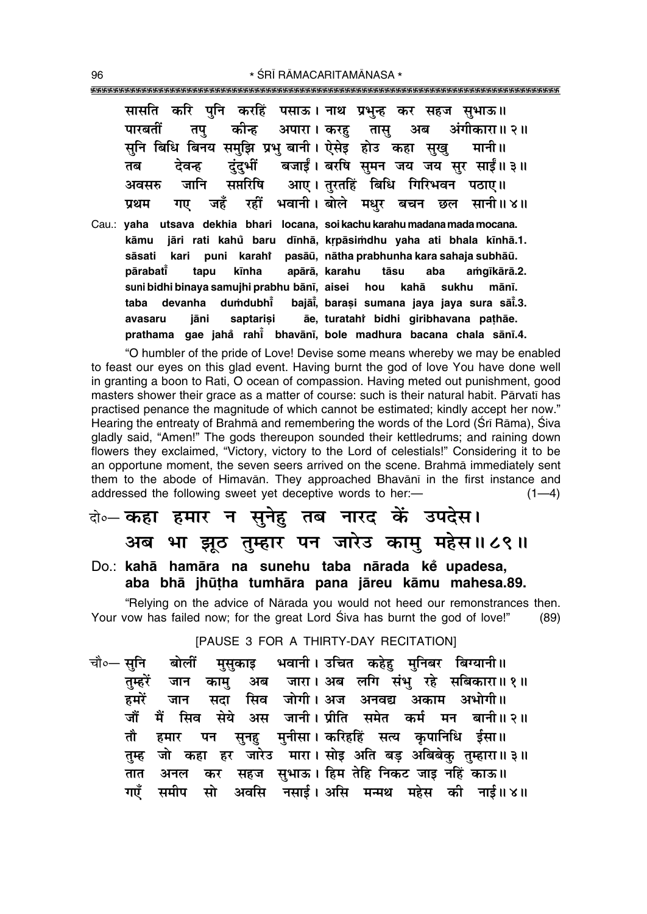सासति करि पुनि करहिं पसाऊ। नाथ प्रभुन्ह कर सहज सुभाऊ॥
पारबतीं तपु कीन्ह अपारा। करहु तासु अब अंगीकारा॥ २॥
सुनि बिधि बिनय समुझि प्रभु बानी। ऐसेइ होउ कहा सुखु मानी॥
तब देवन्ह दुंदुभीं बजाईं। बरषि सुमन जय जय सुर साईं॥ ३॥
अवसरु जानि सप्तरिषि आए। तुरतहिं बिधि गिरिभवन पठाए॥
प्रथम गए जहँ रहीं भवानी। बोले मधुर बचन छल सानी॥ ४॥

Cau.: **yaha utsava dekhia bhari locana, soi kachu karahu madana mada mocana.**
**kāmu jāri rati kahů baru dīnhā, kṛpāsiṁdhu yaha ati bhala kīnhā.1.**
**sāsati kari puni karahi̐ pasāū, nātha prabhunha kara sahaja subhāū.**
**pārabatī̐ tapu kīnha apārā, karahu tāsu aba aṁgīkārā.2.**
**suni bidhi binaya samujhi prabhu bānī, aisei hou kahā sukhu mānī.**
**taba devanha duṁdubhī̐ bajāī̐, baraṣi sumana jaya jaya sura sāī̐.3.**
**avasaru jāni saptariṣi āe, turatahi̐ bidhi giribhavana paṭhāe.**
**prathama gae jaha̐ rahī̐ bhavānī, bole madhura bacana chala sānī.4.**

"O humbler of the pride of Love! Devise some means whereby we may be enabled to feast our eyes on this glad event. Having burnt the god of love You have done well in granting a boon to Rati, O ocean of compassion. Having meted out punishment, good masters shower their grace as a matter of course: such is their natural habit. Pārvatī has practised penance the magnitude of which cannot be estimated; kindly accept her now." Hearing the entreaty of Brahmā and remembering the words of the Lord (Śrī Rāma), Śiva gladly said, "Amen!" The gods thereupon sounded their kettledrums; and raining down flowers they exclaimed, "Victory, victory to the Lord of celestials!" Considering it to be an opportune moment, the seven seers arrived on the scene. Brahmā immediately sent them to the abode of Himavān. They approached Bhavānī in the first instance and addressed the following sweet yet deceptive words to her:— (1—4)

दो०— **कहा हमार न सुनेहु तब नारद कें उपदेस।**
**अब भा झूठ तुम्हार पन जारेउ कामु महेस॥ ८९॥**

Do.: **kahā hamāra na sunehu taba nārada kė̃ upadesa,**
**aba bhā jhūṭha tumhāra pana jāreu kāmu mahesa.89.**

"Relying on the advice of Nārada you would not heed our remonstrances then. Your vow has failed now; for the great Lord Śiva has burnt the god of love!" (89)

[PAUSE 3 FOR A THIRTY-DAY RECITATION]

चौ०— सुनि बोलीं मुसुकाइ भवानी। उचित कहेहु मुनिबर बिग्यानी॥
तुम्हरें जान कामु अब जारा। अब लगि संभु रहे सबिकारा॥ १॥
हमरें जान सदा सिव जोगी। अज अनवद्य अकाम अभोगी॥
जौं मैं सिव सेये अस जानी। प्रीति समेत कर्म मन बानी॥ २॥
तौ हमार पन सुनहु मुनीसा। करिहहिं सत्य कृपानिधि ईसा॥
तुम्ह जो कहा हर जारेउ मारा। सोइ अति बड़ अबिबेकु तुम्हारा॥ ३॥
तात अनल कर सहज सुभाऊ। हिम तेहि निकट जाइ नहिं काऊ॥
गएँ समीप सो अवसि नसाई। असि मन्मथ महेस की नाई॥ ४॥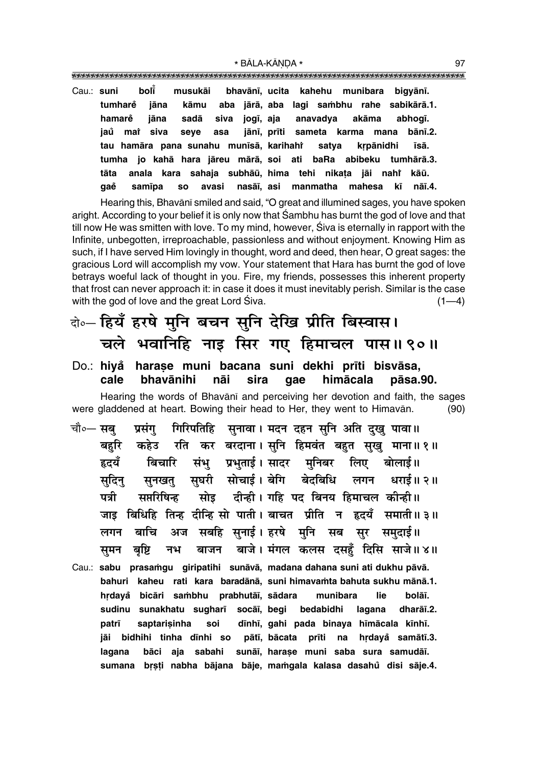Cau.: **suni bolī̐ musukāi bhavānī, ucita kahehu munibara bigyānī.**
**tumharẽ jāna kāmu aba jārā, aba lagi saṁbhu rahe sabikārā.1.**
**hamarẽ jāna sadā siva jogī, aja anavadya akāma abhogī.**
**jau̐ maĩ siva seye asa jānī, prīti sameta karma mana bānī.2.**
**tau hamāra pana sunahu munīsā, karihahĩ satya kṛpānidhi īsā.**
**tumha jo kahā hara jāreu mārā, soi ati baRa abibeku tumhārā.3.**
**tāta anala kara sahaja subhāū, hima tehi nikaṭa jāi nahĩ kāū.**
**gaẽ samīpa so avasi nasāī, asi manmatha mahesa kī nāī.4.**

Hearing this, Bhavānī smiled and said, "O great and illumined sages, you have spoken aright. According to your belief it is only now that Śambhu has burnt the god of love and that till now He was smitten with love. To my mind, however, Śiva is eternally in rapport with the Infinite, unbegotten, irreproachable, passionless and without enjoyment. Knowing Him as such, if I have served Him lovingly in thought, word and deed, then hear, O great sages: the gracious Lord will accomplish my vow. Your statement that Hara has burnt the god of love betrays woeful lack of thought in you. Fire, my friends, possesses this inherent property that frost can never approach it: in case it does it must inevitably perish. Similar is the case with the god of love and the great Lord Śiva. (1—4)

दो०— हियँ हरषे मुनि बचन सुनि देखि प्रीति बिस्वास।
चले भवानिहि नाइ सिर गए हिमाचल पास॥ ९०॥

Do.: **hiyå̐ harașe muni bacana suni dekhi prīti bisvāsa,**
**cale bhavānihi nāi sira gae himācala pāsa.90.**

Hearing the words of Bhavānī and perceiving her devotion and faith, the sages were gladdened at heart. Bowing their head to Her, they went to Himavān. (90)

चौ०— सबु प्रसंगु गिरिपतिहि सुनावा। मदन दहन सुनि अति दुखु पावा॥
बहुरि कहेउ रति कर बरदाना। सुनि हिमवंत बहुत सुखु माना॥ १॥
हृदयँ बिचारि संभु प्रभुताई। सादर मुनिबर लिए बोलाई॥
सुदिनु सुनखतु सुघरी सोचाई। बेगि बेदबिधि लगन धराई॥ २॥
पत्री सप्तरिषिन्ह सोइ दीन्ही। गहि पद बिनय हिमाचल कीन्ही॥
जाइ बिधिहि तिन्ह दीन्हि सो पाती। बाचत प्रीति न हृदयँ समाती॥ ३॥
लगन बाचि अज सबहि सुनाई। हरषे मुनि सब सुर समुदाई॥
सुमन बृष्टि नभ बाजन बाजे। मंगल कलस दसहुँ दिसि साजे॥ ४॥

Cau.: **sabu prasaṁgu giripatihi sunāvā, madana dahana suni ati dukhu pāvā.**
**bahuri kaheu rati kara baradānā, suni himavaṁta bahuta sukhu mānā.1.**
**hṛdayå̐ bicāri saṁbhu prabhutāī, sādara munibara lie bolāī.**
**sudinu sunakhatu sugharī socāī, begi bedabidhi lagana dharāī.2.**
**patrī saptariṣinha soi dīnhī, gahi pada binaya hīmācala kīnhī.**
**jāi bidhihi tinha dīnhi so pātī, bācata prīti na hṛdayå̐ samātī.3.**
**lagana bāci aja sabahi sunāī, harașe muni saba sura samudāī.**
**sumana bṛṣṭi nabha bājana bāje, maṁgala kalasa dasahů̃ disi sāje.4.**